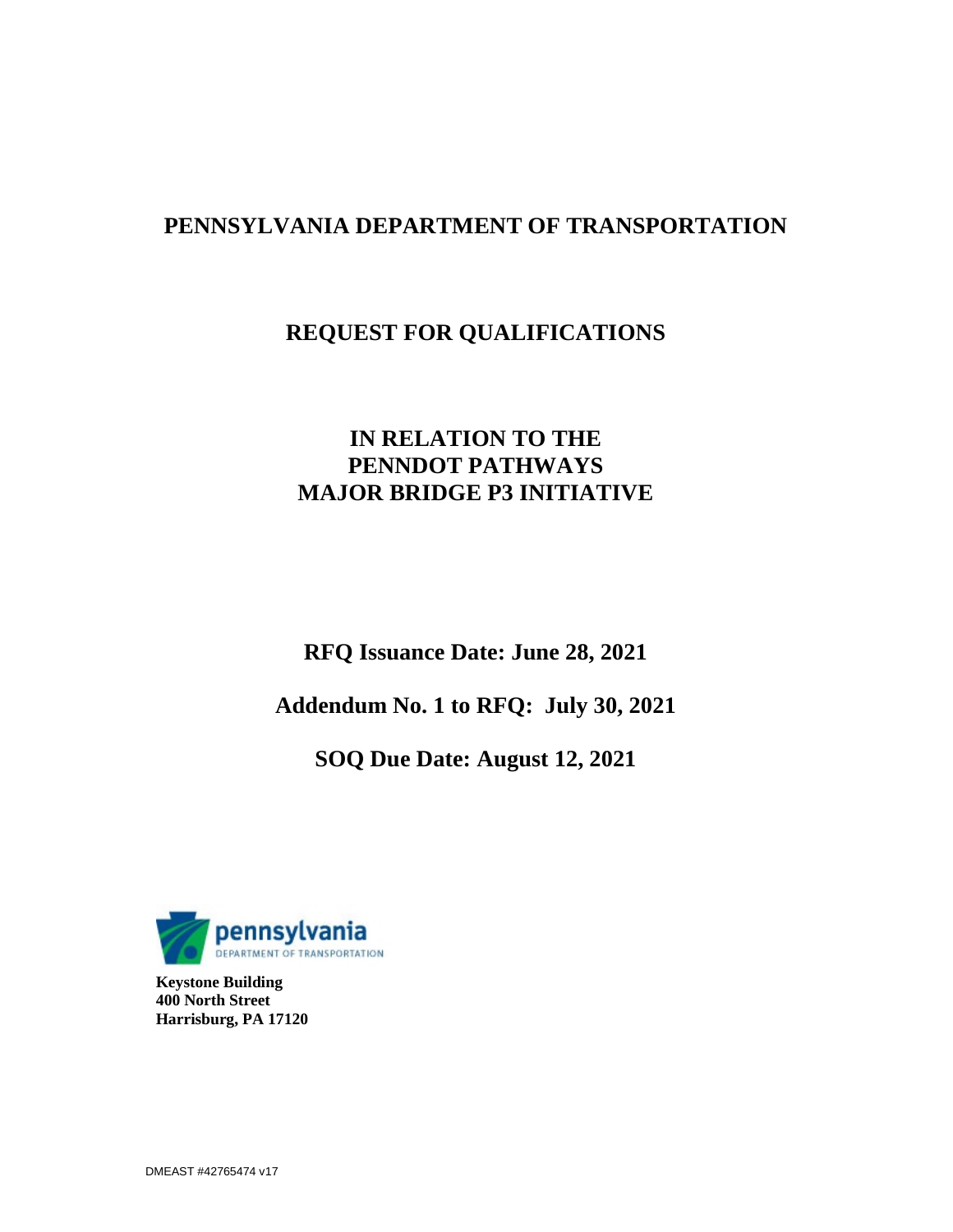# PENNSYLVANIA DEPARTMENT OF TRANSPORTATION

## REQUEST FOR QUALIFICATIONS

## IN RELATION TO THE PENNDOT PATHWAYS MAJOR BRIDGE P3 INITIATIVE

**RFQ Issuance Date: June 28, 2021**

**Addendum No. 1 to RFQ: July 30, 2021**

**SOQ Due Date: August 12, 2021**

pennsylvania
DEPARTMENT OF TRANSPORTATION

**Keystone Building**
**400 North Street**
**Harrisburg, PA 17120**

DMEAST #42765474 v17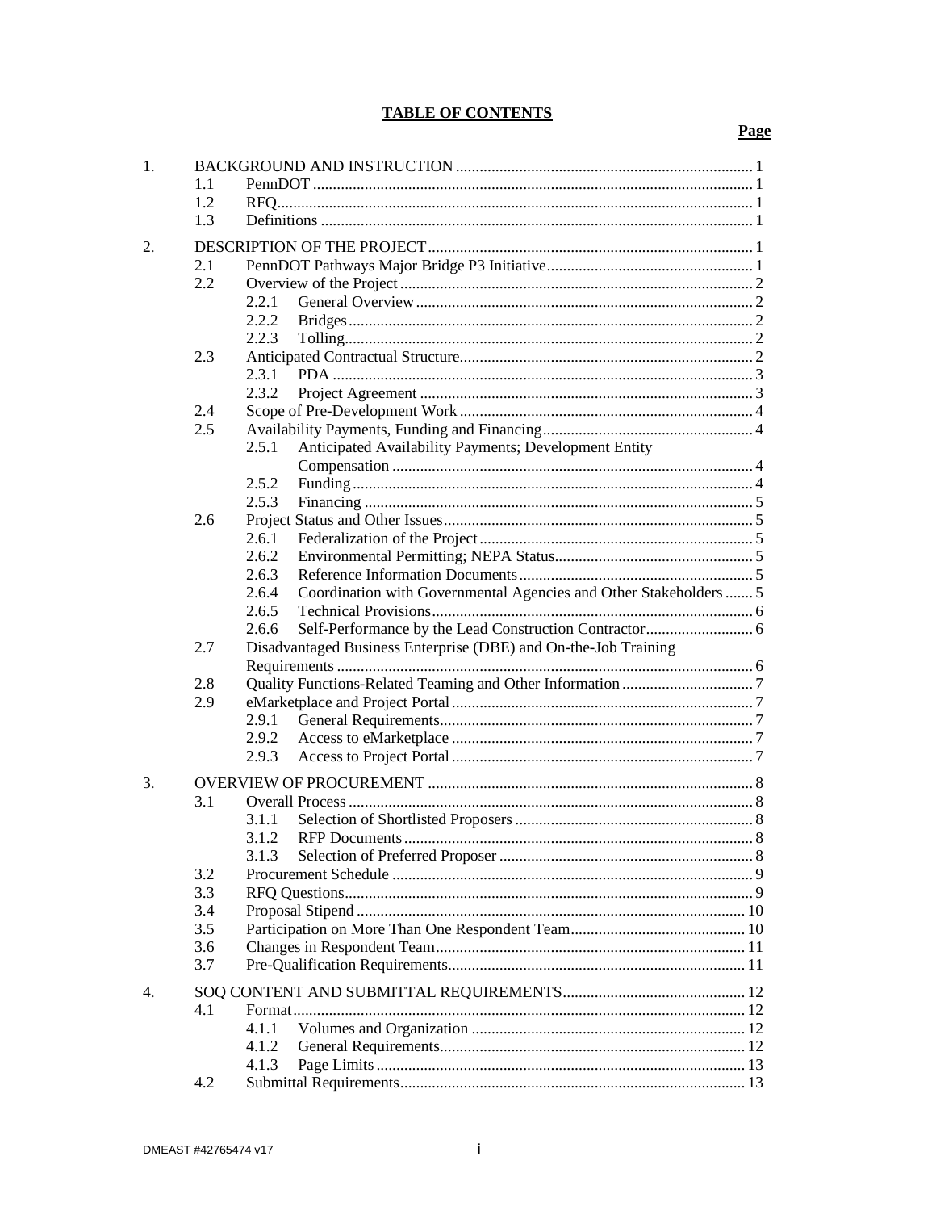**TABLE OF CONTENTS**

| | | | Page |
|---|---|---|---|
| 1. | BACKGROUND AND INSTRUCTION | | 1 |
| | 1.1 | PennDOT | 1 |
| | 1.2 | RFQ | 1 |
| | 1.3 | Definitions | 1 |
| 2. | DESCRIPTION OF THE PROJECT | | 1 |
| | 2.1 | PennDOT Pathways Major Bridge P3 Initiative | 1 |
| | 2.2 | Overview of the Project | 2 |
| | | 2.2.1 General Overview | 2 |
| | | 2.2.2 Bridges | 2 |
| | | 2.2.3 Tolling | 2 |
| | 2.3 | Anticipated Contractual Structure | 2 |
| | | 2.3.1 PDA | 3 |
| | | 2.3.2 Project Agreement | 3 |
| | 2.4 | Scope of Pre-Development Work | 4 |
| | 2.5 | Availability Payments, Funding and Financing | 4 |
| | | 2.5.1 Anticipated Availability Payments; Development Entity Compensation | 4 |
| | | 2.5.2 Funding | 4 |
| | | 2.5.3 Financing | 5 |
| | 2.6 | Project Status and Other Issues | 5 |
| | | 2.6.1 Federalization of the Project | 5 |
| | | 2.6.2 Environmental Permitting; NEPA Status | 5 |
| | | 2.6.3 Reference Information Documents | 5 |
| | | 2.6.4 Coordination with Governmental Agencies and Other Stakeholders | 5 |
| | | 2.6.5 Technical Provisions | 6 |
| | | 2.6.6 Self-Performance by the Lead Construction Contractor | 6 |
| | 2.7 | Disadvantaged Business Enterprise (DBE) and On-the-Job Training Requirements | 6 |
| | 2.8 | Quality Functions-Related Teaming and Other Information | 7 |
| | 2.9 | eMarketplace and Project Portal | 7 |
| | | 2.9.1 General Requirements | 7 |
| | | 2.9.2 Access to eMarketplace | 7 |
| | | 2.9.3 Access to Project Portal | 7 |
| 3. | OVERVIEW OF PROCUREMENT | | 8 |
| | 3.1 | Overall Process | 8 |
| | | 3.1.1 Selection of Shortlisted Proposers | 8 |
| | | 3.1.2 RFP Documents | 8 |
| | | 3.1.3 Selection of Preferred Proposer | 8 |
| | 3.2 | Procurement Schedule | 9 |
| | 3.3 | RFQ Questions | 9 |
| | 3.4 | Proposal Stipend | 10 |
| | 3.5 | Participation on More Than One Respondent Team | 10 |
| | 3.6 | Changes in Respondent Team | 11 |
| | 3.7 | Pre-Qualification Requirements | 11 |
| 4. | SOQ CONTENT AND SUBMITTAL REQUIREMENTS | | 12 |
| | 4.1 | Format | 12 |
| | | 4.1.1 Volumes and Organization | 12 |
| | | 4.1.2 General Requirements | 12 |
| | | 4.1.3 Page Limits | 13 |
| | 4.2 | Submittal Requirements | 13 |

DMEAST #42765474 v17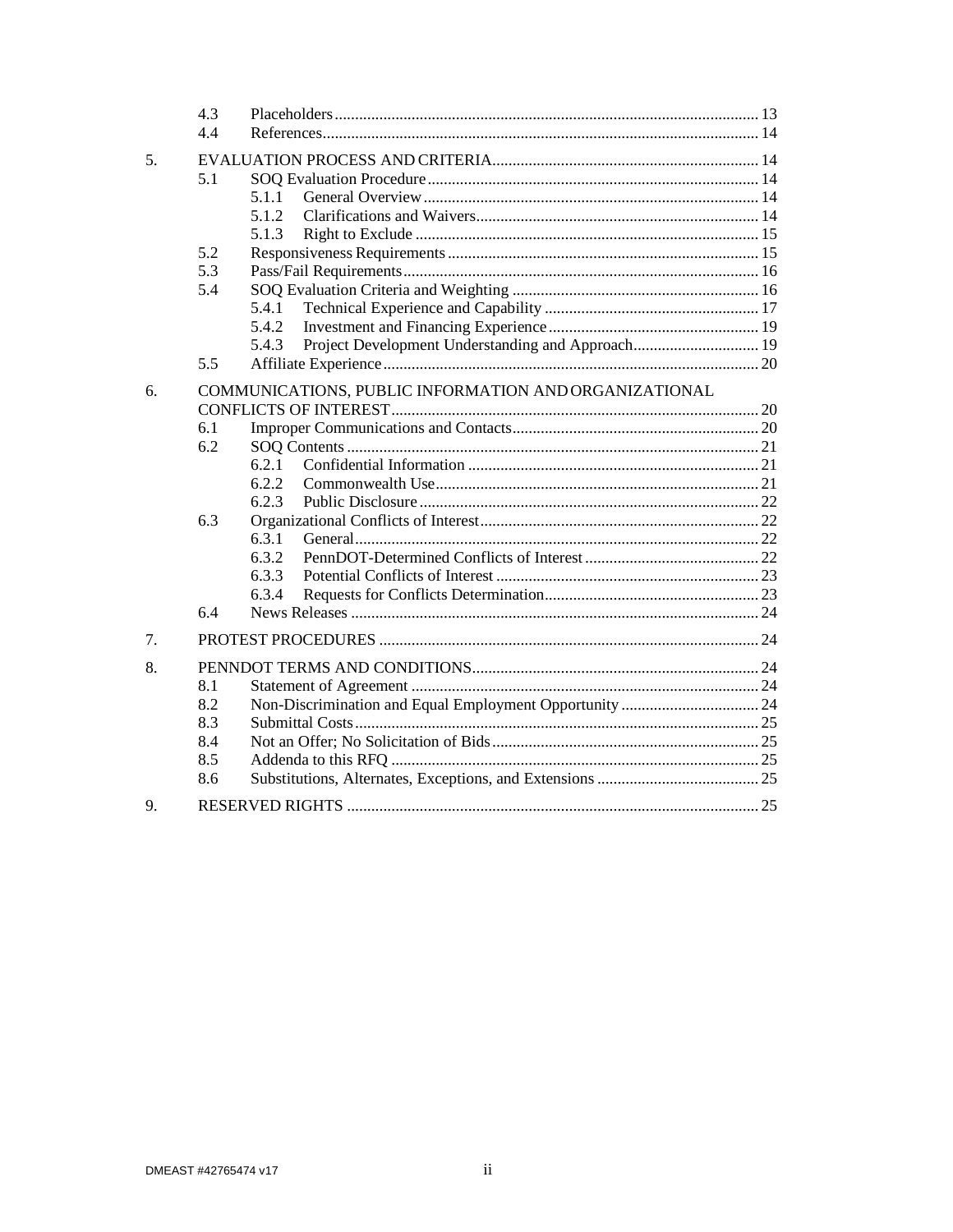- 4.3 Placeholders ........ 13
- 4.4 References ........ 14

5. EVALUATION PROCESS AND CRITERIA ........ 14
   - 5.1 SOQ Evaluation Procedure ........ 14
     - 5.1.1 General Overview ........ 14
     - 5.1.2 Clarifications and Waivers ........ 14
     - 5.1.3 Right to Exclude ........ 15
   - 5.2 Responsiveness Requirements ........ 15
   - 5.3 Pass/Fail Requirements ........ 16
   - 5.4 SOQ Evaluation Criteria and Weighting ........ 16
     - 5.4.1 Technical Experience and Capability ........ 17
     - 5.4.2 Investment and Financing Experience ........ 19
     - 5.4.3 Project Development Understanding and Approach ........ 19
   - 5.5 Affiliate Experience ........ 20

6. COMMUNICATIONS, PUBLIC INFORMATION AND ORGANIZATIONAL CONFLICTS OF INTEREST ........ 20
   - 6.1 Improper Communications and Contacts ........ 20
   - 6.2 SOQ Contents ........ 21
     - 6.2.1 Confidential Information ........ 21
     - 6.2.2 Commonwealth Use ........ 21
     - 6.2.3 Public Disclosure ........ 22
   - 6.3 Organizational Conflicts of Interest ........ 22
     - 6.3.1 General ........ 22
     - 6.3.2 PennDOT-Determined Conflicts of Interest ........ 22
     - 6.3.3 Potential Conflicts of Interest ........ 23
     - 6.3.4 Requests for Conflicts Determination ........ 23
   - 6.4 News Releases ........ 24

7. PROTEST PROCEDURES ........ 24

8. PENNDOT TERMS AND CONDITIONS ........ 24
   - 8.1 Statement of Agreement ........ 24
   - 8.2 Non-Discrimination and Equal Employment Opportunity ........ 24
   - 8.3 Submittal Costs ........ 25
   - 8.4 Not an Offer; No Solicitation of Bids ........ 25
   - 8.5 Addenda to this RFQ ........ 25
   - 8.6 Substitutions, Alternates, Exceptions, and Extensions ........ 25

9. RESERVED RIGHTS ........ 25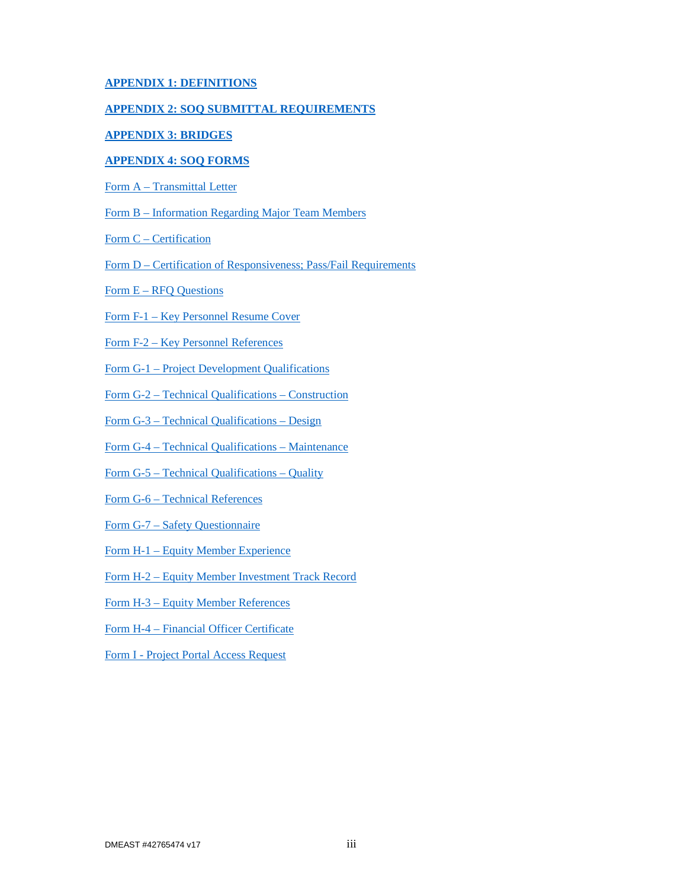**APPENDIX 1: DEFINITIONS**

**APPENDIX 2: SOQ SUBMITTAL REQUIREMENTS**

**APPENDIX 3: BRIDGES**

**APPENDIX 4: SOQ FORMS**

Form A – Transmittal Letter

Form B – Information Regarding Major Team Members

Form C – Certification

Form D – Certification of Responsiveness; Pass/Fail Requirements

Form E – RFQ Questions

Form F-1 – Key Personnel Resume Cover

Form F-2 – Key Personnel References

Form G-1 – Project Development Qualifications

Form G-2 – Technical Qualifications – Construction

Form G-3 – Technical Qualifications – Design

Form G-4 – Technical Qualifications – Maintenance

Form G-5 – Technical Qualifications – Quality

Form G-6 – Technical References

Form G-7 – Safety Questionnaire

Form H-1 – Equity Member Experience

Form H-2 – Equity Member Investment Track Record

Form H-3 – Equity Member References

Form H-4 – Financial Officer Certificate

Form I - Project Portal Access Request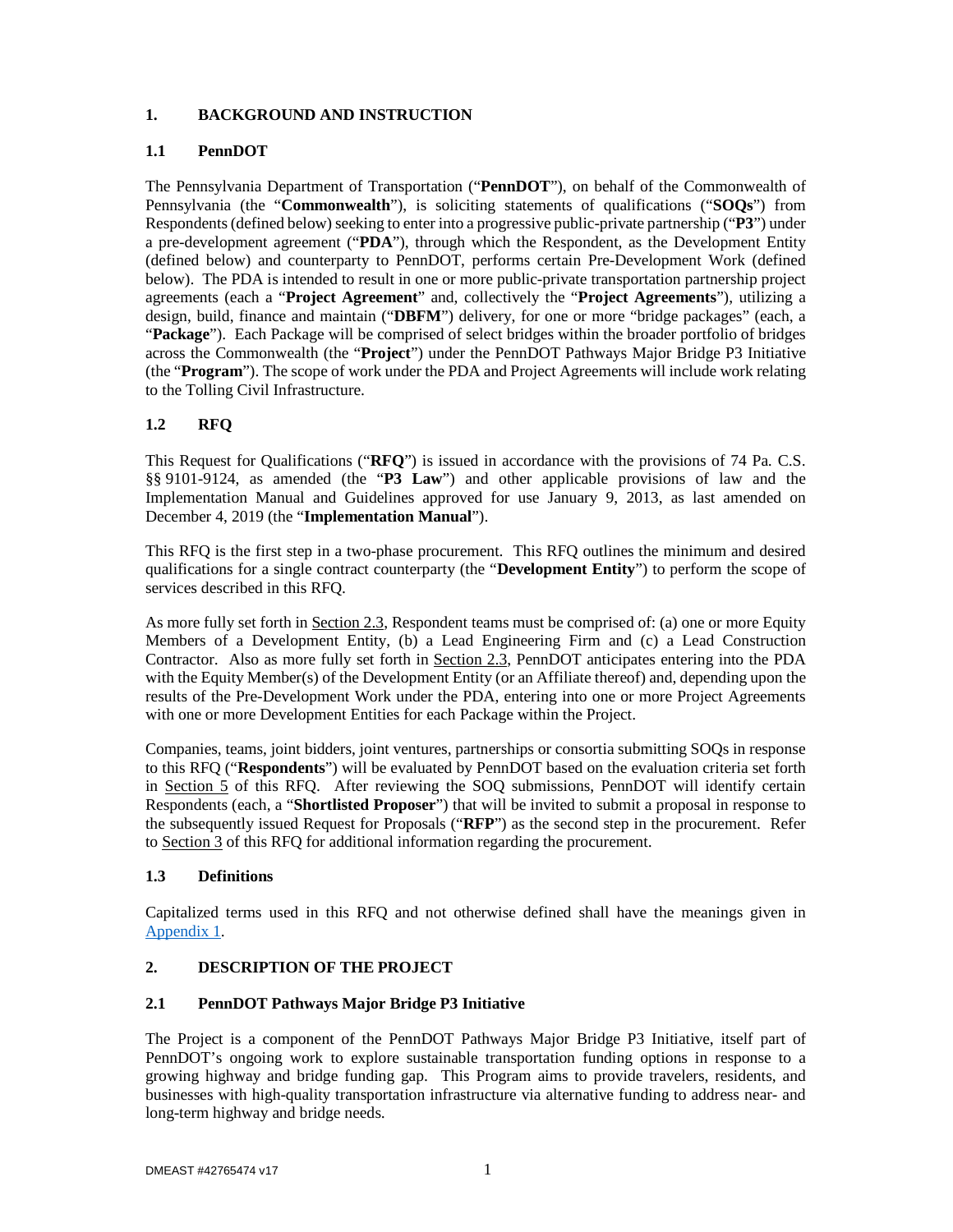# 1. BACKGROUND AND INSTRUCTION

## 1.1 PennDOT

The Pennsylvania Department of Transportation ("**PennDOT**"), on behalf of the Commonwealth of Pennsylvania (the "**Commonwealth**"), is soliciting statements of qualifications ("**SOQs**") from Respondents (defined below) seeking to enter into a progressive public-private partnership ("**P3**") under a pre-development agreement ("**PDA**"), through which the Respondent, as the Development Entity (defined below) and counterparty to PennDOT, performs certain Pre-Development Work (defined below). The PDA is intended to result in one or more public-private transportation partnership project agreements (each a "**Project Agreement**" and, collectively the "**Project Agreements**"), utilizing a design, build, finance and maintain ("**DBFM**") delivery, for one or more "bridge packages" (each, a "**Package**"). Each Package will be comprised of select bridges within the broader portfolio of bridges across the Commonwealth (the "**Project**") under the PennDOT Pathways Major Bridge P3 Initiative (the "**Program**"). The scope of work under the PDA and Project Agreements will include work relating to the Tolling Civil Infrastructure.

## 1.2 RFQ

This Request for Qualifications ("**RFQ**") is issued in accordance with the provisions of 74 Pa. C.S. §§ 9101-9124, as amended (the "**P3 Law**") and other applicable provisions of law and the Implementation Manual and Guidelines approved for use January 9, 2013, as last amended on December 4, 2019 (the "**Implementation Manual**").

This RFQ is the first step in a two-phase procurement. This RFQ outlines the minimum and desired qualifications for a single contract counterparty (the "**Development Entity**") to perform the scope of services described in this RFQ.

As more fully set forth in Section 2.3, Respondent teams must be comprised of: (a) one or more Equity Members of a Development Entity, (b) a Lead Engineering Firm and (c) a Lead Construction Contractor. Also as more fully set forth in Section 2.3, PennDOT anticipates entering into the PDA with the Equity Member(s) of the Development Entity (or an Affiliate thereof) and, depending upon the results of the Pre-Development Work under the PDA, entering into one or more Project Agreements with one or more Development Entities for each Package within the Project.

Companies, teams, joint bidders, joint ventures, partnerships or consortia submitting SOQs in response to this RFQ ("**Respondents**") will be evaluated by PennDOT based on the evaluation criteria set forth in Section 5 of this RFQ. After reviewing the SOQ submissions, PennDOT will identify certain Respondents (each, a "**Shortlisted Proposer**") that will be invited to submit a proposal in response to the subsequently issued Request for Proposals ("**RFP**") as the second step in the procurement. Refer to Section 3 of this RFQ for additional information regarding the procurement.

## 1.3 Definitions

Capitalized terms used in this RFQ and not otherwise defined shall have the meanings given in Appendix 1.

# 2. DESCRIPTION OF THE PROJECT

## 2.1 PennDOT Pathways Major Bridge P3 Initiative

The Project is a component of the PennDOT Pathways Major Bridge P3 Initiative, itself part of PennDOT's ongoing work to explore sustainable transportation funding options in response to a growing highway and bridge funding gap. This Program aims to provide travelers, residents, and businesses with high-quality transportation infrastructure via alternative funding to address near- and long-term highway and bridge needs.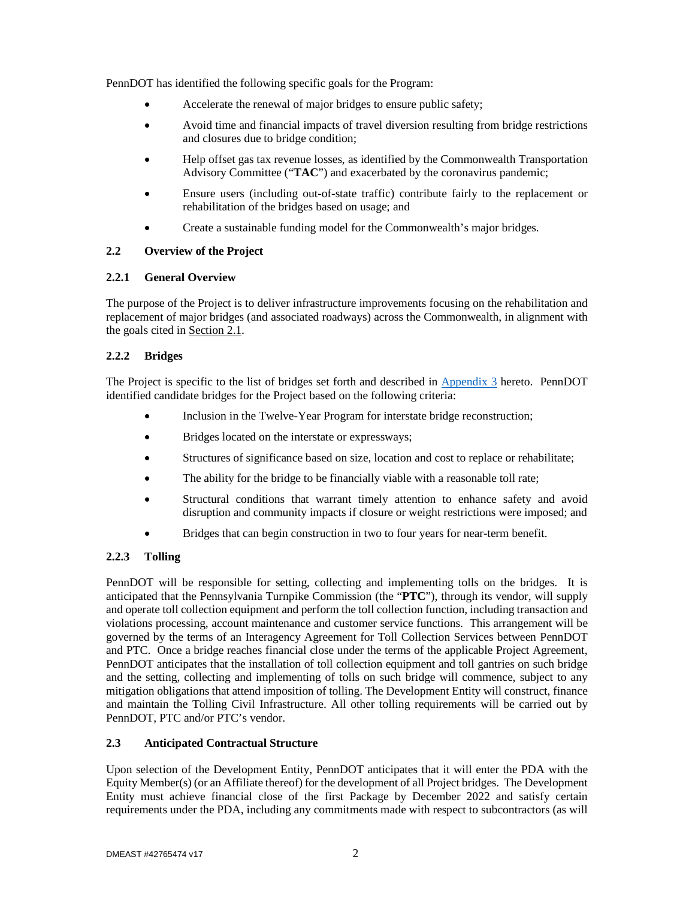PennDOT has identified the following specific goals for the Program:

- Accelerate the renewal of major bridges to ensure public safety;
- Avoid time and financial impacts of travel diversion resulting from bridge restrictions and closures due to bridge condition;
- Help offset gas tax revenue losses, as identified by the Commonwealth Transportation Advisory Committee ("**TAC**") and exacerbated by the coronavirus pandemic;
- Ensure users (including out-of-state traffic) contribute fairly to the replacement or rehabilitation of the bridges based on usage; and
- Create a sustainable funding model for the Commonwealth's major bridges.

### 2.2 Overview of the Project

#### 2.2.1 General Overview

The purpose of the Project is to deliver infrastructure improvements focusing on the rehabilitation and replacement of major bridges (and associated roadways) across the Commonwealth, in alignment with the goals cited in Section 2.1.

#### 2.2.2 Bridges

The Project is specific to the list of bridges set forth and described in Appendix 3 hereto. PennDOT identified candidate bridges for the Project based on the following criteria:

- Inclusion in the Twelve-Year Program for interstate bridge reconstruction;
- Bridges located on the interstate or expressways;
- Structures of significance based on size, location and cost to replace or rehabilitate;
- The ability for the bridge to be financially viable with a reasonable toll rate;
- Structural conditions that warrant timely attention to enhance safety and avoid disruption and community impacts if closure or weight restrictions were imposed; and
- Bridges that can begin construction in two to four years for near-term benefit.

#### 2.2.3 Tolling

PennDOT will be responsible for setting, collecting and implementing tolls on the bridges. It is anticipated that the Pennsylvania Turnpike Commission (the "**PTC**"), through its vendor, will supply and operate toll collection equipment and perform the toll collection function, including transaction and violations processing, account maintenance and customer service functions. This arrangement will be governed by the terms of an Interagency Agreement for Toll Collection Services between PennDOT and PTC. Once a bridge reaches financial close under the terms of the applicable Project Agreement, PennDOT anticipates that the installation of toll collection equipment and toll gantries on such bridge and the setting, collecting and implementing of tolls on such bridge will commence, subject to any mitigation obligations that attend imposition of tolling. The Development Entity will construct, finance and maintain the Tolling Civil Infrastructure. All other tolling requirements will be carried out by PennDOT, PTC and/or PTC's vendor.

### 2.3 Anticipated Contractual Structure

Upon selection of the Development Entity, PennDOT anticipates that it will enter the PDA with the Equity Member(s) (or an Affiliate thereof) for the development of all Project bridges. The Development Entity must achieve financial close of the first Package by December 2022 and satisfy certain requirements under the PDA, including any commitments made with respect to subcontractors (as will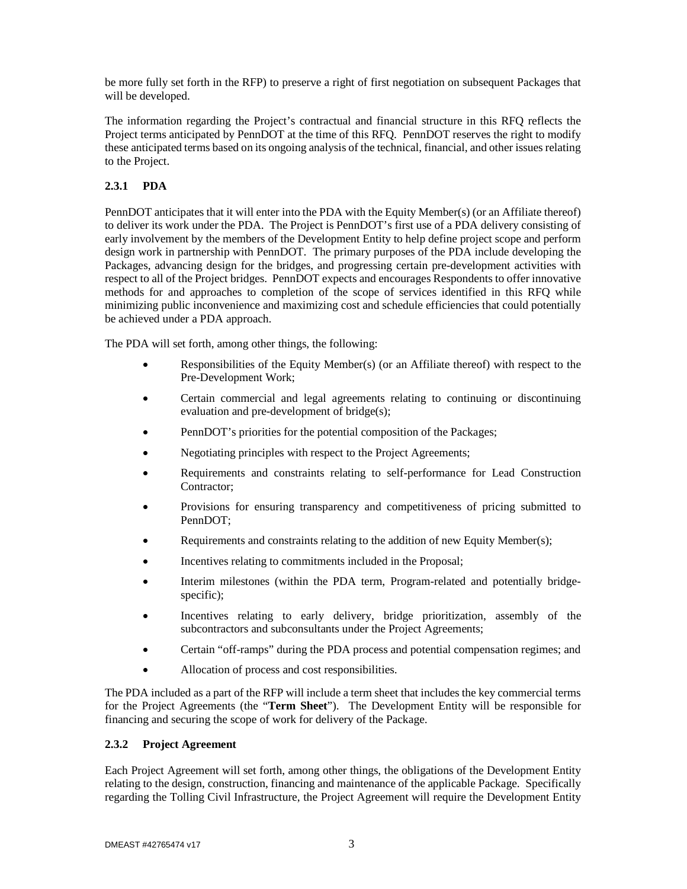be more fully set forth in the RFP) to preserve a right of first negotiation on subsequent Packages that will be developed.

The information regarding the Project's contractual and financial structure in this RFQ reflects the Project terms anticipated by PennDOT at the time of this RFQ. PennDOT reserves the right to modify these anticipated terms based on its ongoing analysis of the technical, financial, and other issues relating to the Project.

### 2.3.1 PDA

PennDOT anticipates that it will enter into the PDA with the Equity Member(s) (or an Affiliate thereof) to deliver its work under the PDA. The Project is PennDOT's first use of a PDA delivery consisting of early involvement by the members of the Development Entity to help define project scope and perform design work in partnership with PennDOT. The primary purposes of the PDA include developing the Packages, advancing design for the bridges, and progressing certain pre-development activities with respect to all of the Project bridges. PennDOT expects and encourages Respondents to offer innovative methods for and approaches to completion of the scope of services identified in this RFQ while minimizing public inconvenience and maximizing cost and schedule efficiencies that could potentially be achieved under a PDA approach.

The PDA will set forth, among other things, the following:

- Responsibilities of the Equity Member(s) (or an Affiliate thereof) with respect to the Pre-Development Work;
- Certain commercial and legal agreements relating to continuing or discontinuing evaluation and pre-development of bridge(s);
- PennDOT's priorities for the potential composition of the Packages;
- Negotiating principles with respect to the Project Agreements;
- Requirements and constraints relating to self-performance for Lead Construction Contractor;
- Provisions for ensuring transparency and competitiveness of pricing submitted to PennDOT;
- Requirements and constraints relating to the addition of new Equity Member(s);
- Incentives relating to commitments included in the Proposal;
- Interim milestones (within the PDA term, Program-related and potentially bridge-specific);
- Incentives relating to early delivery, bridge prioritization, assembly of the subcontractors and subconsultants under the Project Agreements;
- Certain "off-ramps" during the PDA process and potential compensation regimes; and
- Allocation of process and cost responsibilities.

The PDA included as a part of the RFP will include a term sheet that includes the key commercial terms for the Project Agreements (the "**Term Sheet**"). The Development Entity will be responsible for financing and securing the scope of work for delivery of the Package.

### 2.3.2 Project Agreement

Each Project Agreement will set forth, among other things, the obligations of the Development Entity relating to the design, construction, financing and maintenance of the applicable Package. Specifically regarding the Tolling Civil Infrastructure, the Project Agreement will require the Development Entity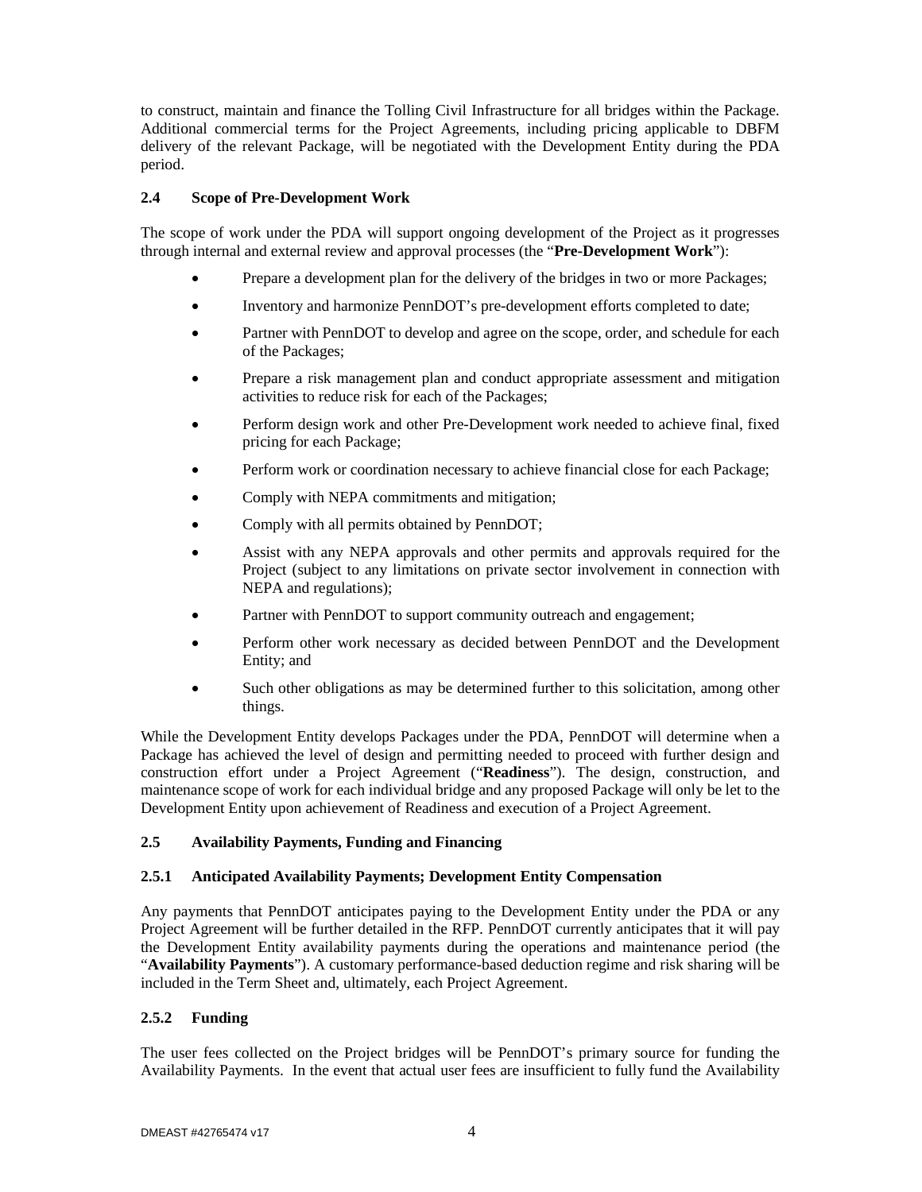to construct, maintain and finance the Tolling Civil Infrastructure for all bridges within the Package. Additional commercial terms for the Project Agreements, including pricing applicable to DBFM delivery of the relevant Package, will be negotiated with the Development Entity during the PDA period.

### 2.4 Scope of Pre-Development Work

The scope of work under the PDA will support ongoing development of the Project as it progresses through internal and external review and approval processes (the "**Pre-Development Work**"):

- Prepare a development plan for the delivery of the bridges in two or more Packages;
- Inventory and harmonize PennDOT's pre-development efforts completed to date;
- Partner with PennDOT to develop and agree on the scope, order, and schedule for each of the Packages;
- Prepare a risk management plan and conduct appropriate assessment and mitigation activities to reduce risk for each of the Packages;
- Perform design work and other Pre-Development work needed to achieve final, fixed pricing for each Package;
- Perform work or coordination necessary to achieve financial close for each Package;
- Comply with NEPA commitments and mitigation;
- Comply with all permits obtained by PennDOT;
- Assist with any NEPA approvals and other permits and approvals required for the Project (subject to any limitations on private sector involvement in connection with NEPA and regulations);
- Partner with PennDOT to support community outreach and engagement;
- Perform other work necessary as decided between PennDOT and the Development Entity; and
- Such other obligations as may be determined further to this solicitation, among other things.

While the Development Entity develops Packages under the PDA, PennDOT will determine when a Package has achieved the level of design and permitting needed to proceed with further design and construction effort under a Project Agreement ("**Readiness**"). The design, construction, and maintenance scope of work for each individual bridge and any proposed Package will only be let to the Development Entity upon achievement of Readiness and execution of a Project Agreement.

### 2.5 Availability Payments, Funding and Financing

#### 2.5.1 Anticipated Availability Payments; Development Entity Compensation

Any payments that PennDOT anticipates paying to the Development Entity under the PDA or any Project Agreement will be further detailed in the RFP. PennDOT currently anticipates that it will pay the Development Entity availability payments during the operations and maintenance period (the "**Availability Payments**"). A customary performance-based deduction regime and risk sharing will be included in the Term Sheet and, ultimately, each Project Agreement.

#### 2.5.2 Funding

The user fees collected on the Project bridges will be PennDOT's primary source for funding the Availability Payments. In the event that actual user fees are insufficient to fully fund the Availability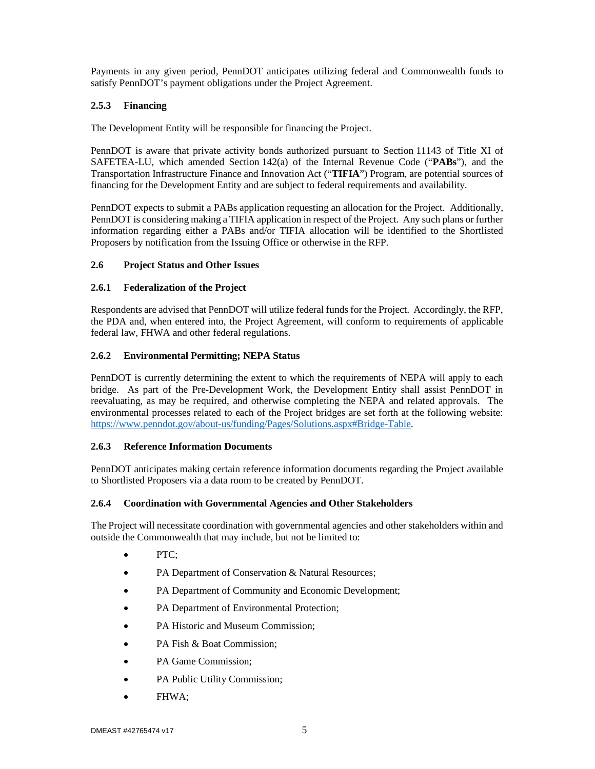Payments in any given period, PennDOT anticipates utilizing federal and Commonwealth funds to satisfy PennDOT's payment obligations under the Project Agreement.

### 2.5.3 Financing

The Development Entity will be responsible for financing the Project.

PennDOT is aware that private activity bonds authorized pursuant to Section 11143 of Title XI of SAFETEA-LU, which amended Section 142(a) of the Internal Revenue Code ("**PABs**"), and the Transportation Infrastructure Finance and Innovation Act ("**TIFIA**") Program, are potential sources of financing for the Development Entity and are subject to federal requirements and availability.

PennDOT expects to submit a PABs application requesting an allocation for the Project. Additionally, PennDOT is considering making a TIFIA application in respect of the Project. Any such plans or further information regarding either a PABs and/or TIFIA allocation will be identified to the Shortlisted Proposers by notification from the Issuing Office or otherwise in the RFP.

## 2.6 Project Status and Other Issues

### 2.6.1 Federalization of the Project

Respondents are advised that PennDOT will utilize federal funds for the Project. Accordingly, the RFP, the PDA and, when entered into, the Project Agreement, will conform to requirements of applicable federal law, FHWA and other federal regulations.

### 2.6.2 Environmental Permitting; NEPA Status

PennDOT is currently determining the extent to which the requirements of NEPA will apply to each bridge. As part of the Pre-Development Work, the Development Entity shall assist PennDOT in reevaluating, as may be required, and otherwise completing the NEPA and related approvals. The environmental processes related to each of the Project bridges are set forth at the following website: https://www.penndot.gov/about-us/funding/Pages/Solutions.aspx#Bridge-Table.

### 2.6.3 Reference Information Documents

PennDOT anticipates making certain reference information documents regarding the Project available to Shortlisted Proposers via a data room to be created by PennDOT.

### 2.6.4 Coordination with Governmental Agencies and Other Stakeholders

The Project will necessitate coordination with governmental agencies and other stakeholders within and outside the Commonwealth that may include, but not be limited to:

- PTC;
- PA Department of Conservation & Natural Resources;
- PA Department of Community and Economic Development;
- PA Department of Environmental Protection;
- PA Historic and Museum Commission;
- PA Fish & Boat Commission;
- PA Game Commission;
- PA Public Utility Commission;
- FHWA;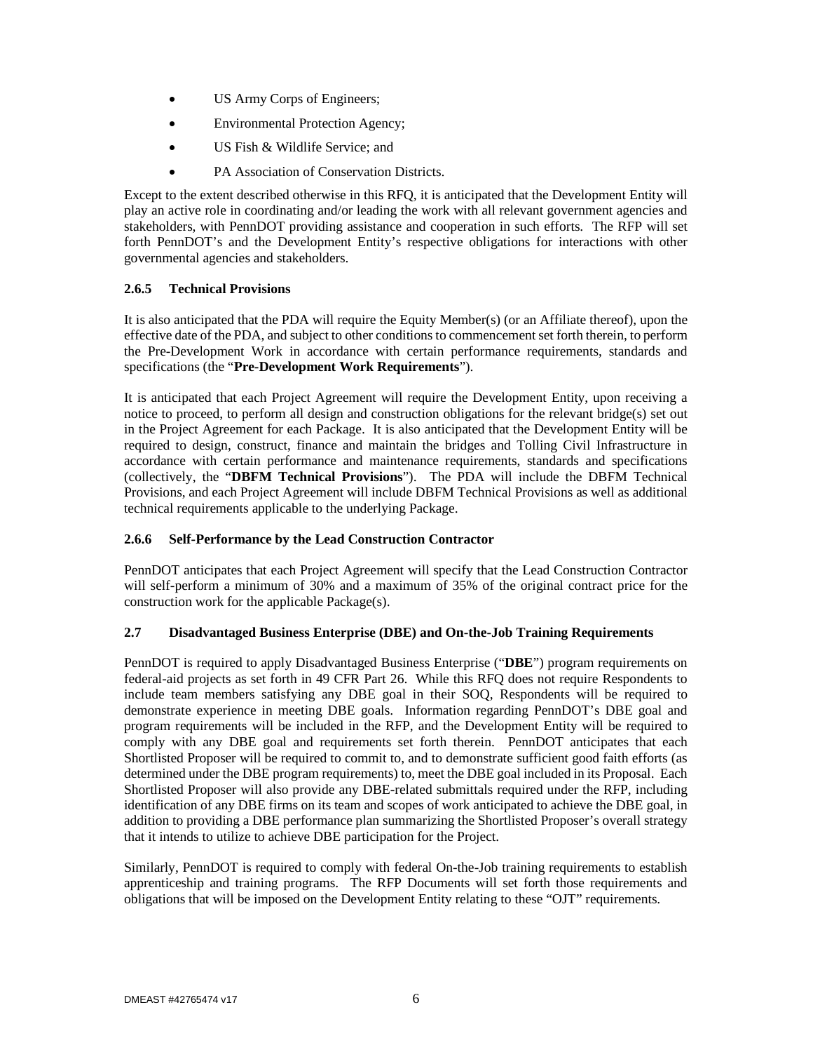- US Army Corps of Engineers;
- Environmental Protection Agency;
- US Fish & Wildlife Service; and
- PA Association of Conservation Districts.

Except to the extent described otherwise in this RFQ, it is anticipated that the Development Entity will play an active role in coordinating and/or leading the work with all relevant government agencies and stakeholders, with PennDOT providing assistance and cooperation in such efforts. The RFP will set forth PennDOT's and the Development Entity's respective obligations for interactions with other governmental agencies and stakeholders.

### 2.6.5 Technical Provisions

It is also anticipated that the PDA will require the Equity Member(s) (or an Affiliate thereof), upon the effective date of the PDA, and subject to other conditions to commencement set forth therein, to perform the Pre-Development Work in accordance with certain performance requirements, standards and specifications (the "**Pre-Development Work Requirements**").

It is anticipated that each Project Agreement will require the Development Entity, upon receiving a notice to proceed, to perform all design and construction obligations for the relevant bridge(s) set out in the Project Agreement for each Package. It is also anticipated that the Development Entity will be required to design, construct, finance and maintain the bridges and Tolling Civil Infrastructure in accordance with certain performance and maintenance requirements, standards and specifications (collectively, the "**DBFM Technical Provisions**"). The PDA will include the DBFM Technical Provisions, and each Project Agreement will include DBFM Technical Provisions as well as additional technical requirements applicable to the underlying Package.

### 2.6.6 Self-Performance by the Lead Construction Contractor

PennDOT anticipates that each Project Agreement will specify that the Lead Construction Contractor will self-perform a minimum of 30% and a maximum of 35% of the original contract price for the construction work for the applicable Package(s).

## 2.7 Disadvantaged Business Enterprise (DBE) and On-the-Job Training Requirements

PennDOT is required to apply Disadvantaged Business Enterprise ("**DBE**") program requirements on federal-aid projects as set forth in 49 CFR Part 26. While this RFQ does not require Respondents to include team members satisfying any DBE goal in their SOQ, Respondents will be required to demonstrate experience in meeting DBE goals. Information regarding PennDOT's DBE goal and program requirements will be included in the RFP, and the Development Entity will be required to comply with any DBE goal and requirements set forth therein. PennDOT anticipates that each Shortlisted Proposer will be required to commit to, and to demonstrate sufficient good faith efforts (as determined under the DBE program requirements) to, meet the DBE goal included in its Proposal. Each Shortlisted Proposer will also provide any DBE-related submittals required under the RFP, including identification of any DBE firms on its team and scopes of work anticipated to achieve the DBE goal, in addition to providing a DBE performance plan summarizing the Shortlisted Proposer's overall strategy that it intends to utilize to achieve DBE participation for the Project.

Similarly, PennDOT is required to comply with federal On-the-Job training requirements to establish apprenticeship and training programs. The RFP Documents will set forth those requirements and obligations that will be imposed on the Development Entity relating to these "OJT" requirements.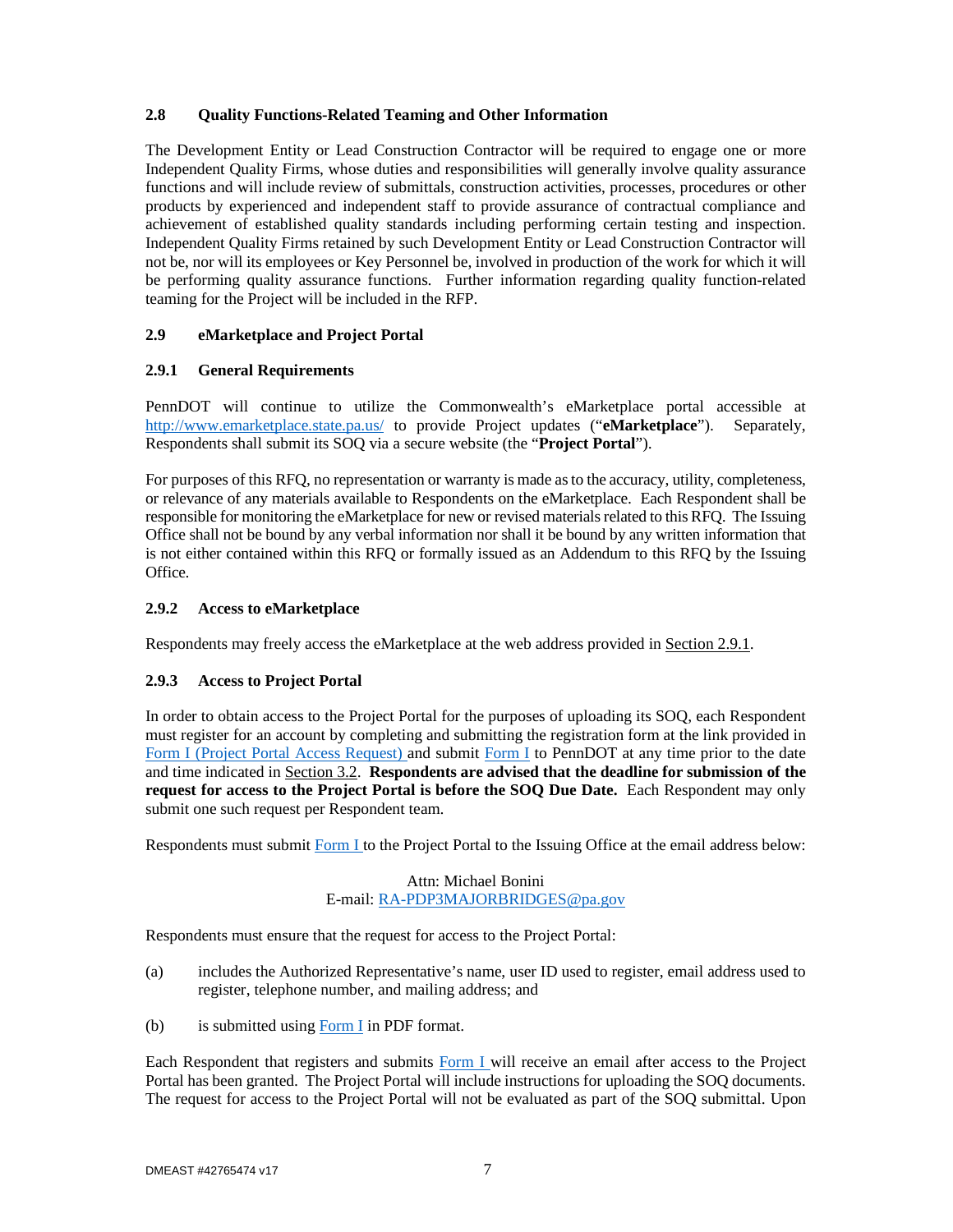### 2.8 Quality Functions-Related Teaming and Other Information

The Development Entity or Lead Construction Contractor will be required to engage one or more Independent Quality Firms, whose duties and responsibilities will generally involve quality assurance functions and will include review of submittals, construction activities, processes, procedures or other products by experienced and independent staff to provide assurance of contractual compliance and achievement of established quality standards including performing certain testing and inspection. Independent Quality Firms retained by such Development Entity or Lead Construction Contractor will not be, nor will its employees or Key Personnel be, involved in production of the work for which it will be performing quality assurance functions. Further information regarding quality function-related teaming for the Project will be included in the RFP.

### 2.9 eMarketplace and Project Portal

#### 2.9.1 General Requirements

PennDOT will continue to utilize the Commonwealth's eMarketplace portal accessible at http://www.emarketplace.state.pa.us/ to provide Project updates ("**eMarketplace**"). Separately, Respondents shall submit its SOQ via a secure website (the "**Project Portal**").

For purposes of this RFQ, no representation or warranty is made as to the accuracy, utility, completeness, or relevance of any materials available to Respondents on the eMarketplace. Each Respondent shall be responsible for monitoring the eMarketplace for new or revised materials related to this RFQ. The Issuing Office shall not be bound by any verbal information nor shall it be bound by any written information that is not either contained within this RFQ or formally issued as an Addendum to this RFQ by the Issuing Office.

#### 2.9.2 Access to eMarketplace

Respondents may freely access the eMarketplace at the web address provided in Section 2.9.1.

#### 2.9.3 Access to Project Portal

In order to obtain access to the Project Portal for the purposes of uploading its SOQ, each Respondent must register for an account by completing and submitting the registration form at the link provided in Form I (Project Portal Access Request) and submit Form I to PennDOT at any time prior to the date and time indicated in Section 3.2. **Respondents are advised that the deadline for submission of the request for access to the Project Portal is before the SOQ Due Date.** Each Respondent may only submit one such request per Respondent team.

Respondents must submit Form I to the Project Portal to the Issuing Office at the email address below:

Attn: Michael Bonini
E-mail: RA-PDP3MAJORBRIDGES@pa.gov

Respondents must ensure that the request for access to the Project Portal:

(a) includes the Authorized Representative's name, user ID used to register, email address used to register, telephone number, and mailing address; and

(b) is submitted using Form I in PDF format.

Each Respondent that registers and submits Form I will receive an email after access to the Project Portal has been granted. The Project Portal will include instructions for uploading the SOQ documents. The request for access to the Project Portal will not be evaluated as part of the SOQ submittal. Upon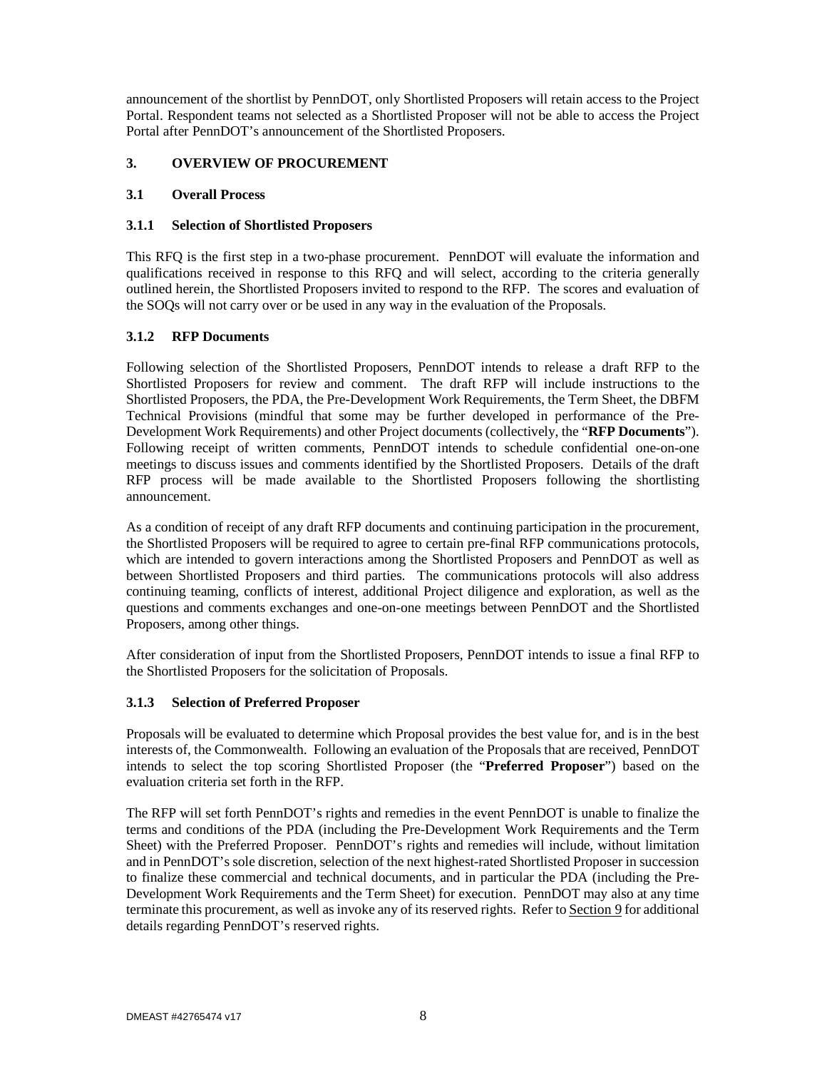announcement of the shortlist by PennDOT, only Shortlisted Proposers will retain access to the Project Portal. Respondent teams not selected as a Shortlisted Proposer will not be able to access the Project Portal after PennDOT's announcement of the Shortlisted Proposers.

# 3. OVERVIEW OF PROCUREMENT

## 3.1 Overall Process

### 3.1.1 Selection of Shortlisted Proposers

This RFQ is the first step in a two-phase procurement. PennDOT will evaluate the information and qualifications received in response to this RFQ and will select, according to the criteria generally outlined herein, the Shortlisted Proposers invited to respond to the RFP. The scores and evaluation of the SOQs will not carry over or be used in any way in the evaluation of the Proposals.

### 3.1.2 RFP Documents

Following selection of the Shortlisted Proposers, PennDOT intends to release a draft RFP to the Shortlisted Proposers for review and comment. The draft RFP will include instructions to the Shortlisted Proposers, the PDA, the Pre-Development Work Requirements, the Term Sheet, the DBFM Technical Provisions (mindful that some may be further developed in performance of the Pre-Development Work Requirements) and other Project documents (collectively, the "**RFP Documents**"). Following receipt of written comments, PennDOT intends to schedule confidential one-on-one meetings to discuss issues and comments identified by the Shortlisted Proposers. Details of the draft RFP process will be made available to the Shortlisted Proposers following the shortlisting announcement.

As a condition of receipt of any draft RFP documents and continuing participation in the procurement, the Shortlisted Proposers will be required to agree to certain pre-final RFP communications protocols, which are intended to govern interactions among the Shortlisted Proposers and PennDOT as well as between Shortlisted Proposers and third parties. The communications protocols will also address continuing teaming, conflicts of interest, additional Project diligence and exploration, as well as the questions and comments exchanges and one-on-one meetings between PennDOT and the Shortlisted Proposers, among other things.

After consideration of input from the Shortlisted Proposers, PennDOT intends to issue a final RFP to the Shortlisted Proposers for the solicitation of Proposals.

### 3.1.3 Selection of Preferred Proposer

Proposals will be evaluated to determine which Proposal provides the best value for, and is in the best interests of, the Commonwealth. Following an evaluation of the Proposals that are received, PennDOT intends to select the top scoring Shortlisted Proposer (the "**Preferred Proposer**") based on the evaluation criteria set forth in the RFP.

The RFP will set forth PennDOT's rights and remedies in the event PennDOT is unable to finalize the terms and conditions of the PDA (including the Pre-Development Work Requirements and the Term Sheet) with the Preferred Proposer. PennDOT's rights and remedies will include, without limitation and in PennDOT's sole discretion, selection of the next highest-rated Shortlisted Proposer in succession to finalize these commercial and technical documents, and in particular the PDA (including the Pre-Development Work Requirements and the Term Sheet) for execution. PennDOT may also at any time terminate this procurement, as well as invoke any of its reserved rights. Refer to Section 9 for additional details regarding PennDOT's reserved rights.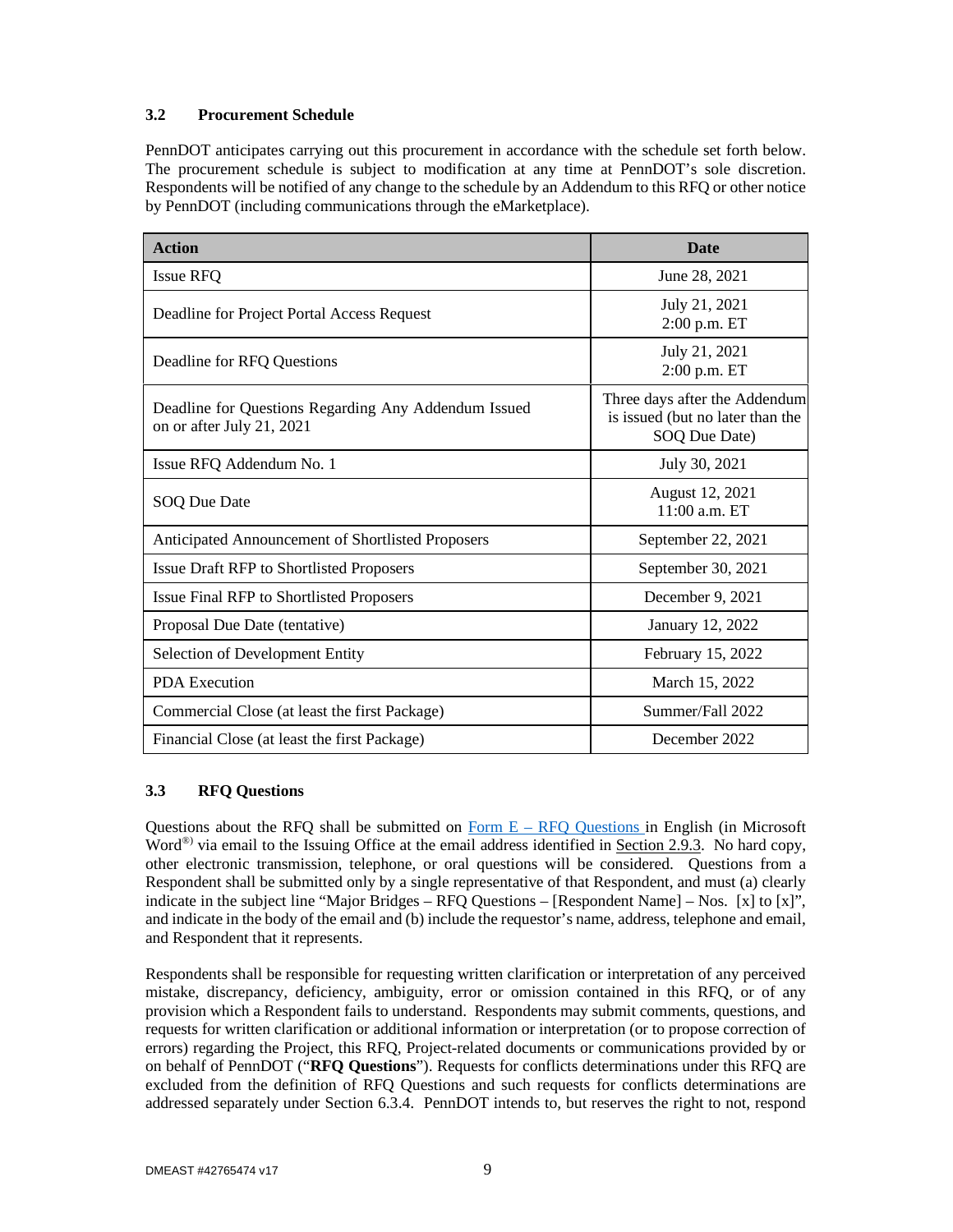### 3.2 Procurement Schedule

PennDOT anticipates carrying out this procurement in accordance with the schedule set forth below. The procurement schedule is subject to modification at any time at PennDOT's sole discretion. Respondents will be notified of any change to the schedule by an Addendum to this RFQ or other notice by PennDOT (including communications through the eMarketplace).

| Action | Date |
| --- | --- |
| Issue RFQ | June 28, 2021 |
| Deadline for Project Portal Access Request | July 21, 2021<br>2:00 p.m. ET |
| Deadline for RFQ Questions | July 21, 2021<br>2:00 p.m. ET |
| Deadline for Questions Regarding Any Addendum Issued on or after July 21, 2021 | Three days after the Addendum is issued (but no later than the SOQ Due Date) |
| Issue RFQ Addendum No. 1 | July 30, 2021 |
| SOQ Due Date | August 12, 2021<br>11:00 a.m. ET |
| Anticipated Announcement of Shortlisted Proposers | September 22, 2021 |
| Issue Draft RFP to Shortlisted Proposers | September 30, 2021 |
| Issue Final RFP to Shortlisted Proposers | December 9, 2021 |
| Proposal Due Date (tentative) | January 12, 2022 |
| Selection of Development Entity | February 15, 2022 |
| PDA Execution | March 15, 2022 |
| Commercial Close (at least the first Package) | Summer/Fall 2022 |
| Financial Close (at least the first Package) | December 2022 |

### 3.3 RFQ Questions

Questions about the RFQ shall be submitted on Form E – RFQ Questions in English (in Microsoft Word®) via email to the Issuing Office at the email address identified in Section 2.9.3. No hard copy, other electronic transmission, telephone, or oral questions will be considered. Questions from a Respondent shall be submitted only by a single representative of that Respondent, and must (a) clearly indicate in the subject line "Major Bridges – RFQ Questions – [Respondent Name] – Nos. [x] to [x]", and indicate in the body of the email and (b) include the requestor's name, address, telephone and email, and Respondent that it represents.

Respondents shall be responsible for requesting written clarification or interpretation of any perceived mistake, discrepancy, deficiency, ambiguity, error or omission contained in this RFQ, or of any provision which a Respondent fails to understand. Respondents may submit comments, questions, and requests for written clarification or additional information or interpretation (or to propose correction of errors) regarding the Project, this RFQ, Project-related documents or communications provided by or on behalf of PennDOT ("**RFQ Questions**"). Requests for conflicts determinations under this RFQ are excluded from the definition of RFQ Questions and such requests for conflicts determinations are addressed separately under Section 6.3.4. PennDOT intends to, but reserves the right to not, respond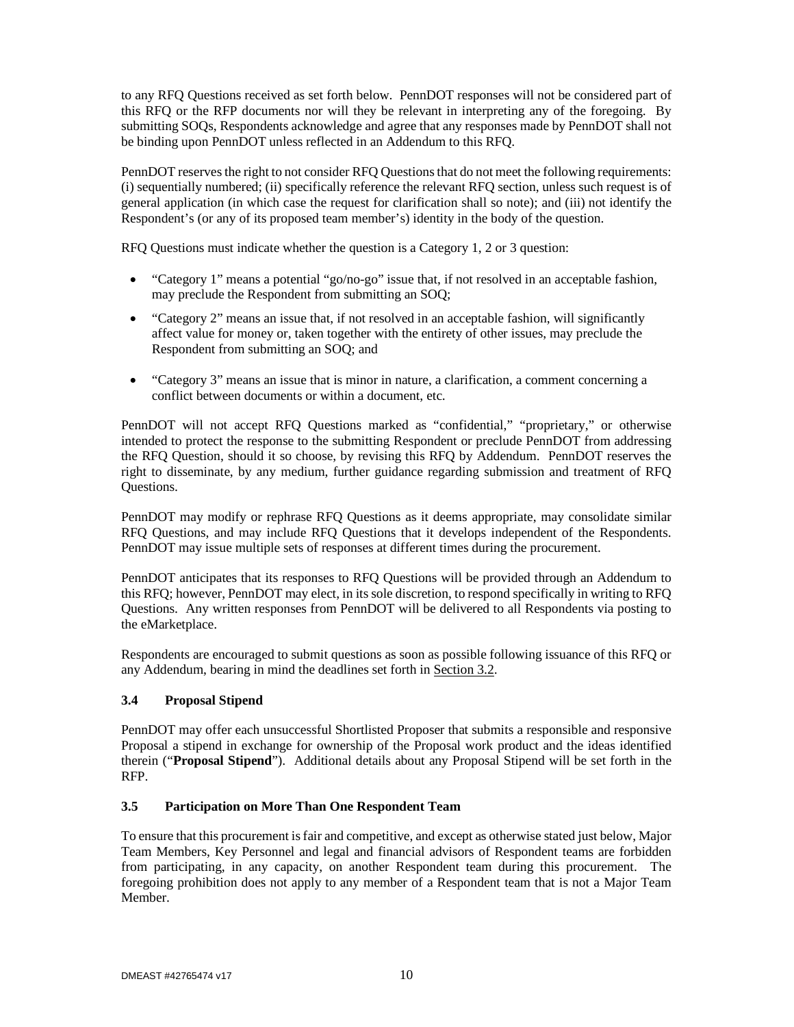to any RFQ Questions received as set forth below. PennDOT responses will not be considered part of this RFQ or the RFP documents nor will they be relevant in interpreting any of the foregoing. By submitting SOQs, Respondents acknowledge and agree that any responses made by PennDOT shall not be binding upon PennDOT unless reflected in an Addendum to this RFQ.

PennDOT reserves the right to not consider RFQ Questions that do not meet the following requirements: (i) sequentially numbered; (ii) specifically reference the relevant RFQ section, unless such request is of general application (in which case the request for clarification shall so note); and (iii) not identify the Respondent's (or any of its proposed team member's) identity in the body of the question.

RFQ Questions must indicate whether the question is a Category 1, 2 or 3 question:

- "Category 1" means a potential "go/no-go" issue that, if not resolved in an acceptable fashion, may preclude the Respondent from submitting an SOQ;
- "Category 2" means an issue that, if not resolved in an acceptable fashion, will significantly affect value for money or, taken together with the entirety of other issues, may preclude the Respondent from submitting an SOQ; and
- "Category 3" means an issue that is minor in nature, a clarification, a comment concerning a conflict between documents or within a document, etc.

PennDOT will not accept RFQ Questions marked as "confidential," "proprietary," or otherwise intended to protect the response to the submitting Respondent or preclude PennDOT from addressing the RFQ Question, should it so choose, by revising this RFQ by Addendum. PennDOT reserves the right to disseminate, by any medium, further guidance regarding submission and treatment of RFQ Questions.

PennDOT may modify or rephrase RFQ Questions as it deems appropriate, may consolidate similar RFQ Questions, and may include RFQ Questions that it develops independent of the Respondents. PennDOT may issue multiple sets of responses at different times during the procurement.

PennDOT anticipates that its responses to RFQ Questions will be provided through an Addendum to this RFQ; however, PennDOT may elect, in its sole discretion, to respond specifically in writing to RFQ Questions. Any written responses from PennDOT will be delivered to all Respondents via posting to the eMarketplace.

Respondents are encouraged to submit questions as soon as possible following issuance of this RFQ or any Addendum, bearing in mind the deadlines set forth in Section 3.2.

### 3.4 Proposal Stipend

PennDOT may offer each unsuccessful Shortlisted Proposer that submits a responsible and responsive Proposal a stipend in exchange for ownership of the Proposal work product and the ideas identified therein ("**Proposal Stipend**"). Additional details about any Proposal Stipend will be set forth in the RFP.

### 3.5 Participation on More Than One Respondent Team

To ensure that this procurement is fair and competitive, and except as otherwise stated just below, Major Team Members, Key Personnel and legal and financial advisors of Respondent teams are forbidden from participating, in any capacity, on another Respondent team during this procurement. The foregoing prohibition does not apply to any member of a Respondent team that is not a Major Team Member.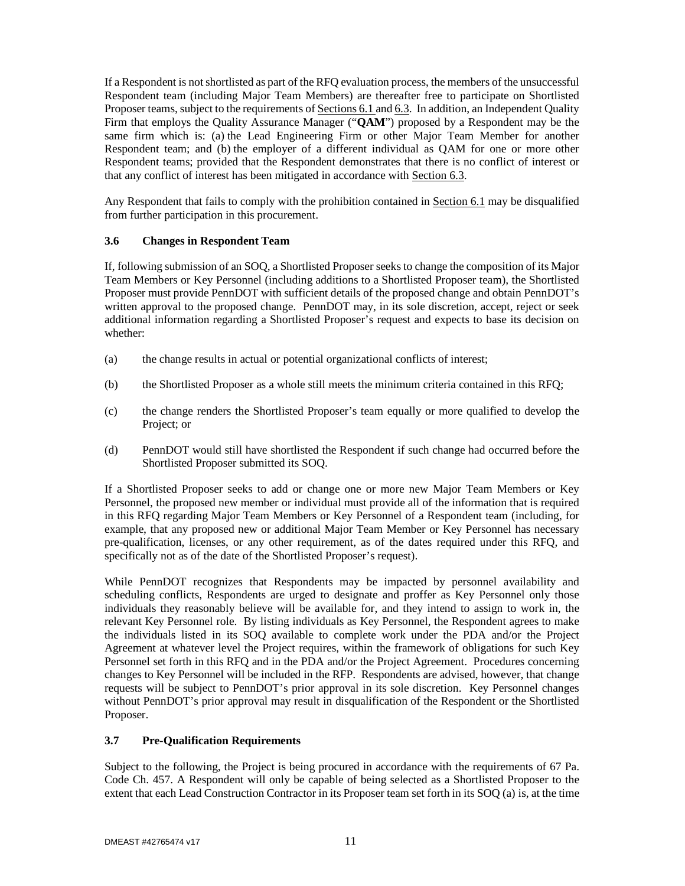If a Respondent is not shortlisted as part of the RFQ evaluation process, the members of the unsuccessful Respondent team (including Major Team Members) are thereafter free to participate on Shortlisted Proposer teams, subject to the requirements of Sections 6.1 and 6.3. In addition, an Independent Quality Firm that employs the Quality Assurance Manager ("**QAM**") proposed by a Respondent may be the same firm which is: (a) the Lead Engineering Firm or other Major Team Member for another Respondent team; and (b) the employer of a different individual as QAM for one or more other Respondent teams; provided that the Respondent demonstrates that there is no conflict of interest or that any conflict of interest has been mitigated in accordance with Section 6.3.

Any Respondent that fails to comply with the prohibition contained in Section 6.1 may be disqualified from further participation in this procurement.

### 3.6 Changes in Respondent Team

If, following submission of an SOQ, a Shortlisted Proposer seeks to change the composition of its Major Team Members or Key Personnel (including additions to a Shortlisted Proposer team), the Shortlisted Proposer must provide PennDOT with sufficient details of the proposed change and obtain PennDOT's written approval to the proposed change. PennDOT may, in its sole discretion, accept, reject or seek additional information regarding a Shortlisted Proposer's request and expects to base its decision on whether:

(a) the change results in actual or potential organizational conflicts of interest;

(b) the Shortlisted Proposer as a whole still meets the minimum criteria contained in this RFQ;

(c) the change renders the Shortlisted Proposer's team equally or more qualified to develop the Project; or

(d) PennDOT would still have shortlisted the Respondent if such change had occurred before the Shortlisted Proposer submitted its SOQ.

If a Shortlisted Proposer seeks to add or change one or more new Major Team Members or Key Personnel, the proposed new member or individual must provide all of the information that is required in this RFQ regarding Major Team Members or Key Personnel of a Respondent team (including, for example, that any proposed new or additional Major Team Member or Key Personnel has necessary pre-qualification, licenses, or any other requirement, as of the dates required under this RFQ, and specifically not as of the date of the Shortlisted Proposer's request).

While PennDOT recognizes that Respondents may be impacted by personnel availability and scheduling conflicts, Respondents are urged to designate and proffer as Key Personnel only those individuals they reasonably believe will be available for, and they intend to assign to work in, the relevant Key Personnel role. By listing individuals as Key Personnel, the Respondent agrees to make the individuals listed in its SOQ available to complete work under the PDA and/or the Project Agreement at whatever level the Project requires, within the framework of obligations for such Key Personnel set forth in this RFQ and in the PDA and/or the Project Agreement. Procedures concerning changes to Key Personnel will be included in the RFP. Respondents are advised, however, that change requests will be subject to PennDOT's prior approval in its sole discretion. Key Personnel changes without PennDOT's prior approval may result in disqualification of the Respondent or the Shortlisted Proposer.

### 3.7 Pre-Qualification Requirements

Subject to the following, the Project is being procured in accordance with the requirements of 67 Pa. Code Ch. 457. A Respondent will only be capable of being selected as a Shortlisted Proposer to the extent that each Lead Construction Contractor in its Proposer team set forth in its SOQ (a) is, at the time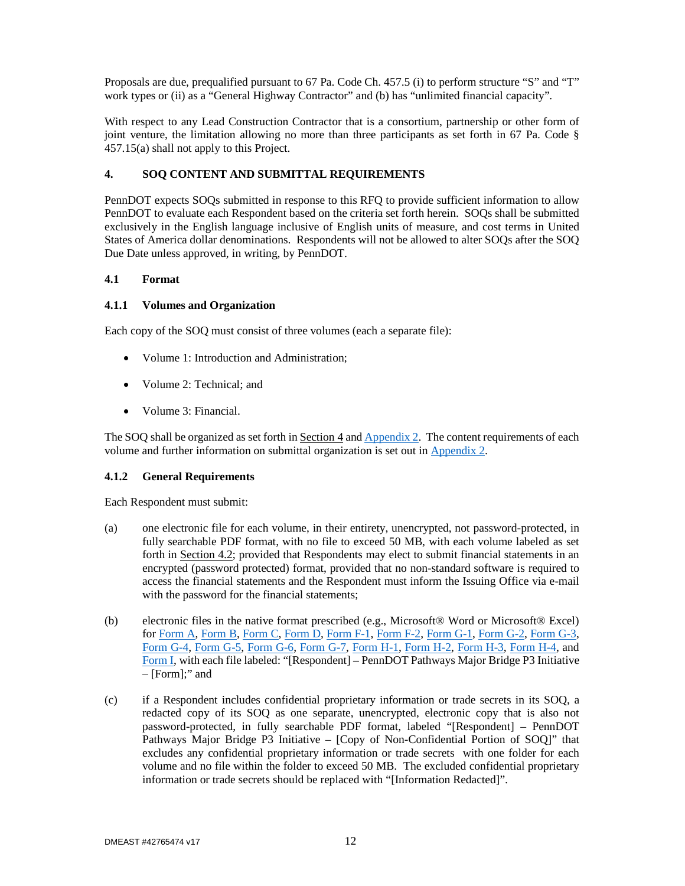Proposals are due, prequalified pursuant to 67 Pa. Code Ch. 457.5 (i) to perform structure "S" and "T" work types or (ii) as a "General Highway Contractor" and (b) has "unlimited financial capacity".

With respect to any Lead Construction Contractor that is a consortium, partnership or other form of joint venture, the limitation allowing no more than three participants as set forth in 67 Pa. Code § 457.15(a) shall not apply to this Project.

## 4. SOQ CONTENT AND SUBMITTAL REQUIREMENTS

PennDOT expects SOQs submitted in response to this RFQ to provide sufficient information to allow PennDOT to evaluate each Respondent based on the criteria set forth herein. SOQs shall be submitted exclusively in the English language inclusive of English units of measure, and cost terms in United States of America dollar denominations. Respondents will not be allowed to alter SOQs after the SOQ Due Date unless approved, in writing, by PennDOT.

### 4.1 Format

#### 4.1.1 Volumes and Organization

Each copy of the SOQ must consist of three volumes (each a separate file):

- Volume 1: Introduction and Administration;
- Volume 2: Technical; and
- Volume 3: Financial.

The SOQ shall be organized as set forth in Section 4 and Appendix 2. The content requirements of each volume and further information on submittal organization is set out in Appendix 2.

#### 4.1.2 General Requirements

Each Respondent must submit:

(a) one electronic file for each volume, in their entirety, unencrypted, not password-protected, in fully searchable PDF format, with no file to exceed 50 MB, with each volume labeled as set forth in Section 4.2; provided that Respondents may elect to submit financial statements in an encrypted (password protected) format, provided that no non-standard software is required to access the financial statements and the Respondent must inform the Issuing Office via e-mail with the password for the financial statements;

(b) electronic files in the native format prescribed (e.g., Microsoft® Word or Microsoft® Excel) for Form A, Form B, Form C, Form D, Form F-1, Form F-2, Form G-1, Form G-2, Form G-3, Form G-4, Form G-5, Form G-6, Form G-7, Form H-1, Form H-2, Form H-3, Form H-4, and Form I, with each file labeled: "[Respondent] – PennDOT Pathways Major Bridge P3 Initiative – [Form];" and

(c) if a Respondent includes confidential proprietary information or trade secrets in its SOQ, a redacted copy of its SOQ as one separate, unencrypted, electronic copy that is also not password-protected, in fully searchable PDF format, labeled "[Respondent] – PennDOT Pathways Major Bridge P3 Initiative – [Copy of Non-Confidential Portion of SOQ]" that excludes any confidential proprietary information or trade secrets with one folder for each volume and no file within the folder to exceed 50 MB. The excluded confidential proprietary information or trade secrets should be replaced with "[Information Redacted]".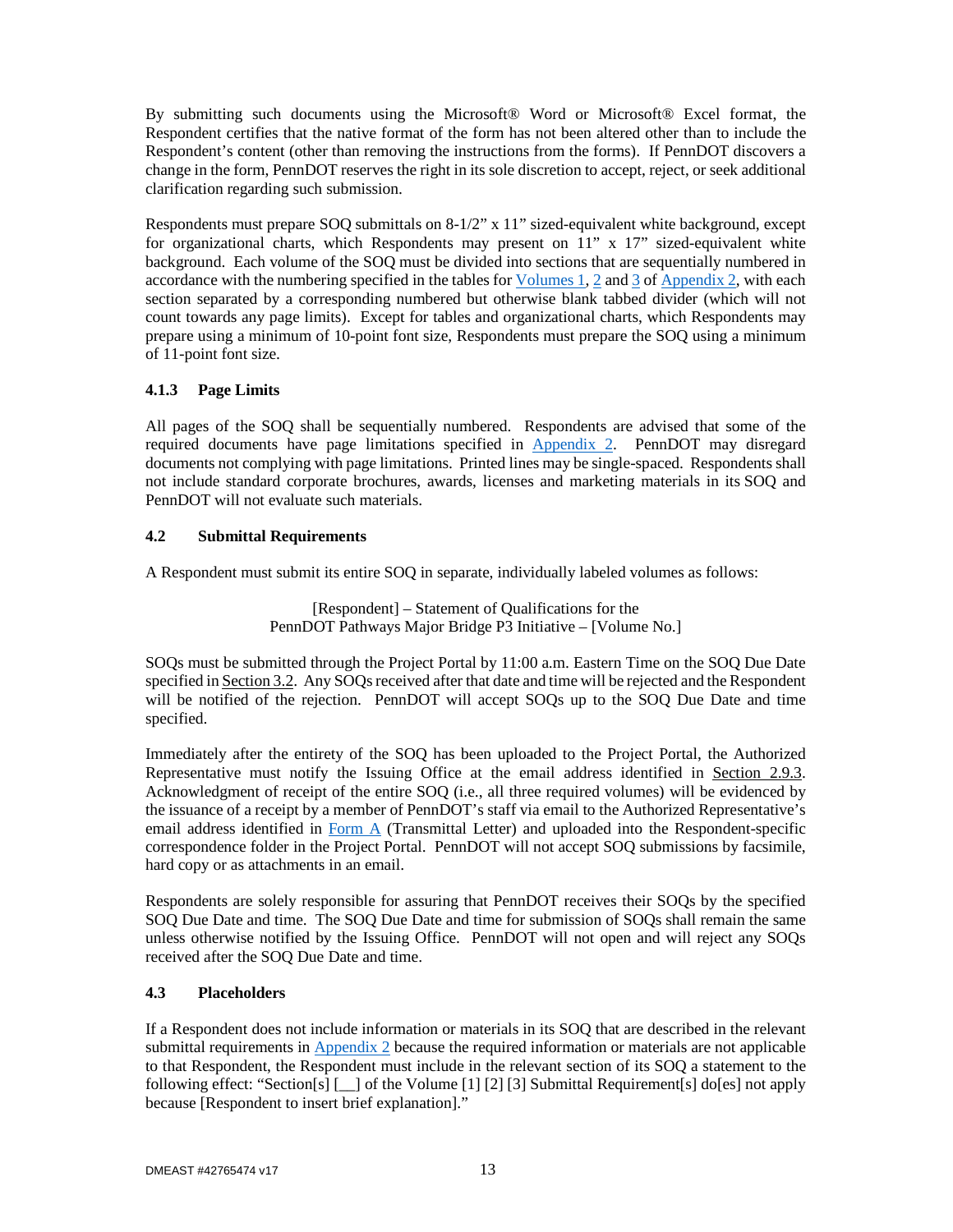By submitting such documents using the Microsoft® Word or Microsoft® Excel format, the Respondent certifies that the native format of the form has not been altered other than to include the Respondent's content (other than removing the instructions from the forms). If PennDOT discovers a change in the form, PennDOT reserves the right in its sole discretion to accept, reject, or seek additional clarification regarding such submission.

Respondents must prepare SOQ submittals on 8-1/2" x 11" sized-equivalent white background, except for organizational charts, which Respondents may present on 11" x 17" sized-equivalent white background. Each volume of the SOQ must be divided into sections that are sequentially numbered in accordance with the numbering specified in the tables for Volumes 1, 2 and 3 of Appendix 2, with each section separated by a corresponding numbered but otherwise blank tabbed divider (which will not count towards any page limits). Except for tables and organizational charts, which Respondents may prepare using a minimum of 10-point font size, Respondents must prepare the SOQ using a minimum of 11-point font size.

### 4.1.3 Page Limits

All pages of the SOQ shall be sequentially numbered. Respondents are advised that some of the required documents have page limitations specified in Appendix 2. PennDOT may disregard documents not complying with page limitations. Printed lines may be single-spaced. Respondents shall not include standard corporate brochures, awards, licenses and marketing materials in its SOQ and PennDOT will not evaluate such materials.

## 4.2 Submittal Requirements

A Respondent must submit its entire SOQ in separate, individually labeled volumes as follows:

[Respondent] – Statement of Qualifications for the
PennDOT Pathways Major Bridge P3 Initiative – [Volume No.]

SOQs must be submitted through the Project Portal by 11:00 a.m. Eastern Time on the SOQ Due Date specified in Section 3.2. Any SOQs received after that date and time will be rejected and the Respondent will be notified of the rejection. PennDOT will accept SOQs up to the SOQ Due Date and time specified.

Immediately after the entirety of the SOQ has been uploaded to the Project Portal, the Authorized Representative must notify the Issuing Office at the email address identified in Section 2.9.3. Acknowledgment of receipt of the entire SOQ (i.e., all three required volumes) will be evidenced by the issuance of a receipt by a member of PennDOT's staff via email to the Authorized Representative's email address identified in Form A (Transmittal Letter) and uploaded into the Respondent-specific correspondence folder in the Project Portal. PennDOT will not accept SOQ submissions by facsimile, hard copy or as attachments in an email.

Respondents are solely responsible for assuring that PennDOT receives their SOQs by the specified SOQ Due Date and time. The SOQ Due Date and time for submission of SOQs shall remain the same unless otherwise notified by the Issuing Office. PennDOT will not open and will reject any SOQs received after the SOQ Due Date and time.

## 4.3 Placeholders

If a Respondent does not include information or materials in its SOQ that are described in the relevant submittal requirements in Appendix 2 because the required information or materials are not applicable to that Respondent, the Respondent must include in the relevant section of its SOQ a statement to the following effect: "Section[s] [__] of the Volume [1] [2] [3] Submittal Requirement[s] do[es] not apply because [Respondent to insert brief explanation]."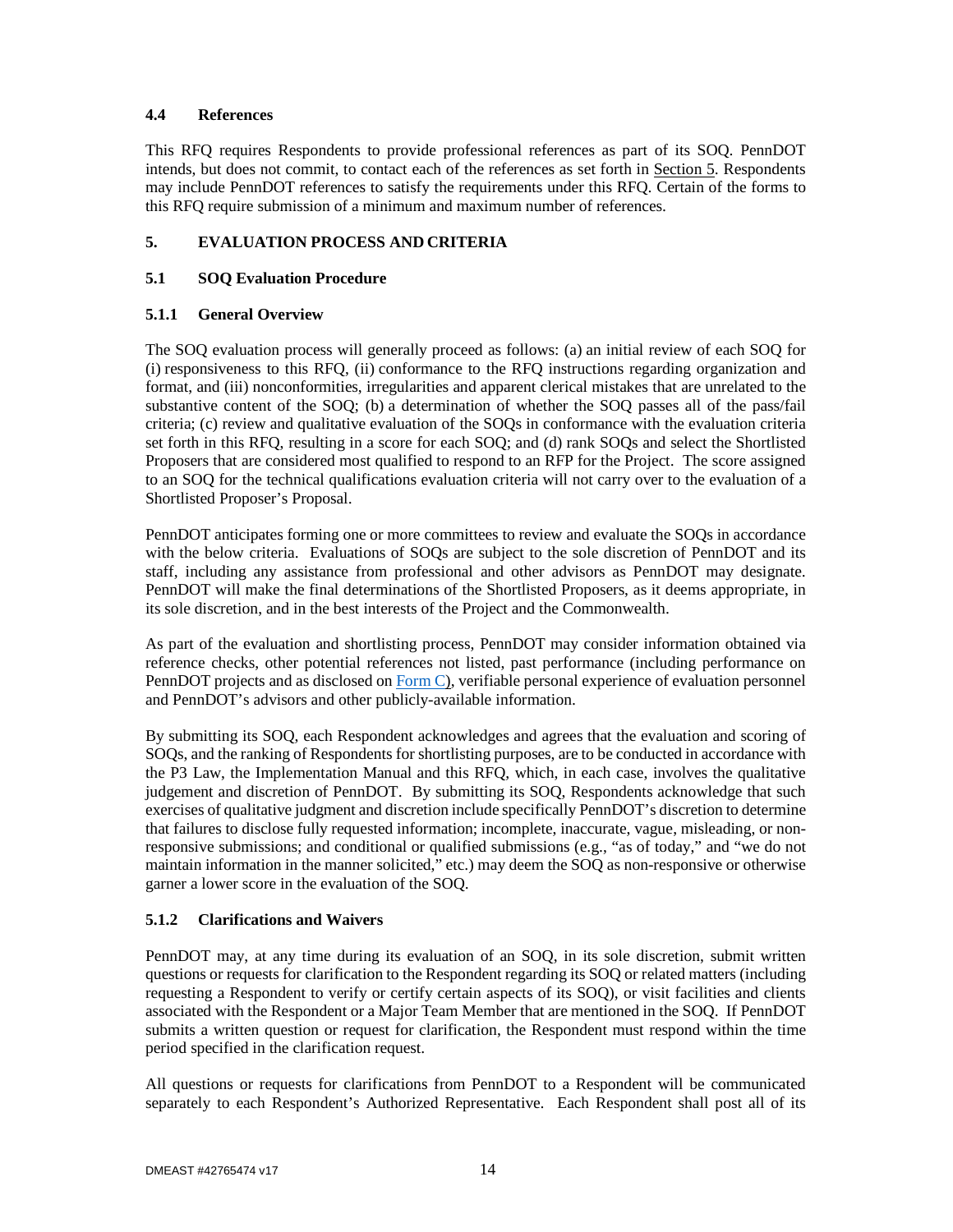### 4.4 References

This RFQ requires Respondents to provide professional references as part of its SOQ. PennDOT intends, but does not commit, to contact each of the references as set forth in Section 5. Respondents may include PennDOT references to satisfy the requirements under this RFQ. Certain of the forms to this RFQ require submission of a minimum and maximum number of references.

## 5. EVALUATION PROCESS AND CRITERIA

### 5.1 SOQ Evaluation Procedure

#### 5.1.1 General Overview

The SOQ evaluation process will generally proceed as follows: (a) an initial review of each SOQ for (i) responsiveness to this RFQ, (ii) conformance to the RFQ instructions regarding organization and format, and (iii) nonconformities, irregularities and apparent clerical mistakes that are unrelated to the substantive content of the SOQ; (b) a determination of whether the SOQ passes all of the pass/fail criteria; (c) review and qualitative evaluation of the SOQs in conformance with the evaluation criteria set forth in this RFQ, resulting in a score for each SOQ; and (d) rank SOQs and select the Shortlisted Proposers that are considered most qualified to respond to an RFP for the Project. The score assigned to an SOQ for the technical qualifications evaluation criteria will not carry over to the evaluation of a Shortlisted Proposer's Proposal.

PennDOT anticipates forming one or more committees to review and evaluate the SOQs in accordance with the below criteria. Evaluations of SOQs are subject to the sole discretion of PennDOT and its staff, including any assistance from professional and other advisors as PennDOT may designate. PennDOT will make the final determinations of the Shortlisted Proposers, as it deems appropriate, in its sole discretion, and in the best interests of the Project and the Commonwealth.

As part of the evaluation and shortlisting process, PennDOT may consider information obtained via reference checks, other potential references not listed, past performance (including performance on PennDOT projects and as disclosed on Form C), verifiable personal experience of evaluation personnel and PennDOT's advisors and other publicly-available information.

By submitting its SOQ, each Respondent acknowledges and agrees that the evaluation and scoring of SOQs, and the ranking of Respondents for shortlisting purposes, are to be conducted in accordance with the P3 Law, the Implementation Manual and this RFQ, which, in each case, involves the qualitative judgement and discretion of PennDOT. By submitting its SOQ, Respondents acknowledge that such exercises of qualitative judgment and discretion include specifically PennDOT's discretion to determine that failures to disclose fully requested information; incomplete, inaccurate, vague, misleading, or non-responsive submissions; and conditional or qualified submissions (e.g., "as of today," and "we do not maintain information in the manner solicited," etc.) may deem the SOQ as non-responsive or otherwise garner a lower score in the evaluation of the SOQ.

#### 5.1.2 Clarifications and Waivers

PennDOT may, at any time during its evaluation of an SOQ, in its sole discretion, submit written questions or requests for clarification to the Respondent regarding its SOQ or related matters (including requesting a Respondent to verify or certify certain aspects of its SOQ), or visit facilities and clients associated with the Respondent or a Major Team Member that are mentioned in the SOQ. If PennDOT submits a written question or request for clarification, the Respondent must respond within the time period specified in the clarification request.

All questions or requests for clarifications from PennDOT to a Respondent will be communicated separately to each Respondent's Authorized Representative. Each Respondent shall post all of its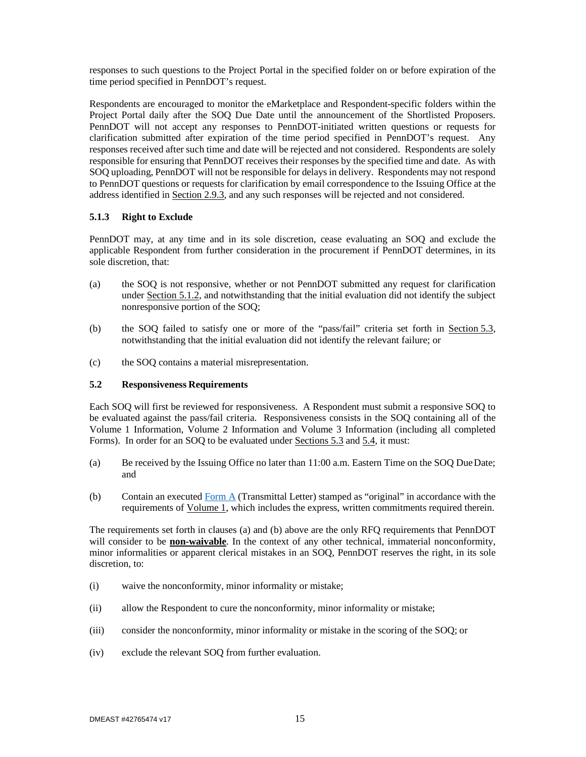responses to such questions to the Project Portal in the specified folder on or before expiration of the time period specified in PennDOT's request.

Respondents are encouraged to monitor the eMarketplace and Respondent-specific folders within the Project Portal daily after the SOQ Due Date until the announcement of the Shortlisted Proposers. PennDOT will not accept any responses to PennDOT-initiated written questions or requests for clarification submitted after expiration of the time period specified in PennDOT's request. Any responses received after such time and date will be rejected and not considered. Respondents are solely responsible for ensuring that PennDOT receives their responses by the specified time and date. As with SOQ uploading, PennDOT will not be responsible for delays in delivery. Respondents may not respond to PennDOT questions or requests for clarification by email correspondence to the Issuing Office at the address identified in Section 2.9.3, and any such responses will be rejected and not considered.

#### 5.1.3 Right to Exclude

PennDOT may, at any time and in its sole discretion, cease evaluating an SOQ and exclude the applicable Respondent from further consideration in the procurement if PennDOT determines, in its sole discretion, that:

(a) the SOQ is not responsive, whether or not PennDOT submitted any request for clarification under Section 5.1.2, and notwithstanding that the initial evaluation did not identify the subject nonresponsive portion of the SOQ;

(b) the SOQ failed to satisfy one or more of the "pass/fail" criteria set forth in Section 5.3, notwithstanding that the initial evaluation did not identify the relevant failure; or

(c) the SOQ contains a material misrepresentation.

### 5.2 Responsiveness Requirements

Each SOQ will first be reviewed for responsiveness. A Respondent must submit a responsive SOQ to be evaluated against the pass/fail criteria. Responsiveness consists in the SOQ containing all of the Volume 1 Information, Volume 2 Information and Volume 3 Information (including all completed Forms). In order for an SOQ to be evaluated under Sections 5.3 and 5.4, it must:

(a) Be received by the Issuing Office no later than 11:00 a.m. Eastern Time on the SOQ Due Date; and

(b) Contain an executed Form A (Transmittal Letter) stamped as "original" in accordance with the requirements of Volume 1, which includes the express, written commitments required therein.

The requirements set forth in clauses (a) and (b) above are the only RFQ requirements that PennDOT will consider to be **non-waivable**. In the context of any other technical, immaterial nonconformity, minor informalities or apparent clerical mistakes in an SOQ, PennDOT reserves the right, in its sole discretion, to:

(i) waive the nonconformity, minor informality or mistake;

(ii) allow the Respondent to cure the nonconformity, minor informality or mistake;

(iii) consider the nonconformity, minor informality or mistake in the scoring of the SOQ; or

(iv) exclude the relevant SOQ from further evaluation.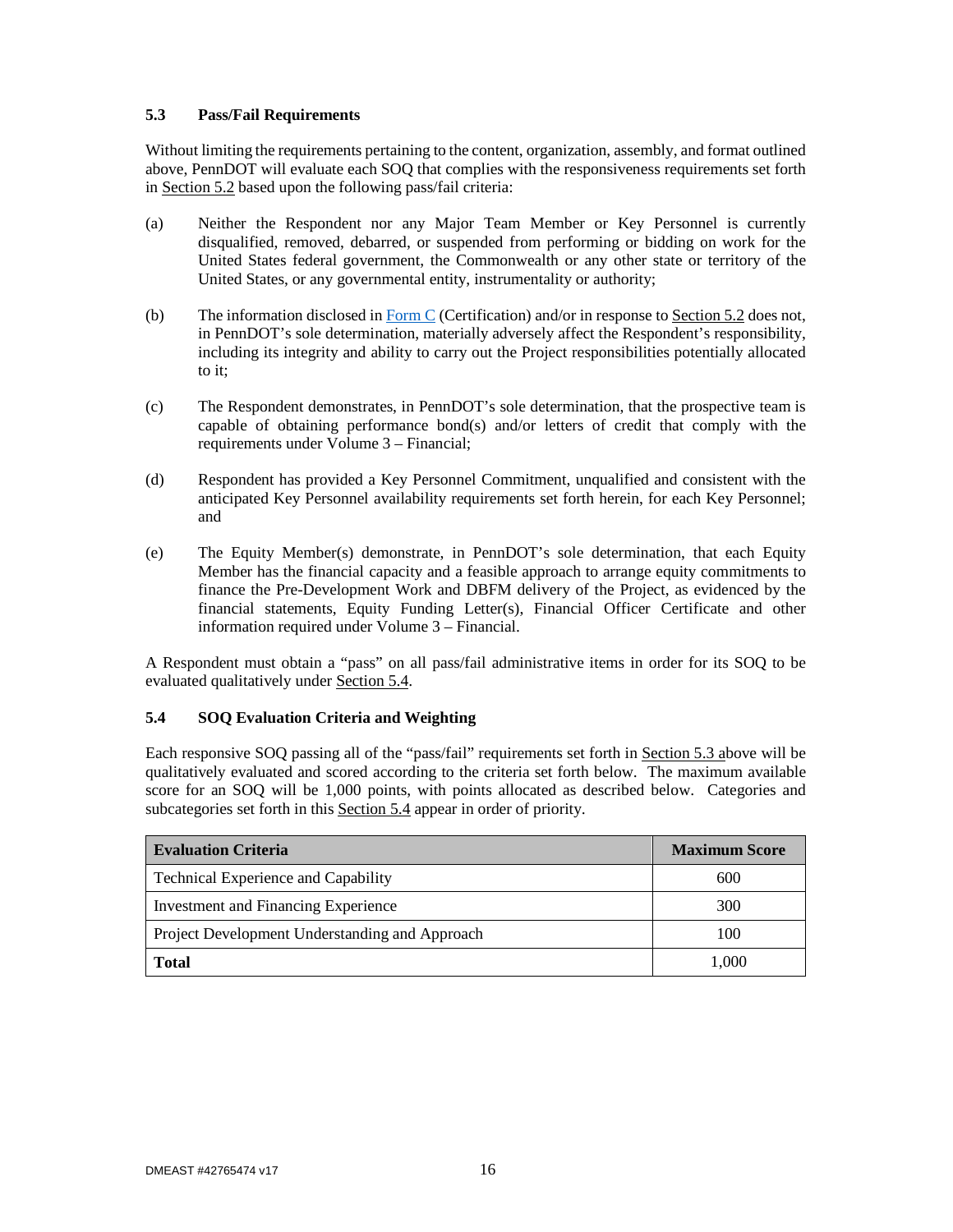### 5.3 Pass/Fail Requirements

Without limiting the requirements pertaining to the content, organization, assembly, and format outlined above, PennDOT will evaluate each SOQ that complies with the responsiveness requirements set forth in Section 5.2 based upon the following pass/fail criteria:

(a) Neither the Respondent nor any Major Team Member or Key Personnel is currently disqualified, removed, debarred, or suspended from performing or bidding on work for the United States federal government, the Commonwealth or any other state or territory of the United States, or any governmental entity, instrumentality or authority;

(b) The information disclosed in Form C (Certification) and/or in response to Section 5.2 does not, in PennDOT's sole determination, materially adversely affect the Respondent's responsibility, including its integrity and ability to carry out the Project responsibilities potentially allocated to it;

(c) The Respondent demonstrates, in PennDOT's sole determination, that the prospective team is capable of obtaining performance bond(s) and/or letters of credit that comply with the requirements under Volume 3 – Financial;

(d) Respondent has provided a Key Personnel Commitment, unqualified and consistent with the anticipated Key Personnel availability requirements set forth herein, for each Key Personnel; and

(e) The Equity Member(s) demonstrate, in PennDOT's sole determination, that each Equity Member has the financial capacity and a feasible approach to arrange equity commitments to finance the Pre-Development Work and DBFM delivery of the Project, as evidenced by the financial statements, Equity Funding Letter(s), Financial Officer Certificate and other information required under Volume 3 – Financial.

A Respondent must obtain a "pass" on all pass/fail administrative items in order for its SOQ to be evaluated qualitatively under Section 5.4.

### 5.4 SOQ Evaluation Criteria and Weighting

Each responsive SOQ passing all of the "pass/fail" requirements set forth in Section 5.3 above will be qualitatively evaluated and scored according to the criteria set forth below. The maximum available score for an SOQ will be 1,000 points, with points allocated as described below. Categories and subcategories set forth in this Section 5.4 appear in order of priority.

| Evaluation Criteria | Maximum Score |
|---|---|
| Technical Experience and Capability | 600 |
| Investment and Financing Experience | 300 |
| Project Development Understanding and Approach | 100 |
| **Total** | 1,000 |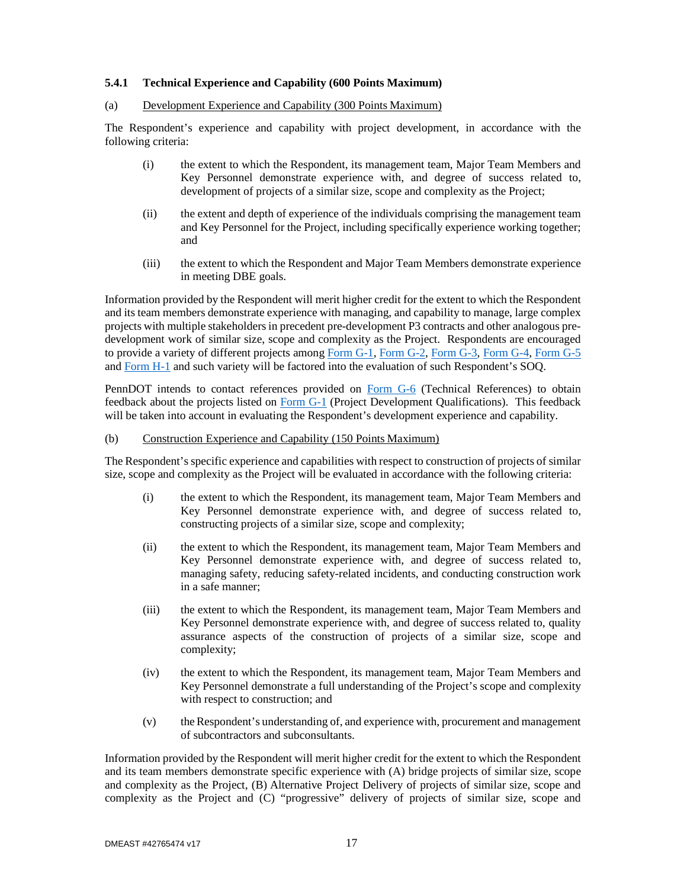#### 5.4.1 Technical Experience and Capability (600 Points Maximum)

(a) Development Experience and Capability (300 Points Maximum)

The Respondent's experience and capability with project development, in accordance with the following criteria:

(i) the extent to which the Respondent, its management team, Major Team Members and Key Personnel demonstrate experience with, and degree of success related to, development of projects of a similar size, scope and complexity as the Project;

(ii) the extent and depth of experience of the individuals comprising the management team and Key Personnel for the Project, including specifically experience working together; and

(iii) the extent to which the Respondent and Major Team Members demonstrate experience in meeting DBE goals.

Information provided by the Respondent will merit higher credit for the extent to which the Respondent and its team members demonstrate experience with managing, and capability to manage, large complex projects with multiple stakeholders in precedent pre-development P3 contracts and other analogous pre-development work of similar size, scope and complexity as the Project. Respondents are encouraged to provide a variety of different projects among Form G-1, Form G-2, Form G-3, Form G-4, Form G-5 and Form H-1 and such variety will be factored into the evaluation of such Respondent's SOQ.

PennDOT intends to contact references provided on Form G-6 (Technical References) to obtain feedback about the projects listed on Form G-1 (Project Development Qualifications). This feedback will be taken into account in evaluating the Respondent's development experience and capability.

(b) Construction Experience and Capability (150 Points Maximum)

The Respondent's specific experience and capabilities with respect to construction of projects of similar size, scope and complexity as the Project will be evaluated in accordance with the following criteria:

(i) the extent to which the Respondent, its management team, Major Team Members and Key Personnel demonstrate experience with, and degree of success related to, constructing projects of a similar size, scope and complexity;

(ii) the extent to which the Respondent, its management team, Major Team Members and Key Personnel demonstrate experience with, and degree of success related to, managing safety, reducing safety-related incidents, and conducting construction work in a safe manner;

(iii) the extent to which the Respondent, its management team, Major Team Members and Key Personnel demonstrate experience with, and degree of success related to, quality assurance aspects of the construction of projects of a similar size, scope and complexity;

(iv) the extent to which the Respondent, its management team, Major Team Members and Key Personnel demonstrate a full understanding of the Project's scope and complexity with respect to construction; and

(v) the Respondent's understanding of, and experience with, procurement and management of subcontractors and subconsultants.

Information provided by the Respondent will merit higher credit for the extent to which the Respondent and its team members demonstrate specific experience with (A) bridge projects of similar size, scope and complexity as the Project, (B) Alternative Project Delivery of projects of similar size, scope and complexity as the Project and (C) "progressive" delivery of projects of similar size, scope and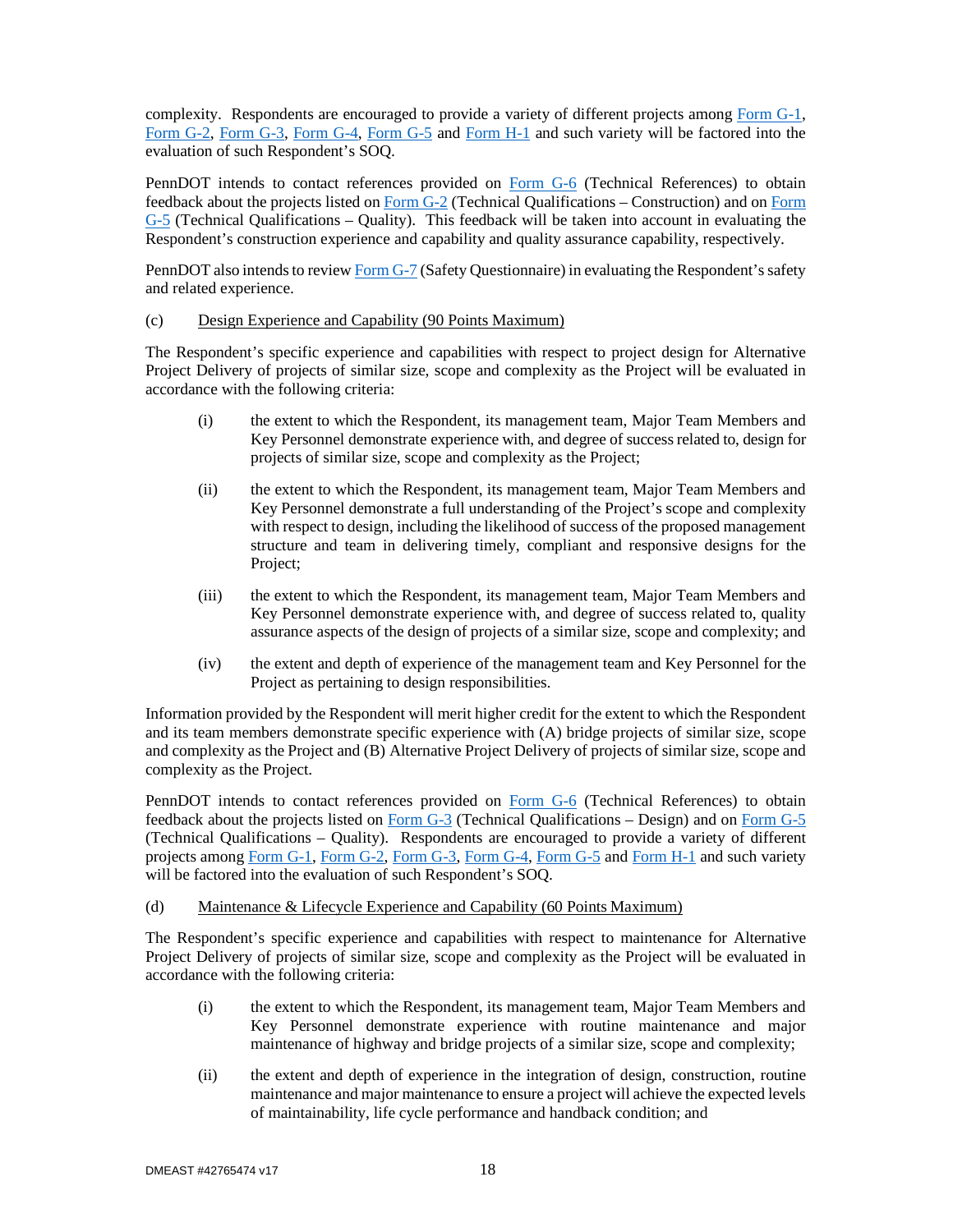complexity. Respondents are encouraged to provide a variety of different projects among Form G-1, Form G-2, Form G-3, Form G-4, Form G-5 and Form H-1 and such variety will be factored into the evaluation of such Respondent's SOQ.

PennDOT intends to contact references provided on Form G-6 (Technical References) to obtain feedback about the projects listed on Form G-2 (Technical Qualifications – Construction) and on Form G-5 (Technical Qualifications – Quality). This feedback will be taken into account in evaluating the Respondent's construction experience and capability and quality assurance capability, respectively.

PennDOT also intends to review Form G-7 (Safety Questionnaire) in evaluating the Respondent's safety and related experience.

(c) Design Experience and Capability (90 Points Maximum)

The Respondent's specific experience and capabilities with respect to project design for Alternative Project Delivery of projects of similar size, scope and complexity as the Project will be evaluated in accordance with the following criteria:

(i) the extent to which the Respondent, its management team, Major Team Members and Key Personnel demonstrate experience with, and degree of success related to, design for projects of similar size, scope and complexity as the Project;

(ii) the extent to which the Respondent, its management team, Major Team Members and Key Personnel demonstrate a full understanding of the Project's scope and complexity with respect to design, including the likelihood of success of the proposed management structure and team in delivering timely, compliant and responsive designs for the Project;

(iii) the extent to which the Respondent, its management team, Major Team Members and Key Personnel demonstrate experience with, and degree of success related to, quality assurance aspects of the design of projects of a similar size, scope and complexity; and

(iv) the extent and depth of experience of the management team and Key Personnel for the Project as pertaining to design responsibilities.

Information provided by the Respondent will merit higher credit for the extent to which the Respondent and its team members demonstrate specific experience with (A) bridge projects of similar size, scope and complexity as the Project and (B) Alternative Project Delivery of projects of similar size, scope and complexity as the Project.

PennDOT intends to contact references provided on Form G-6 (Technical References) to obtain feedback about the projects listed on Form G-3 (Technical Qualifications – Design) and on Form G-5 (Technical Qualifications – Quality). Respondents are encouraged to provide a variety of different projects among Form G-1, Form G-2, Form G-3, Form G-4, Form G-5 and Form H-1 and such variety will be factored into the evaluation of such Respondent's SOQ.

(d) Maintenance & Lifecycle Experience and Capability (60 Points Maximum)

The Respondent's specific experience and capabilities with respect to maintenance for Alternative Project Delivery of projects of similar size, scope and complexity as the Project will be evaluated in accordance with the following criteria:

(i) the extent to which the Respondent, its management team, Major Team Members and Key Personnel demonstrate experience with routine maintenance and major maintenance of highway and bridge projects of a similar size, scope and complexity;

(ii) the extent and depth of experience in the integration of design, construction, routine maintenance and major maintenance to ensure a project will achieve the expected levels of maintainability, life cycle performance and handback condition; and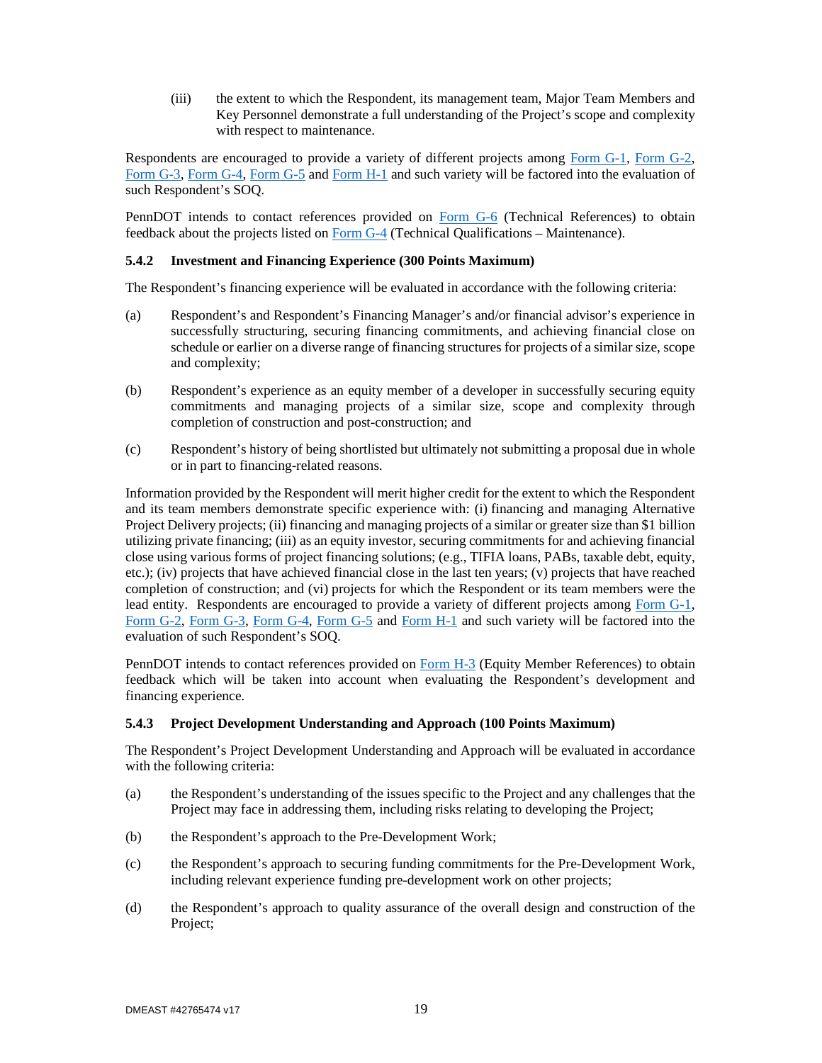(iii) the extent to which the Respondent, its management team, Major Team Members and Key Personnel demonstrate a full understanding of the Project's scope and complexity with respect to maintenance.

Respondents are encouraged to provide a variety of different projects among Form G-1, Form G-2, Form G-3, Form G-4, Form G-5 and Form H-1 and such variety will be factored into the evaluation of such Respondent's SOQ.

PennDOT intends to contact references provided on Form G-6 (Technical References) to obtain feedback about the projects listed on Form G-4 (Technical Qualifications – Maintenance).

### 5.4.2 Investment and Financing Experience (300 Points Maximum)

The Respondent's financing experience will be evaluated in accordance with the following criteria:

(a) Respondent's and Respondent's Financing Manager's and/or financial advisor's experience in successfully structuring, securing financing commitments, and achieving financial close on schedule or earlier on a diverse range of financing structures for projects of a similar size, scope and complexity;

(b) Respondent's experience as an equity member of a developer in successfully securing equity commitments and managing projects of a similar size, scope and complexity through completion of construction and post-construction; and

(c) Respondent's history of being shortlisted but ultimately not submitting a proposal due in whole or in part to financing-related reasons.

Information provided by the Respondent will merit higher credit for the extent to which the Respondent and its team members demonstrate specific experience with: (i) financing and managing Alternative Project Delivery projects; (ii) financing and managing projects of a similar or greater size than $1 billion utilizing private financing; (iii) as an equity investor, securing commitments for and achieving financial close using various forms of project financing solutions; (e.g., TIFIA loans, PABs, taxable debt, equity, etc.); (iv) projects that have achieved financial close in the last ten years; (v) projects that have reached completion of construction; and (vi) projects for which the Respondent or its team members were the lead entity. Respondents are encouraged to provide a variety of different projects among Form G-1, Form G-2, Form G-3, Form G-4, Form G-5 and Form H-1 and such variety will be factored into the evaluation of such Respondent's SOQ.

PennDOT intends to contact references provided on Form H-3 (Equity Member References) to obtain feedback which will be taken into account when evaluating the Respondent's development and financing experience.

### 5.4.3 Project Development Understanding and Approach (100 Points Maximum)

The Respondent's Project Development Understanding and Approach will be evaluated in accordance with the following criteria:

(a) the Respondent's understanding of the issues specific to the Project and any challenges that the Project may face in addressing them, including risks relating to developing the Project;

(b) the Respondent's approach to the Pre-Development Work;

(c) the Respondent's approach to securing funding commitments for the Pre-Development Work, including relevant experience funding pre-development work on other projects;

(d) the Respondent's approach to quality assurance of the overall design and construction of the Project;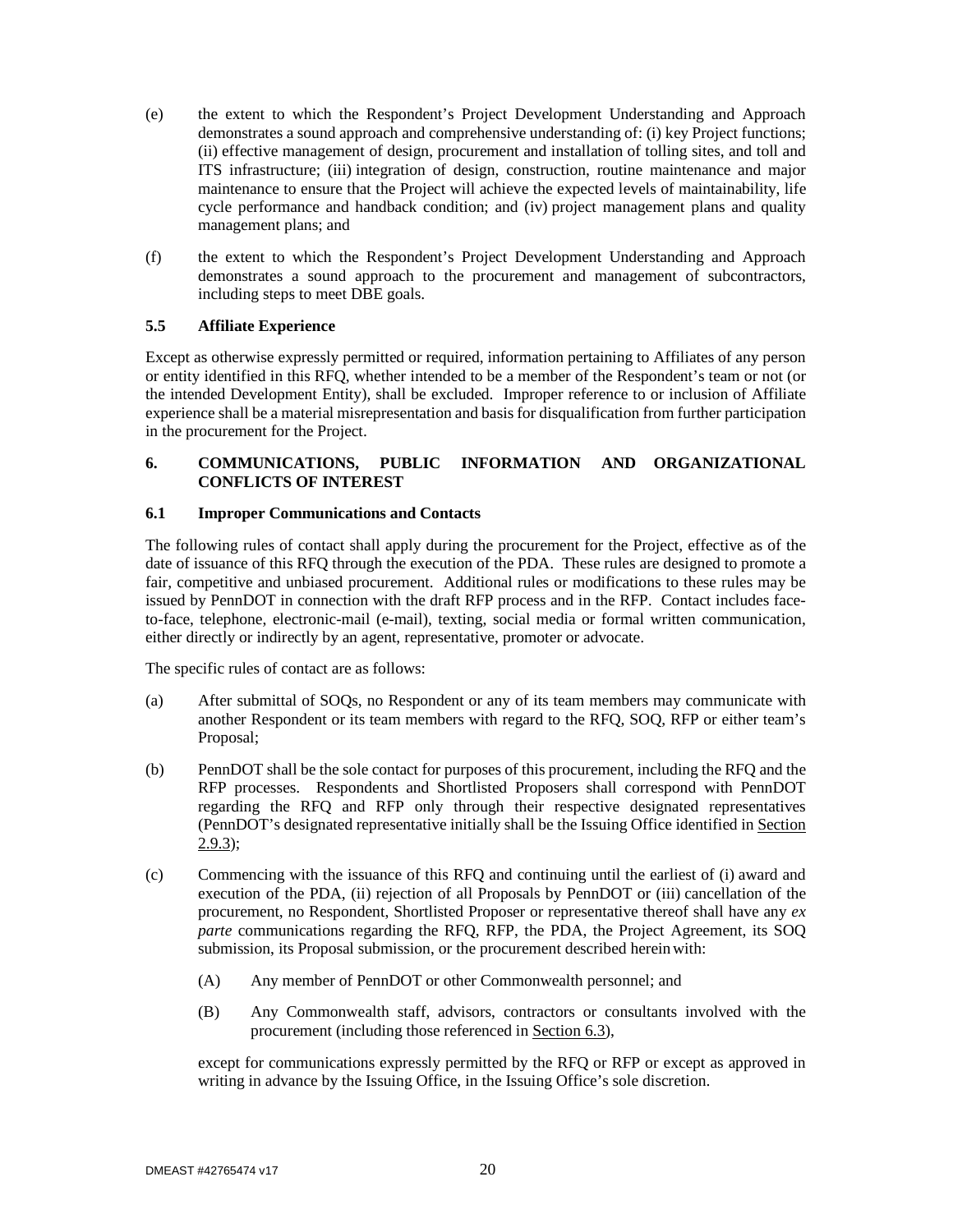(e) the extent to which the Respondent's Project Development Understanding and Approach demonstrates a sound approach and comprehensive understanding of: (i) key Project functions; (ii) effective management of design, procurement and installation of tolling sites, and toll and ITS infrastructure; (iii) integration of design, construction, routine maintenance and major maintenance to ensure that the Project will achieve the expected levels of maintainability, life cycle performance and handback condition; and (iv) project management plans and quality management plans; and

(f) the extent to which the Respondent's Project Development Understanding and Approach demonstrates a sound approach to the procurement and management of subcontractors, including steps to meet DBE goals.

### 5.5 Affiliate Experience

Except as otherwise expressly permitted or required, information pertaining to Affiliates of any person or entity identified in this RFQ, whether intended to be a member of the Respondent's team or not (or the intended Development Entity), shall be excluded. Improper reference to or inclusion of Affiliate experience shall be a material misrepresentation and basis for disqualification from further participation in the procurement for the Project.

## 6. COMMUNICATIONS, PUBLIC INFORMATION AND ORGANIZATIONAL CONFLICTS OF INTEREST

### 6.1 Improper Communications and Contacts

The following rules of contact shall apply during the procurement for the Project, effective as of the date of issuance of this RFQ through the execution of the PDA. These rules are designed to promote a fair, competitive and unbiased procurement. Additional rules or modifications to these rules may be issued by PennDOT in connection with the draft RFP process and in the RFP. Contact includes face-to-face, telephone, electronic-mail (e-mail), texting, social media or formal written communication, either directly or indirectly by an agent, representative, promoter or advocate.

The specific rules of contact are as follows:

(a) After submittal of SOQs, no Respondent or any of its team members may communicate with another Respondent or its team members with regard to the RFQ, SOQ, RFP or either team's Proposal;

(b) PennDOT shall be the sole contact for purposes of this procurement, including the RFQ and the RFP processes. Respondents and Shortlisted Proposers shall correspond with PennDOT regarding the RFQ and RFP only through their respective designated representatives (PennDOT's designated representative initially shall be the Issuing Office identified in Section 2.9.3);

(c) Commencing with the issuance of this RFQ and continuing until the earliest of (i) award and execution of the PDA, (ii) rejection of all Proposals by PennDOT or (iii) cancellation of the procurement, no Respondent, Shortlisted Proposer or representative thereof shall have any *ex parte* communications regarding the RFQ, RFP, the PDA, the Project Agreement, its SOQ submission, its Proposal submission, or the procurement described herein with:

  (A) Any member of PennDOT or other Commonwealth personnel; and

  (B) Any Commonwealth staff, advisors, contractors or consultants involved with the procurement (including those referenced in Section 6.3),

  except for communications expressly permitted by the RFQ or RFP or except as approved in writing in advance by the Issuing Office, in the Issuing Office's sole discretion.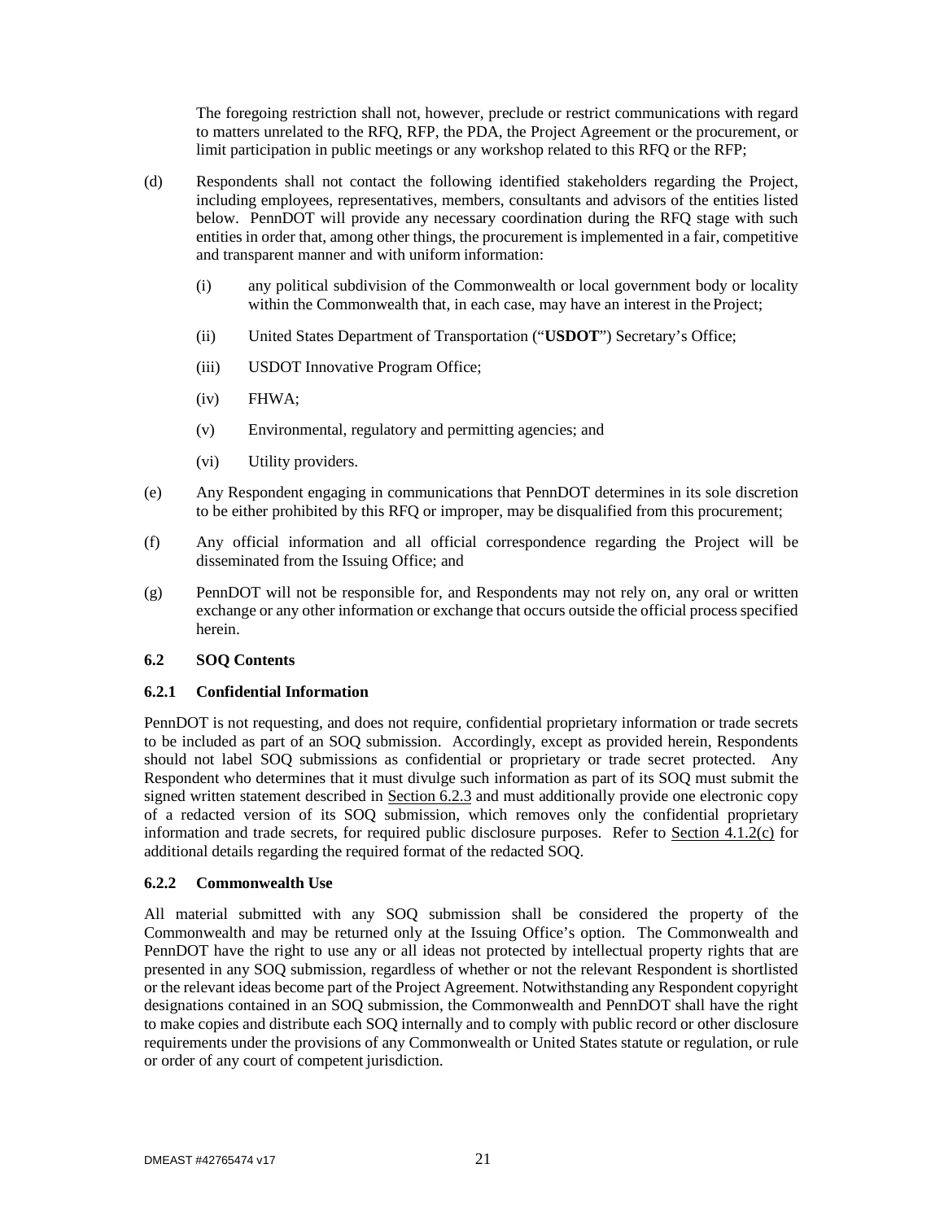The foregoing restriction shall not, however, preclude or restrict communications with regard to matters unrelated to the RFQ, RFP, the PDA, the Project Agreement or the procurement, or limit participation in public meetings or any workshop related to this RFQ or the RFP;

(d) Respondents shall not contact the following identified stakeholders regarding the Project, including employees, representatives, members, consultants and advisors of the entities listed below. PennDOT will provide any necessary coordination during the RFQ stage with such entities in order that, among other things, the procurement is implemented in a fair, competitive and transparent manner and with uniform information:

   (i) any political subdivision of the Commonwealth or local government body or locality within the Commonwealth that, in each case, may have an interest in the Project;

   (ii) United States Department of Transportation ("**USDOT**") Secretary's Office;

   (iii) USDOT Innovative Program Office;

   (iv) FHWA;

   (v) Environmental, regulatory and permitting agencies; and

   (vi) Utility providers.

(e) Any Respondent engaging in communications that PennDOT determines in its sole discretion to be either prohibited by this RFQ or improper, may be disqualified from this procurement;

(f) Any official information and all official correspondence regarding the Project will be disseminated from the Issuing Office; and

(g) PennDOT will not be responsible for, and Respondents may not rely on, any oral or written exchange or any other information or exchange that occurs outside the official process specified herein.

### 6.2 SOQ Contents

#### 6.2.1 Confidential Information

PennDOT is not requesting, and does not require, confidential proprietary information or trade secrets to be included as part of an SOQ submission. Accordingly, except as provided herein, Respondents should not label SOQ submissions as confidential or proprietary or trade secret protected. Any Respondent who determines that it must divulge such information as part of its SOQ must submit the signed written statement described in Section 6.2.3 and must additionally provide one electronic copy of a redacted version of its SOQ submission, which removes only the confidential proprietary information and trade secrets, for required public disclosure purposes. Refer to Section 4.1.2(c) for additional details regarding the required format of the redacted SOQ.

#### 6.2.2 Commonwealth Use

All material submitted with any SOQ submission shall be considered the property of the Commonwealth and may be returned only at the Issuing Office's option. The Commonwealth and PennDOT have the right to use any or all ideas not protected by intellectual property rights that are presented in any SOQ submission, regardless of whether or not the relevant Respondent is shortlisted or the relevant ideas become part of the Project Agreement. Notwithstanding any Respondent copyright designations contained in an SOQ submission, the Commonwealth and PennDOT shall have the right to make copies and distribute each SOQ internally and to comply with public record or other disclosure requirements under the provisions of any Commonwealth or United States statute or regulation, or rule or order of any court of competent jurisdiction.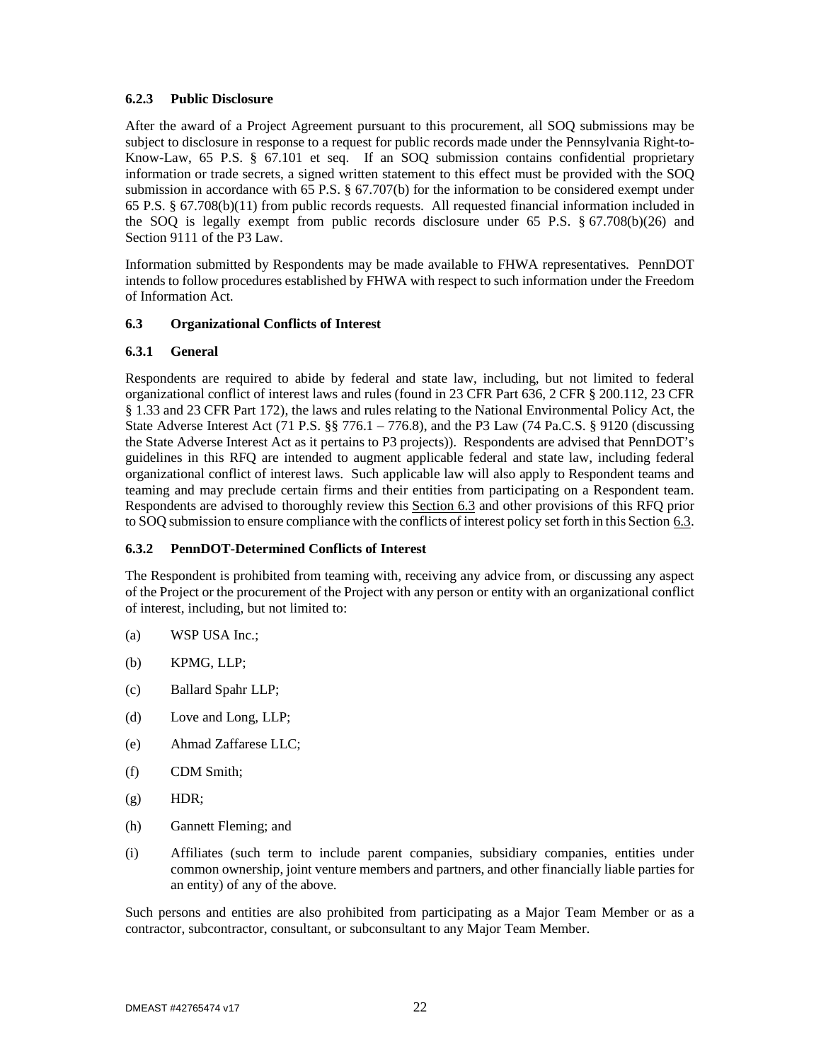### 6.2.3 Public Disclosure

After the award of a Project Agreement pursuant to this procurement, all SOQ submissions may be subject to disclosure in response to a request for public records made under the Pennsylvania Right-to-Know-Law, 65 P.S. § 67.101 et seq. If an SOQ submission contains confidential proprietary information or trade secrets, a signed written statement to this effect must be provided with the SOQ submission in accordance with 65 P.S. § 67.707(b) for the information to be considered exempt under 65 P.S. § 67.708(b)(11) from public records requests. All requested financial information included in the SOQ is legally exempt from public records disclosure under 65 P.S. § 67.708(b)(26) and Section 9111 of the P3 Law.

Information submitted by Respondents may be made available to FHWA representatives. PennDOT intends to follow procedures established by FHWA with respect to such information under the Freedom of Information Act.

### 6.3 Organizational Conflicts of Interest

### 6.3.1 General

Respondents are required to abide by federal and state law, including, but not limited to federal organizational conflict of interest laws and rules (found in 23 CFR Part 636, 2 CFR § 200.112, 23 CFR § 1.33 and 23 CFR Part 172), the laws and rules relating to the National Environmental Policy Act, the State Adverse Interest Act (71 P.S. §§ 776.1 – 776.8), and the P3 Law (74 Pa.C.S. § 9120 (discussing the State Adverse Interest Act as it pertains to P3 projects)). Respondents are advised that PennDOT's guidelines in this RFQ are intended to augment applicable federal and state law, including federal organizational conflict of interest laws. Such applicable law will also apply to Respondent teams and teaming and may preclude certain firms and their entities from participating on a Respondent team. Respondents are advised to thoroughly review this Section 6.3 and other provisions of this RFQ prior to SOQ submission to ensure compliance with the conflicts of interest policy set forth in this Section 6.3.

### 6.3.2 PennDOT-Determined Conflicts of Interest

The Respondent is prohibited from teaming with, receiving any advice from, or discussing any aspect of the Project or the procurement of the Project with any person or entity with an organizational conflict of interest, including, but not limited to:

(a) WSP USA Inc.;

(b) KPMG, LLP;

(c) Ballard Spahr LLP;

(d) Love and Long, LLP;

(e) Ahmad Zaffarese LLC;

(f) CDM Smith;

(g) HDR;

(h) Gannett Fleming; and

(i) Affiliates (such term to include parent companies, subsidiary companies, entities under common ownership, joint venture members and partners, and other financially liable parties for an entity) of any of the above.

Such persons and entities are also prohibited from participating as a Major Team Member or as a contractor, subcontractor, consultant, or subconsultant to any Major Team Member.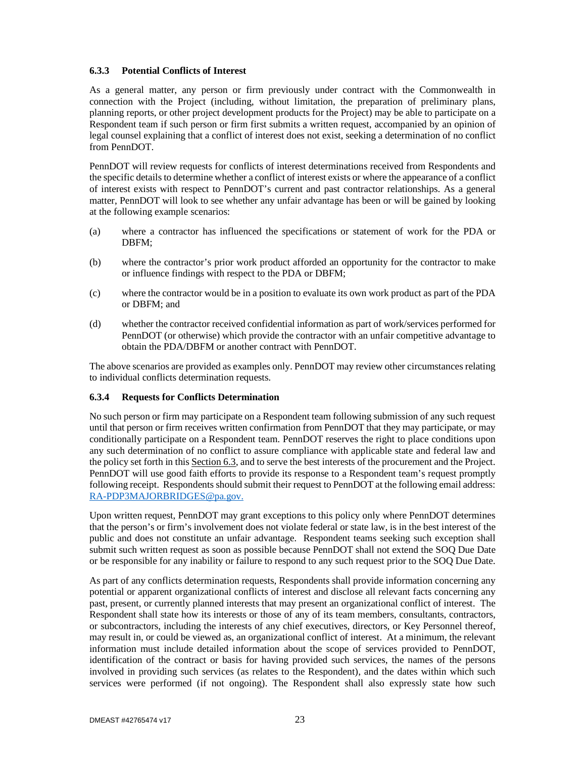### 6.3.3 Potential Conflicts of Interest

As a general matter, any person or firm previously under contract with the Commonwealth in connection with the Project (including, without limitation, the preparation of preliminary plans, planning reports, or other project development products for the Project) may be able to participate on a Respondent team if such person or firm first submits a written request, accompanied by an opinion of legal counsel explaining that a conflict of interest does not exist, seeking a determination of no conflict from PennDOT.

PennDOT will review requests for conflicts of interest determinations received from Respondents and the specific details to determine whether a conflict of interest exists or where the appearance of a conflict of interest exists with respect to PennDOT's current and past contractor relationships. As a general matter, PennDOT will look to see whether any unfair advantage has been or will be gained by looking at the following example scenarios:

(a) where a contractor has influenced the specifications or statement of work for the PDA or DBFM;

(b) where the contractor's prior work product afforded an opportunity for the contractor to make or influence findings with respect to the PDA or DBFM;

(c) where the contractor would be in a position to evaluate its own work product as part of the PDA or DBFM; and

(d) whether the contractor received confidential information as part of work/services performed for PennDOT (or otherwise) which provide the contractor with an unfair competitive advantage to obtain the PDA/DBFM or another contract with PennDOT.

The above scenarios are provided as examples only. PennDOT may review other circumstances relating to individual conflicts determination requests.

### 6.3.4 Requests for Conflicts Determination

No such person or firm may participate on a Respondent team following submission of any such request until that person or firm receives written confirmation from PennDOT that they may participate, or may conditionally participate on a Respondent team. PennDOT reserves the right to place conditions upon any such determination of no conflict to assure compliance with applicable state and federal law and the policy set forth in this Section 6.3, and to serve the best interests of the procurement and the Project. PennDOT will use good faith efforts to provide its response to a Respondent team's request promptly following receipt. Respondents should submit their request to PennDOT at the following email address: RA-PDP3MAJORBRIDGES@pa.gov.

Upon written request, PennDOT may grant exceptions to this policy only where PennDOT determines that the person's or firm's involvement does not violate federal or state law, is in the best interest of the public and does not constitute an unfair advantage. Respondent teams seeking such exception shall submit such written request as soon as possible because PennDOT shall not extend the SOQ Due Date or be responsible for any inability or failure to respond to any such request prior to the SOQ Due Date.

As part of any conflicts determination requests, Respondents shall provide information concerning any potential or apparent organizational conflicts of interest and disclose all relevant facts concerning any past, present, or currently planned interests that may present an organizational conflict of interest. The Respondent shall state how its interests or those of any of its team members, consultants, contractors, or subcontractors, including the interests of any chief executives, directors, or Key Personnel thereof, may result in, or could be viewed as, an organizational conflict of interest. At a minimum, the relevant information must include detailed information about the scope of services provided to PennDOT, identification of the contract or basis for having provided such services, the names of the persons involved in providing such services (as relates to the Respondent), and the dates within which such services were performed (if not ongoing). The Respondent shall also expressly state how such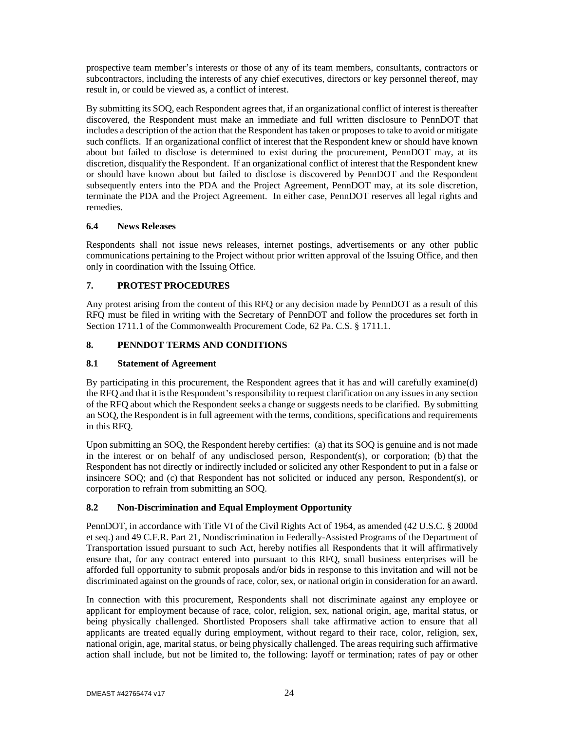prospective team member's interests or those of any of its team members, consultants, contractors or subcontractors, including the interests of any chief executives, directors or key personnel thereof, may result in, or could be viewed as, a conflict of interest.

By submitting its SOQ, each Respondent agrees that, if an organizational conflict of interest is thereafter discovered, the Respondent must make an immediate and full written disclosure to PennDOT that includes a description of the action that the Respondent has taken or proposes to take to avoid or mitigate such conflicts. If an organizational conflict of interest that the Respondent knew or should have known about but failed to disclose is determined to exist during the procurement, PennDOT may, at its discretion, disqualify the Respondent. If an organizational conflict of interest that the Respondent knew or should have known about but failed to disclose is discovered by PennDOT and the Respondent subsequently enters into the PDA and the Project Agreement, PennDOT may, at its sole discretion, terminate the PDA and the Project Agreement. In either case, PennDOT reserves all legal rights and remedies.

### 6.4 News Releases

Respondents shall not issue news releases, internet postings, advertisements or any other public communications pertaining to the Project without prior written approval of the Issuing Office, and then only in coordination with the Issuing Office.

## 7. PROTEST PROCEDURES

Any protest arising from the content of this RFQ or any decision made by PennDOT as a result of this RFQ must be filed in writing with the Secretary of PennDOT and follow the procedures set forth in Section 1711.1 of the Commonwealth Procurement Code, 62 Pa. C.S. § 1711.1.

## 8. PENNDOT TERMS AND CONDITIONS

### 8.1 Statement of Agreement

By participating in this procurement, the Respondent agrees that it has and will carefully examine(d) the RFQ and that it is the Respondent's responsibility to request clarification on any issues in any section of the RFQ about which the Respondent seeks a change or suggests needs to be clarified. By submitting an SOQ, the Respondent is in full agreement with the terms, conditions, specifications and requirements in this RFQ.

Upon submitting an SOQ, the Respondent hereby certifies: (a) that its SOQ is genuine and is not made in the interest or on behalf of any undisclosed person, Respondent(s), or corporation; (b) that the Respondent has not directly or indirectly included or solicited any other Respondent to put in a false or insincere SOQ; and (c) that Respondent has not solicited or induced any person, Respondent(s), or corporation to refrain from submitting an SOQ.

### 8.2 Non-Discrimination and Equal Employment Opportunity

PennDOT, in accordance with Title VI of the Civil Rights Act of 1964, as amended (42 U.S.C. § 2000d et seq.) and 49 C.F.R. Part 21, Nondiscrimination in Federally-Assisted Programs of the Department of Transportation issued pursuant to such Act, hereby notifies all Respondents that it will affirmatively ensure that, for any contract entered into pursuant to this RFQ, small business enterprises will be afforded full opportunity to submit proposals and/or bids in response to this invitation and will not be discriminated against on the grounds of race, color, sex, or national origin in consideration for an award.

In connection with this procurement, Respondents shall not discriminate against any employee or applicant for employment because of race, color, religion, sex, national origin, age, marital status, or being physically challenged. Shortlisted Proposers shall take affirmative action to ensure that all applicants are treated equally during employment, without regard to their race, color, religion, sex, national origin, age, marital status, or being physically challenged. The areas requiring such affirmative action shall include, but not be limited to, the following: layoff or termination; rates of pay or other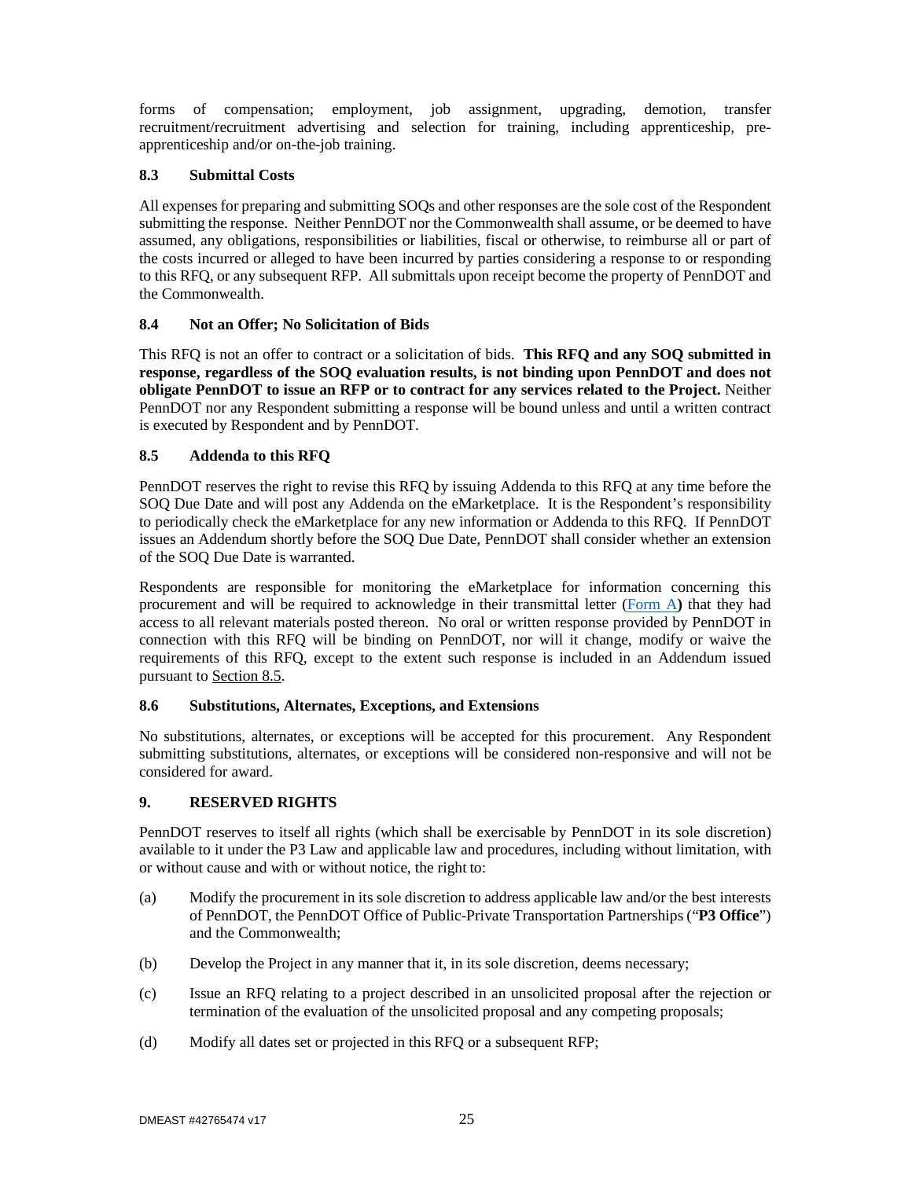forms of compensation; employment, job assignment, upgrading, demotion, transfer recruitment/recruitment advertising and selection for training, including apprenticeship, pre-apprenticeship and/or on-the-job training.

### 8.3 Submittal Costs

All expenses for preparing and submitting SOQs and other responses are the sole cost of the Respondent submitting the response. Neither PennDOT nor the Commonwealth shall assume, or be deemed to have assumed, any obligations, responsibilities or liabilities, fiscal or otherwise, to reimburse all or part of the costs incurred or alleged to have been incurred by parties considering a response to or responding to this RFQ, or any subsequent RFP. All submittals upon receipt become the property of PennDOT and the Commonwealth.

### 8.4 Not an Offer; No Solicitation of Bids

This RFQ is not an offer to contract or a solicitation of bids. **This RFQ and any SOQ submitted in response, regardless of the SOQ evaluation results, is not binding upon PennDOT and does not obligate PennDOT to issue an RFP or to contract for any services related to the Project.** Neither PennDOT nor any Respondent submitting a response will be bound unless and until a written contract is executed by Respondent and by PennDOT.

### 8.5 Addenda to this RFQ

PennDOT reserves the right to revise this RFQ by issuing Addenda to this RFQ at any time before the SOQ Due Date and will post any Addenda on the eMarketplace. It is the Respondent's responsibility to periodically check the eMarketplace for any new information or Addenda to this RFQ. If PennDOT issues an Addendum shortly before the SOQ Due Date, PennDOT shall consider whether an extension of the SOQ Due Date is warranted.

Respondents are responsible for monitoring the eMarketplace for information concerning this procurement and will be required to acknowledge in their transmittal letter (Form A**)** that they had access to all relevant materials posted thereon. No oral or written response provided by PennDOT in connection with this RFQ will be binding on PennDOT, nor will it change, modify or waive the requirements of this RFQ, except to the extent such response is included in an Addendum issued pursuant to Section 8.5.

### 8.6 Substitutions, Alternates, Exceptions, and Extensions

No substitutions, alternates, or exceptions will be accepted for this procurement. Any Respondent submitting substitutions, alternates, or exceptions will be considered non-responsive and will not be considered for award.

## 9. RESERVED RIGHTS

PennDOT reserves to itself all rights (which shall be exercisable by PennDOT in its sole discretion) available to it under the P3 Law and applicable law and procedures, including without limitation, with or without cause and with or without notice, the right to:

(a) Modify the procurement in its sole discretion to address applicable law and/or the best interests of PennDOT, the PennDOT Office of Public-Private Transportation Partnerships ("**P3 Office**") and the Commonwealth;

(b) Develop the Project in any manner that it, in its sole discretion, deems necessary;

(c) Issue an RFQ relating to a project described in an unsolicited proposal after the rejection or termination of the evaluation of the unsolicited proposal and any competing proposals;

(d) Modify all dates set or projected in this RFQ or a subsequent RFP;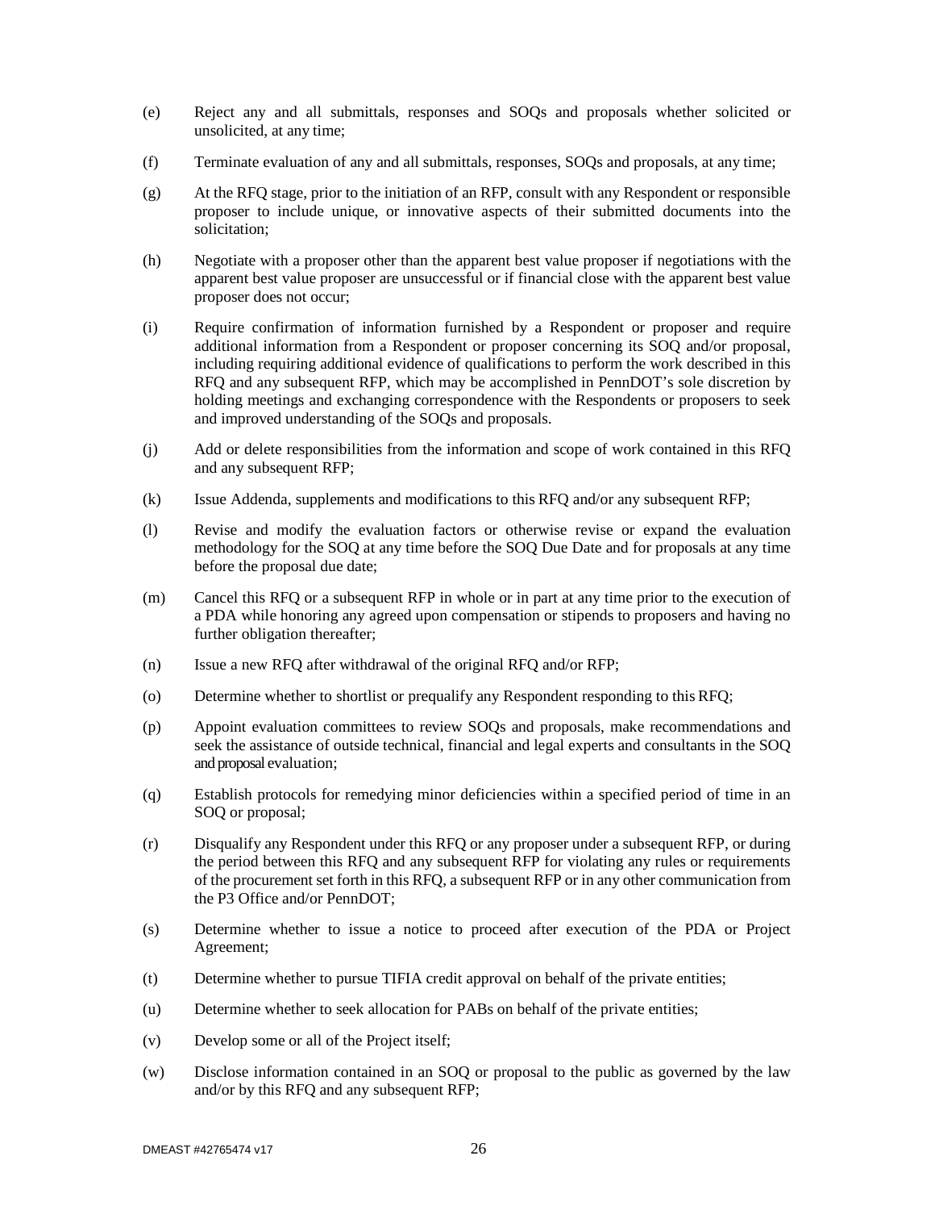(e) Reject any and all submittals, responses and SOQs and proposals whether solicited or unsolicited, at any time;

(f) Terminate evaluation of any and all submittals, responses, SOQs and proposals, at any time;

(g) At the RFQ stage, prior to the initiation of an RFP, consult with any Respondent or responsible proposer to include unique, or innovative aspects of their submitted documents into the solicitation;

(h) Negotiate with a proposer other than the apparent best value proposer if negotiations with the apparent best value proposer are unsuccessful or if financial close with the apparent best value proposer does not occur;

(i) Require confirmation of information furnished by a Respondent or proposer and require additional information from a Respondent or proposer concerning its SOQ and/or proposal, including requiring additional evidence of qualifications to perform the work described in this RFQ and any subsequent RFP, which may be accomplished in PennDOT's sole discretion by holding meetings and exchanging correspondence with the Respondents or proposers to seek and improved understanding of the SOQs and proposals.

(j) Add or delete responsibilities from the information and scope of work contained in this RFQ and any subsequent RFP;

(k) Issue Addenda, supplements and modifications to this RFQ and/or any subsequent RFP;

(l) Revise and modify the evaluation factors or otherwise revise or expand the evaluation methodology for the SOQ at any time before the SOQ Due Date and for proposals at any time before the proposal due date;

(m) Cancel this RFQ or a subsequent RFP in whole or in part at any time prior to the execution of a PDA while honoring any agreed upon compensation or stipends to proposers and having no further obligation thereafter;

(n) Issue a new RFQ after withdrawal of the original RFQ and/or RFP;

(o) Determine whether to shortlist or prequalify any Respondent responding to this RFQ;

(p) Appoint evaluation committees to review SOQs and proposals, make recommendations and seek the assistance of outside technical, financial and legal experts and consultants in the SOQ and proposal evaluation;

(q) Establish protocols for remedying minor deficiencies within a specified period of time in an SOQ or proposal;

(r) Disqualify any Respondent under this RFQ or any proposer under a subsequent RFP, or during the period between this RFQ and any subsequent RFP for violating any rules or requirements of the procurement set forth in this RFQ, a subsequent RFP or in any other communication from the P3 Office and/or PennDOT;

(s) Determine whether to issue a notice to proceed after execution of the PDA or Project Agreement;

(t) Determine whether to pursue TIFIA credit approval on behalf of the private entities;

(u) Determine whether to seek allocation for PABs on behalf of the private entities;

(v) Develop some or all of the Project itself;

(w) Disclose information contained in an SOQ or proposal to the public as governed by the law and/or by this RFQ and any subsequent RFP;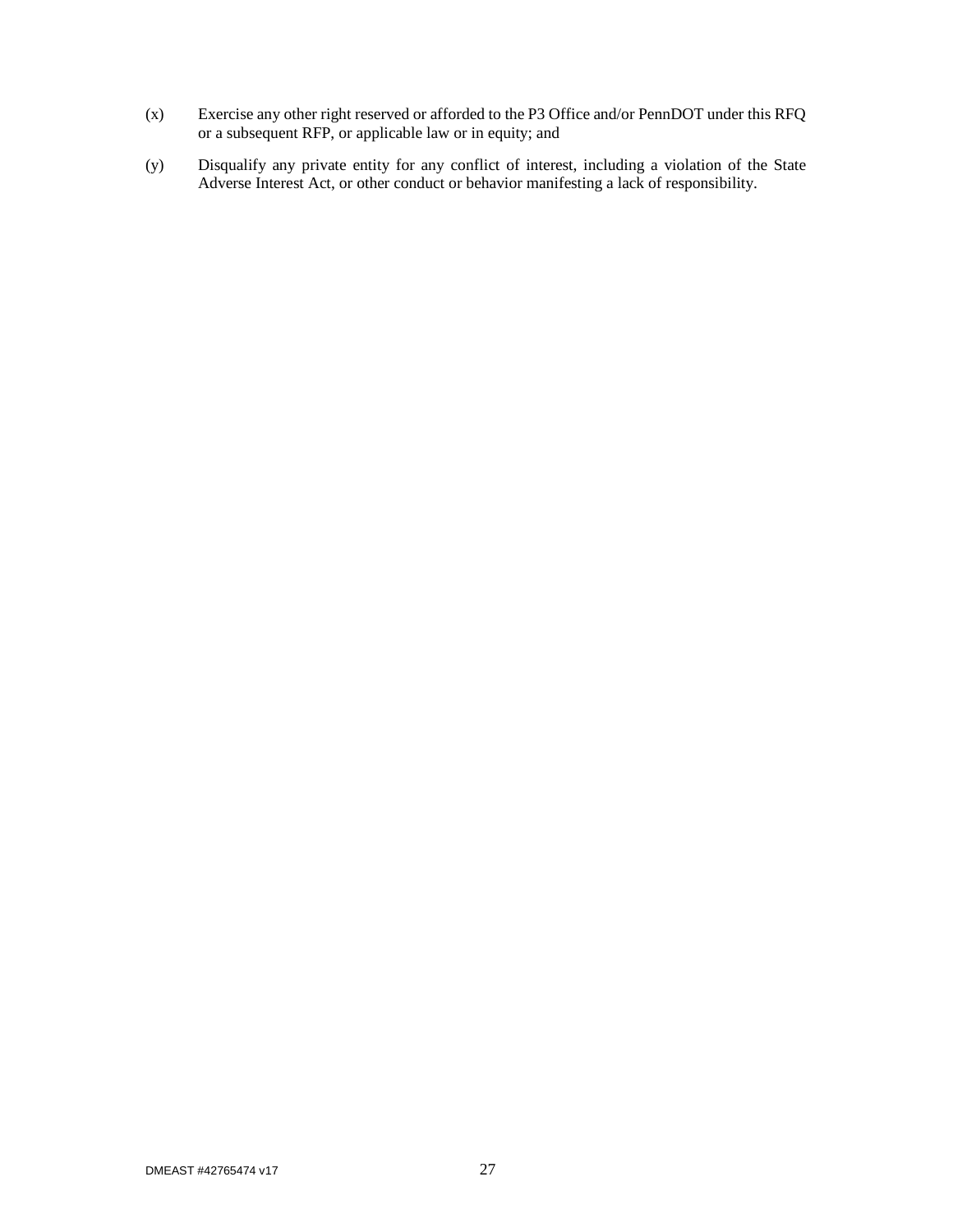(x) Exercise any other right reserved or afforded to the P3 Office and/or PennDOT under this RFQ or a subsequent RFP, or applicable law or in equity; and

(y) Disqualify any private entity for any conflict of interest, including a violation of the State Adverse Interest Act, or other conduct or behavior manifesting a lack of responsibility.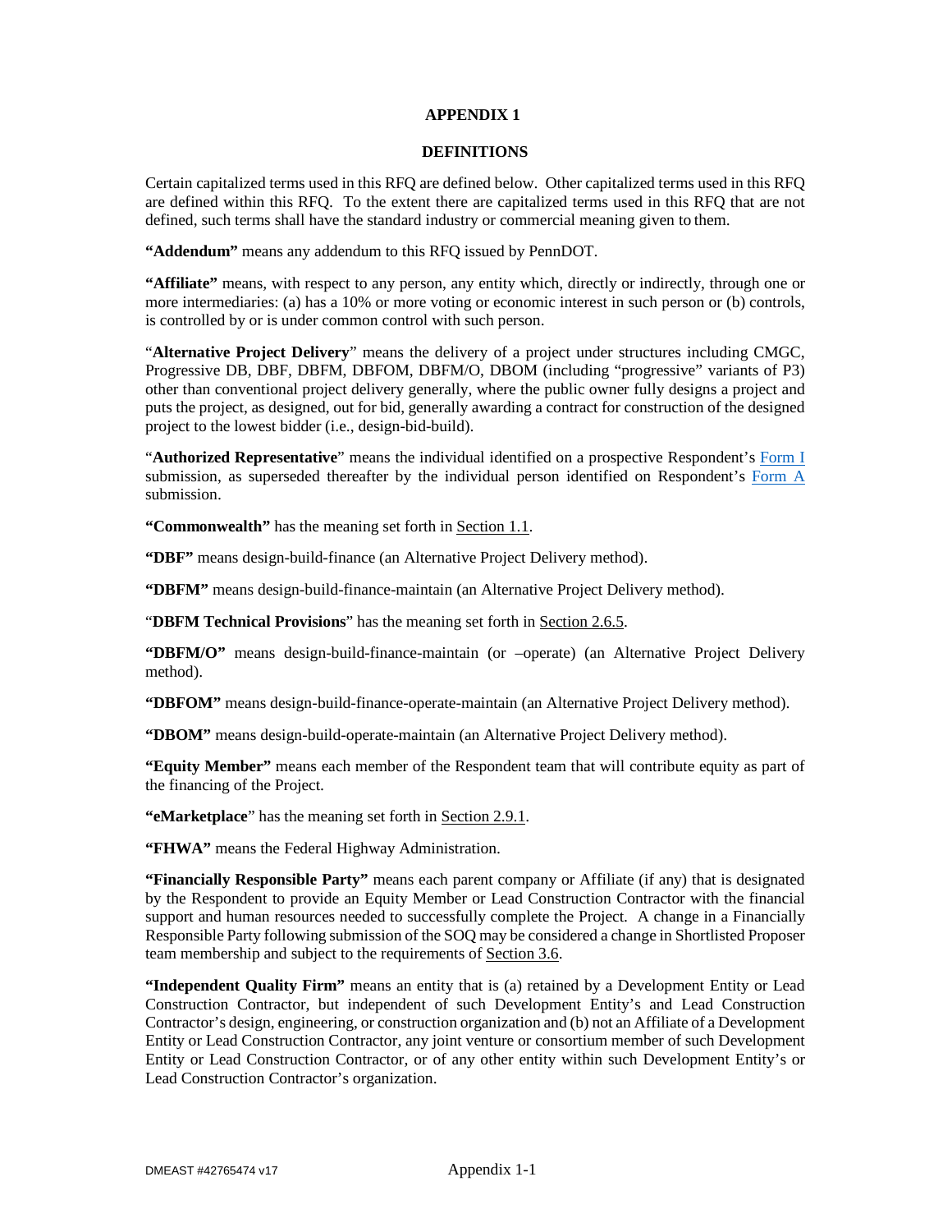# APPENDIX 1

## DEFINITIONS

Certain capitalized terms used in this RFQ are defined below. Other capitalized terms used in this RFQ are defined within this RFQ. To the extent there are capitalized terms used in this RFQ that are not defined, such terms shall have the standard industry or commercial meaning given to them.

**"Addendum"** means any addendum to this RFQ issued by PennDOT.

**"Affiliate"** means, with respect to any person, any entity which, directly or indirectly, through one or more intermediaries: (a) has a 10% or more voting or economic interest in such person or (b) controls, is controlled by or is under common control with such person.

"**Alternative Project Delivery**" means the delivery of a project under structures including CMGC, Progressive DB, DBF, DBFM, DBFOM, DBFM/O, DBOM (including "progressive" variants of P3) other than conventional project delivery generally, where the public owner fully designs a project and puts the project, as designed, out for bid, generally awarding a contract for construction of the designed project to the lowest bidder (i.e., design-bid-build).

"**Authorized Representative**" means the individual identified on a prospective Respondent's Form I submission, as superseded thereafter by the individual person identified on Respondent's Form A submission.

**"Commonwealth"** has the meaning set forth in Section 1.1.

**"DBF"** means design-build-finance (an Alternative Project Delivery method).

**"DBFM"** means design-build-finance-maintain (an Alternative Project Delivery method).

"**DBFM Technical Provisions**" has the meaning set forth in Section 2.6.5.

**"DBFM/O"** means design-build-finance-maintain (or –operate) (an Alternative Project Delivery method).

**"DBFOM"** means design-build-finance-operate-maintain (an Alternative Project Delivery method).

**"DBOM"** means design-build-operate-maintain (an Alternative Project Delivery method).

**"Equity Member"** means each member of the Respondent team that will contribute equity as part of the financing of the Project.

**"eMarketplace**" has the meaning set forth in Section 2.9.1.

**"FHWA"** means the Federal Highway Administration.

**"Financially Responsible Party"** means each parent company or Affiliate (if any) that is designated by the Respondent to provide an Equity Member or Lead Construction Contractor with the financial support and human resources needed to successfully complete the Project. A change in a Financially Responsible Party following submission of the SOQ may be considered a change in Shortlisted Proposer team membership and subject to the requirements of Section 3.6.

**"Independent Quality Firm"** means an entity that is (a) retained by a Development Entity or Lead Construction Contractor, but independent of such Development Entity's and Lead Construction Contractor's design, engineering, or construction organization and (b) not an Affiliate of a Development Entity or Lead Construction Contractor, any joint venture or consortium member of such Development Entity or Lead Construction Contractor, or of any other entity within such Development Entity's or Lead Construction Contractor's organization.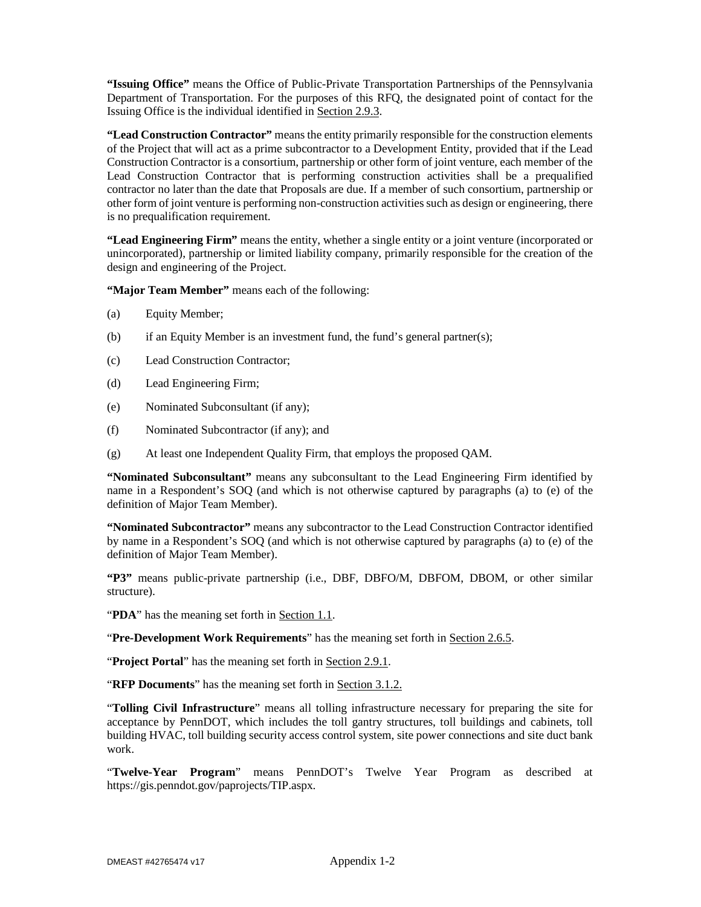**"Issuing Office"** means the Office of Public-Private Transportation Partnerships of the Pennsylvania Department of Transportation. For the purposes of this RFQ, the designated point of contact for the Issuing Office is the individual identified in Section 2.9.3.

**"Lead Construction Contractor"** means the entity primarily responsible for the construction elements of the Project that will act as a prime subcontractor to a Development Entity, provided that if the Lead Construction Contractor is a consortium, partnership or other form of joint venture, each member of the Lead Construction Contractor that is performing construction activities shall be a prequalified contractor no later than the date that Proposals are due. If a member of such consortium, partnership or other form of joint venture is performing non-construction activities such as design or engineering, there is no prequalification requirement.

**"Lead Engineering Firm"** means the entity, whether a single entity or a joint venture (incorporated or unincorporated), partnership or limited liability company, primarily responsible for the creation of the design and engineering of the Project.

**"Major Team Member"** means each of the following:

(a) Equity Member;

(b) if an Equity Member is an investment fund, the fund's general partner(s);

(c) Lead Construction Contractor;

(d) Lead Engineering Firm;

(e) Nominated Subconsultant (if any);

(f) Nominated Subcontractor (if any); and

(g) At least one Independent Quality Firm, that employs the proposed QAM.

**"Nominated Subconsultant"** means any subconsultant to the Lead Engineering Firm identified by name in a Respondent's SOQ (and which is not otherwise captured by paragraphs (a) to (e) of the definition of Major Team Member).

**"Nominated Subcontractor"** means any subcontractor to the Lead Construction Contractor identified by name in a Respondent's SOQ (and which is not otherwise captured by paragraphs (a) to (e) of the definition of Major Team Member).

**"P3"** means public-private partnership (i.e., DBF, DBFO/M, DBFOM, DBOM, or other similar structure).

"**PDA**" has the meaning set forth in Section 1.1.

"**Pre-Development Work Requirements**" has the meaning set forth in Section 2.6.5.

"**Project Portal**" has the meaning set forth in Section 2.9.1.

"**RFP Documents**" has the meaning set forth in Section 3.1.2.

"**Tolling Civil Infrastructure**" means all tolling infrastructure necessary for preparing the site for acceptance by PennDOT, which includes the toll gantry structures, toll buildings and cabinets, toll building HVAC, toll building security access control system, site power connections and site duct bank work.

"**Twelve-Year Program**" means PennDOT's Twelve Year Program as described at https://gis.penndot.gov/paprojects/TIP.aspx.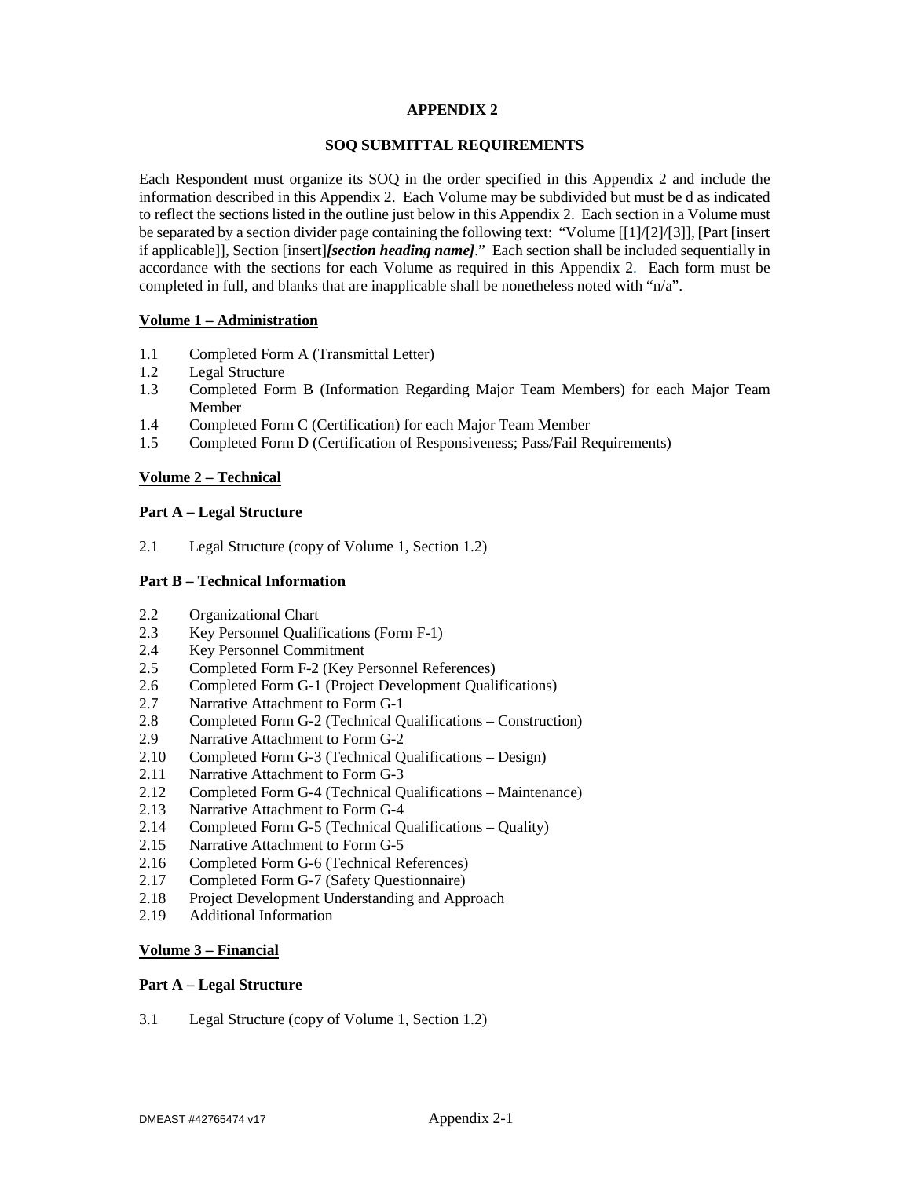# APPENDIX 2

## SOQ SUBMITTAL REQUIREMENTS

Each Respondent must organize its SOQ in the order specified in this Appendix 2 and include the information described in this Appendix 2. Each Volume may be subdivided but must be d as indicated to reflect the sections listed in the outline just below in this Appendix 2. Each section in a Volume must be separated by a section divider page containing the following text: "Volume [[1]/[2]/[3]], [Part [insert if applicable]], Section [insert]***[section heading name]***." Each section shall be included sequentially in accordance with the sections for each Volume as required in this Appendix 2. Each form must be completed in full, and blanks that are inapplicable shall be nonetheless noted with "n/a".

### Volume 1 – Administration

- 1.1 Completed Form A (Transmittal Letter)
- 1.2 Legal Structure
- 1.3 Completed Form B (Information Regarding Major Team Members) for each Major Team Member
- 1.4 Completed Form C (Certification) for each Major Team Member
- 1.5 Completed Form D (Certification of Responsiveness; Pass/Fail Requirements)

### Volume 2 – Technical

#### Part A – Legal Structure

- 2.1 Legal Structure (copy of Volume 1, Section 1.2)

#### Part B – Technical Information

- 2.2 Organizational Chart
- 2.3 Key Personnel Qualifications (Form F-1)
- 2.4 Key Personnel Commitment
- 2.5 Completed Form F-2 (Key Personnel References)
- 2.6 Completed Form G-1 (Project Development Qualifications)
- 2.7 Narrative Attachment to Form G-1
- 2.8 Completed Form G-2 (Technical Qualifications – Construction)
- 2.9 Narrative Attachment to Form G-2
- 2.10 Completed Form G-3 (Technical Qualifications – Design)
- 2.11 Narrative Attachment to Form G-3
- 2.12 Completed Form G-4 (Technical Qualifications – Maintenance)
- 2.13 Narrative Attachment to Form G-4
- 2.14 Completed Form G-5 (Technical Qualifications – Quality)
- 2.15 Narrative Attachment to Form G-5
- 2.16 Completed Form G-6 (Technical References)
- 2.17 Completed Form G-7 (Safety Questionnaire)
- 2.18 Project Development Understanding and Approach
- 2.19 Additional Information

### Volume 3 – Financial

#### Part A – Legal Structure

- 3.1 Legal Structure (copy of Volume 1, Section 1.2)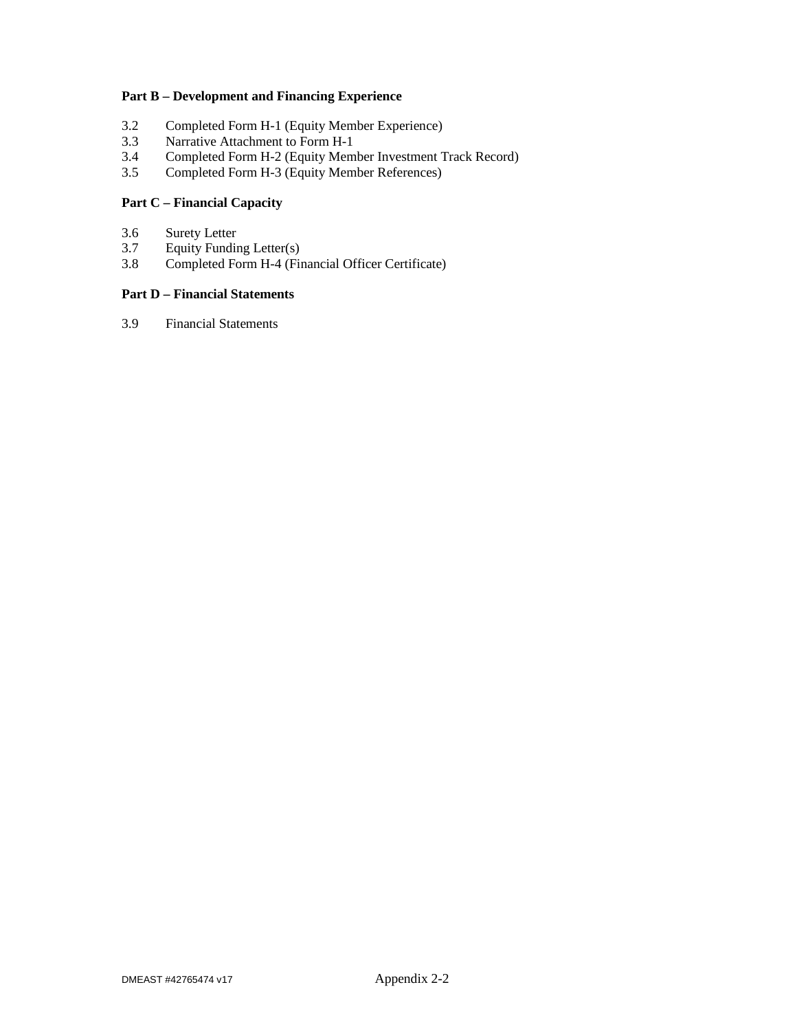**Part B – Development and Financing Experience**

3.2 Completed Form H-1 (Equity Member Experience)
3.3 Narrative Attachment to Form H-1
3.4 Completed Form H-2 (Equity Member Investment Track Record)
3.5 Completed Form H-3 (Equity Member References)

**Part C – Financial Capacity**

3.6 Surety Letter
3.7 Equity Funding Letter(s)
3.8 Completed Form H-4 (Financial Officer Certificate)

**Part D – Financial Statements**

3.9 Financial Statements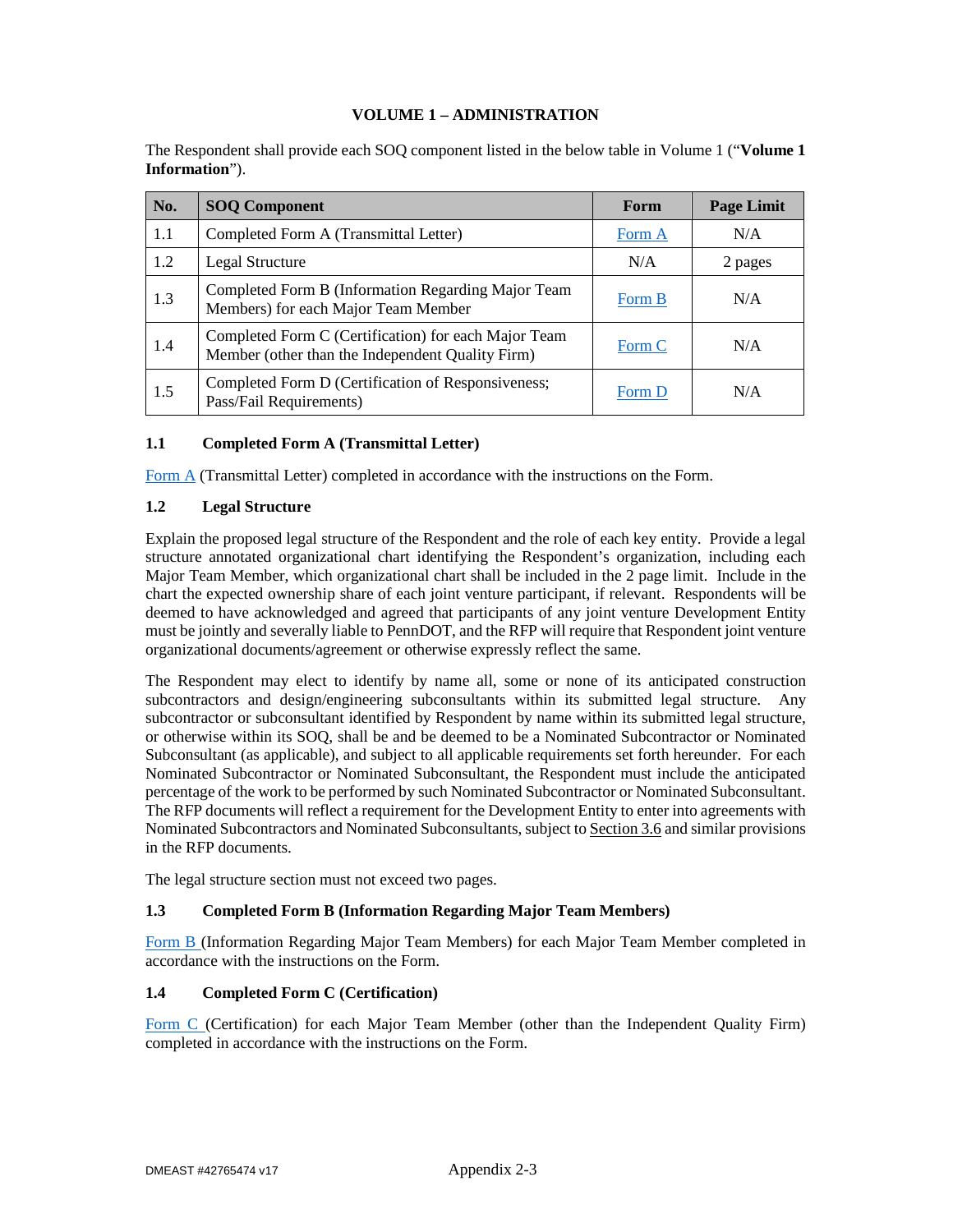# VOLUME 1 – ADMINISTRATION

The Respondent shall provide each SOQ component listed in the below table in Volume 1 ("**Volume 1 Information**").

| No. | SOQ Component | Form | Page Limit |
|---|---|---|---|
| 1.1 | Completed Form A (Transmittal Letter) | Form A | N/A |
| 1.2 | Legal Structure | N/A | 2 pages |
| 1.3 | Completed Form B (Information Regarding Major Team Members) for each Major Team Member | Form B | N/A |
| 1.4 | Completed Form C (Certification) for each Major Team Member (other than the Independent Quality Firm) | Form C | N/A |
| 1.5 | Completed Form D (Certification of Responsiveness; Pass/Fail Requirements) | Form D | N/A |

### 1.1 Completed Form A (Transmittal Letter)

Form A (Transmittal Letter) completed in accordance with the instructions on the Form.

### 1.2 Legal Structure

Explain the proposed legal structure of the Respondent and the role of each key entity. Provide a legal structure annotated organizational chart identifying the Respondent's organization, including each Major Team Member, which organizational chart shall be included in the 2 page limit. Include in the chart the expected ownership share of each joint venture participant, if relevant. Respondents will be deemed to have acknowledged and agreed that participants of any joint venture Development Entity must be jointly and severally liable to PennDOT, and the RFP will require that Respondent joint venture organizational documents/agreement or otherwise expressly reflect the same.

The Respondent may elect to identify by name all, some or none of its anticipated construction subcontractors and design/engineering subconsultants within its submitted legal structure. Any subcontractor or subconsultant identified by Respondent by name within its submitted legal structure, or otherwise within its SOQ, shall be and be deemed to be a Nominated Subcontractor or Nominated Subconsultant (as applicable), and subject to all applicable requirements set forth hereunder. For each Nominated Subcontractor or Nominated Subconsultant, the Respondent must include the anticipated percentage of the work to be performed by such Nominated Subcontractor or Nominated Subconsultant. The RFP documents will reflect a requirement for the Development Entity to enter into agreements with Nominated Subcontractors and Nominated Subconsultants, subject to Section 3.6 and similar provisions in the RFP documents.

The legal structure section must not exceed two pages.

### 1.3 Completed Form B (Information Regarding Major Team Members)

Form B (Information Regarding Major Team Members) for each Major Team Member completed in accordance with the instructions on the Form.

### 1.4 Completed Form C (Certification)

Form C (Certification) for each Major Team Member (other than the Independent Quality Firm) completed in accordance with the instructions on the Form.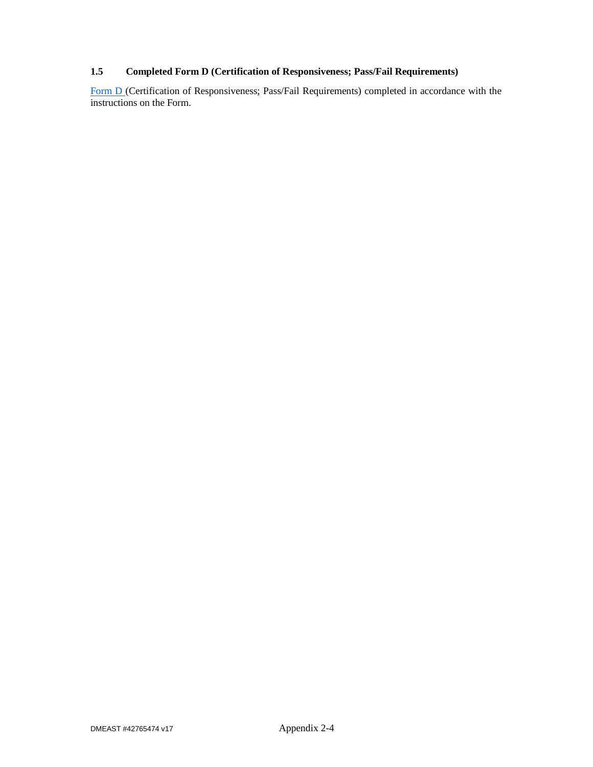### 1.5 Completed Form D (Certification of Responsiveness; Pass/Fail Requirements)

Form D (Certification of Responsiveness; Pass/Fail Requirements) completed in accordance with the instructions on the Form.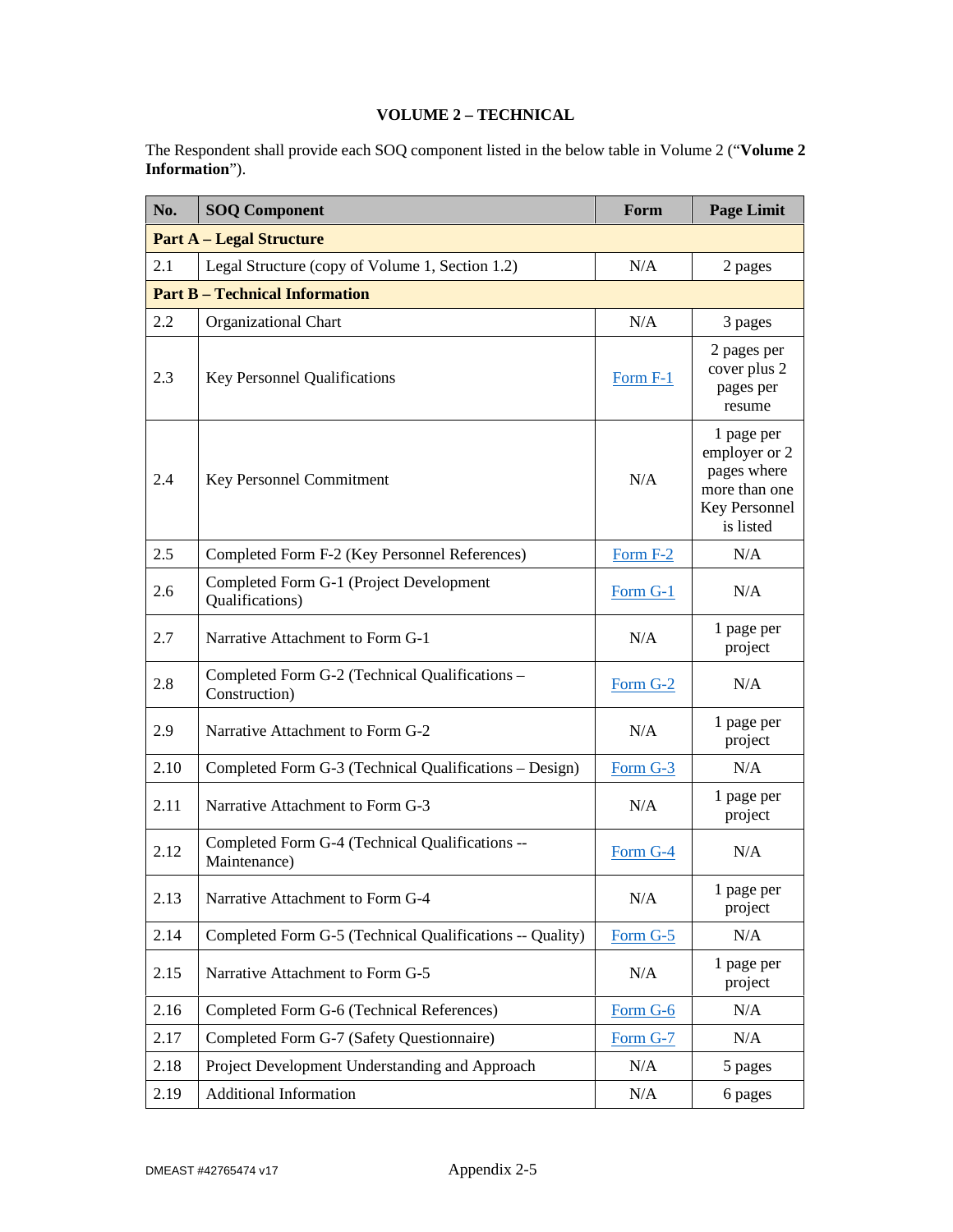# VOLUME 2 – TECHNICAL

The Respondent shall provide each SOQ component listed in the below table in Volume 2 ("**Volume 2 Information**").

| No. | SOQ Component | Form | Page Limit |
|---|---|---|---|
| **Part A – Legal Structure** | | | |
| 2.1 | Legal Structure (copy of Volume 1, Section 1.2) | N/A | 2 pages |
| **Part B – Technical Information** | | | |
| 2.2 | Organizational Chart | N/A | 3 pages |
| 2.3 | Key Personnel Qualifications | Form F-1 | 2 pages per cover plus 2 pages per resume |
| 2.4 | Key Personnel Commitment | N/A | 1 page per employer or 2 pages where more than one Key Personnel is listed |
| 2.5 | Completed Form F-2 (Key Personnel References) | Form F-2 | N/A |
| 2.6 | Completed Form G-1 (Project Development Qualifications) | Form G-1 | N/A |
| 2.7 | Narrative Attachment to Form G-1 | N/A | 1 page per project |
| 2.8 | Completed Form G-2 (Technical Qualifications – Construction) | Form G-2 | N/A |
| 2.9 | Narrative Attachment to Form G-2 | N/A | 1 page per project |
| 2.10 | Completed Form G-3 (Technical Qualifications – Design) | Form G-3 | N/A |
| 2.11 | Narrative Attachment to Form G-3 | N/A | 1 page per project |
| 2.12 | Completed Form G-4 (Technical Qualifications -- Maintenance) | Form G-4 | N/A |
| 2.13 | Narrative Attachment to Form G-4 | N/A | 1 page per project |
| 2.14 | Completed Form G-5 (Technical Qualifications -- Quality) | Form G-5 | N/A |
| 2.15 | Narrative Attachment to Form G-5 | N/A | 1 page per project |
| 2.16 | Completed Form G-6 (Technical References) | Form G-6 | N/A |
| 2.17 | Completed Form G-7 (Safety Questionnaire) | Form G-7 | N/A |
| 2.18 | Project Development Understanding and Approach | N/A | 5 pages |
| 2.19 | Additional Information | N/A | 6 pages |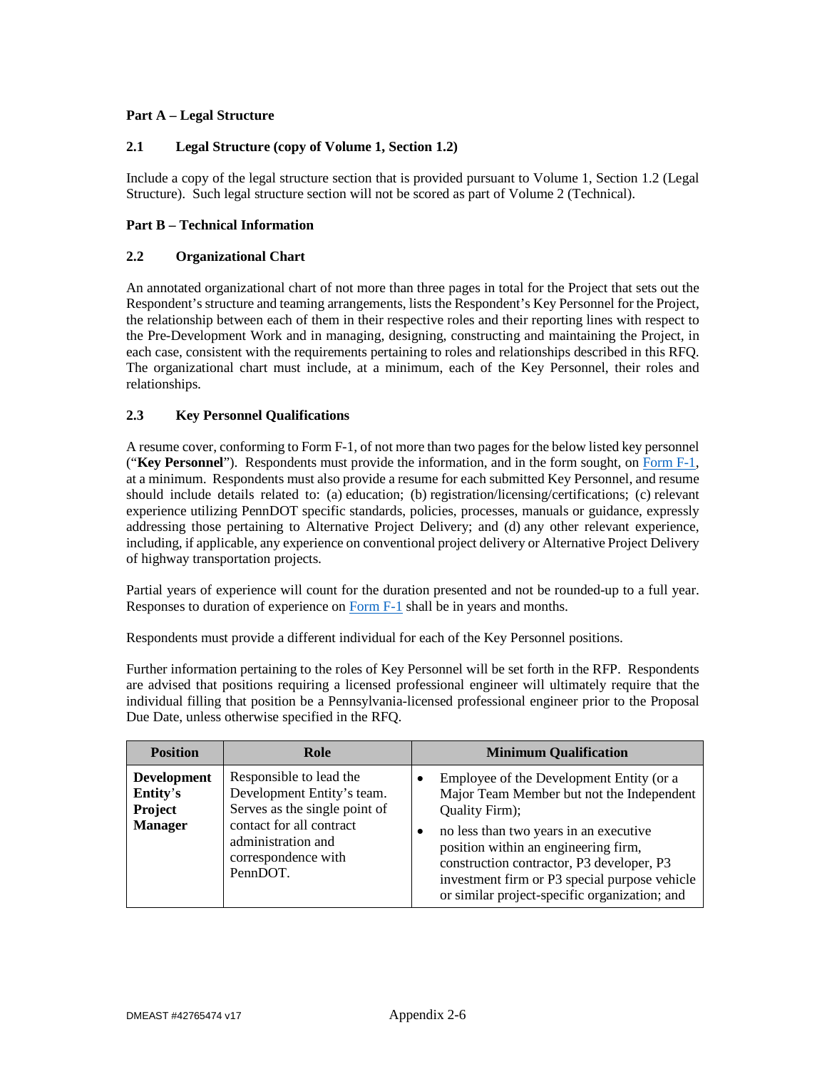**Part A – Legal Structure**

### 2.1 Legal Structure (copy of Volume 1, Section 1.2)

Include a copy of the legal structure section that is provided pursuant to Volume 1, Section 1.2 (Legal Structure). Such legal structure section will not be scored as part of Volume 2 (Technical).

**Part B – Technical Information**

### 2.2 Organizational Chart

An annotated organizational chart of not more than three pages in total for the Project that sets out the Respondent's structure and teaming arrangements, lists the Respondent's Key Personnel for the Project, the relationship between each of them in their respective roles and their reporting lines with respect to the Pre-Development Work and in managing, designing, constructing and maintaining the Project, in each case, consistent with the requirements pertaining to roles and relationships described in this RFQ. The organizational chart must include, at a minimum, each of the Key Personnel, their roles and relationships.

### 2.3 Key Personnel Qualifications

A resume cover, conforming to Form F-1, of not more than two pages for the below listed key personnel ("**Key Personnel**"). Respondents must provide the information, and in the form sought, on Form F-1, at a minimum. Respondents must also provide a resume for each submitted Key Personnel, and resume should include details related to: (a) education; (b) registration/licensing/certifications; (c) relevant experience utilizing PennDOT specific standards, policies, processes, manuals or guidance, expressly addressing those pertaining to Alternative Project Delivery; and (d) any other relevant experience, including, if applicable, any experience on conventional project delivery or Alternative Project Delivery of highway transportation projects.

Partial years of experience will count for the duration presented and not be rounded-up to a full year. Responses to duration of experience on Form F-1 shall be in years and months.

Respondents must provide a different individual for each of the Key Personnel positions.

Further information pertaining to the roles of Key Personnel will be set forth in the RFP. Respondents are advised that positions requiring a licensed professional engineer will ultimately require that the individual filling that position be a Pennsylvania-licensed professional engineer prior to the Proposal Due Date, unless otherwise specified in the RFQ.

| Position | Role | Minimum Qualification |
|---|---|---|
| **Development Entity's Project Manager** | Responsible to lead the Development Entity's team. Serves as the single point of contact for all contract administration and correspondence with PennDOT. | • Employee of the Development Entity (or a Major Team Member but not the Independent Quality Firm);<br>• no less than two years in an executive position within an engineering firm, construction contractor, P3 developer, P3 investment firm or P3 special purpose vehicle or similar project-specific organization; and |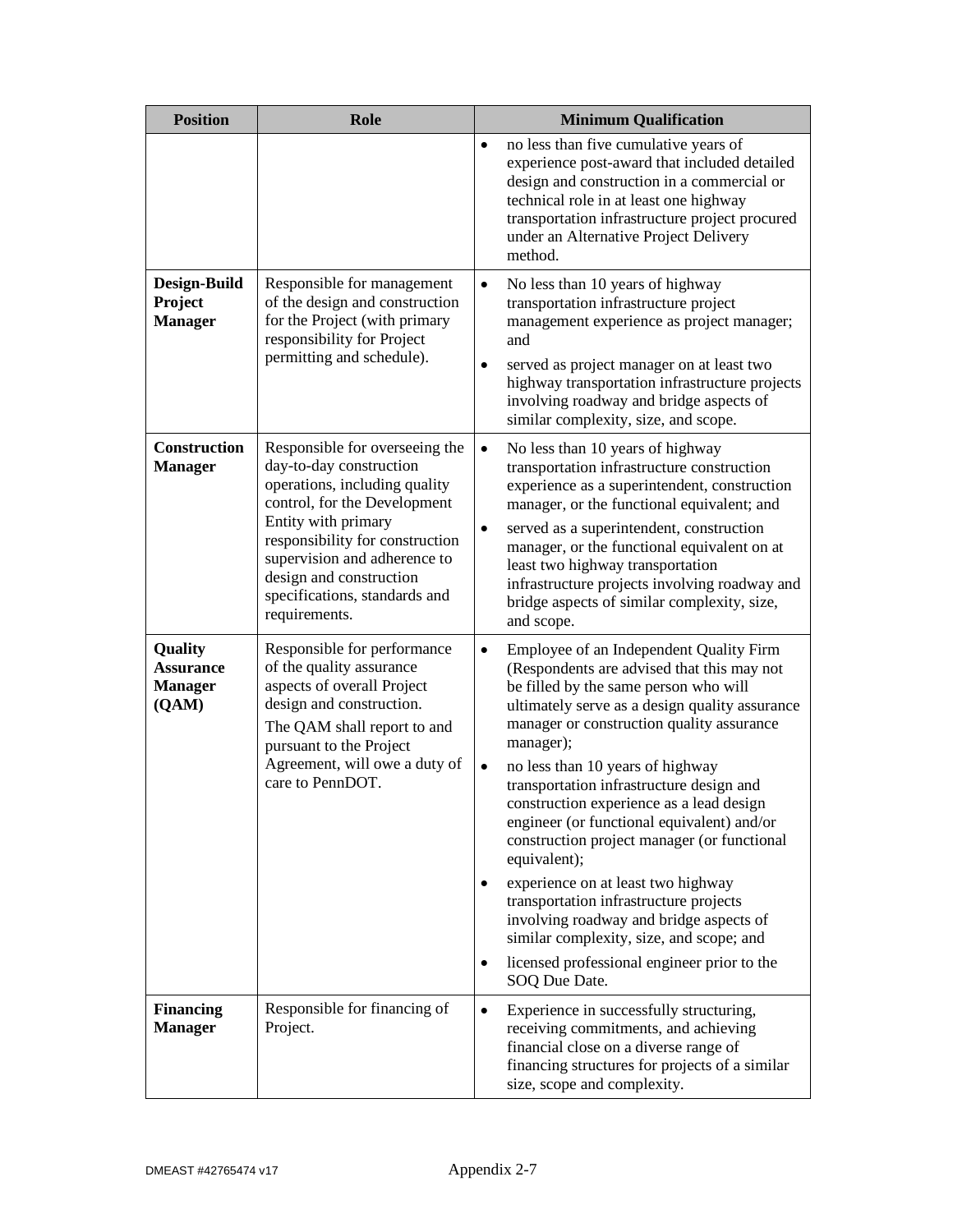| Position | Role | Minimum Qualification |
| --- | --- | --- |
| | | • no less than five cumulative years of experience post-award that included detailed design and construction in a commercial or technical role in at least one highway transportation infrastructure project procured under an Alternative Project Delivery method. |
| **Design-Build Project Manager** | Responsible for management of the design and construction for the Project (with primary responsibility for Project permitting and schedule). | • No less than 10 years of highway transportation infrastructure project management experience as project manager; and<br>• served as project manager on at least two highway transportation infrastructure projects involving roadway and bridge aspects of similar complexity, size, and scope. |
| **Construction Manager** | Responsible for overseeing the day-to-day construction operations, including quality control, for the Development Entity with primary responsibility for construction supervision and adherence to design and construction specifications, standards and requirements. | • No less than 10 years of highway transportation infrastructure construction experience as a superintendent, construction manager, or the functional equivalent; and<br>• served as a superintendent, construction manager, or the functional equivalent on at least two highway transportation infrastructure projects involving roadway and bridge aspects of similar complexity, size, and scope. |
| **Quality Assurance Manager (QAM)** | Responsible for performance of the quality assurance aspects of overall Project design and construction.<br>The QAM shall report to and pursuant to the Project Agreement, will owe a duty of care to PennDOT. | • Employee of an Independent Quality Firm (Respondents are advised that this may not be filled by the same person who will ultimately serve as a design quality assurance manager or construction quality assurance manager);<br>• no less than 10 years of highway transportation infrastructure design and construction experience as a lead design engineer (or functional equivalent) and/or construction project manager (or functional equivalent);<br>• experience on at least two highway transportation infrastructure projects involving roadway and bridge aspects of similar complexity, size, and scope; and<br>• licensed professional engineer prior to the SOQ Due Date. |
| **Financing Manager** | Responsible for financing of Project. | • Experience in successfully structuring, receiving commitments, and achieving financial close on a diverse range of financing structures for projects of a similar size, scope and complexity. |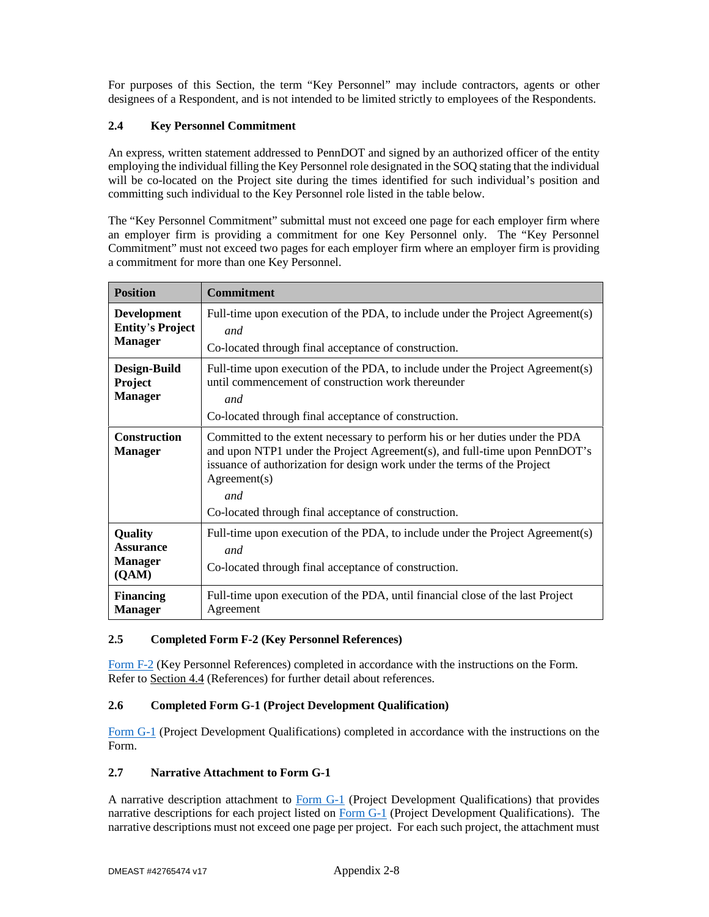For purposes of this Section, the term "Key Personnel" may include contractors, agents or other designees of a Respondent, and is not intended to be limited strictly to employees of the Respondents.

### 2.4 Key Personnel Commitment

An express, written statement addressed to PennDOT and signed by an authorized officer of the entity employing the individual filling the Key Personnel role designated in the SOQ stating that the individual will be co-located on the Project site during the times identified for such individual's position and committing such individual to the Key Personnel role listed in the table below.

The "Key Personnel Commitment" submittal must not exceed one page for each employer firm where an employer firm is providing a commitment for one Key Personnel only. The "Key Personnel Commitment" must not exceed two pages for each employer firm where an employer firm is providing a commitment for more than one Key Personnel.

| Position | Commitment |
|---|---|
| **Development Entity's Project Manager** | Full-time upon execution of the PDA, to include under the Project Agreement(s) *and* Co-located through final acceptance of construction. |
| **Design-Build Project Manager** | Full-time upon execution of the PDA, to include under the Project Agreement(s) until commencement of construction work thereunder *and* Co-located through final acceptance of construction. |
| **Construction Manager** | Committed to the extent necessary to perform his or her duties under the PDA and upon NTP1 under the Project Agreement(s), and full-time upon PennDOT's issuance of authorization for design work under the terms of the Project Agreement(s) *and* Co-located through final acceptance of construction. |
| **Quality Assurance Manager (QAM)** | Full-time upon execution of the PDA, to include under the Project Agreement(s) *and* Co-located through final acceptance of construction. |
| **Financing Manager** | Full-time upon execution of the PDA, until financial close of the last Project Agreement |

### 2.5 Completed Form F-2 (Key Personnel References)

Form F-2 (Key Personnel References) completed in accordance with the instructions on the Form. Refer to Section 4.4 (References) for further detail about references.

### 2.6 Completed Form G-1 (Project Development Qualification)

Form G-1 (Project Development Qualifications) completed in accordance with the instructions on the Form.

### 2.7 Narrative Attachment to Form G-1

A narrative description attachment to Form G-1 (Project Development Qualifications) that provides narrative descriptions for each project listed on Form G-1 (Project Development Qualifications). The narrative descriptions must not exceed one page per project. For each such project, the attachment must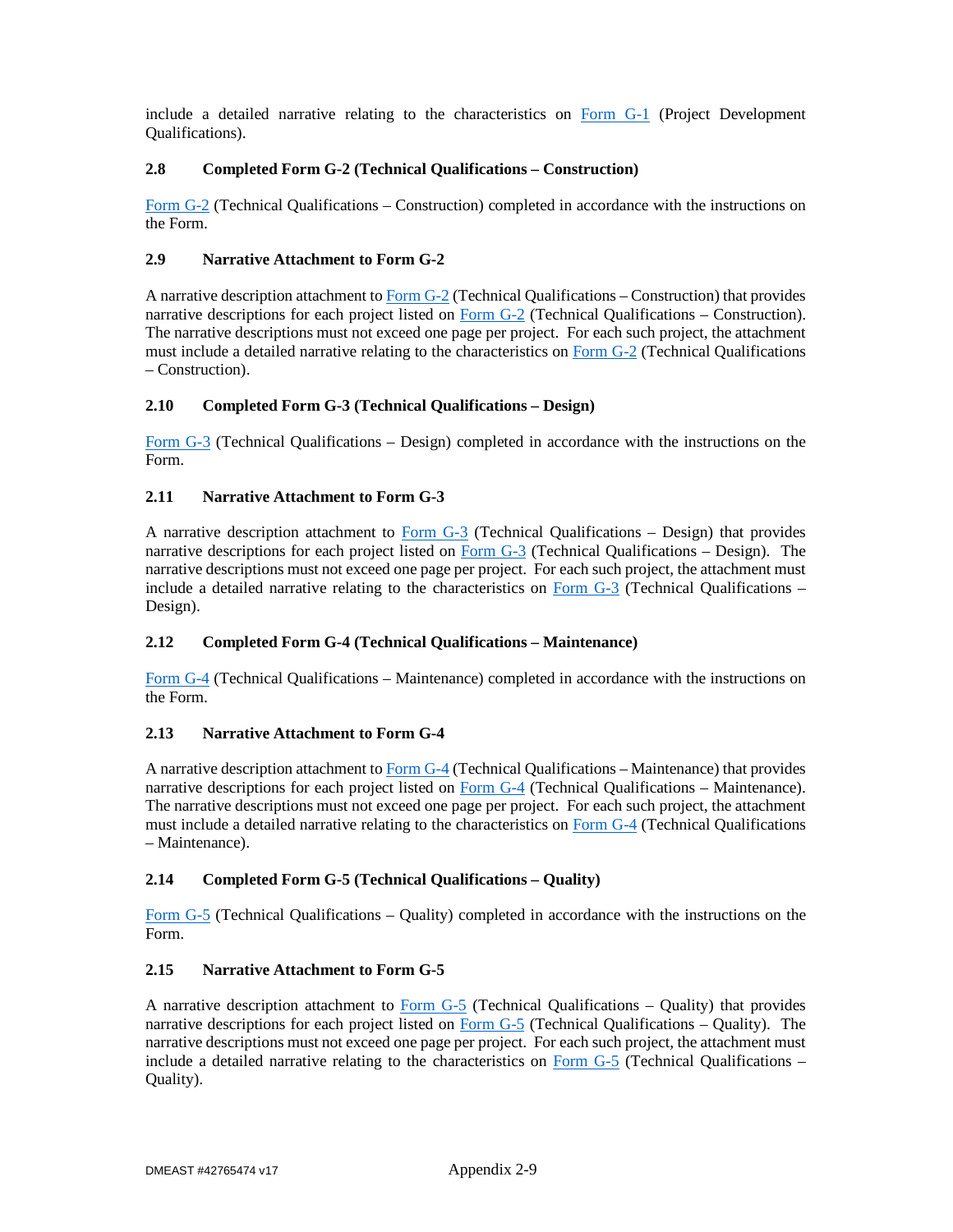include a detailed narrative relating to the characteristics on Form G-1 (Project Development Qualifications).

### 2.8 Completed Form G-2 (Technical Qualifications – Construction)

Form G-2 (Technical Qualifications – Construction) completed in accordance with the instructions on the Form.

### 2.9 Narrative Attachment to Form G-2

A narrative description attachment to Form G-2 (Technical Qualifications – Construction) that provides narrative descriptions for each project listed on Form G-2 (Technical Qualifications – Construction). The narrative descriptions must not exceed one page per project. For each such project, the attachment must include a detailed narrative relating to the characteristics on Form G-2 (Technical Qualifications – Construction).

### 2.10 Completed Form G-3 (Technical Qualifications – Design)

Form G-3 (Technical Qualifications – Design) completed in accordance with the instructions on the Form.

### 2.11 Narrative Attachment to Form G-3

A narrative description attachment to Form G-3 (Technical Qualifications – Design) that provides narrative descriptions for each project listed on Form G-3 (Technical Qualifications – Design). The narrative descriptions must not exceed one page per project. For each such project, the attachment must include a detailed narrative relating to the characteristics on Form G-3 (Technical Qualifications – Design).

### 2.12 Completed Form G-4 (Technical Qualifications – Maintenance)

Form G-4 (Technical Qualifications – Maintenance) completed in accordance with the instructions on the Form.

### 2.13 Narrative Attachment to Form G-4

A narrative description attachment to Form G-4 (Technical Qualifications – Maintenance) that provides narrative descriptions for each project listed on Form G-4 (Technical Qualifications – Maintenance). The narrative descriptions must not exceed one page per project. For each such project, the attachment must include a detailed narrative relating to the characteristics on Form G-4 (Technical Qualifications – Maintenance).

### 2.14 Completed Form G-5 (Technical Qualifications – Quality)

Form G-5 (Technical Qualifications – Quality) completed in accordance with the instructions on the Form.

### 2.15 Narrative Attachment to Form G-5

A narrative description attachment to Form G-5 (Technical Qualifications – Quality) that provides narrative descriptions for each project listed on Form G-5 (Technical Qualifications – Quality). The narrative descriptions must not exceed one page per project. For each such project, the attachment must include a detailed narrative relating to the characteristics on Form G-5 (Technical Qualifications – Quality).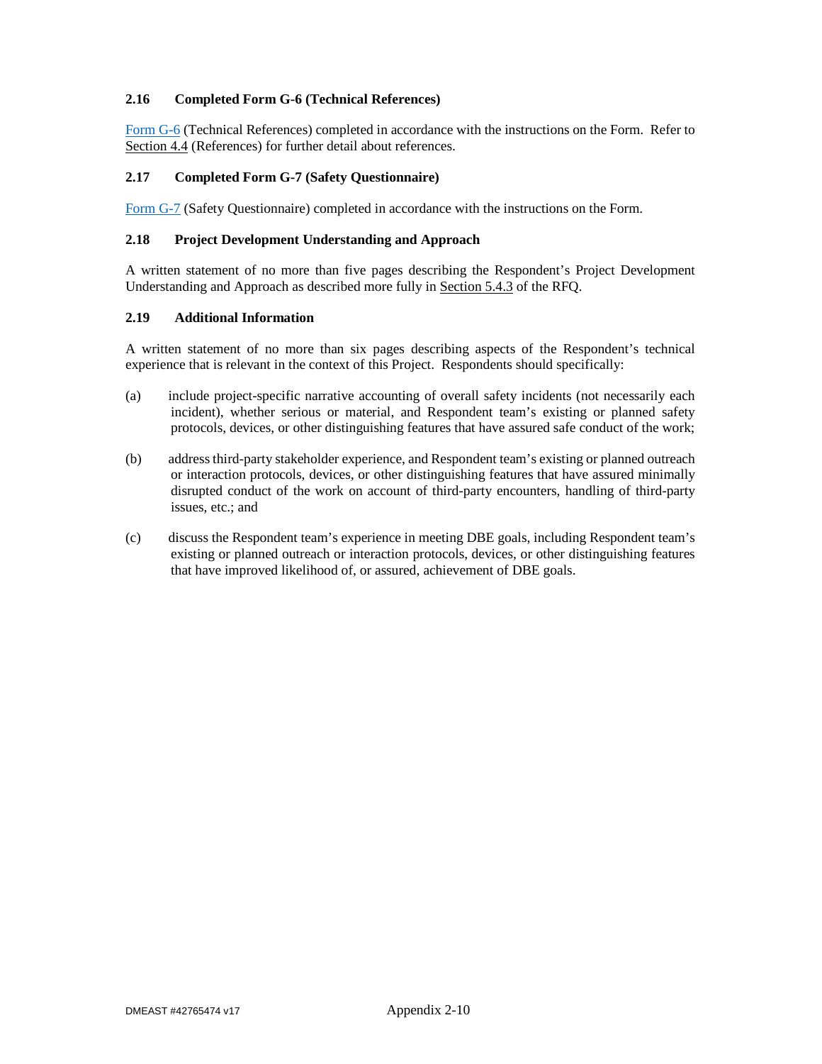### 2.16 Completed Form G-6 (Technical References)

Form G-6 (Technical References) completed in accordance with the instructions on the Form. Refer to Section 4.4 (References) for further detail about references.

### 2.17 Completed Form G-7 (Safety Questionnaire)

Form G-7 (Safety Questionnaire) completed in accordance with the instructions on the Form.

### 2.18 Project Development Understanding and Approach

A written statement of no more than five pages describing the Respondent's Project Development Understanding and Approach as described more fully in Section 5.4.3 of the RFQ.

### 2.19 Additional Information

A written statement of no more than six pages describing aspects of the Respondent's technical experience that is relevant in the context of this Project. Respondents should specifically:

(a) include project-specific narrative accounting of overall safety incidents (not necessarily each incident), whether serious or material, and Respondent team's existing or planned safety protocols, devices, or other distinguishing features that have assured safe conduct of the work;

(b) address third-party stakeholder experience, and Respondent team's existing or planned outreach or interaction protocols, devices, or other distinguishing features that have assured minimally disrupted conduct of the work on account of third-party encounters, handling of third-party issues, etc.; and

(c) discuss the Respondent team's experience in meeting DBE goals, including Respondent team's existing or planned outreach or interaction protocols, devices, or other distinguishing features that have improved likelihood of, or assured, achievement of DBE goals.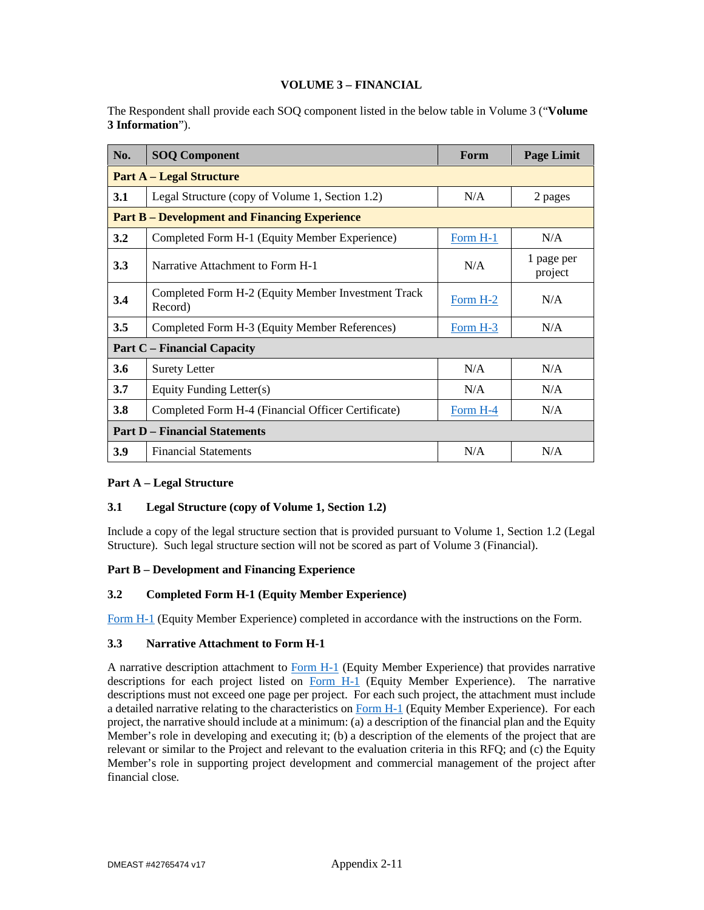**VOLUME 3 – FINANCIAL**

The Respondent shall provide each SOQ component listed in the below table in Volume 3 ("**Volume 3 Information**").

| No. | SOQ Component | Form | Page Limit |
|---|---|---|---|
| **Part A – Legal Structure** | | | |
| **3.1** | Legal Structure (copy of Volume 1, Section 1.2) | N/A | 2 pages |
| **Part B – Development and Financing Experience** | | | |
| **3.2** | Completed Form H-1 (Equity Member Experience) | Form H-1 | N/A |
| **3.3** | Narrative Attachment to Form H-1 | N/A | 1 page per project |
| **3.4** | Completed Form H-2 (Equity Member Investment Track Record) | Form H-2 | N/A |
| **3.5** | Completed Form H-3 (Equity Member References) | Form H-3 | N/A |
| **Part C – Financial Capacity** | | | |
| **3.6** | Surety Letter | N/A | N/A |
| **3.7** | Equity Funding Letter(s) | N/A | N/A |
| **3.8** | Completed Form H-4 (Financial Officer Certificate) | Form H-4 | N/A |
| **Part D – Financial Statements** | | | |
| **3.9** | Financial Statements | N/A | N/A |

**Part A – Legal Structure**

**3.1 Legal Structure (copy of Volume 1, Section 1.2)**

Include a copy of the legal structure section that is provided pursuant to Volume 1, Section 1.2 (Legal Structure). Such legal structure section will not be scored as part of Volume 3 (Financial).

**Part B – Development and Financing Experience**

**3.2 Completed Form H-1 (Equity Member Experience)**

Form H-1 (Equity Member Experience) completed in accordance with the instructions on the Form.

**3.3 Narrative Attachment to Form H-1**

A narrative description attachment to Form H-1 (Equity Member Experience) that provides narrative descriptions for each project listed on Form H-1 (Equity Member Experience). The narrative descriptions must not exceed one page per project. For each such project, the attachment must include a detailed narrative relating to the characteristics on Form H-1 (Equity Member Experience). For each project, the narrative should include at a minimum: (a) a description of the financial plan and the Equity Member's role in developing and executing it; (b) a description of the elements of the project that are relevant or similar to the Project and relevant to the evaluation criteria in this RFQ; and (c) the Equity Member's role in supporting project development and commercial management of the project after financial close.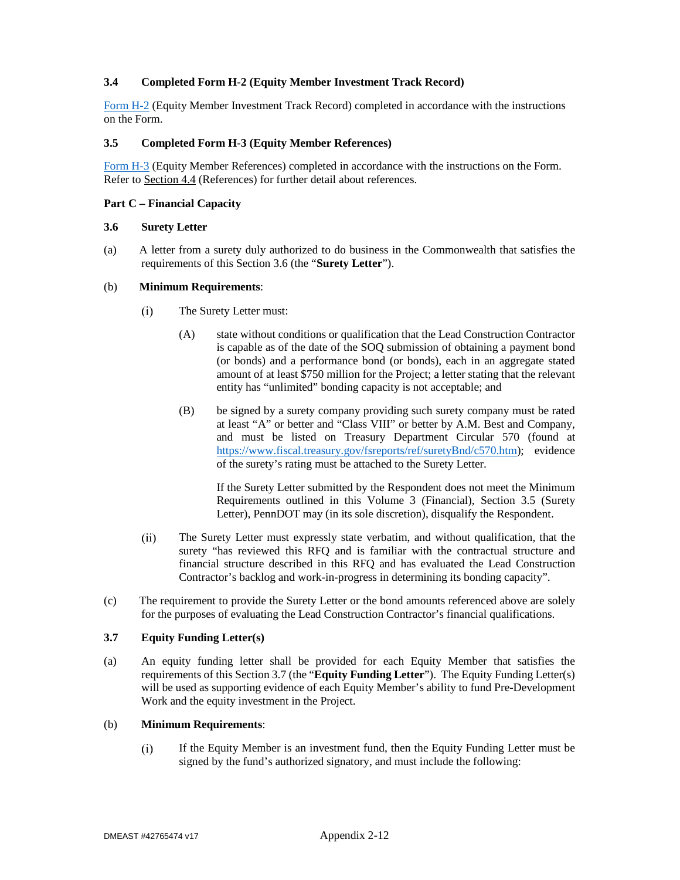### 3.4 Completed Form H-2 (Equity Member Investment Track Record)

Form H-2 (Equity Member Investment Track Record) completed in accordance with the instructions on the Form.

### 3.5 Completed Form H-3 (Equity Member References)

Form H-3 (Equity Member References) completed in accordance with the instructions on the Form. Refer to Section 4.4 (References) for further detail about references.

**Part C – Financial Capacity**

### 3.6 Surety Letter

(a) A letter from a surety duly authorized to do business in the Commonwealth that satisfies the requirements of this Section 3.6 (the "**Surety Letter**").

(b) **Minimum Requirements**:

(i) The Surety Letter must:

(A) state without conditions or qualification that the Lead Construction Contractor is capable as of the date of the SOQ submission of obtaining a payment bond (or bonds) and a performance bond (or bonds), each in an aggregate stated amount of at least $750 million for the Project; a letter stating that the relevant entity has "unlimited" bonding capacity is not acceptable; and

(B) be signed by a surety company providing such surety company must be rated at least "A" or better and "Class VIII" or better by A.M. Best and Company, and must be listed on Treasury Department Circular 570 (found at https://www.fiscal.treasury.gov/fsreports/ref/suretyBnd/c570.htm); evidence of the surety's rating must be attached to the Surety Letter.

If the Surety Letter submitted by the Respondent does not meet the Minimum Requirements outlined in this Volume 3 (Financial), Section 3.5 (Surety Letter), PennDOT may (in its sole discretion), disqualify the Respondent.

(ii) The Surety Letter must expressly state verbatim, and without qualification, that the surety "has reviewed this RFQ and is familiar with the contractual structure and financial structure described in this RFQ and has evaluated the Lead Construction Contractor's backlog and work-in-progress in determining its bonding capacity".

(c) The requirement to provide the Surety Letter or the bond amounts referenced above are solely for the purposes of evaluating the Lead Construction Contractor's financial qualifications.

### 3.7 Equity Funding Letter(s)

(a) An equity funding letter shall be provided for each Equity Member that satisfies the requirements of this Section 3.7 (the "**Equity Funding Letter**"). The Equity Funding Letter(s) will be used as supporting evidence of each Equity Member's ability to fund Pre-Development Work and the equity investment in the Project.

(b) **Minimum Requirements**:

(i) If the Equity Member is an investment fund, then the Equity Funding Letter must be signed by the fund's authorized signatory, and must include the following: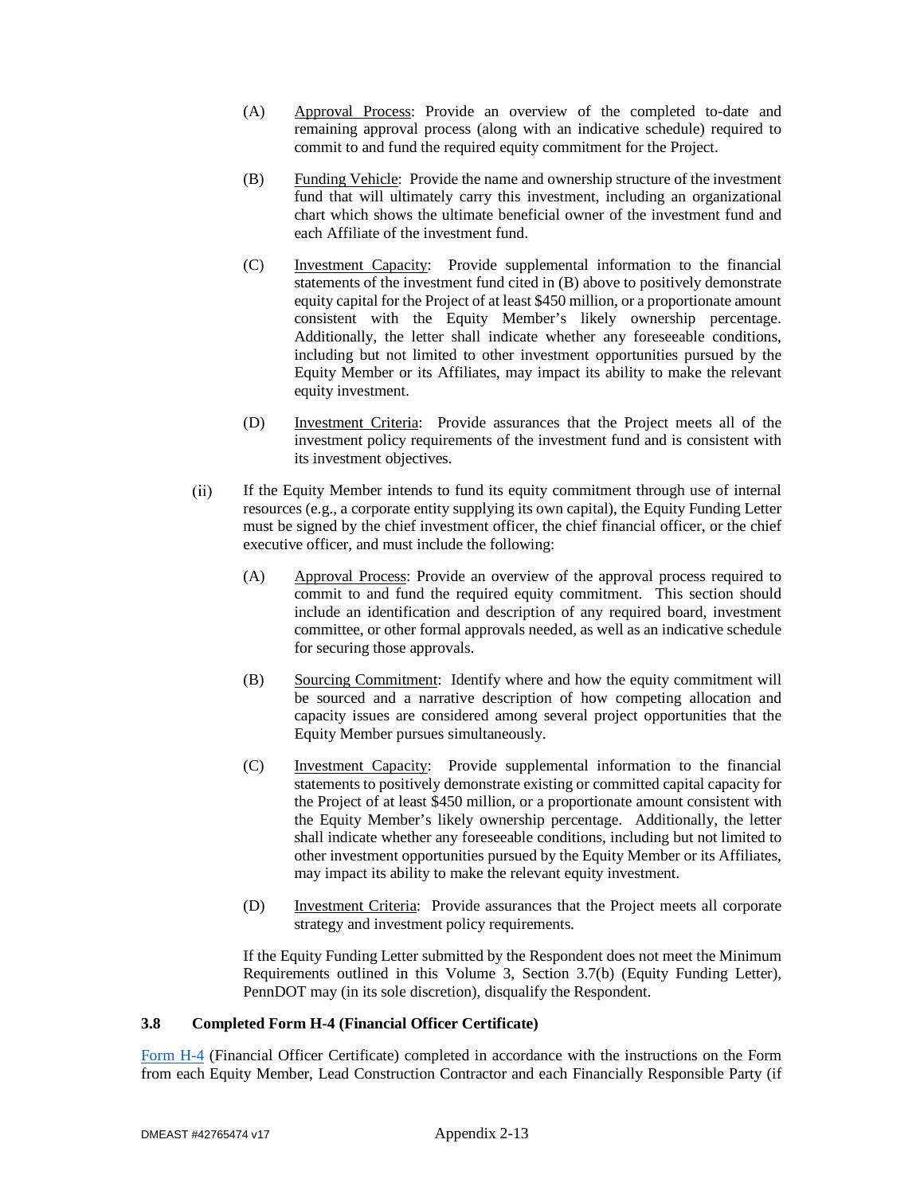(A) Approval Process: Provide an overview of the completed to-date and remaining approval process (along with an indicative schedule) required to commit to and fund the required equity commitment for the Project.

(B) Funding Vehicle: Provide the name and ownership structure of the investment fund that will ultimately carry this investment, including an organizational chart which shows the ultimate beneficial owner of the investment fund and each Affiliate of the investment fund.

(C) Investment Capacity: Provide supplemental information to the financial statements of the investment fund cited in (B) above to positively demonstrate equity capital for the Project of at least $450 million, or a proportionate amount consistent with the Equity Member's likely ownership percentage. Additionally, the letter shall indicate whether any foreseeable conditions, including but not limited to other investment opportunities pursued by the Equity Member or its Affiliates, may impact its ability to make the relevant equity investment.

(D) Investment Criteria: Provide assurances that the Project meets all of the investment policy requirements of the investment fund and is consistent with its investment objectives.

(ii) If the Equity Member intends to fund its equity commitment through use of internal resources (e.g., a corporate entity supplying its own capital), the Equity Funding Letter must be signed by the chief investment officer, the chief financial officer, or the chief executive officer, and must include the following:

(A) Approval Process: Provide an overview of the approval process required to commit to and fund the required equity commitment. This section should include an identification and description of any required board, investment committee, or other formal approvals needed, as well as an indicative schedule for securing those approvals.

(B) Sourcing Commitment: Identify where and how the equity commitment will be sourced and a narrative description of how competing allocation and capacity issues are considered among several project opportunities that the Equity Member pursues simultaneously.

(C) Investment Capacity: Provide supplemental information to the financial statements to positively demonstrate existing or committed capital capacity for the Project of at least $450 million, or a proportionate amount consistent with the Equity Member's likely ownership percentage. Additionally, the letter shall indicate whether any foreseeable conditions, including but not limited to other investment opportunities pursued by the Equity Member or its Affiliates, may impact its ability to make the relevant equity investment.

(D) Investment Criteria: Provide assurances that the Project meets all corporate strategy and investment policy requirements.

If the Equity Funding Letter submitted by the Respondent does not meet the Minimum Requirements outlined in this Volume 3, Section 3.7(b) (Equity Funding Letter), PennDOT may (in its sole discretion), disqualify the Respondent.

### 3.8 Completed Form H-4 (Financial Officer Certificate)

Form H-4 (Financial Officer Certificate) completed in accordance with the instructions on the Form from each Equity Member, Lead Construction Contractor and each Financially Responsible Party (if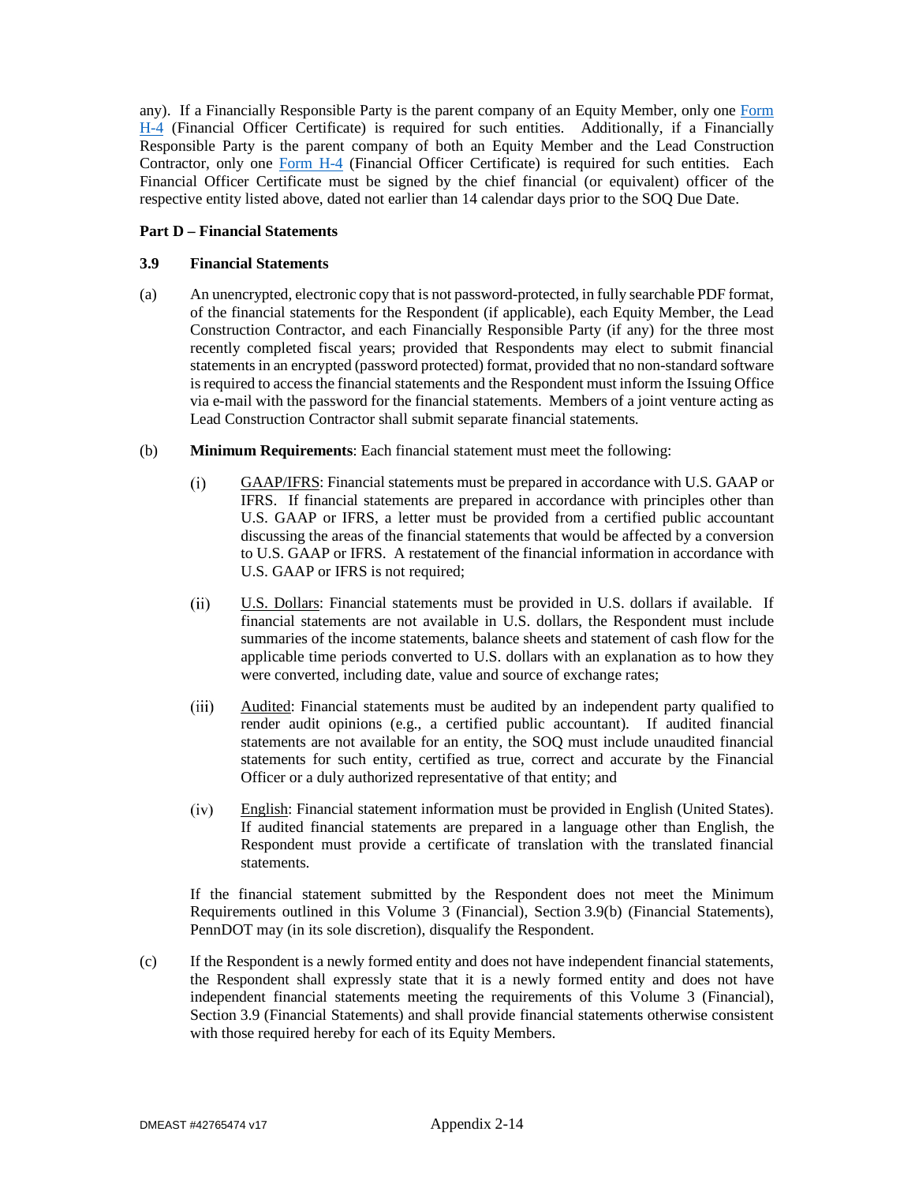any). If a Financially Responsible Party is the parent company of an Equity Member, only one Form H-4 (Financial Officer Certificate) is required for such entities. Additionally, if a Financially Responsible Party is the parent company of both an Equity Member and the Lead Construction Contractor, only one Form H-4 (Financial Officer Certificate) is required for such entities. Each Financial Officer Certificate must be signed by the chief financial (or equivalent) officer of the respective entity listed above, dated not earlier than 14 calendar days prior to the SOQ Due Date.

**Part D – Financial Statements**

**3.9 Financial Statements**

(a) An unencrypted, electronic copy that is not password-protected, in fully searchable PDF format, of the financial statements for the Respondent (if applicable), each Equity Member, the Lead Construction Contractor, and each Financially Responsible Party (if any) for the three most recently completed fiscal years; provided that Respondents may elect to submit financial statements in an encrypted (password protected) format, provided that no non-standard software is required to access the financial statements and the Respondent must inform the Issuing Office via e-mail with the password for the financial statements. Members of a joint venture acting as Lead Construction Contractor shall submit separate financial statements.

(b) **Minimum Requirements**: Each financial statement must meet the following:

(i) GAAP/IFRS: Financial statements must be prepared in accordance with U.S. GAAP or IFRS. If financial statements are prepared in accordance with principles other than U.S. GAAP or IFRS, a letter must be provided from a certified public accountant discussing the areas of the financial statements that would be affected by a conversion to U.S. GAAP or IFRS. A restatement of the financial information in accordance with U.S. GAAP or IFRS is not required;

(ii) U.S. Dollars: Financial statements must be provided in U.S. dollars if available. If financial statements are not available in U.S. dollars, the Respondent must include summaries of the income statements, balance sheets and statement of cash flow for the applicable time periods converted to U.S. dollars with an explanation as to how they were converted, including date, value and source of exchange rates;

(iii) Audited: Financial statements must be audited by an independent party qualified to render audit opinions (e.g., a certified public accountant). If audited financial statements are not available for an entity, the SOQ must include unaudited financial statements for such entity, certified as true, correct and accurate by the Financial Officer or a duly authorized representative of that entity; and

(iv) English: Financial statement information must be provided in English (United States). If audited financial statements are prepared in a language other than English, the Respondent must provide a certificate of translation with the translated financial statements.

If the financial statement submitted by the Respondent does not meet the Minimum Requirements outlined in this Volume 3 (Financial), Section 3.9(b) (Financial Statements), PennDOT may (in its sole discretion), disqualify the Respondent.

(c) If the Respondent is a newly formed entity and does not have independent financial statements, the Respondent shall expressly state that it is a newly formed entity and does not have independent financial statements meeting the requirements of this Volume 3 (Financial), Section 3.9 (Financial Statements) and shall provide financial statements otherwise consistent with those required hereby for each of its Equity Members.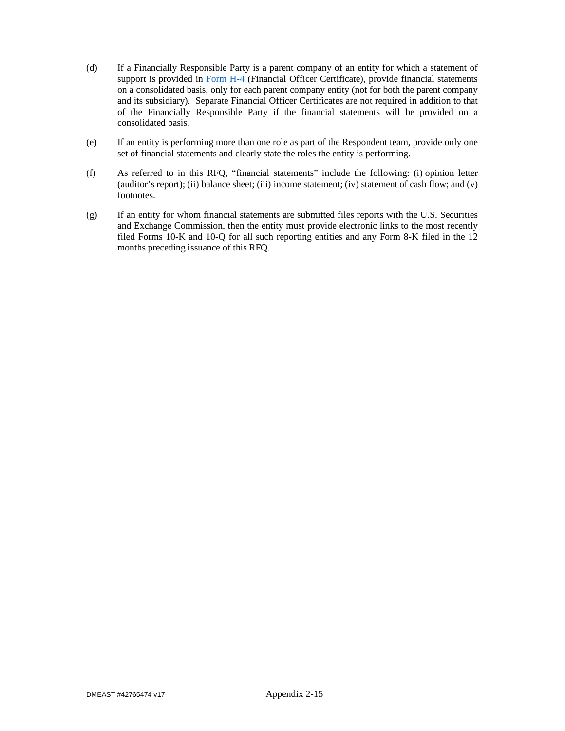(d) If a Financially Responsible Party is a parent company of an entity for which a statement of support is provided in Form H-4 (Financial Officer Certificate), provide financial statements on a consolidated basis, only for each parent company entity (not for both the parent company and its subsidiary). Separate Financial Officer Certificates are not required in addition to that of the Financially Responsible Party if the financial statements will be provided on a consolidated basis.

(e) If an entity is performing more than one role as part of the Respondent team, provide only one set of financial statements and clearly state the roles the entity is performing.

(f) As referred to in this RFQ, "financial statements" include the following: (i) opinion letter (auditor's report); (ii) balance sheet; (iii) income statement; (iv) statement of cash flow; and (v) footnotes.

(g) If an entity for whom financial statements are submitted files reports with the U.S. Securities and Exchange Commission, then the entity must provide electronic links to the most recently filed Forms 10-K and 10-Q for all such reporting entities and any Form 8-K filed in the 12 months preceding issuance of this RFQ.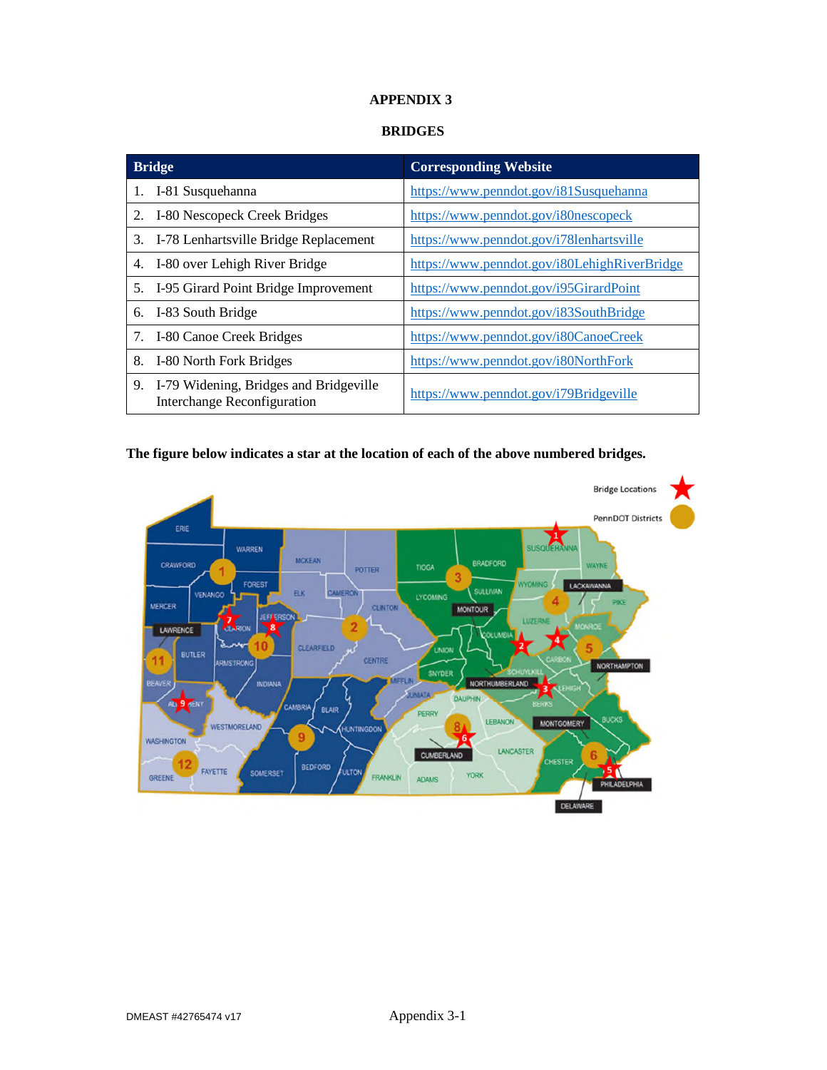# APPENDIX 3

## BRIDGES

| Bridge | Corresponding Website |
|---|---|
| 1. I-81 Susquehanna | https://www.penndot.gov/i81Susquehanna |
| 2. I-80 Nescopeck Creek Bridges | https://www.penndot.gov/i80nescopeck |
| 3. I-78 Lenhartsville Bridge Replacement | https://www.penndot.gov/i78lenhartsville |
| 4. I-80 over Lehigh River Bridge | https://www.penndot.gov/i80LehighRiverBridge |
| 5. I-95 Girard Point Bridge Improvement | https://www.penndot.gov/i95GirardPoint |
| 6. I-83 South Bridge | https://www.penndot.gov/i83SouthBridge |
| 7. I-80 Canoe Creek Bridges | https://www.penndot.gov/i80CanoeCreek |
| 8. I-80 North Fork Bridges | https://www.penndot.gov/i80NorthFork |
| 9. I-79 Widening, Bridges and Bridgeville Interchange Reconfiguration | https://www.penndot.gov/i79Bridgeville |

**The figure below indicates a star at the location of each of the above numbered bridges.**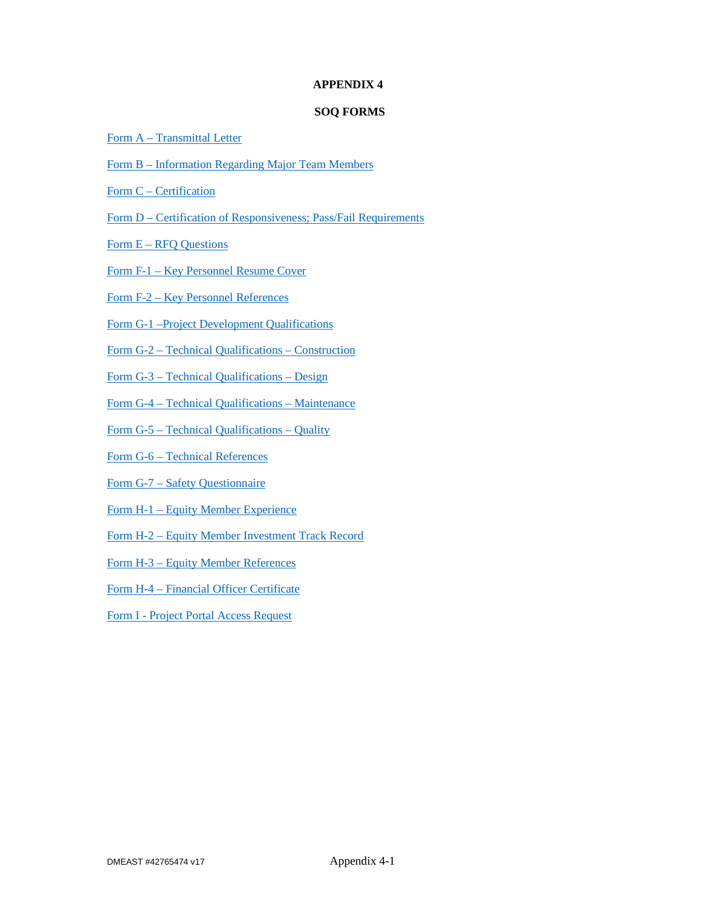# APPENDIX 4

## SOQ FORMS

Form A – Transmittal Letter

Form B – Information Regarding Major Team Members

Form C – Certification

Form D – Certification of Responsiveness; Pass/Fail Requirements

Form E – RFQ Questions

Form F-1 – Key Personnel Resume Cover

Form F-2 – Key Personnel References

Form G-1 –Project Development Qualifications

Form G-2 – Technical Qualifications – Construction

Form G-3 – Technical Qualifications – Design

Form G-4 – Technical Qualifications – Maintenance

Form G-5 – Technical Qualifications – Quality

Form G-6 – Technical References

Form G-7 – Safety Questionnaire

Form H-1 – Equity Member Experience

Form H-2 – Equity Member Investment Track Record

Form H-3 – Equity Member References

Form H-4 – Financial Officer Certificate

Form I - Project Portal Access Request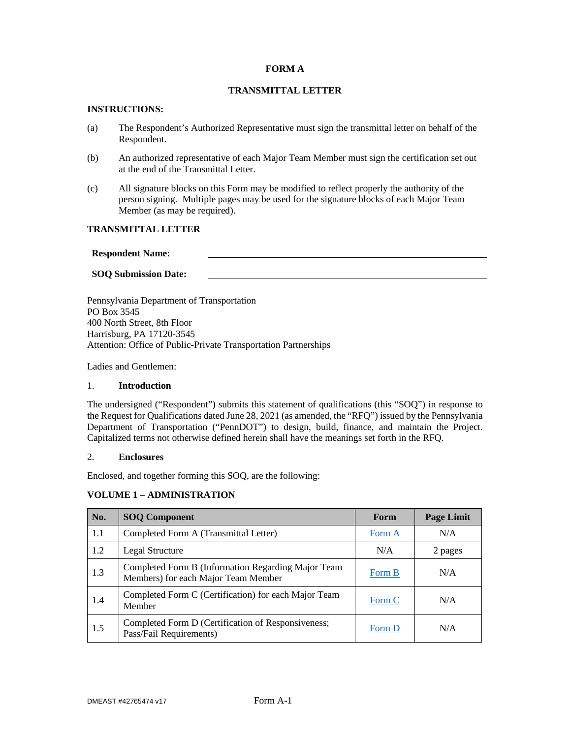**FORM A**

**TRANSMITTAL LETTER**

**INSTRUCTIONS:**

(a) The Respondent's Authorized Representative must sign the transmittal letter on behalf of the Respondent.

(b) An authorized representative of each Major Team Member must sign the certification set out at the end of the Transmittal Letter.

(c) All signature blocks on this Form may be modified to reflect properly the authority of the person signing. Multiple pages may be used for the signature blocks of each Major Team Member (as may be required).

**TRANSMITTAL LETTER**

**Respondent Name:** ______________________________

**SOQ Submission Date:** ______________________________

Pennsylvania Department of Transportation
PO Box 3545
400 North Street, 8th Floor
Harrisburg, PA 17120-3545
Attention: Office of Public-Private Transportation Partnerships

Ladies and Gentlemen:

1. **Introduction**

The undersigned ("Respondent") submits this statement of qualifications (this "SOQ") in response to the Request for Qualifications dated June 28, 2021 (as amended, the "RFQ") issued by the Pennsylvania Department of Transportation ("PennDOT") to design, build, finance, and maintain the Project. Capitalized terms not otherwise defined herein shall have the meanings set forth in the RFQ.

2. **Enclosures**

Enclosed, and together forming this SOQ, are the following:

**VOLUME 1 – ADMINISTRATION**

| No. | SOQ Component | Form | Page Limit |
|---|---|---|---|
| 1.1 | Completed Form A (Transmittal Letter) | Form A | N/A |
| 1.2 | Legal Structure | N/A | 2 pages |
| 1.3 | Completed Form B (Information Regarding Major Team Members) for each Major Team Member | Form B | N/A |
| 1.4 | Completed Form C (Certification) for each Major Team Member | Form C | N/A |
| 1.5 | Completed Form D (Certification of Responsiveness; Pass/Fail Requirements) | Form D | N/A |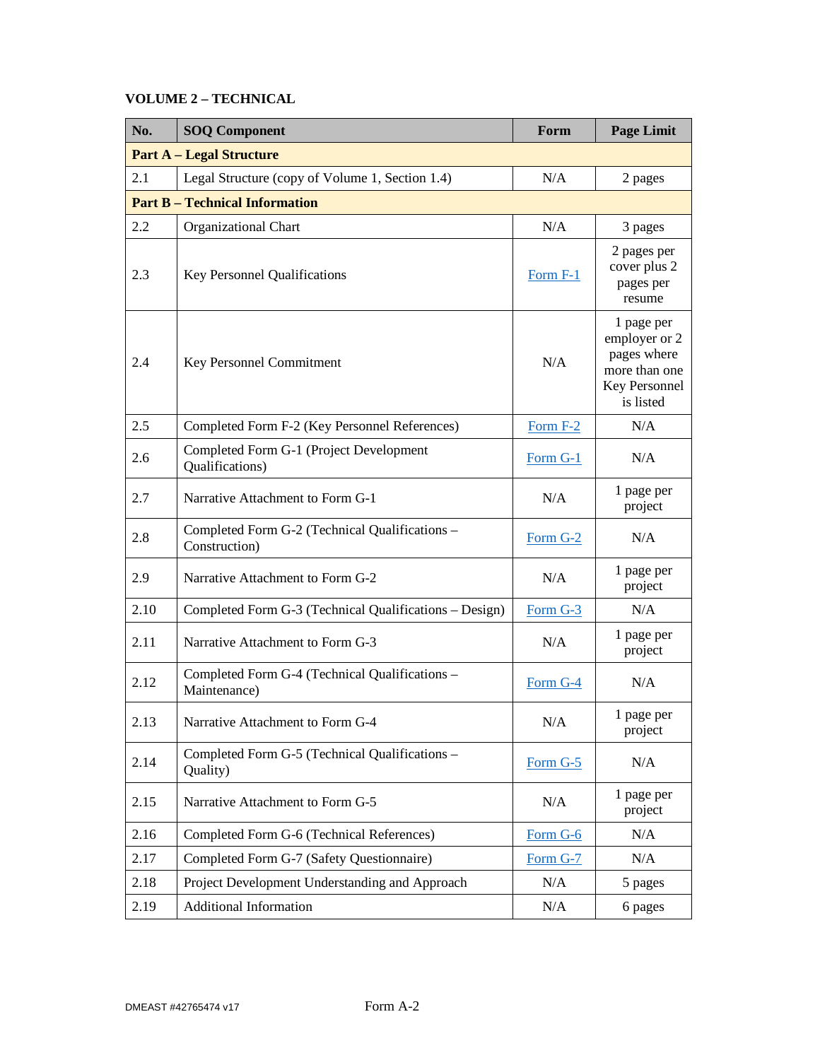**VOLUME 2 – TECHNICAL**

| No. | SOQ Component | Form | Page Limit |
|---|---|---|---|
| **Part A – Legal Structure** | | | |
| 2.1 | Legal Structure (copy of Volume 1, Section 1.4) | N/A | 2 pages |
| **Part B – Technical Information** | | | |
| 2.2 | Organizational Chart | N/A | 3 pages |
| 2.3 | Key Personnel Qualifications | Form F-1 | 2 pages per cover plus 2 pages per resume |
| 2.4 | Key Personnel Commitment | N/A | 1 page per employer or 2 pages where more than one Key Personnel is listed |
| 2.5 | Completed Form F-2 (Key Personnel References) | Form F-2 | N/A |
| 2.6 | Completed Form G-1 (Project Development Qualifications) | Form G-1 | N/A |
| 2.7 | Narrative Attachment to Form G-1 | N/A | 1 page per project |
| 2.8 | Completed Form G-2 (Technical Qualifications – Construction) | Form G-2 | N/A |
| 2.9 | Narrative Attachment to Form G-2 | N/A | 1 page per project |
| 2.10 | Completed Form G-3 (Technical Qualifications – Design) | Form G-3 | N/A |
| 2.11 | Narrative Attachment to Form G-3 | N/A | 1 page per project |
| 2.12 | Completed Form G-4 (Technical Qualifications – Maintenance) | Form G-4 | N/A |
| 2.13 | Narrative Attachment to Form G-4 | N/A | 1 page per project |
| 2.14 | Completed Form G-5 (Technical Qualifications – Quality) | Form G-5 | N/A |
| 2.15 | Narrative Attachment to Form G-5 | N/A | 1 page per project |
| 2.16 | Completed Form G-6 (Technical References) | Form G-6 | N/A |
| 2.17 | Completed Form G-7 (Safety Questionnaire) | Form G-7 | N/A |
| 2.18 | Project Development Understanding and Approach | N/A | 5 pages |
| 2.19 | Additional Information | N/A | 6 pages |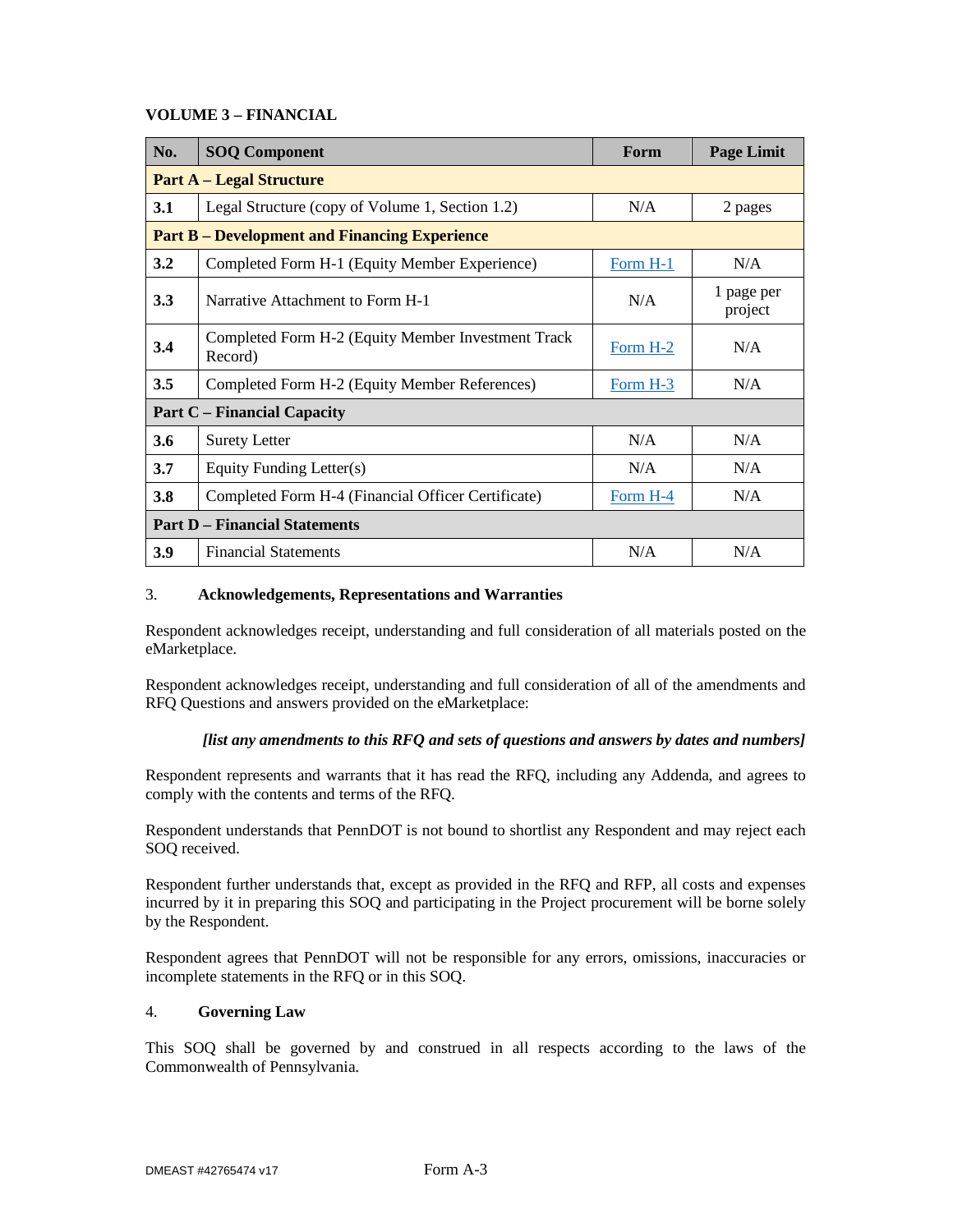**VOLUME 3 – FINANCIAL**

| No. | SOQ Component | Form | Page Limit |
|---|---|---|---|
| **Part A – Legal Structure** | | | |
| **3.1** | Legal Structure (copy of Volume 1, Section 1.2) | N/A | 2 pages |
| **Part B – Development and Financing Experience** | | | |
| **3.2** | Completed Form H-1 (Equity Member Experience) | Form H-1 | N/A |
| **3.3** | Narrative Attachment to Form H-1 | N/A | 1 page per project |
| **3.4** | Completed Form H-2 (Equity Member Investment Track Record) | Form H-2 | N/A |
| **3.5** | Completed Form H-2 (Equity Member References) | Form H-3 | N/A |
| **Part C – Financial Capacity** | | | |
| **3.6** | Surety Letter | N/A | N/A |
| **3.7** | Equity Funding Letter(s) | N/A | N/A |
| **3.8** | Completed Form H-4 (Financial Officer Certificate) | Form H-4 | N/A |
| **Part D – Financial Statements** | | | |
| **3.9** | Financial Statements | N/A | N/A |

3. **Acknowledgements, Representations and Warranties**

Respondent acknowledges receipt, understanding and full consideration of all materials posted on the eMarketplace.

Respondent acknowledges receipt, understanding and full consideration of all of the amendments and RFQ Questions and answers provided on the eMarketplace:

***[list any amendments to this RFQ and sets of questions and answers by dates and numbers]***

Respondent represents and warrants that it has read the RFQ, including any Addenda, and agrees to comply with the contents and terms of the RFQ.

Respondent understands that PennDOT is not bound to shortlist any Respondent and may reject each SOQ received.

Respondent further understands that, except as provided in the RFQ and RFP, all costs and expenses incurred by it in preparing this SOQ and participating in the Project procurement will be borne solely by the Respondent.

Respondent agrees that PennDOT will not be responsible for any errors, omissions, inaccuracies or incomplete statements in the RFQ or in this SOQ.

4. **Governing Law**

This SOQ shall be governed by and construed in all respects according to the laws of the Commonwealth of Pennsylvania.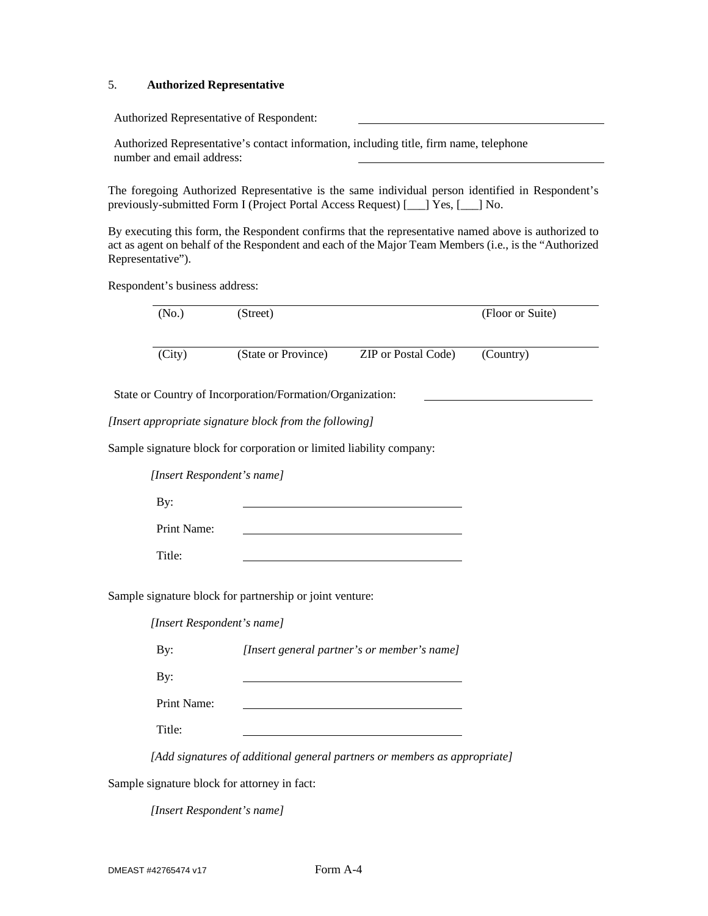5. **Authorized Representative**

Authorized Representative of Respondent: \_\_\_\_\_\_\_\_\_\_\_\_\_\_\_\_\_\_\_\_\_\_\_\_\_\_\_\_\_\_\_\_\_\_\_\_\_\_\_\_

Authorized Representative's contact information, including title, firm name, telephone number and email address: \_\_\_\_\_\_\_\_\_\_\_\_\_\_\_\_\_\_\_\_\_\_\_\_\_\_\_\_\_\_\_\_\_\_\_\_\_\_\_\_

The foregoing Authorized Representative is the same individual person identified in Respondent's previously-submitted Form I (Project Portal Access Request) [\_\_\_] Yes, [\_\_\_] No.

By executing this form, the Respondent confirms that the representative named above is authorized to act as agent on behalf of the Respondent and each of the Major Team Members (i.e., is the "Authorized Representative").

Respondent's business address:

| | | | |
|---|---|---|---|
| (No.) | (Street) | | (Floor or Suite) |
| (City) | (State or Province) | ZIP or Postal Code) | (Country) |

State or Country of Incorporation/Formation/Organization: \_\_\_\_\_\_\_\_\_\_\_\_\_\_\_\_\_\_\_\_\_\_\_\_\_\_\_\_

*[Insert appropriate signature block from the following]*

Sample signature block for corporation or limited liability company:

*[Insert Respondent's name]*

By: \_\_\_\_\_\_\_\_\_\_\_\_\_\_\_\_\_\_\_\_\_\_\_\_\_\_\_\_\_\_\_\_\_\_\_\_

Print Name: \_\_\_\_\_\_\_\_\_\_\_\_\_\_\_\_\_\_\_\_\_\_\_\_\_\_\_\_\_\_\_\_\_\_\_\_

Title: \_\_\_\_\_\_\_\_\_\_\_\_\_\_\_\_\_\_\_\_\_\_\_\_\_\_\_\_\_\_\_\_\_\_\_\_

Sample signature block for partnership or joint venture:

*[Insert Respondent's name]*

By: *[Insert general partner's or member's name]*

By: \_\_\_\_\_\_\_\_\_\_\_\_\_\_\_\_\_\_\_\_\_\_\_\_\_\_\_\_\_\_\_\_\_\_\_\_

Print Name: \_\_\_\_\_\_\_\_\_\_\_\_\_\_\_\_\_\_\_\_\_\_\_\_\_\_\_\_\_\_\_\_\_\_\_\_

Title: \_\_\_\_\_\_\_\_\_\_\_\_\_\_\_\_\_\_\_\_\_\_\_\_\_\_\_\_\_\_\_\_\_\_\_\_

*[Add signatures of additional general partners or members as appropriate]*

Sample signature block for attorney in fact:

*[Insert Respondent's name]*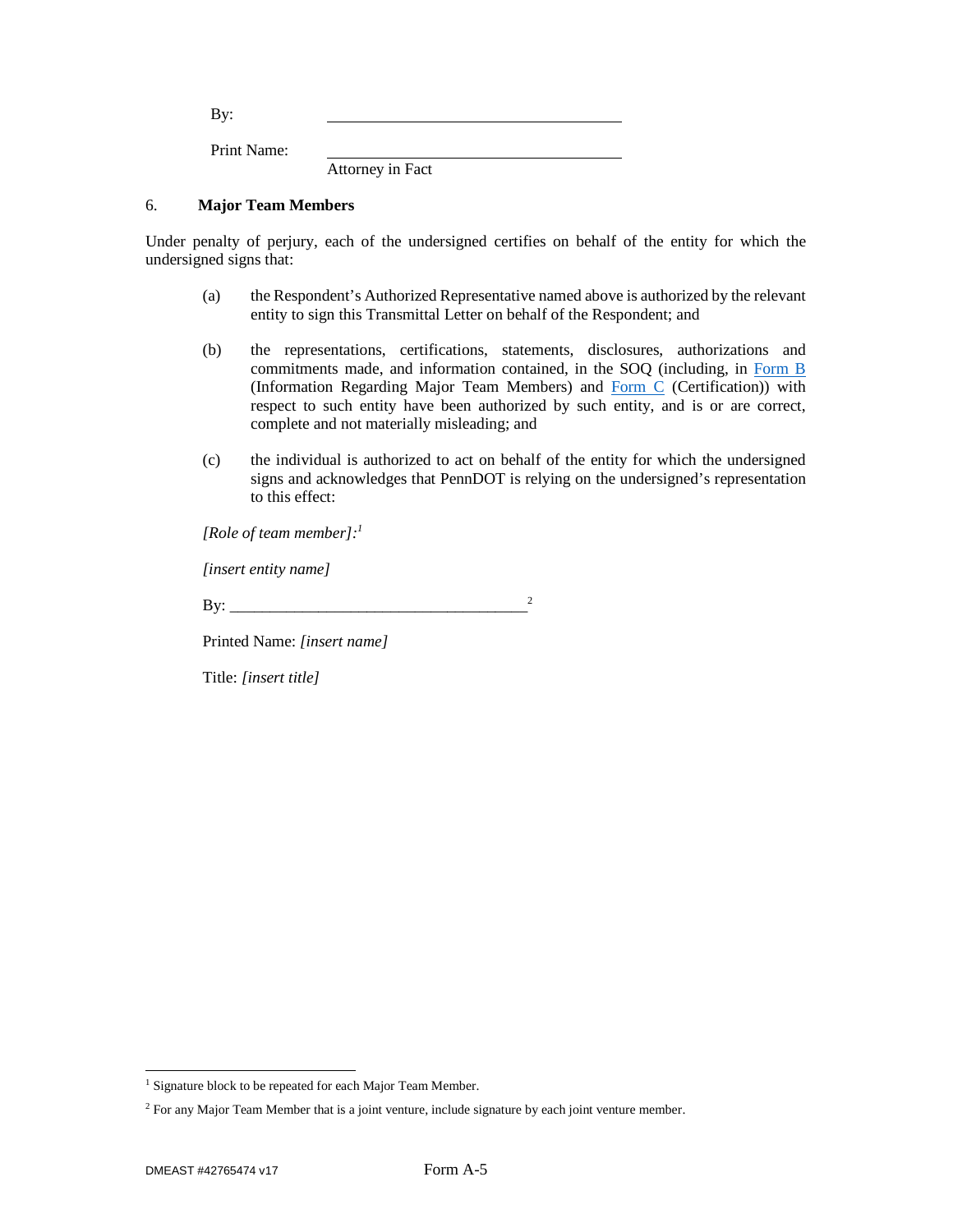By: ______________________________

Print Name: ______________________________
Attorney in Fact

6. **Major Team Members**

Under penalty of perjury, each of the undersigned certifies on behalf of the entity for which the undersigned signs that:

(a) the Respondent's Authorized Representative named above is authorized by the relevant entity to sign this Transmittal Letter on behalf of the Respondent; and

(b) the representations, certifications, statements, disclosures, authorizations and commitments made, and information contained, in the SOQ (including, in Form B (Information Regarding Major Team Members) and Form C (Certification)) with respect to such entity have been authorized by such entity, and is or are correct, complete and not materially misleading; and

(c) the individual is authorized to act on behalf of the entity for which the undersigned signs and acknowledges that PennDOT is relying on the undersigned's representation to this effect:

*[Role of team member]:*[1]

*[insert entity name]*

By: ____________________________________[2]

Printed Name: *[insert name]*

Title: *[insert title]*

---

[1] Signature block to be repeated for each Major Team Member.

[2] For any Major Team Member that is a joint venture, include signature by each joint venture member.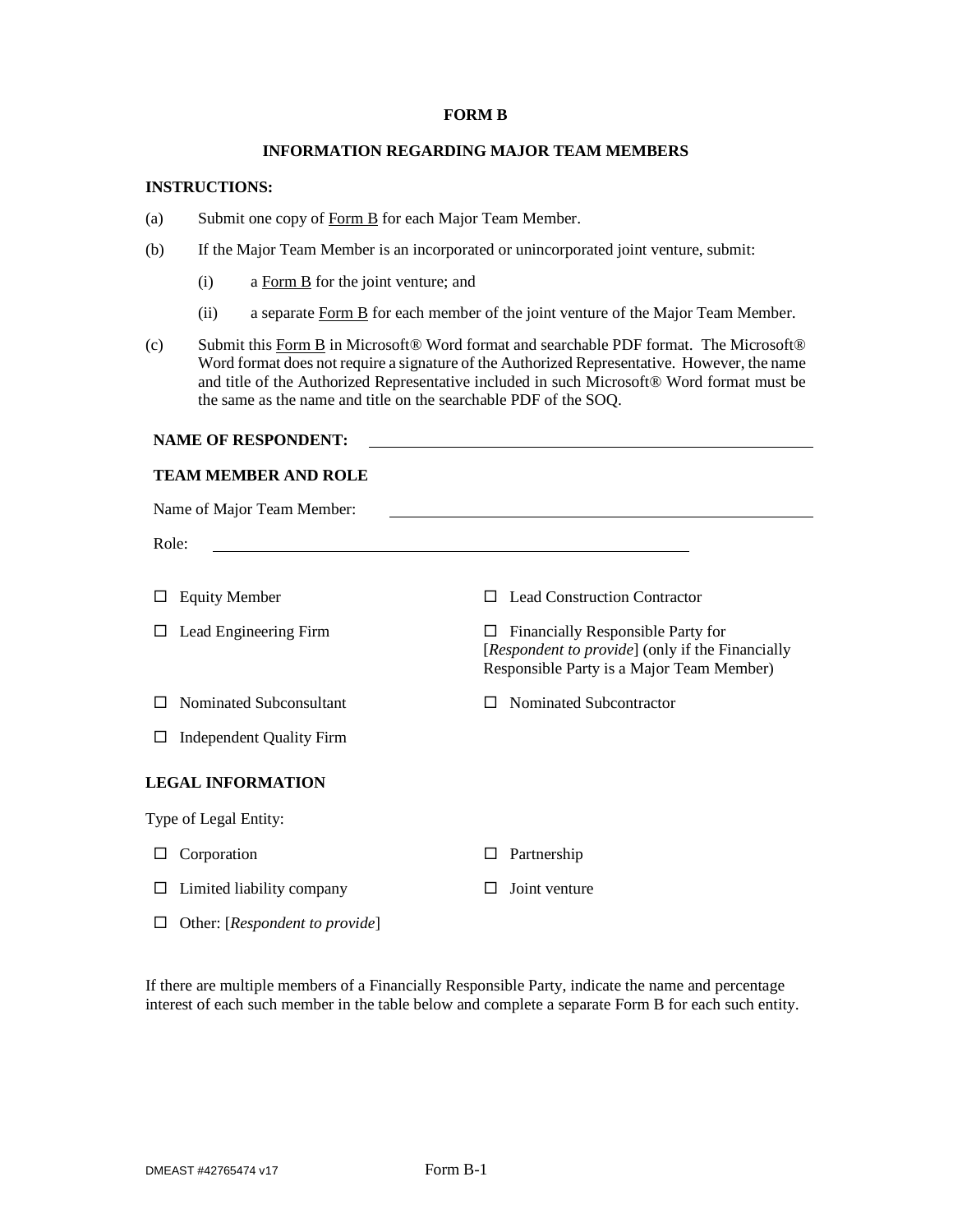# FORM B

## INFORMATION REGARDING MAJOR TEAM MEMBERS

**INSTRUCTIONS:**

(a) Submit one copy of Form B for each Major Team Member.

(b) If the Major Team Member is an incorporated or unincorporated joint venture, submit:

  (i) a Form B for the joint venture; and

  (ii) a separate Form B for each member of the joint venture of the Major Team Member.

(c) Submit this Form B in Microsoft® Word format and searchable PDF format. The Microsoft® Word format does not require a signature of the Authorized Representative. However, the name and title of the Authorized Representative included in such Microsoft® Word format must be the same as the name and title on the searchable PDF of the SOQ.

**NAME OF RESPONDENT:** \_\_\_\_\_\_\_\_\_\_\_\_\_\_\_\_\_\_\_\_\_\_\_\_\_\_\_\_\_\_\_\_\_\_\_\_\_\_\_\_

**TEAM MEMBER AND ROLE**

Name of Major Team Member: \_\_\_\_\_\_\_\_\_\_\_\_\_\_\_\_\_\_\_\_\_\_\_\_\_\_\_\_\_\_\_\_\_\_\_\_\_\_\_\_

Role: \_\_\_\_\_\_\_\_\_\_\_\_\_\_\_\_\_\_\_\_\_\_\_\_\_\_\_\_\_\_\_\_\_\_\_\_\_\_\_\_

☐ Equity Member

☐ Lead Construction Contractor

☐ Lead Engineering Firm

☐ Financially Responsible Party for [*Respondent to provide*] (only if the Financially Responsible Party is a Major Team Member)

☐ Nominated Subconsultant

☐ Nominated Subcontractor

☐ Independent Quality Firm

**LEGAL INFORMATION**

Type of Legal Entity:

☐ Corporation

☐ Partnership

☐ Limited liability company

☐ Joint venture

☐ Other: [*Respondent to provide*]

If there are multiple members of a Financially Responsible Party, indicate the name and percentage interest of each such member in the table below and complete a separate Form B for each such entity.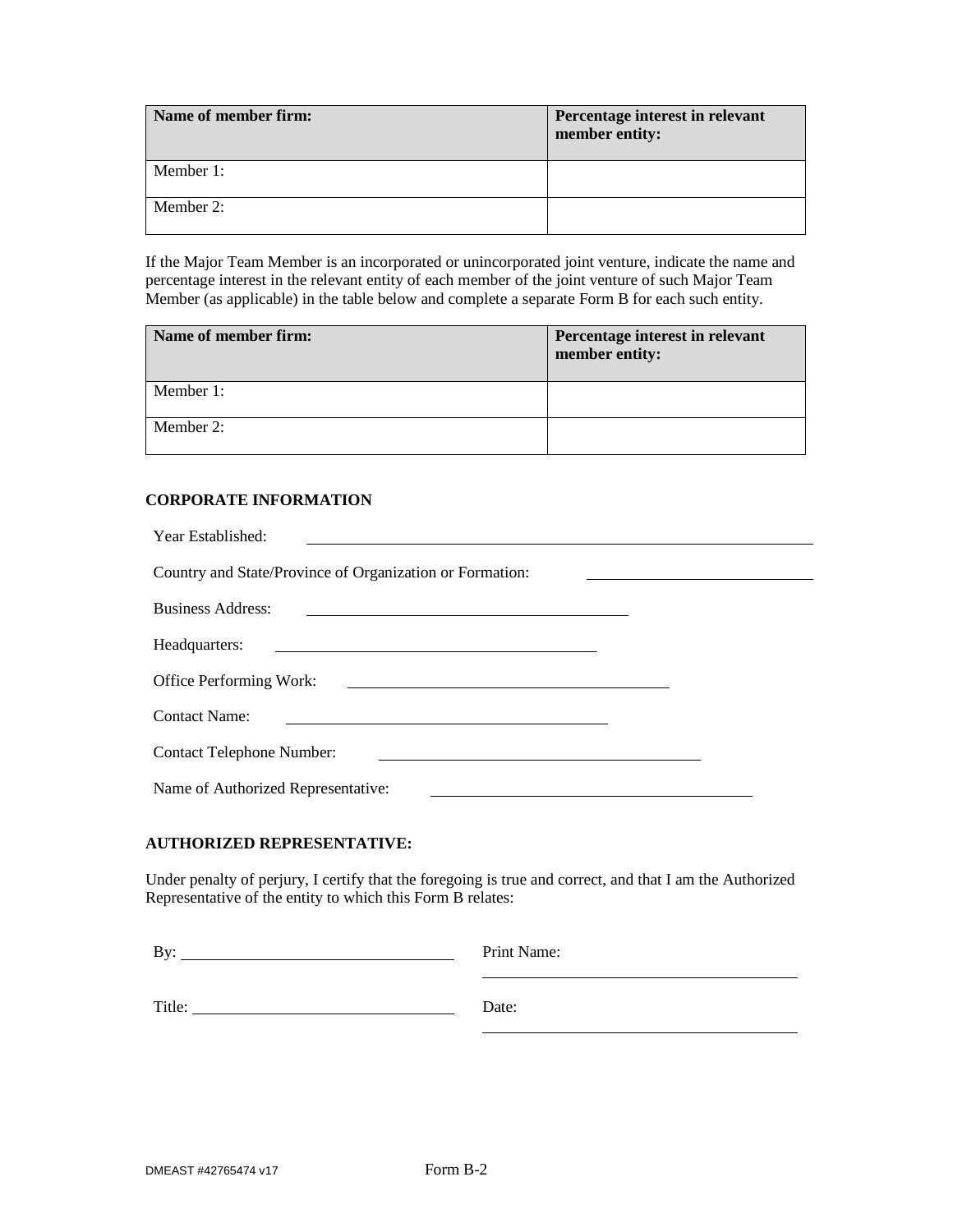| Name of member firm: | Percentage interest in relevant member entity: |
| --- | --- |
| Member 1: | |
| Member 2: | |

If the Major Team Member is an incorporated or unincorporated joint venture, indicate the name and percentage interest in the relevant entity of each member of the joint venture of such Major Team Member (as applicable) in the table below and complete a separate Form B for each such entity.

| Name of member firm: | Percentage interest in relevant member entity: |
| --- | --- |
| Member 1: | |
| Member 2: | |

**CORPORATE INFORMATION**

Year Established: ______________________________

Country and State/Province of Organization or Formation: ______________________________

Business Address: ______________________________

Headquarters: ______________________________

Office Performing Work: ______________________________

Contact Name: ______________________________

Contact Telephone Number: ______________________________

Name of Authorized Representative: ______________________________

**AUTHORIZED REPRESENTATIVE:**

Under penalty of perjury, I certify that the foregoing is true and correct, and that I am the Authorized Representative of the entity to which this Form B relates:

By: ______________________________ Print Name: ______________________________

Title: ______________________________ Date: ______________________________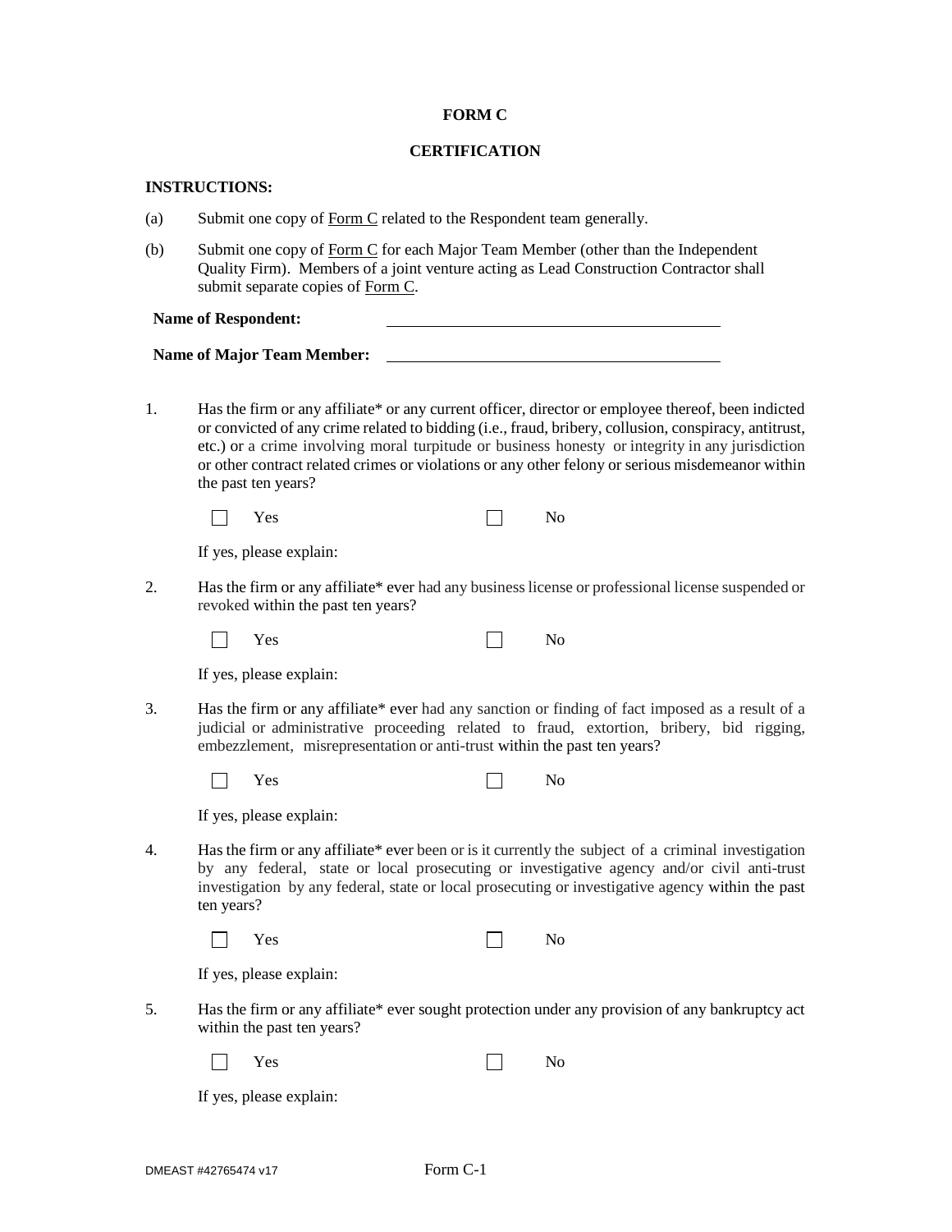**FORM C**

**CERTIFICATION**

**INSTRUCTIONS:**

(a) Submit one copy of Form C related to the Respondent team generally.

(b) Submit one copy of Form C for each Major Team Member (other than the Independent Quality Firm). Members of a joint venture acting as Lead Construction Contractor shall submit separate copies of Form C.

**Name of Respondent:** \_\_\_\_\_\_\_\_\_\_\_\_\_\_\_\_\_\_\_\_\_\_\_\_\_\_\_\_\_\_\_\_\_\_\_\_\_\_\_\_

**Name of Major Team Member:** \_\_\_\_\_\_\_\_\_\_\_\_\_\_\_\_\_\_\_\_\_\_\_\_\_\_\_\_\_\_\_\_\_\_\_\_\_\_\_\_

1. Has the firm or any affiliate* or any current officer, director or employee thereof, been indicted or convicted of any crime related to bidding (i.e., fraud, bribery, collusion, conspiracy, antitrust, etc.) or a crime involving moral turpitude or business honesty or integrity in any jurisdiction or other contract related crimes or violations or any other felony or serious misdemeanor within the past ten years?

   ☐ Yes ☐ No

   If yes, please explain:

2. Has the firm or any affiliate* ever had any business license or professional license suspended or revoked within the past ten years?

   ☐ Yes ☐ No

   If yes, please explain:

3. Has the firm or any affiliate* ever had any sanction or finding of fact imposed as a result of a judicial or administrative proceeding related to fraud, extortion, bribery, bid rigging, embezzlement, misrepresentation or anti-trust within the past ten years?

   ☐ Yes ☐ No

   If yes, please explain:

4. Has the firm or any affiliate* ever been or is it currently the subject of a criminal investigation by any federal, state or local prosecuting or investigative agency and/or civil anti-trust investigation by any federal, state or local prosecuting or investigative agency within the past ten years?

   ☐ Yes ☐ No

   If yes, please explain:

5. Has the firm or any affiliate* ever sought protection under any provision of any bankruptcy act within the past ten years?

   ☐ Yes ☐ No

   If yes, please explain: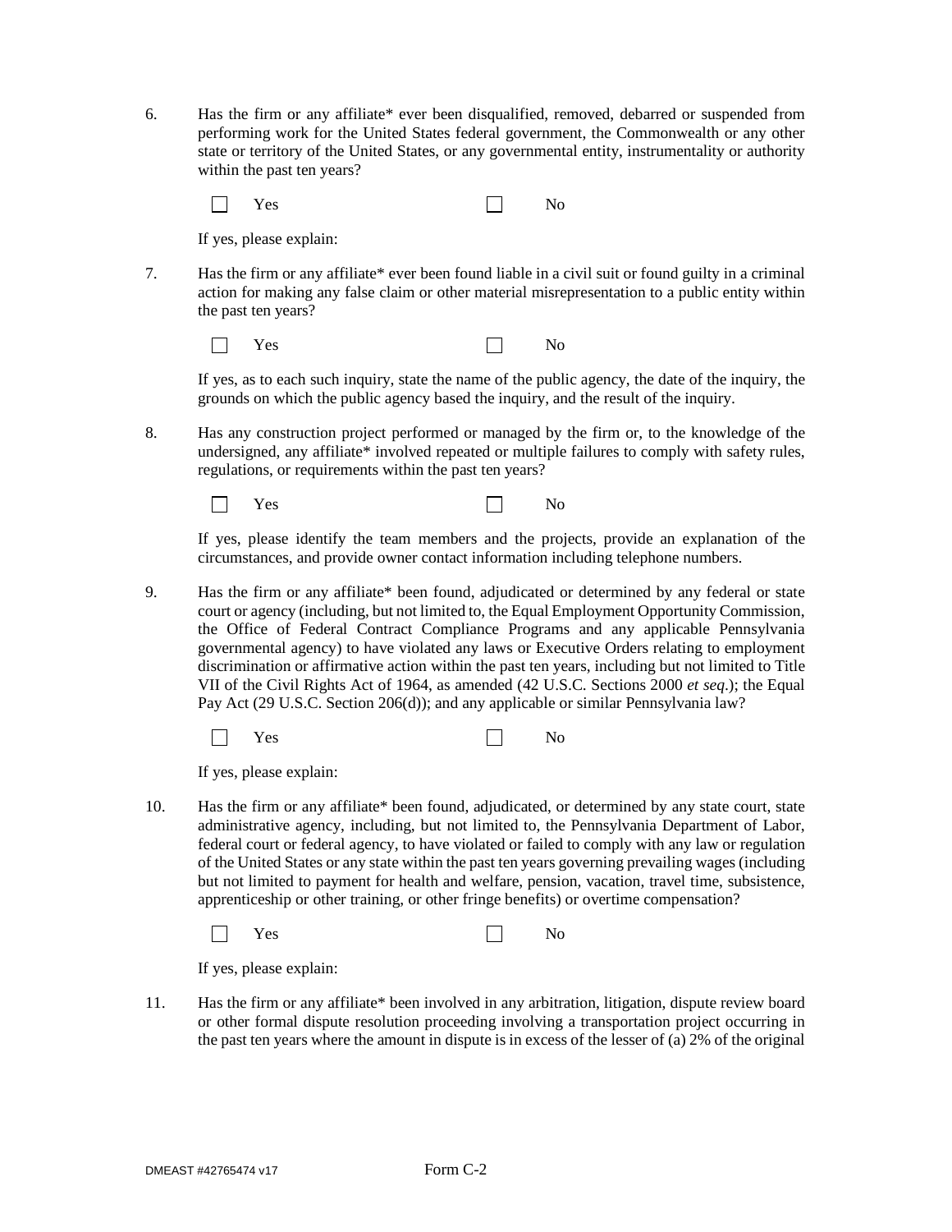6. Has the firm or any affiliate* ever been disqualified, removed, debarred or suspended from performing work for the United States federal government, the Commonwealth or any other state or territory of the United States, or any governmental entity, instrumentality or authority within the past ten years?

   ☐ Yes ☐ No

   If yes, please explain:

7. Has the firm or any affiliate* ever been found liable in a civil suit or found guilty in a criminal action for making any false claim or other material misrepresentation to a public entity within the past ten years?

   ☐ Yes ☐ No

   If yes, as to each such inquiry, state the name of the public agency, the date of the inquiry, the grounds on which the public agency based the inquiry, and the result of the inquiry.

8. Has any construction project performed or managed by the firm or, to the knowledge of the undersigned, any affiliate* involved repeated or multiple failures to comply with safety rules, regulations, or requirements within the past ten years?

   ☐ Yes ☐ No

   If yes, please identify the team members and the projects, provide an explanation of the circumstances, and provide owner contact information including telephone numbers.

9. Has the firm or any affiliate* been found, adjudicated or determined by any federal or state court or agency (including, but not limited to, the Equal Employment Opportunity Commission, the Office of Federal Contract Compliance Programs and any applicable Pennsylvania governmental agency) to have violated any laws or Executive Orders relating to employment discrimination or affirmative action within the past ten years, including but not limited to Title VII of the Civil Rights Act of 1964, as amended (42 U.S.C. Sections 2000 *et seq*.); the Equal Pay Act (29 U.S.C. Section 206(d)); and any applicable or similar Pennsylvania law?

   ☐ Yes ☐ No

   If yes, please explain:

10. Has the firm or any affiliate* been found, adjudicated, or determined by any state court, state administrative agency, including, but not limited to, the Pennsylvania Department of Labor, federal court or federal agency, to have violated or failed to comply with any law or regulation of the United States or any state within the past ten years governing prevailing wages (including but not limited to payment for health and welfare, pension, vacation, travel time, subsistence, apprenticeship or other training, or other fringe benefits) or overtime compensation?

    ☐ Yes ☐ No

    If yes, please explain:

11. Has the firm or any affiliate* been involved in any arbitration, litigation, dispute review board or other formal dispute resolution proceeding involving a transportation project occurring in the past ten years where the amount in dispute is in excess of the lesser of (a) 2% of the original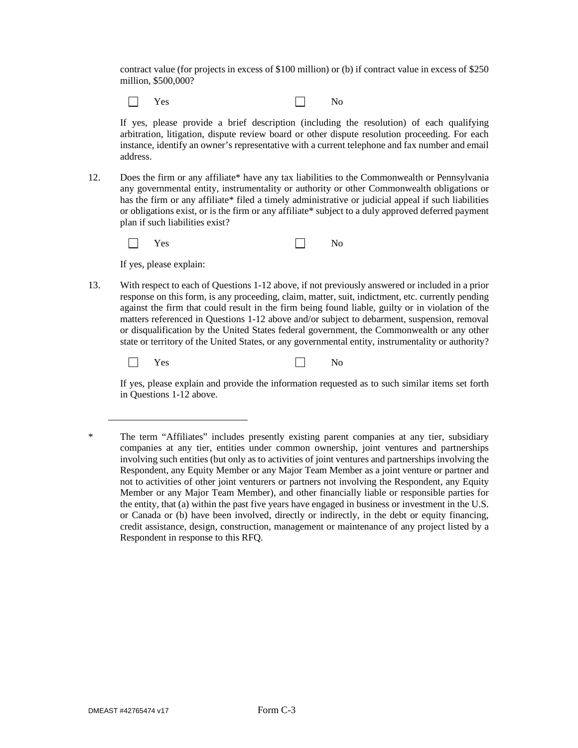contract value (for projects in excess of $100 million) or (b) if contract value in excess of $250 million, $500,000?

☐ Yes ☐ No

If yes, please provide a brief description (including the resolution) of each qualifying arbitration, litigation, dispute review board or other dispute resolution proceeding. For each instance, identify an owner's representative with a current telephone and fax number and email address.

12. Does the firm or any affiliate* have any tax liabilities to the Commonwealth or Pennsylvania any governmental entity, instrumentality or authority or other Commonwealth obligations or has the firm or any affiliate* filed a timely administrative or judicial appeal if such liabilities or obligations exist, or is the firm or any affiliate* subject to a duly approved deferred payment plan if such liabilities exist?

 ☐ Yes ☐ No

 If yes, please explain:

13. With respect to each of Questions 1-12 above, if not previously answered or included in a prior response on this form, is any proceeding, claim, matter, suit, indictment, etc. currently pending against the firm that could result in the firm being found liable, guilty or in violation of the matters referenced in Questions 1-12 above and/or subject to debarment, suspension, removal or disqualification by the United States federal government, the Commonwealth or any other state or territory of the United States, or any governmental entity, instrumentality or authority?

 ☐ Yes ☐ No

 If yes, please explain and provide the information requested as to such similar items set forth in Questions 1-12 above.

---

\* The term "Affiliates" includes presently existing parent companies at any tier, subsidiary companies at any tier, entities under common ownership, joint ventures and partnerships involving such entities (but only as to activities of joint ventures and partnerships involving the Respondent, any Equity Member or any Major Team Member as a joint venture or partner and not to activities of other joint venturers or partners not involving the Respondent, any Equity Member or any Major Team Member), and other financially liable or responsible parties for the entity, that (a) within the past five years have engaged in business or investment in the U.S. or Canada or (b) have been involved, directly or indirectly, in the debt or equity financing, credit assistance, design, construction, management or maintenance of any project listed by a Respondent in response to this RFQ.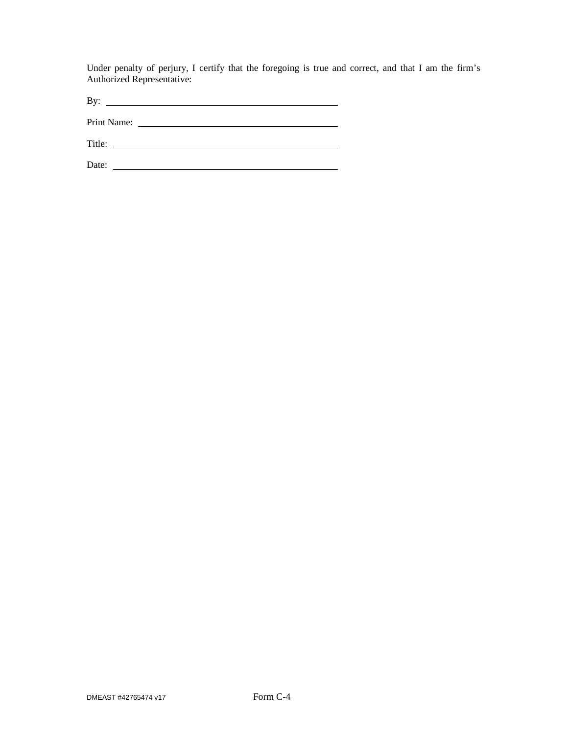Under penalty of perjury, I certify that the foregoing is true and correct, and that I am the firm's Authorized Representative:

By: ______________________________________________

Print Name: ________________________________________

Title: ____________________________________________

Date: ____________________________________________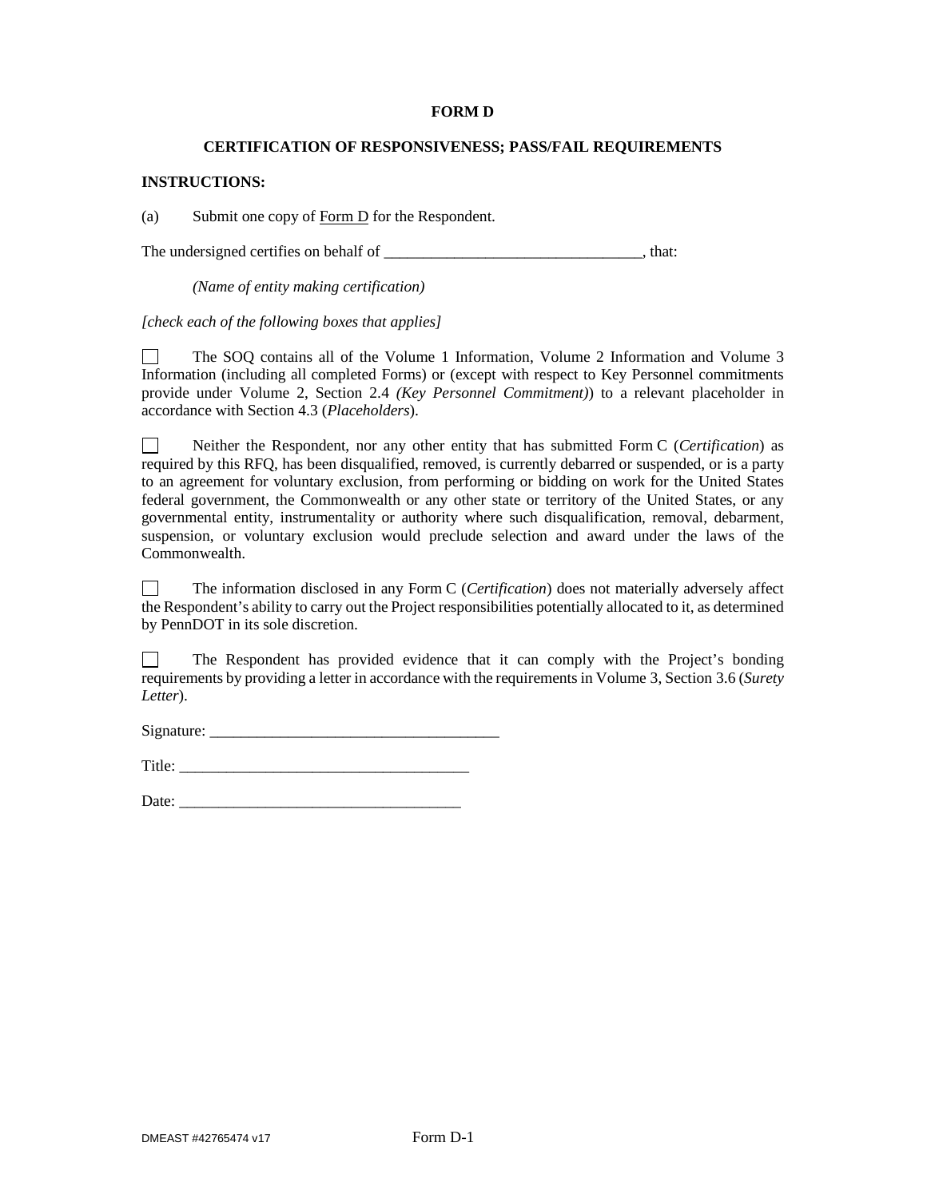**FORM D**

**CERTIFICATION OF RESPONSIVENESS; PASS/FAIL REQUIREMENTS**

**INSTRUCTIONS:**

(a) Submit one copy of Form D for the Respondent.

The undersigned certifies on behalf of _________________________________, that:

*(Name of entity making certification)*

*[check each of the following boxes that applies]*

☐ The SOQ contains all of the Volume 1 Information, Volume 2 Information and Volume 3 Information (including all completed Forms) or (except with respect to Key Personnel commitments provide under Volume 2, Section 2.4 *(Key Personnel Commitment)*) to a relevant placeholder in accordance with Section 4.3 (*Placeholders*).

☐ Neither the Respondent, nor any other entity that has submitted Form C (*Certification*) as required by this RFQ, has been disqualified, removed, is currently debarred or suspended, or is a party to an agreement for voluntary exclusion, from performing or bidding on work for the United States federal government, the Commonwealth or any other state or territory of the United States, or any governmental entity, instrumentality or authority where such disqualification, removal, debarment, suspension, or voluntary exclusion would preclude selection and award under the laws of the Commonwealth.

☐ The information disclosed in any Form C (*Certification*) does not materially adversely affect the Respondent's ability to carry out the Project responsibilities potentially allocated to it, as determined by PennDOT in its sole discretion.

☐ The Respondent has provided evidence that it can comply with the Project's bonding requirements by providing a letter in accordance with the requirements in Volume 3, Section 3.6 (*Surety Letter*).

Signature: _____________________________________

Title: _____________________________________

Date: _____________________________________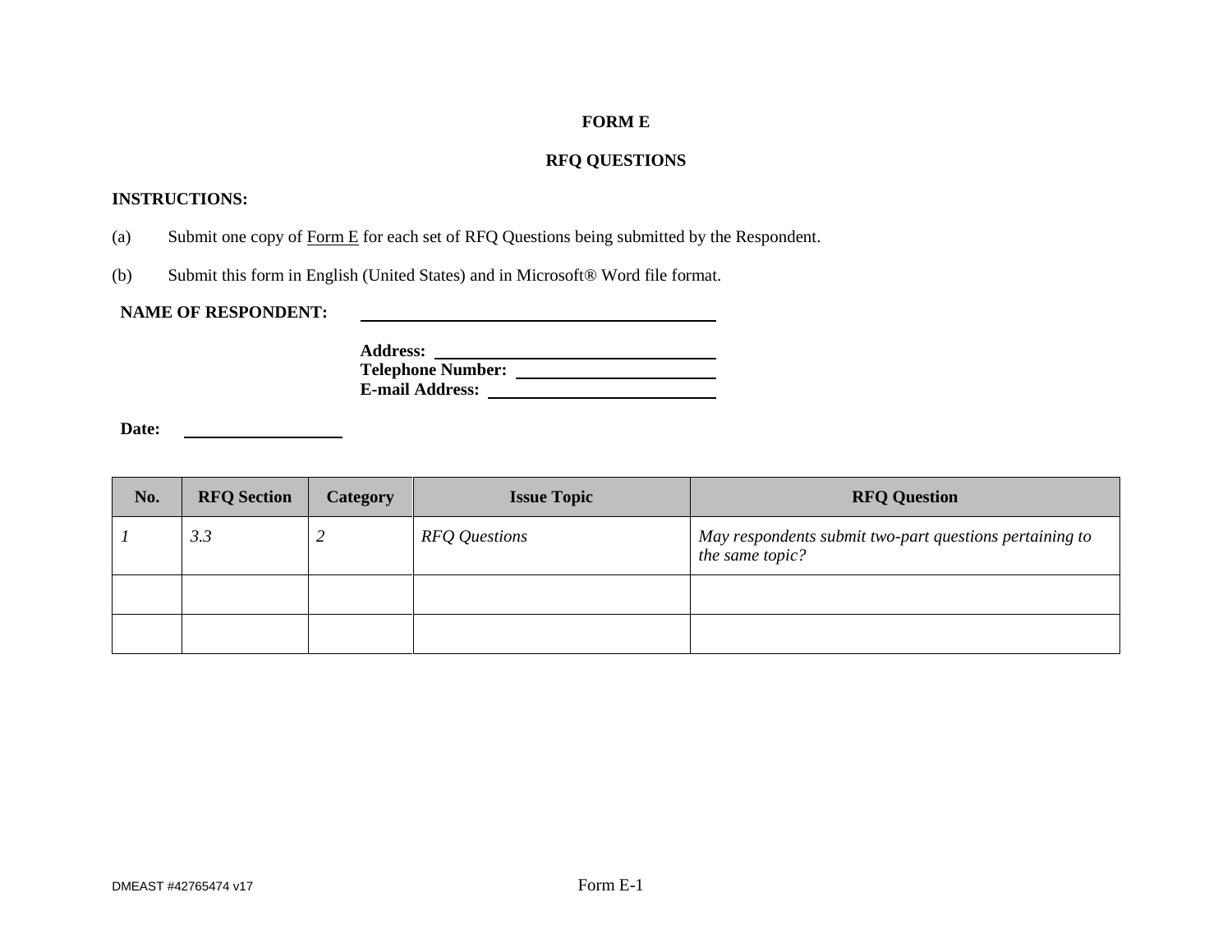# FORM E

## RFQ QUESTIONS

**INSTRUCTIONS:**

(a) Submit one copy of Form E for each set of RFQ Questions being submitted by the Respondent.

(b) Submit this form in English (United States) and in Microsoft® Word file format.

**NAME OF RESPONDENT:** ______________________

**Address:** ______________________
**Telephone Number:** ______________________
**E-mail Address:** ______________________

**Date:** ______________

| No. | RFQ Section | Category | Issue Topic | RFQ Question |
|---|---|---|---|---|
| *1* | *3.3* | *2* | *RFQ Questions* | *May respondents submit two-part questions pertaining to the same topic?* |
| | | | | |
| | | | | |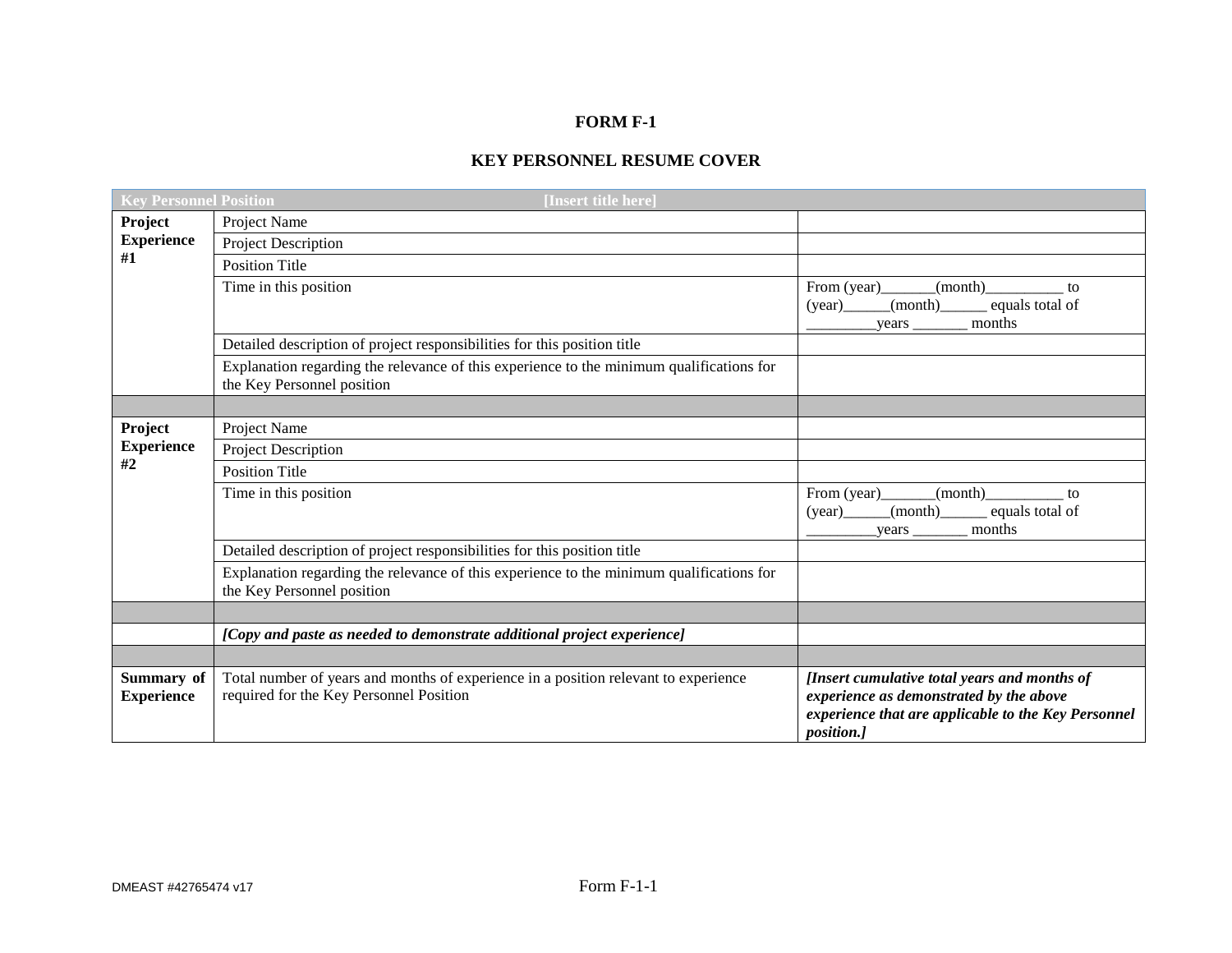**FORM F-1**

**KEY PERSONNEL RESUME COVER**

| Key Personnel Position | [Insert title here] | |
|---|---|---|
| **Project Experience #1** | Project Name | |
| | Project Description | |
| | Position Title | |
| | Time in this position | From (year)_______(month)__________ to (year)______(month)______ equals total of _________years _______ months |
| | Detailed description of project responsibilities for this position title | |
| | Explanation regarding the relevance of this experience to the minimum qualifications for the Key Personnel position | |
| | | |
| **Project Experience #2** | Project Name | |
| | Project Description | |
| | Position Title | |
| | Time in this position | From (year)_______(month)__________ to (year)______(month)______ equals total of _________years _______ months |
| | Detailed description of project responsibilities for this position title | |
| | Explanation regarding the relevance of this experience to the minimum qualifications for the Key Personnel position | |
| | | |
| | ***[Copy and paste as needed to demonstrate additional project experience]*** | |
| | | |
| **Summary of Experience** | Total number of years and months of experience in a position relevant to experience required for the Key Personnel Position | ***[Insert cumulative total years and months of experience as demonstrated by the above experience that are applicable to the Key Personnel position.]*** |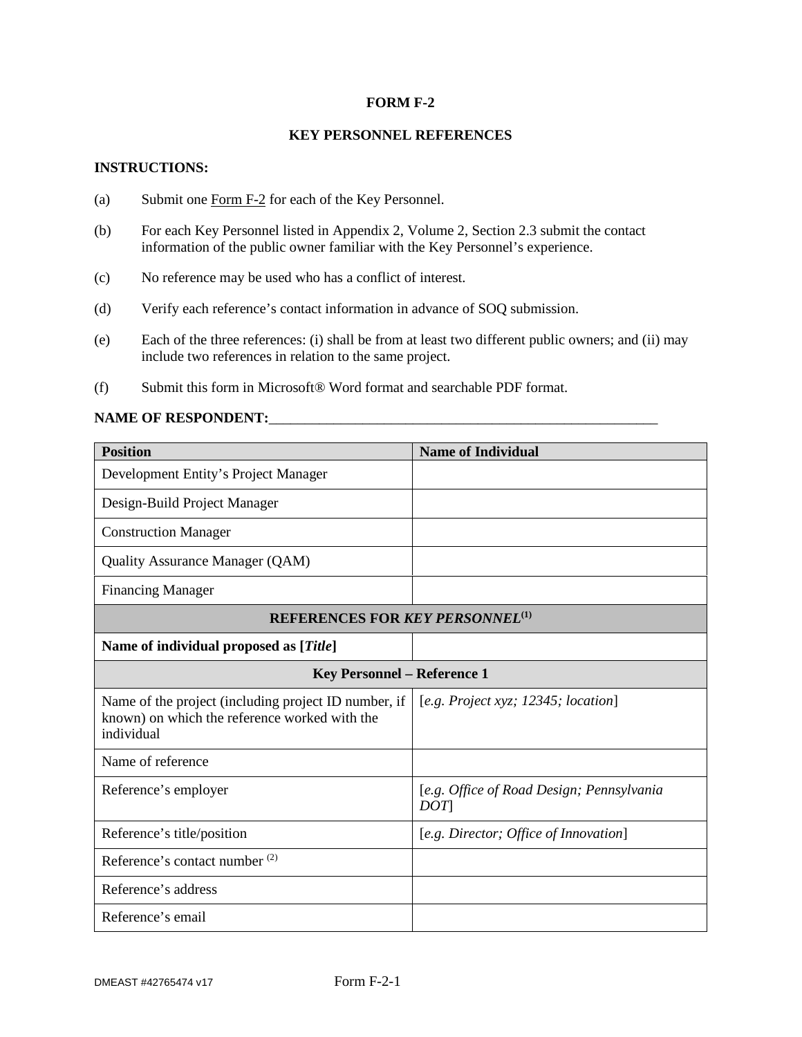# FORM F-2

## KEY PERSONNEL REFERENCES

**INSTRUCTIONS:**

(a) Submit one Form F-2 for each of the Key Personnel.

(b) For each Key Personnel listed in Appendix 2, Volume 2, Section 2.3 submit the contact information of the public owner familiar with the Key Personnel's experience.

(c) No reference may be used who has a conflict of interest.

(d) Verify each reference's contact information in advance of SOQ submission.

(e) Each of the three references: (i) shall be from at least two different public owners; and (ii) may include two references in relation to the same project.

(f) Submit this form in Microsoft® Word format and searchable PDF format.

**NAME OF RESPONDENT:**\_\_\_\_\_\_\_\_\_\_\_\_\_\_\_\_\_\_\_\_\_\_\_\_\_\_\_\_\_\_\_\_\_\_\_\_\_\_\_\_\_\_\_\_\_\_\_\_\_\_\_\_\_\_

| **Position** | **Name of Individual** |
|---|---|
| Development Entity's Project Manager | |
| Design-Build Project Manager | |
| Construction Manager | |
| Quality Assurance Manager (QAM) | |
| Financing Manager | |
| **REFERENCES FOR *KEY PERSONNEL*[(1)]** | |
| **Name of individual proposed as [*Title*]** | |
| **Key Personnel – Reference 1** | |
| Name of the project (including project ID number, if known) on which the reference worked with the individual | [*e.g. Project xyz; 12345; location*] |
| Name of reference | |
| Reference's employer | [*e.g. Office of Road Design; Pennsylvania DOT*] |
| Reference's title/position | [*e.g. Director; Office of Innovation*] |
| Reference's contact number [(2)] | |
| Reference's address | |
| Reference's email | |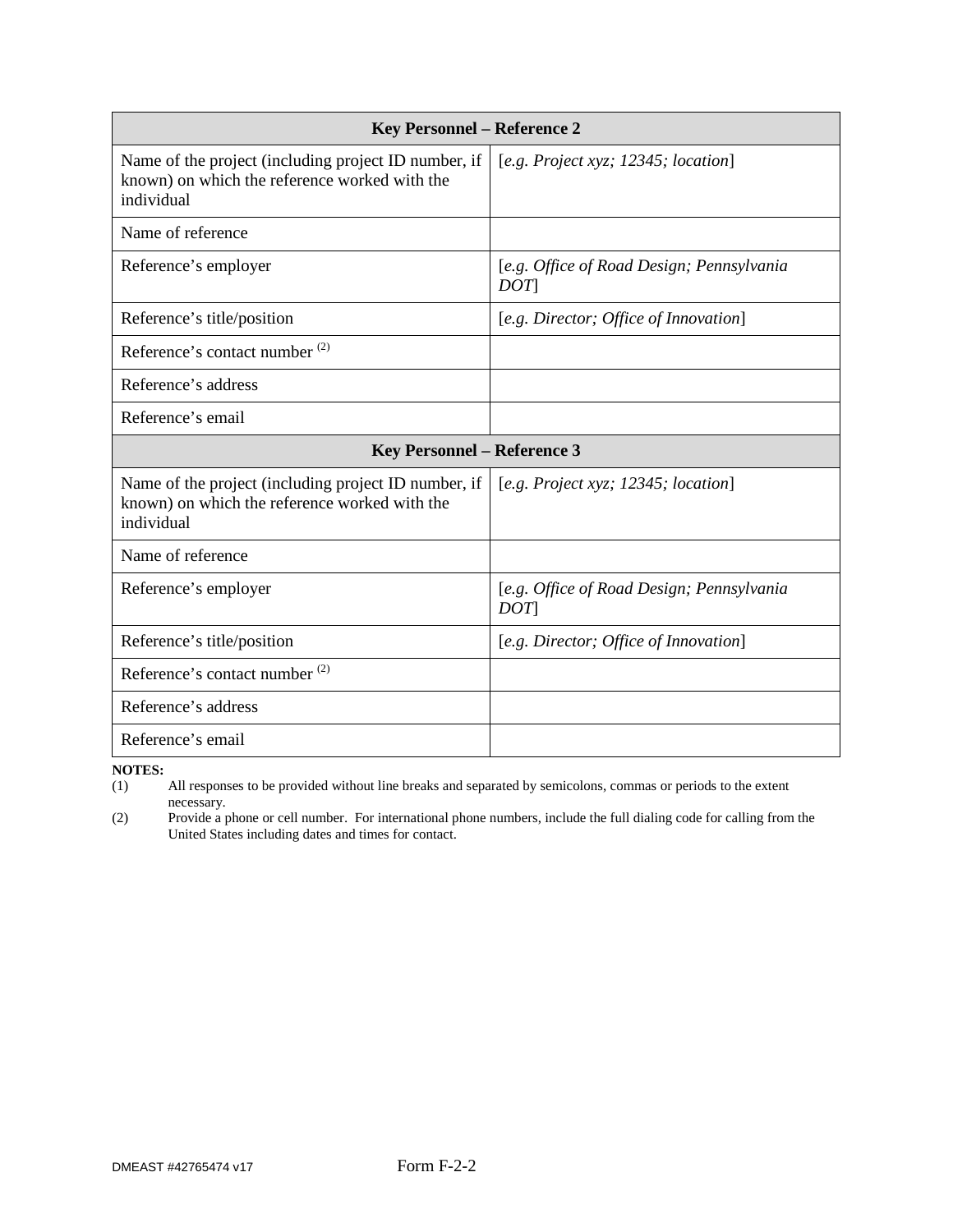| Key Personnel – Reference 2 | |
|---|---|
| Name of the project (including project ID number, if known) on which the reference worked with the individual | [*e.g. Project xyz; 12345; location*] |
| Name of reference | |
| Reference's employer | [*e.g. Office of Road Design; Pennsylvania DOT*] |
| Reference's title/position | [*e.g. Director; Office of Innovation*] |
| Reference's contact number [(2)] | |
| Reference's address | |
| Reference's email | |
| **Key Personnel – Reference 3** | |
| Name of the project (including project ID number, if known) on which the reference worked with the individual | [*e.g. Project xyz; 12345; location*] |
| Name of reference | |
| Reference's employer | [*e.g. Office of Road Design; Pennsylvania DOT*] |
| Reference's title/position | [*e.g. Director; Office of Innovation*] |
| Reference's contact number [(2)] | |
| Reference's address | |
| Reference's email | |

**NOTES:**

(1) All responses to be provided without line breaks and separated by semicolons, commas or periods to the extent necessary.

(2) Provide a phone or cell number. For international phone numbers, include the full dialing code for calling from the United States including dates and times for contact.

Form F-2-2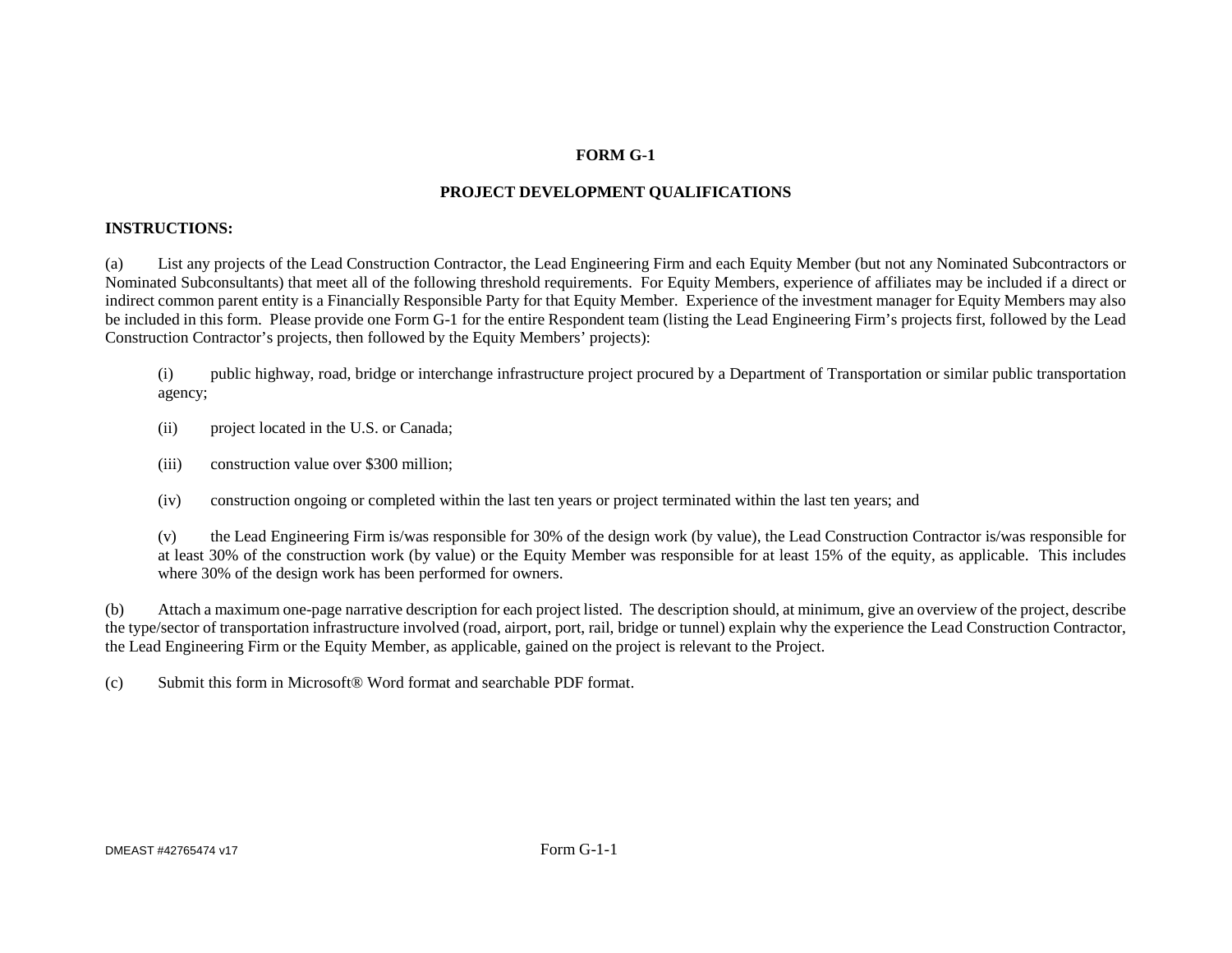# FORM G-1

## PROJECT DEVELOPMENT QUALIFICATIONS

**INSTRUCTIONS:**

(a) List any projects of the Lead Construction Contractor, the Lead Engineering Firm and each Equity Member (but not any Nominated Subcontractors or Nominated Subconsultants) that meet all of the following threshold requirements. For Equity Members, experience of affiliates may be included if a direct or indirect common parent entity is a Financially Responsible Party for that Equity Member. Experience of the investment manager for Equity Members may also be included in this form. Please provide one Form G-1 for the entire Respondent team (listing the Lead Engineering Firm's projects first, followed by the Lead Construction Contractor's projects, then followed by the Equity Members' projects):

> (i) public highway, road, bridge or interchange infrastructure project procured by a Department of Transportation or similar public transportation agency;
>
> (ii) project located in the U.S. or Canada;
>
> (iii) construction value over $300 million;
>
> (iv) construction ongoing or completed within the last ten years or project terminated within the last ten years; and
>
> (v) the Lead Engineering Firm is/was responsible for 30% of the design work (by value), the Lead Construction Contractor is/was responsible for at least 30% of the construction work (by value) or the Equity Member was responsible for at least 15% of the equity, as applicable. This includes where 30% of the design work has been performed for owners.

(b) Attach a maximum one-page narrative description for each project listed. The description should, at minimum, give an overview of the project, describe the type/sector of transportation infrastructure involved (road, airport, port, rail, bridge or tunnel) explain why the experience the Lead Construction Contractor, the Lead Engineering Firm or the Equity Member, as applicable, gained on the project is relevant to the Project.

(c) Submit this form in Microsoft® Word format and searchable PDF format.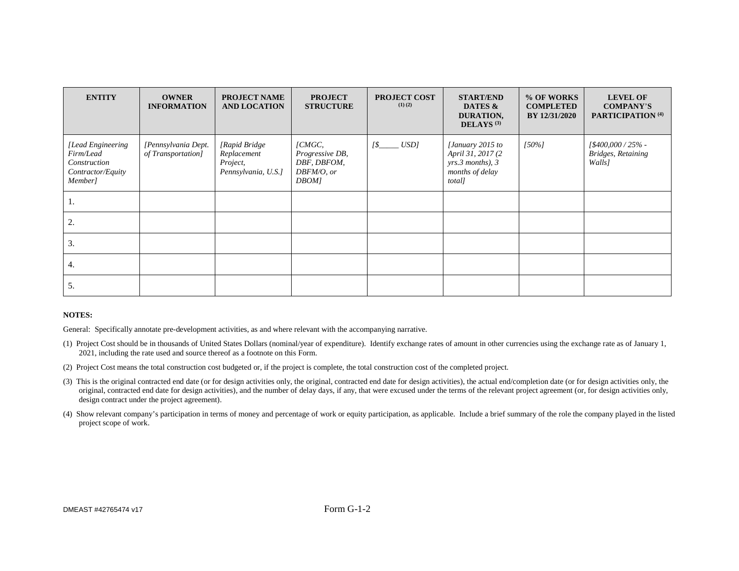| ENTITY | OWNER INFORMATION | PROJECT NAME AND LOCATION | PROJECT STRUCTURE | PROJECT COST (1) (2) | START/END DATES & DURATION, DELAYS (3) | % OF WORKS COMPLETED BY 12/31/2020 | LEVEL OF COMPANY'S PARTICIPATION (4) |
|---|---|---|---|---|---|---|---|
| *[Lead Engineering Firm/Lead Construction Contractor/Equity Member]* | *[Pennsylvania Dept. of Transportation]* | *[Rapid Bridge Replacement Project, Pennsylvania, U.S.]* | *[CMGC, Progressive DB, DBF, DBFOM, DBFM/O, or DBOM]* | *[$_____ USD]* | *[January 2015 to April 31, 2017 (2 yrs.3 months), 3 months of delay total]* | *[50%]* | *[$400,000 / 25% - Bridges, Retaining Walls]* |
| 1. | | | | | | | |
| 2. | | | | | | | |
| 3. | | | | | | | |
| 4. | | | | | | | |
| 5. | | | | | | | |

**NOTES:**

General: Specifically annotate pre-development activities, as and where relevant with the accompanying narrative.

(1) Project Cost should be in thousands of United States Dollars (nominal/year of expenditure). Identify exchange rates of amount in other currencies using the exchange rate as of January 1, 2021, including the rate used and source thereof as a footnote on this Form.

(2) Project Cost means the total construction cost budgeted or, if the project is complete, the total construction cost of the completed project.

(3) This is the original contracted end date (or for design activities only, the original, contracted end date for design activities), the actual end/completion date (or for design activities only, the original, contracted end date for design activities), and the number of delay days, if any, that were excused under the terms of the relevant project agreement (or, for design activities only, design contract under the project agreement).

(4) Show relevant company's participation in terms of money and percentage of work or equity participation, as applicable. Include a brief summary of the role the company played in the listed project scope of work.

Form G-1-2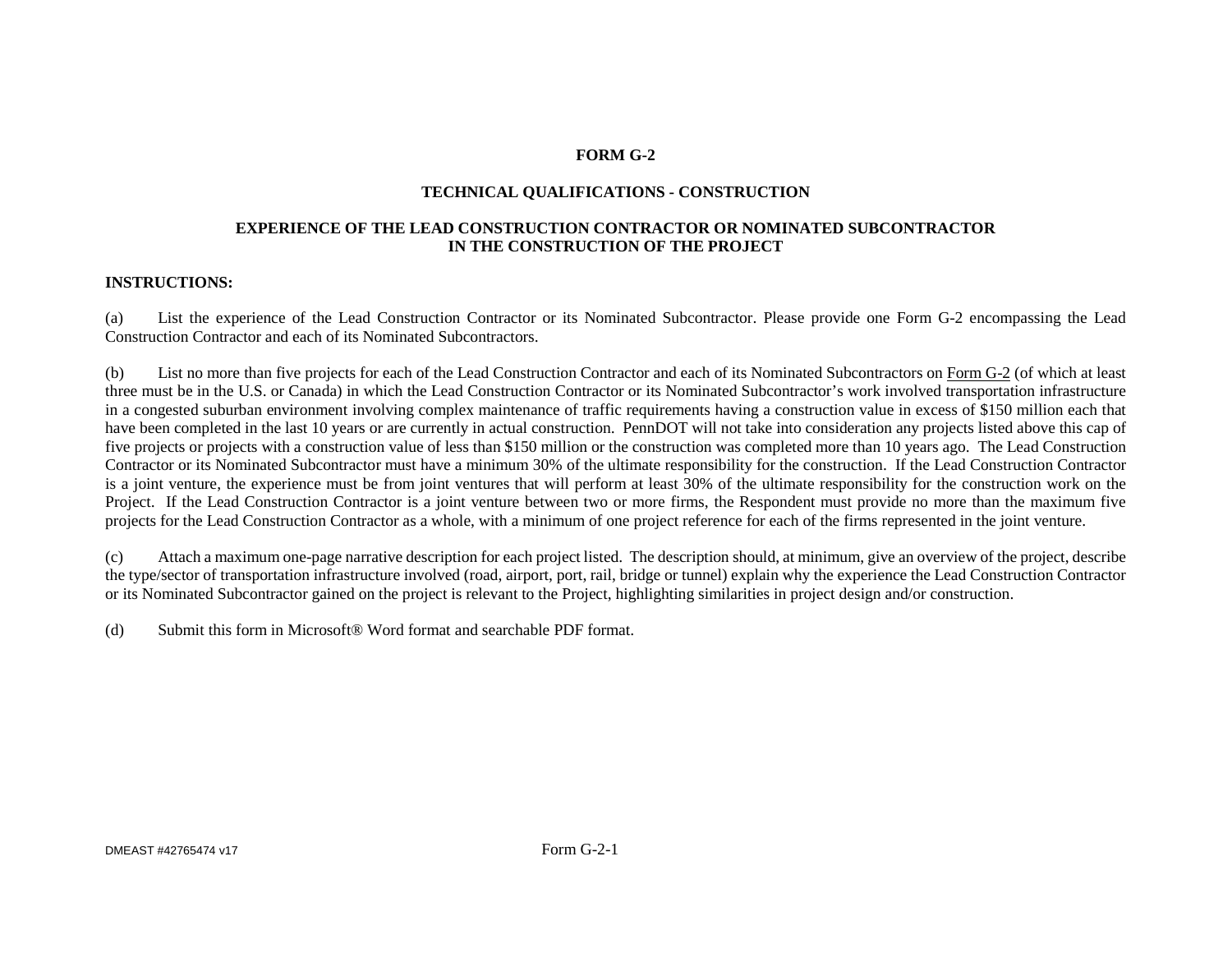**FORM G-2**

**TECHNICAL QUALIFICATIONS - CONSTRUCTION**

**EXPERIENCE OF THE LEAD CONSTRUCTION CONTRACTOR OR NOMINATED SUBCONTRACTOR IN THE CONSTRUCTION OF THE PROJECT**

**INSTRUCTIONS:**

(a) List the experience of the Lead Construction Contractor or its Nominated Subcontractor. Please provide one Form G-2 encompassing the Lead Construction Contractor and each of its Nominated Subcontractors.

(b) List no more than five projects for each of the Lead Construction Contractor and each of its Nominated Subcontractors on Form G-2 (of which at least three must be in the U.S. or Canada) in which the Lead Construction Contractor or its Nominated Subcontractor's work involved transportation infrastructure in a congested suburban environment involving complex maintenance of traffic requirements having a construction value in excess of $150 million each that have been completed in the last 10 years or are currently in actual construction. PennDOT will not take into consideration any projects listed above this cap of five projects or projects with a construction value of less than $150 million or the construction was completed more than 10 years ago. The Lead Construction Contractor or its Nominated Subcontractor must have a minimum 30% of the ultimate responsibility for the construction. If the Lead Construction Contractor is a joint venture, the experience must be from joint ventures that will perform at least 30% of the ultimate responsibility for the construction work on the Project. If the Lead Construction Contractor is a joint venture between two or more firms, the Respondent must provide no more than the maximum five projects for the Lead Construction Contractor as a whole, with a minimum of one project reference for each of the firms represented in the joint venture.

(c) Attach a maximum one-page narrative description for each project listed. The description should, at minimum, give an overview of the project, describe the type/sector of transportation infrastructure involved (road, airport, port, rail, bridge or tunnel) explain why the experience the Lead Construction Contractor or its Nominated Subcontractor gained on the project is relevant to the Project, highlighting similarities in project design and/or construction.

(d) Submit this form in Microsoft® Word format and searchable PDF format.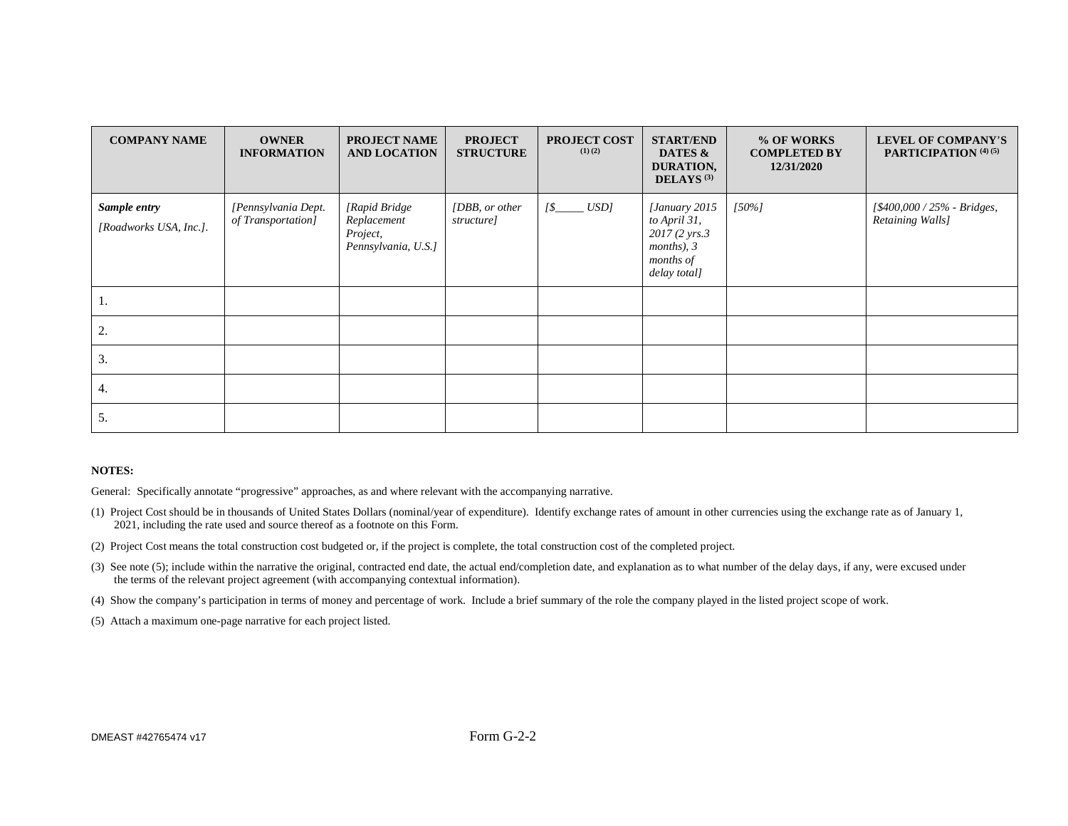| COMPANY NAME | OWNER INFORMATION | PROJECT NAME AND LOCATION | PROJECT STRUCTURE | PROJECT COST (1) (2) | START/END DATES & DURATION, DELAYS (3) | % OF WORKS COMPLETED BY 12/31/2020 | LEVEL OF COMPANY'S PARTICIPATION (4) (5) |
|---|---|---|---|---|---|---|---|
| ***Sample entry*** *[Roadworks USA, Inc.].* | *[Pennsylvania Dept. of Transportation]* | *[Rapid Bridge Replacement Project, Pennsylvania, U.S.]* | *[DBB, or other structure]* | *[$_____ USD]* | *[January 2015 to April 31, 2017 (2 yrs.3 months), 3 months of delay total]* | *[50%]* | *[$400,000 / 25% - Bridges, Retaining Walls]* |
| 1. | | | | | | | |
| 2. | | | | | | | |
| 3. | | | | | | | |
| 4. | | | | | | | |
| 5. | | | | | | | |

**NOTES:**

General: Specifically annotate "progressive" approaches, as and where relevant with the accompanying narrative.

(1) Project Cost should be in thousands of United States Dollars (nominal/year of expenditure). Identify exchange rates of amount in other currencies using the exchange rate as of January 1, 2021, including the rate used and source thereof as a footnote on this Form.

(2) Project Cost means the total construction cost budgeted or, if the project is complete, the total construction cost of the completed project.

(3) See note (5); include within the narrative the original, contracted end date, the actual end/completion date, and explanation as to what number of the delay days, if any, were excused under the terms of the relevant project agreement (with accompanying contextual information).

(4) Show the company's participation in terms of money and percentage of work. Include a brief summary of the role the company played in the listed project scope of work.

(5) Attach a maximum one-page narrative for each project listed.

Form G-2-2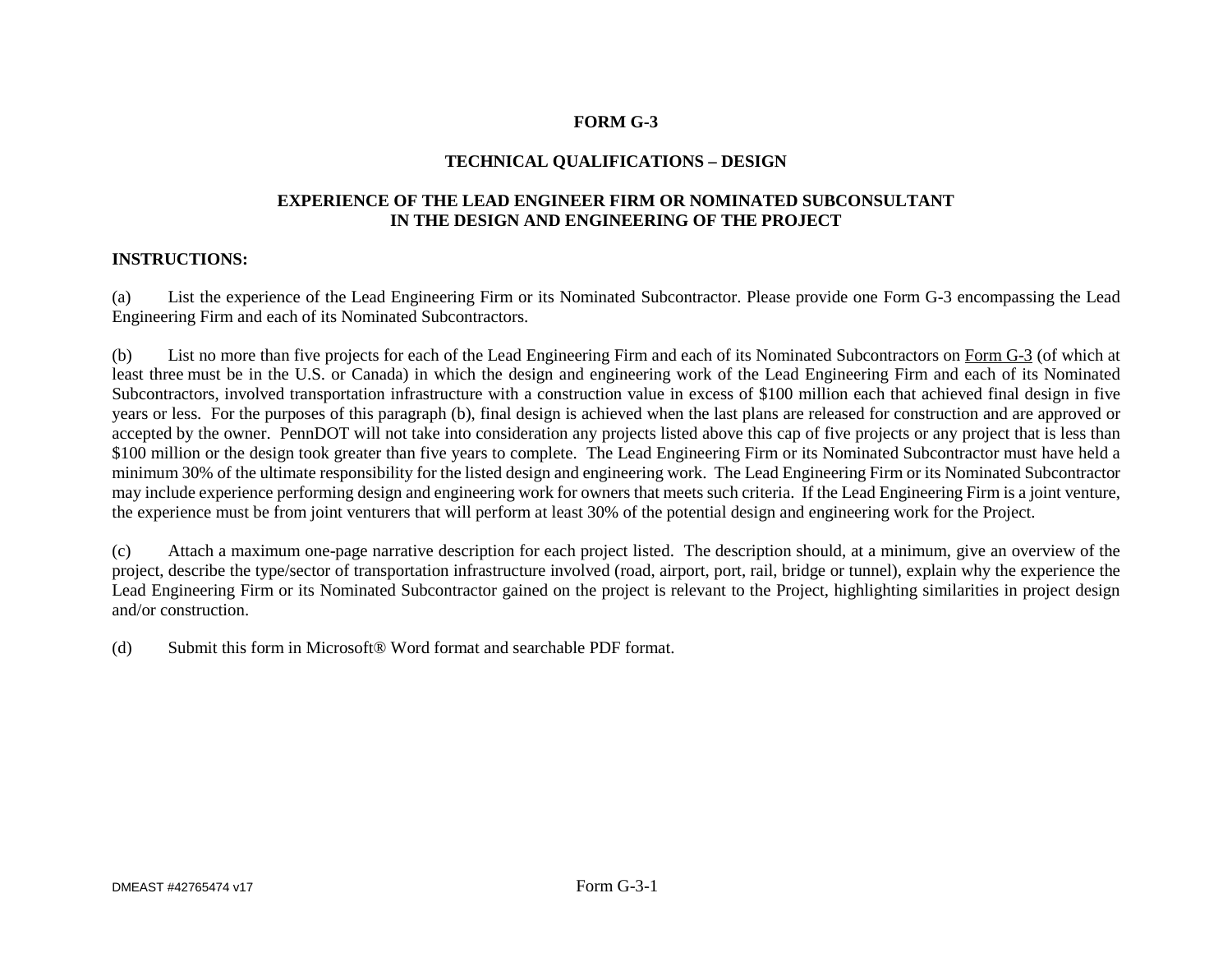# FORM G-3

## TECHNICAL QUALIFICATIONS – DESIGN

## EXPERIENCE OF THE LEAD ENGINEER FIRM OR NOMINATED SUBCONSULTANT IN THE DESIGN AND ENGINEERING OF THE PROJECT

**INSTRUCTIONS:**

(a) List the experience of the Lead Engineering Firm or its Nominated Subcontractor. Please provide one Form G-3 encompassing the Lead Engineering Firm and each of its Nominated Subcontractors.

(b) List no more than five projects for each of the Lead Engineering Firm and each of its Nominated Subcontractors on Form G-3 (of which at least three must be in the U.S. or Canada) in which the design and engineering work of the Lead Engineering Firm and each of its Nominated Subcontractors, involved transportation infrastructure with a construction value in excess of $100 million each that achieved final design in five years or less. For the purposes of this paragraph (b), final design is achieved when the last plans are released for construction and are approved or accepted by the owner. PennDOT will not take into consideration any projects listed above this cap of five projects or any project that is less than $100 million or the design took greater than five years to complete. The Lead Engineering Firm or its Nominated Subcontractor must have held a minimum 30% of the ultimate responsibility for the listed design and engineering work. The Lead Engineering Firm or its Nominated Subcontractor may include experience performing design and engineering work for owners that meets such criteria. If the Lead Engineering Firm is a joint venture, the experience must be from joint venturers that will perform at least 30% of the potential design and engineering work for the Project.

(c) Attach a maximum one-page narrative description for each project listed. The description should, at a minimum, give an overview of the project, describe the type/sector of transportation infrastructure involved (road, airport, port, rail, bridge or tunnel), explain why the experience the Lead Engineering Firm or its Nominated Subcontractor gained on the project is relevant to the Project, highlighting similarities in project design and/or construction.

(d) Submit this form in Microsoft® Word format and searchable PDF format.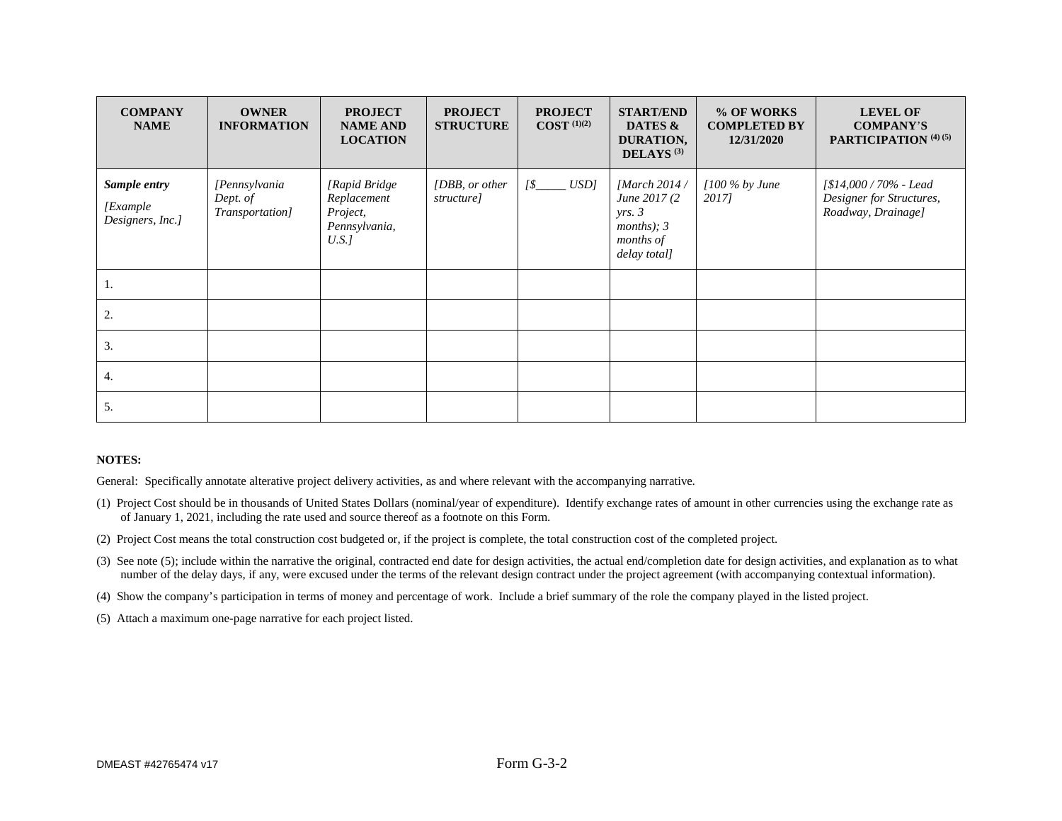| COMPANY NAME | OWNER INFORMATION | PROJECT NAME AND LOCATION | PROJECT STRUCTURE | PROJECT COST (1)(2) | START/END DATES & DURATION, DELAYS (3) | % OF WORKS COMPLETED BY 12/31/2020 | LEVEL OF COMPANY'S PARTICIPATION (4) (5) |
|---|---|---|---|---|---|---|---|
| ***Sample entry*** *[Example Designers, Inc.]* | *[Pennsylvania Dept. of Transportation]* | *[Rapid Bridge Replacement Project, Pennsylvania, U.S.]* | *[DBB, or other structure]* | *[$_____ USD]* | *[March 2014 / June 2017 (2 yrs. 3 months); 3 months of delay total]* | *[100 % by June 2017]* | *[$14,000 / 70% - Lead Designer for Structures, Roadway, Drainage]* |
| 1. | | | | | | | |
| 2. | | | | | | | |
| 3. | | | | | | | |
| 4. | | | | | | | |
| 5. | | | | | | | |

**NOTES:**

General: Specifically annotate alterative project delivery activities, as and where relevant with the accompanying narrative.

(1) Project Cost should be in thousands of United States Dollars (nominal/year of expenditure). Identify exchange rates of amount in other currencies using the exchange rate as of January 1, 2021, including the rate used and source thereof as a footnote on this Form.

(2) Project Cost means the total construction cost budgeted or, if the project is complete, the total construction cost of the completed project.

(3) See note (5); include within the narrative the original, contracted end date for design activities, the actual end/completion date for design activities, and explanation as to what number of the delay days, if any, were excused under the terms of the relevant design contract under the project agreement (with accompanying contextual information).

(4) Show the company's participation in terms of money and percentage of work. Include a brief summary of the role the company played in the listed project.

(5) Attach a maximum one-page narrative for each project listed.

Form G-3-2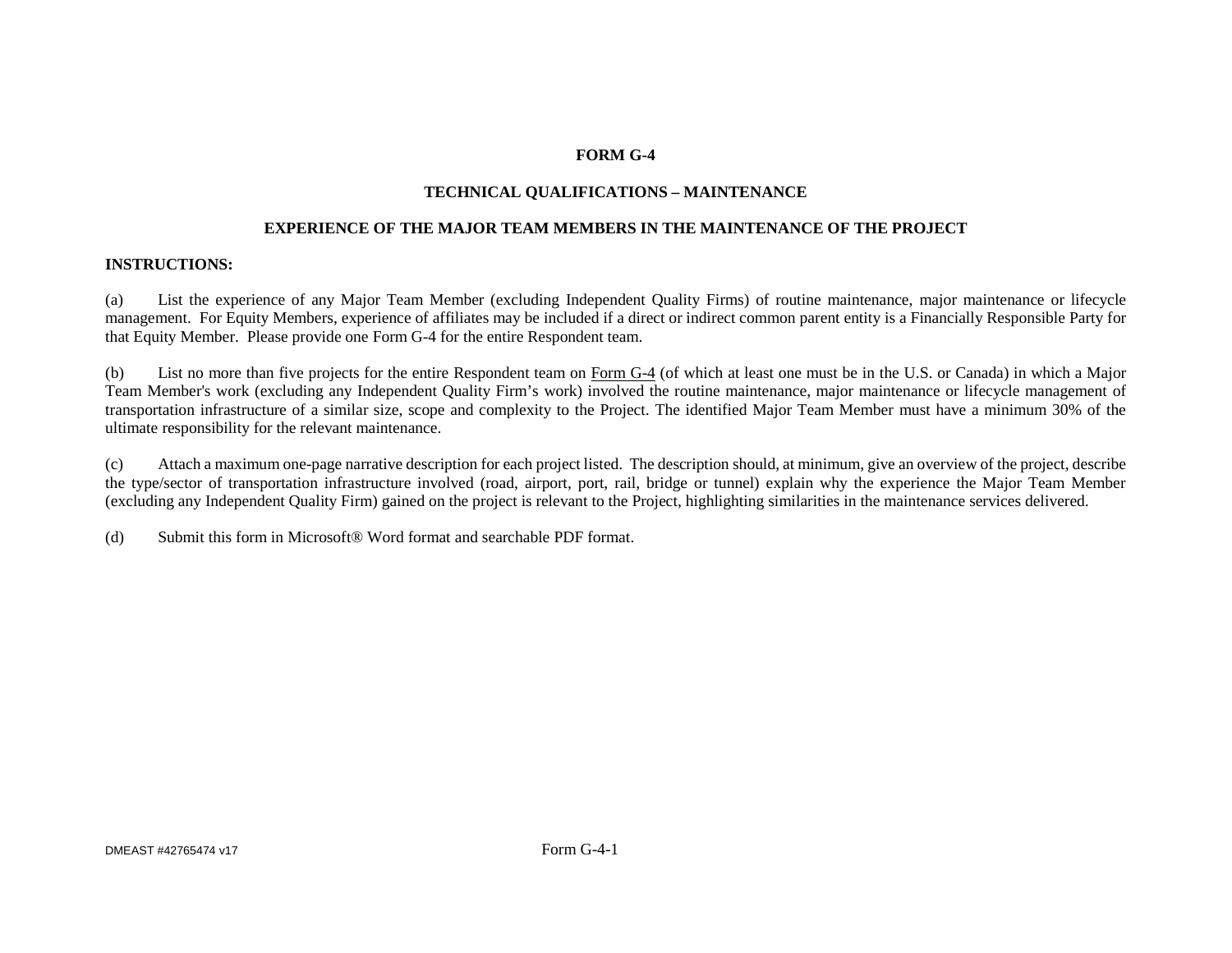**FORM G-4**

**TECHNICAL QUALIFICATIONS – MAINTENANCE**

**EXPERIENCE OF THE MAJOR TEAM MEMBERS IN THE MAINTENANCE OF THE PROJECT**

**INSTRUCTIONS:**

(a) List the experience of any Major Team Member (excluding Independent Quality Firms) of routine maintenance, major maintenance or lifecycle management. For Equity Members, experience of affiliates may be included if a direct or indirect common parent entity is a Financially Responsible Party for that Equity Member. Please provide one Form G-4 for the entire Respondent team.

(b) List no more than five projects for the entire Respondent team on Form G-4 (of which at least one must be in the U.S. or Canada) in which a Major Team Member's work (excluding any Independent Quality Firm's work) involved the routine maintenance, major maintenance or lifecycle management of transportation infrastructure of a similar size, scope and complexity to the Project. The identified Major Team Member must have a minimum 30% of the ultimate responsibility for the relevant maintenance.

(c) Attach a maximum one-page narrative description for each project listed. The description should, at minimum, give an overview of the project, describe the type/sector of transportation infrastructure involved (road, airport, port, rail, bridge or tunnel) explain why the experience the Major Team Member (excluding any Independent Quality Firm) gained on the project is relevant to the Project, highlighting similarities in the maintenance services delivered.

(d) Submit this form in Microsoft® Word format and searchable PDF format.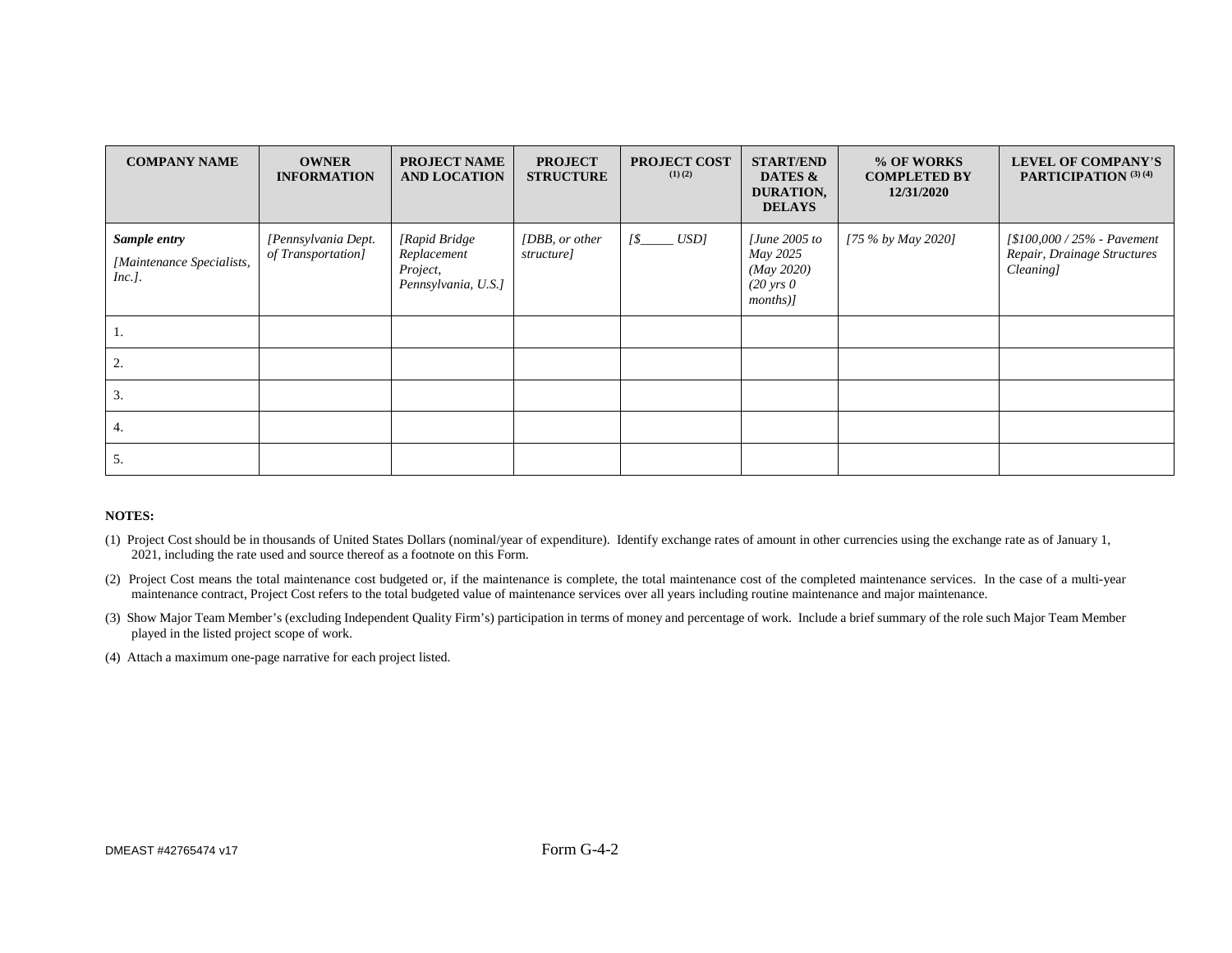| COMPANY NAME | OWNER INFORMATION | PROJECT NAME AND LOCATION | PROJECT STRUCTURE | PROJECT COST (1) (2) | START/END DATES & DURATION, DELAYS | % OF WORKS COMPLETED BY 12/31/2020 | LEVEL OF COMPANY'S PARTICIPATION (3) (4) |
|---|---|---|---|---|---|---|---|
| ***Sample entry*** *[Maintenance Specialists, Inc.]*. | *[Pennsylvania Dept. of Transportation]* | *[Rapid Bridge Replacement Project, Pennsylvania, U.S.]* | *[DBB, or other structure]* | *[$_____ USD]* | *[June 2005 to May 2025 (May 2020) (20 yrs 0 months)]* | *[75 % by May 2020]* | *[$100,000 / 25% - Pavement Repair, Drainage Structures Cleaning]* |
| 1. | | | | | | | |
| 2. | | | | | | | |
| 3. | | | | | | | |
| 4. | | | | | | | |
| 5. | | | | | | | |

**NOTES:**

(1) Project Cost should be in thousands of United States Dollars (nominal/year of expenditure). Identify exchange rates of amount in other currencies using the exchange rate as of January 1, 2021, including the rate used and source thereof as a footnote on this Form.

(2) Project Cost means the total maintenance cost budgeted or, if the maintenance is complete, the total maintenance cost of the completed maintenance services. In the case of a multi-year maintenance contract, Project Cost refers to the total budgeted value of maintenance services over all years including routine maintenance and major maintenance.

(3) Show Major Team Member's (excluding Independent Quality Firm's) participation in terms of money and percentage of work. Include a brief summary of the role such Major Team Member played in the listed project scope of work.

(4) Attach a maximum one-page narrative for each project listed.

Form G-4-2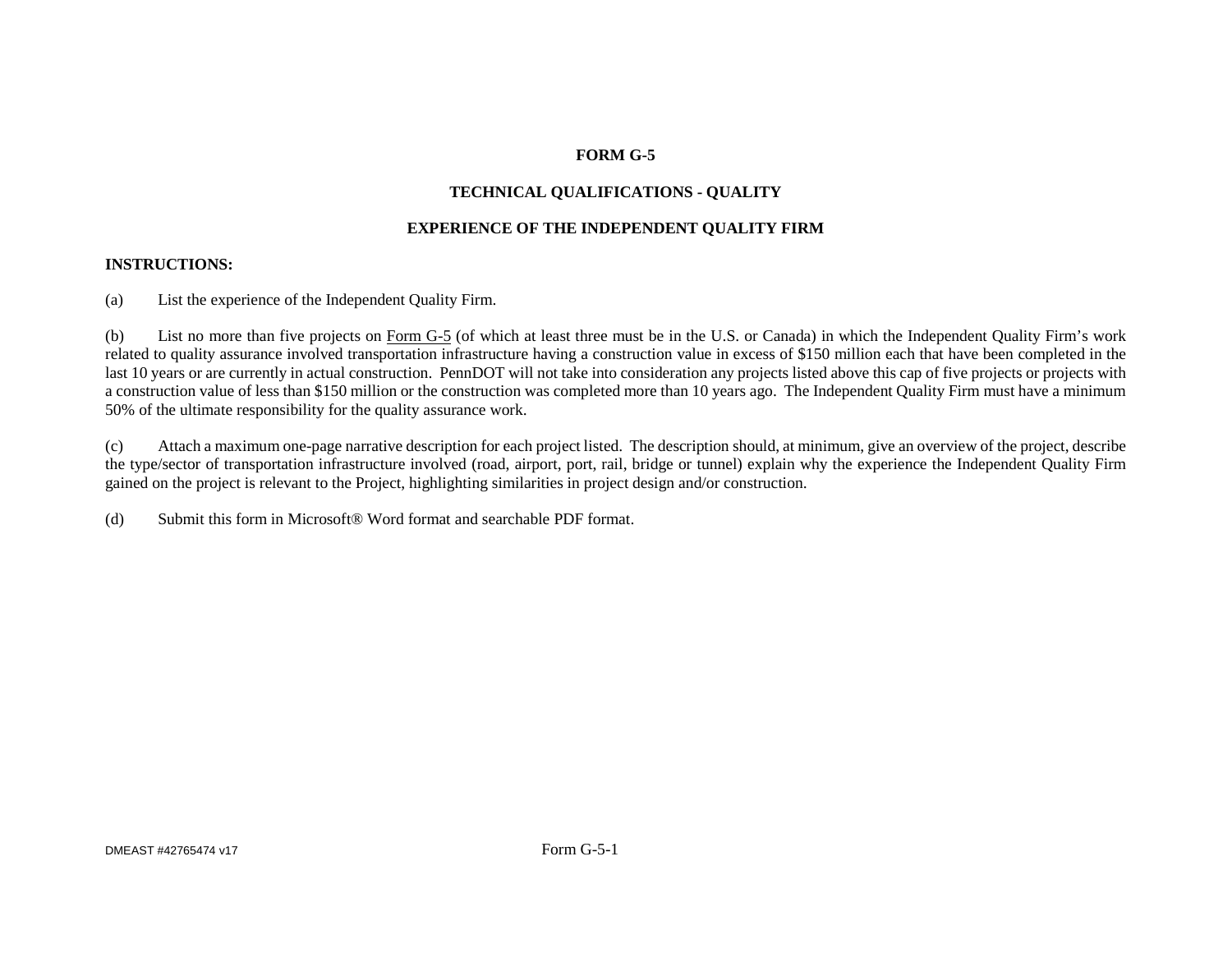# FORM G-5

## TECHNICAL QUALIFICATIONS - QUALITY

## EXPERIENCE OF THE INDEPENDENT QUALITY FIRM

**INSTRUCTIONS:**

(a) List the experience of the Independent Quality Firm.

(b) List no more than five projects on Form G-5 (of which at least three must be in the U.S. or Canada) in which the Independent Quality Firm's work related to quality assurance involved transportation infrastructure having a construction value in excess of $150 million each that have been completed in the last 10 years or are currently in actual construction. PennDOT will not take into consideration any projects listed above this cap of five projects or projects with a construction value of less than $150 million or the construction was completed more than 10 years ago. The Independent Quality Firm must have a minimum 50% of the ultimate responsibility for the quality assurance work.

(c) Attach a maximum one-page narrative description for each project listed. The description should, at minimum, give an overview of the project, describe the type/sector of transportation infrastructure involved (road, airport, port, rail, bridge or tunnel) explain why the experience the Independent Quality Firm gained on the project is relevant to the Project, highlighting similarities in project design and/or construction.

(d) Submit this form in Microsoft® Word format and searchable PDF format.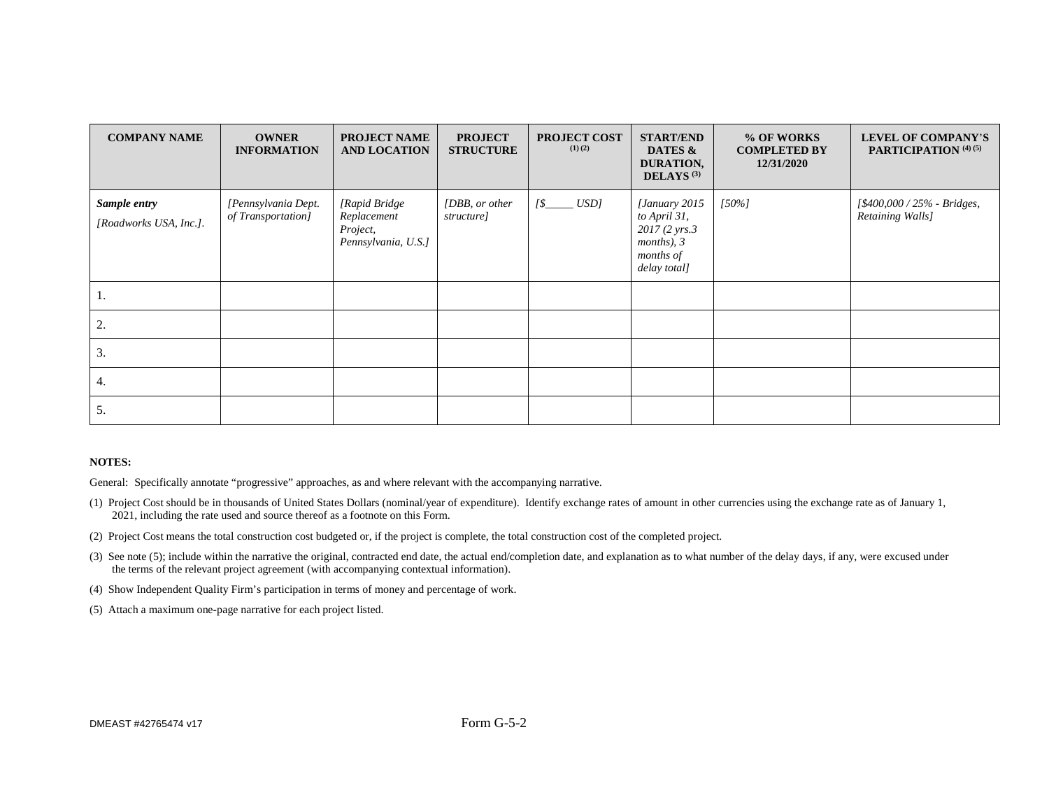| COMPANY NAME | OWNER INFORMATION | PROJECT NAME AND LOCATION | PROJECT STRUCTURE | PROJECT COST (1) (2) | START/END DATES & DURATION, DELAYS (3) | % OF WORKS COMPLETED BY 12/31/2020 | LEVEL OF COMPANY'S PARTICIPATION (4) (5) |
|---|---|---|---|---|---|---|---|
| ***Sample entry*** *[Roadworks USA, Inc.].* | *[Pennsylvania Dept. of Transportation]* | *[Rapid Bridge Replacement Project, Pennsylvania, U.S.]* | *[DBB, or other structure]* | *[$_____ USD]* | *[January 2015 to April 31, 2017 (2 yrs.3 months), 3 months of delay total]* | *[50%]* | *[$400,000 / 25% - Bridges, Retaining Walls]* |
| 1. | | | | | | | |
| 2. | | | | | | | |
| 3. | | | | | | | |
| 4. | | | | | | | |
| 5. | | | | | | | |

**NOTES:**

General: Specifically annotate "progressive" approaches, as and where relevant with the accompanying narrative.

(1) Project Cost should be in thousands of United States Dollars (nominal/year of expenditure). Identify exchange rates of amount in other currencies using the exchange rate as of January 1, 2021, including the rate used and source thereof as a footnote on this Form.

(2) Project Cost means the total construction cost budgeted or, if the project is complete, the total construction cost of the completed project.

(3) See note (5); include within the narrative the original, contracted end date, the actual end/completion date, and explanation as to what number of the delay days, if any, were excused under the terms of the relevant project agreement (with accompanying contextual information).

(4) Show Independent Quality Firm's participation in terms of money and percentage of work.

(5) Attach a maximum one-page narrative for each project listed.

DMEAST #42765474 v17

Form G-5-2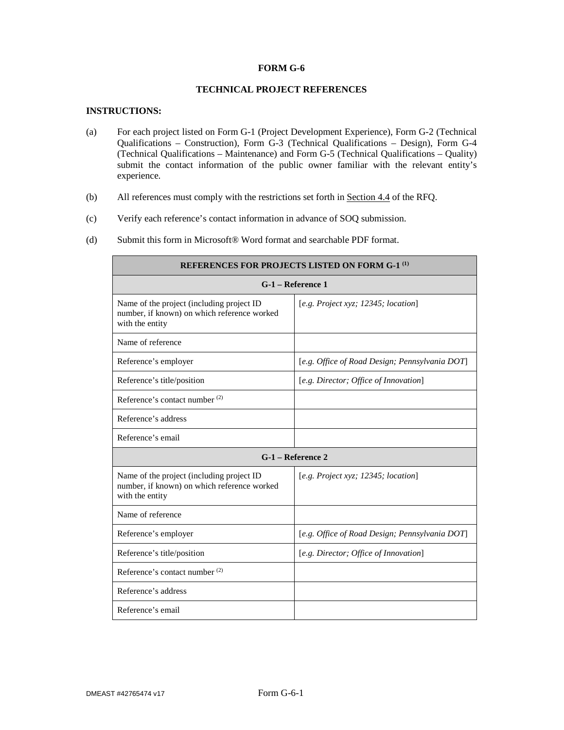**FORM G-6**

**TECHNICAL PROJECT REFERENCES**

**INSTRUCTIONS:**

(a) For each project listed on Form G-1 (Project Development Experience), Form G-2 (Technical Qualifications – Construction), Form G-3 (Technical Qualifications – Design), Form G-4 (Technical Qualifications – Maintenance) and Form G-5 (Technical Qualifications – Quality) submit the contact information of the public owner familiar with the relevant entity's experience.

(b) All references must comply with the restrictions set forth in Section 4.4 of the RFQ.

(c) Verify each reference's contact information in advance of SOQ submission.

(d) Submit this form in Microsoft® Word format and searchable PDF format.

| **REFERENCES FOR PROJECTS LISTED ON FORM G-1 (1)** | |
|---|---|
| **G-1 – Reference 1** | |
| Name of the project (including project ID number, if known) on which reference worked with the entity | [*e.g. Project xyz; 12345; location*] |
| Name of reference | |
| Reference's employer | [*e.g. Office of Road Design; Pennsylvania DOT*] |
| Reference's title/position | [*e.g. Director; Office of Innovation*] |
| Reference's contact number (2) | |
| Reference's address | |
| Reference's email | |
| **G-1 – Reference 2** | |
| Name of the project (including project ID number, if known) on which reference worked with the entity | [*e.g. Project xyz; 12345; location*] |
| Name of reference | |
| Reference's employer | [*e.g. Office of Road Design; Pennsylvania DOT*] |
| Reference's title/position | [*e.g. Director; Office of Innovation*] |
| Reference's contact number (2) | |
| Reference's address | |
| Reference's email | |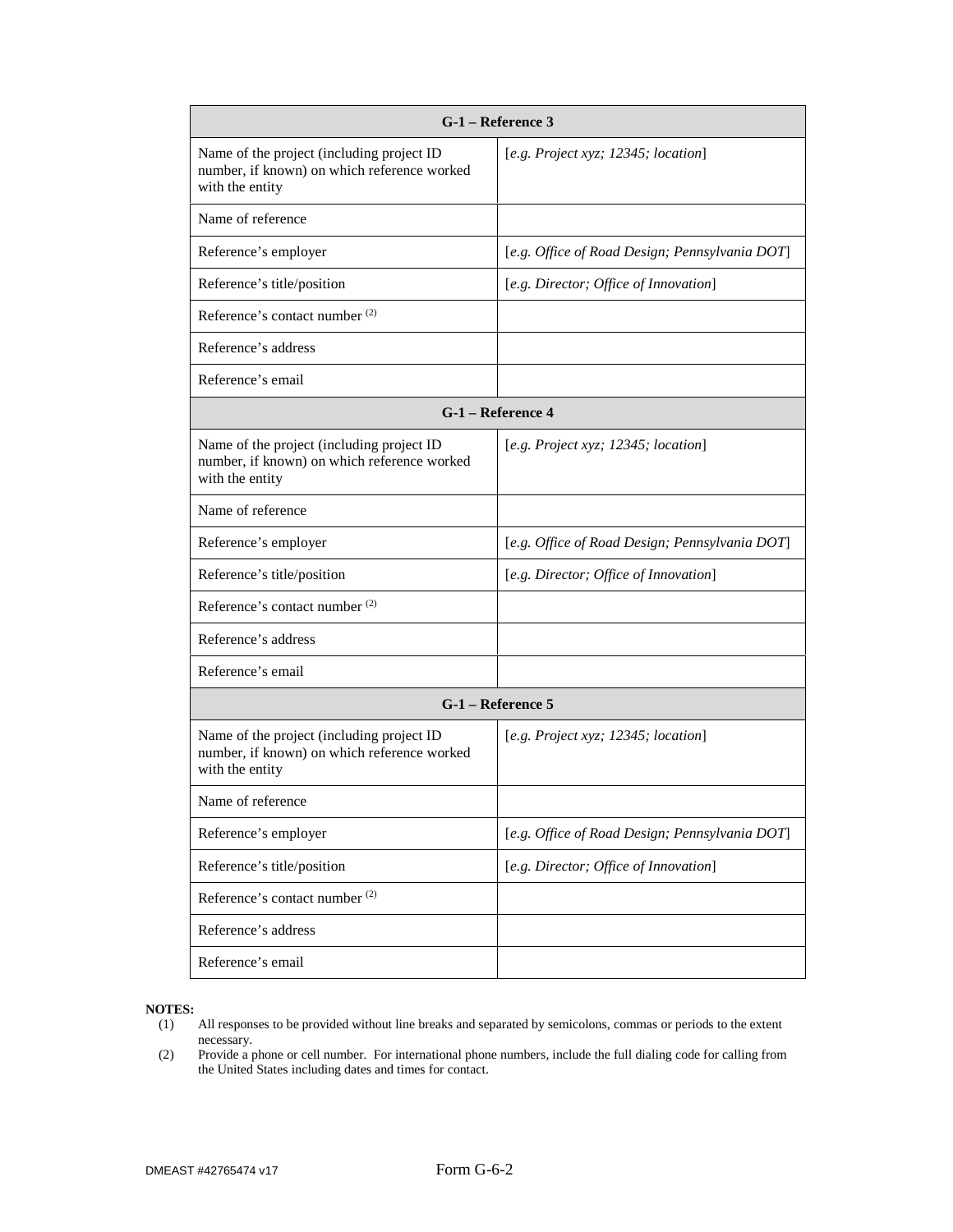| G-1 – Reference 3 | |
|---|---|
| Name of the project (including project ID number, if known) on which reference worked with the entity | [*e.g. Project xyz; 12345; location*] |
| Name of reference | |
| Reference's employer | [*e.g. Office of Road Design; Pennsylvania DOT*] |
| Reference's title/position | [*e.g. Director; Office of Innovation*] |
| Reference's contact number [(2)] | |
| Reference's address | |
| Reference's email | |
| **G-1 – Reference 4** | |
| Name of the project (including project ID number, if known) on which reference worked with the entity | [*e.g. Project xyz; 12345; location*] |
| Name of reference | |
| Reference's employer | [*e.g. Office of Road Design; Pennsylvania DOT*] |
| Reference's title/position | [*e.g. Director; Office of Innovation*] |
| Reference's contact number [(2)] | |
| Reference's address | |
| Reference's email | |
| **G-1 – Reference 5** | |
| Name of the project (including project ID number, if known) on which reference worked with the entity | [*e.g. Project xyz; 12345; location*] |
| Name of reference | |
| Reference's employer | [*e.g. Office of Road Design; Pennsylvania DOT*] |
| Reference's title/position | [*e.g. Director; Office of Innovation*] |
| Reference's contact number [(2)] | |
| Reference's address | |
| Reference's email | |

**NOTES:**

(1) All responses to be provided without line breaks and separated by semicolons, commas or periods to the extent necessary.

(2) Provide a phone or cell number. For international phone numbers, include the full dialing code for calling from the United States including dates and times for contact.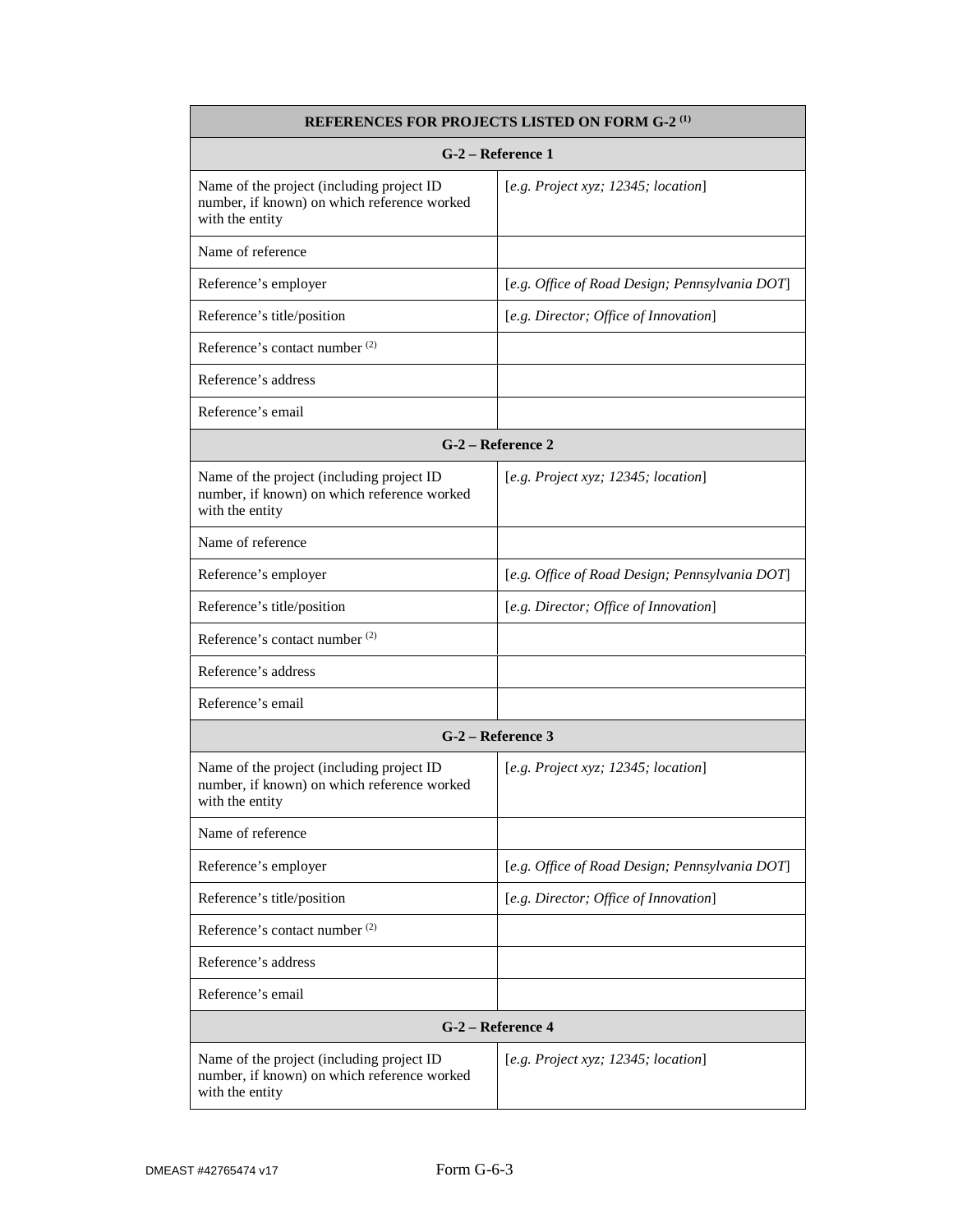| REFERENCES FOR PROJECTS LISTED ON FORM G-2 [(1)] | |
|---|---|
| **G-2 – Reference 1** | |
| Name of the project (including project ID number, if known) on which reference worked with the entity | [*e.g. Project xyz; 12345; location*] |
| Name of reference | |
| Reference's employer | [*e.g. Office of Road Design; Pennsylvania DOT*] |
| Reference's title/position | [*e.g. Director; Office of Innovation*] |
| Reference's contact number [(2)] | |
| Reference's address | |
| Reference's email | |
| **G-2 – Reference 2** | |
| Name of the project (including project ID number, if known) on which reference worked with the entity | [*e.g. Project xyz; 12345; location*] |
| Name of reference | |
| Reference's employer | [*e.g. Office of Road Design; Pennsylvania DOT*] |
| Reference's title/position | [*e.g. Director; Office of Innovation*] |
| Reference's contact number [(2)] | |
| Reference's address | |
| Reference's email | |
| **G-2 – Reference 3** | |
| Name of the project (including project ID number, if known) on which reference worked with the entity | [*e.g. Project xyz; 12345; location*] |
| Name of reference | |
| Reference's employer | [*e.g. Office of Road Design; Pennsylvania DOT*] |
| Reference's title/position | [*e.g. Director; Office of Innovation*] |
| Reference's contact number [(2)] | |
| Reference's address | |
| Reference's email | |
| **G-2 – Reference 4** | |
| Name of the project (including project ID number, if known) on which reference worked with the entity | [*e.g. Project xyz; 12345; location*] |

Form G-6-3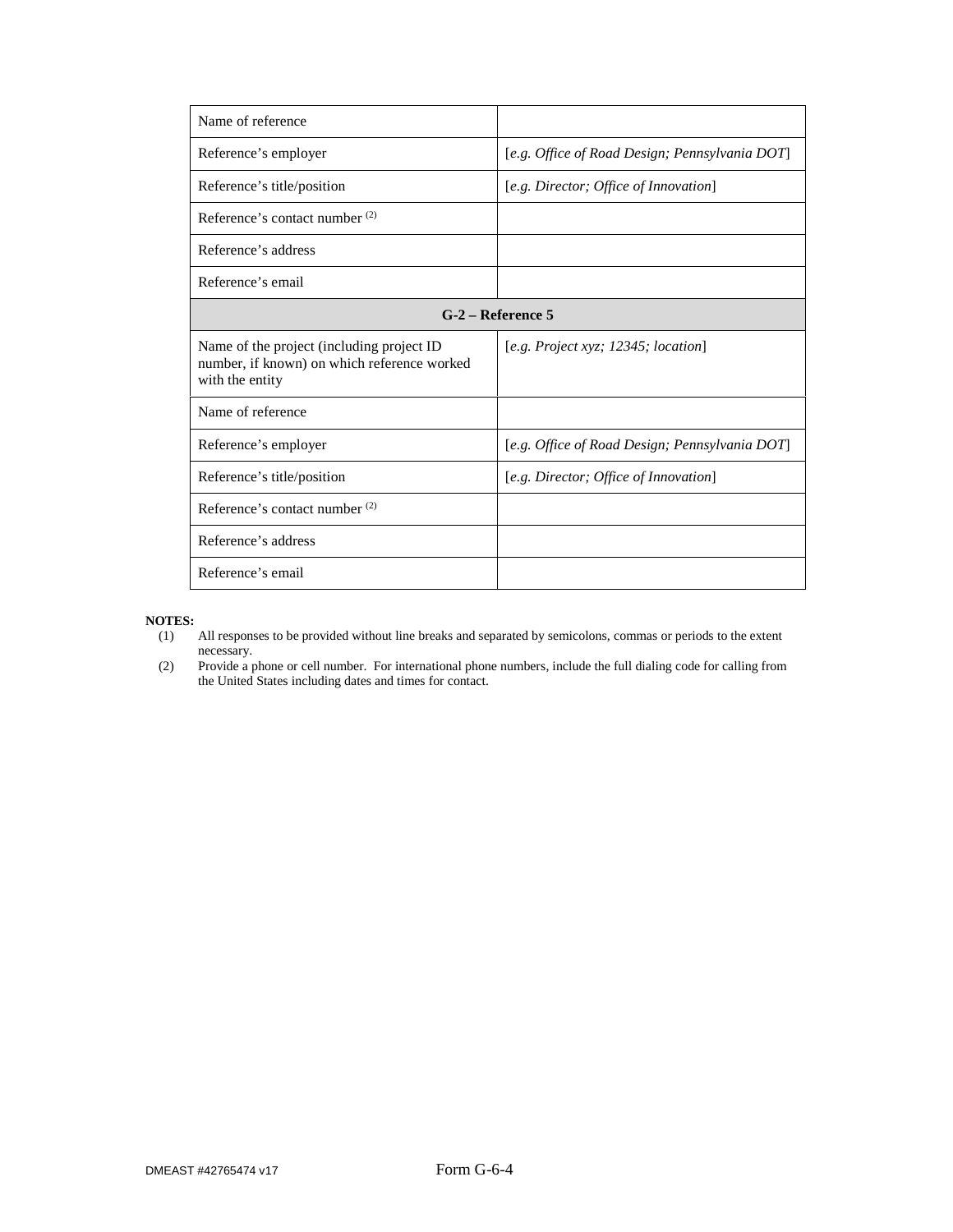| | |
|---|---|
| Name of reference | |
| Reference's employer | [*e.g. Office of Road Design; Pennsylvania DOT*] |
| Reference's title/position | [*e.g. Director; Office of Innovation*] |
| Reference's contact number (2) | |
| Reference's address | |
| Reference's email | |
| **G-2 – Reference 5** | |
| Name of the project (including project ID number, if known) on which reference worked with the entity | [*e.g. Project xyz; 12345; location*] |
| Name of reference | |
| Reference's employer | [*e.g. Office of Road Design; Pennsylvania DOT*] |
| Reference's title/position | [*e.g. Director; Office of Innovation*] |
| Reference's contact number (2) | |
| Reference's address | |
| Reference's email | |

**NOTES:**

(1) All responses to be provided without line breaks and separated by semicolons, commas or periods to the extent necessary.

(2) Provide a phone or cell number. For international phone numbers, include the full dialing code for calling from the United States including dates and times for contact.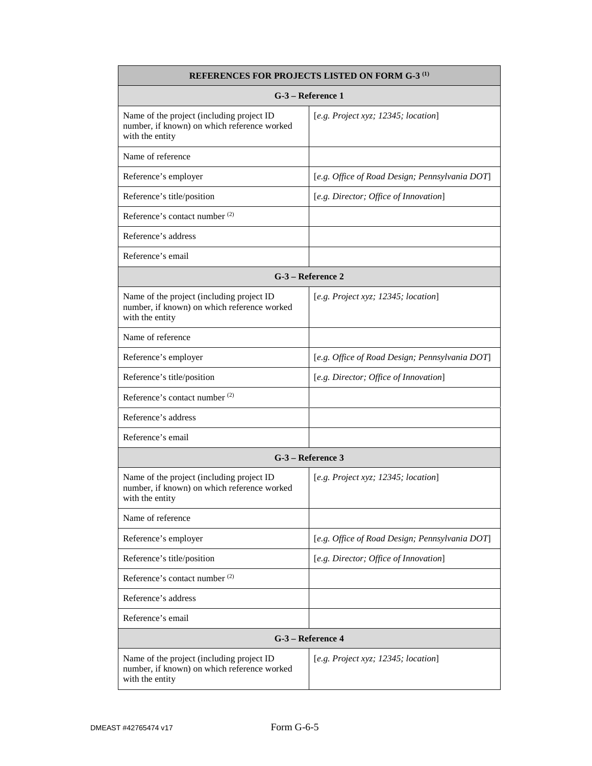| REFERENCES FOR PROJECTS LISTED ON FORM G-3 [(1)] | |
|---|---|
| **G-3 – Reference 1** | |
| Name of the project (including project ID number, if known) on which reference worked with the entity | [*e.g. Project xyz; 12345; location*] |
| Name of reference | |
| Reference's employer | [*e.g. Office of Road Design; Pennsylvania DOT*] |
| Reference's title/position | [*e.g. Director; Office of Innovation*] |
| Reference's contact number [(2)] | |
| Reference's address | |
| Reference's email | |
| **G-3 – Reference 2** | |
| Name of the project (including project ID number, if known) on which reference worked with the entity | [*e.g. Project xyz; 12345; location*] |
| Name of reference | |
| Reference's employer | [*e.g. Office of Road Design; Pennsylvania DOT*] |
| Reference's title/position | [*e.g. Director; Office of Innovation*] |
| Reference's contact number [(2)] | |
| Reference's address | |
| Reference's email | |
| **G-3 – Reference 3** | |
| Name of the project (including project ID number, if known) on which reference worked with the entity | [*e.g. Project xyz; 12345; location*] |
| Name of reference | |
| Reference's employer | [*e.g. Office of Road Design; Pennsylvania DOT*] |
| Reference's title/position | [*e.g. Director; Office of Innovation*] |
| Reference's contact number [(2)] | |
| Reference's address | |
| Reference's email | |
| **G-3 – Reference 4** | |
| Name of the project (including project ID number, if known) on which reference worked with the entity | [*e.g. Project xyz; 12345; location*] |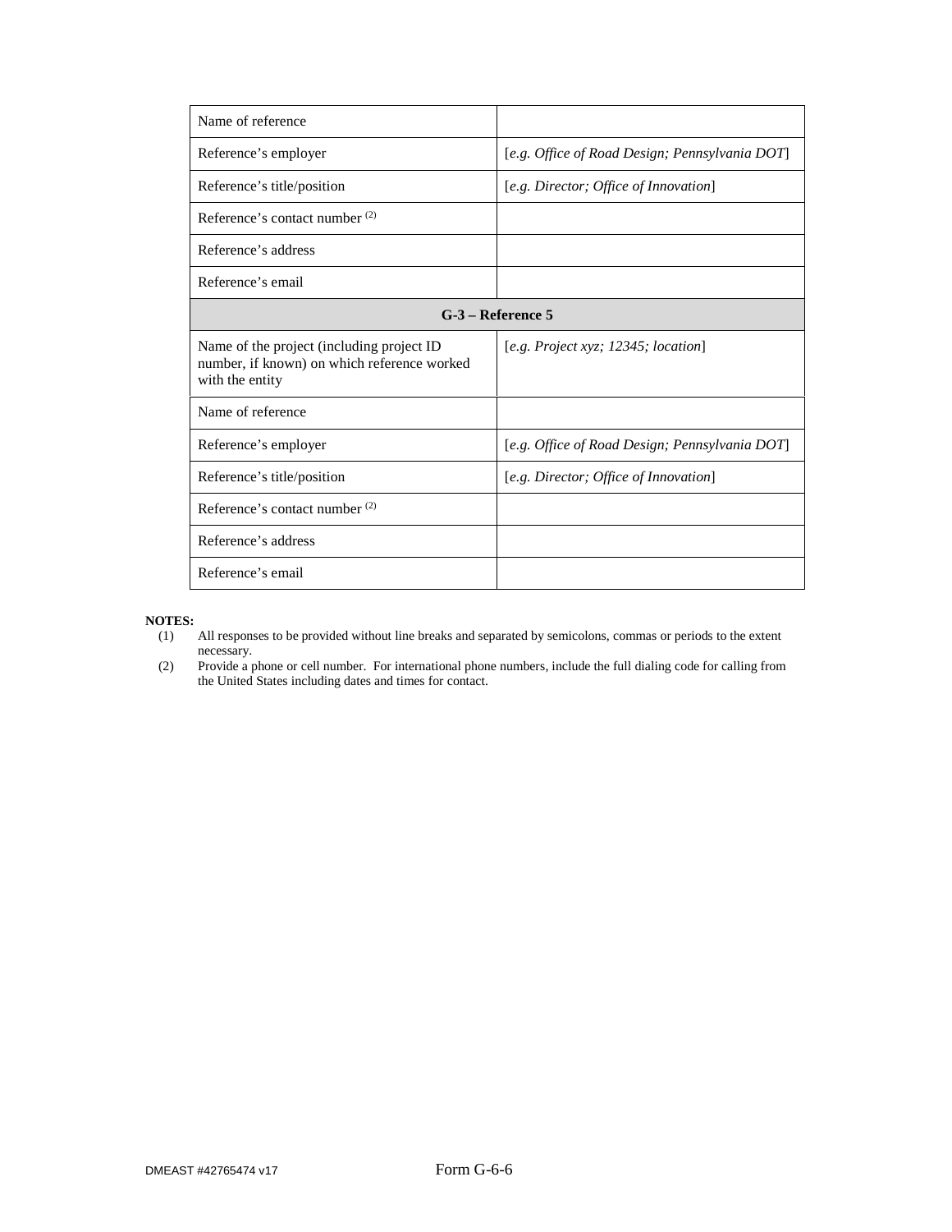| | |
|---|---|
| Name of reference | |
| Reference's employer | [*e.g. Office of Road Design; Pennsylvania DOT*] |
| Reference's title/position | [*e.g. Director; Office of Innovation*] |
| Reference's contact number (2) | |
| Reference's address | |
| Reference's email | |
| **G-3 – Reference 5** | |
| Name of the project (including project ID number, if known) on which reference worked with the entity | [*e.g. Project xyz; 12345; location*] |
| Name of reference | |
| Reference's employer | [*e.g. Office of Road Design; Pennsylvania DOT*] |
| Reference's title/position | [*e.g. Director; Office of Innovation*] |
| Reference's contact number (2) | |
| Reference's address | |
| Reference's email | |

**NOTES:**

(1) All responses to be provided without line breaks and separated by semicolons, commas or periods to the extent necessary.

(2) Provide a phone or cell number. For international phone numbers, include the full dialing code for calling from the United States including dates and times for contact.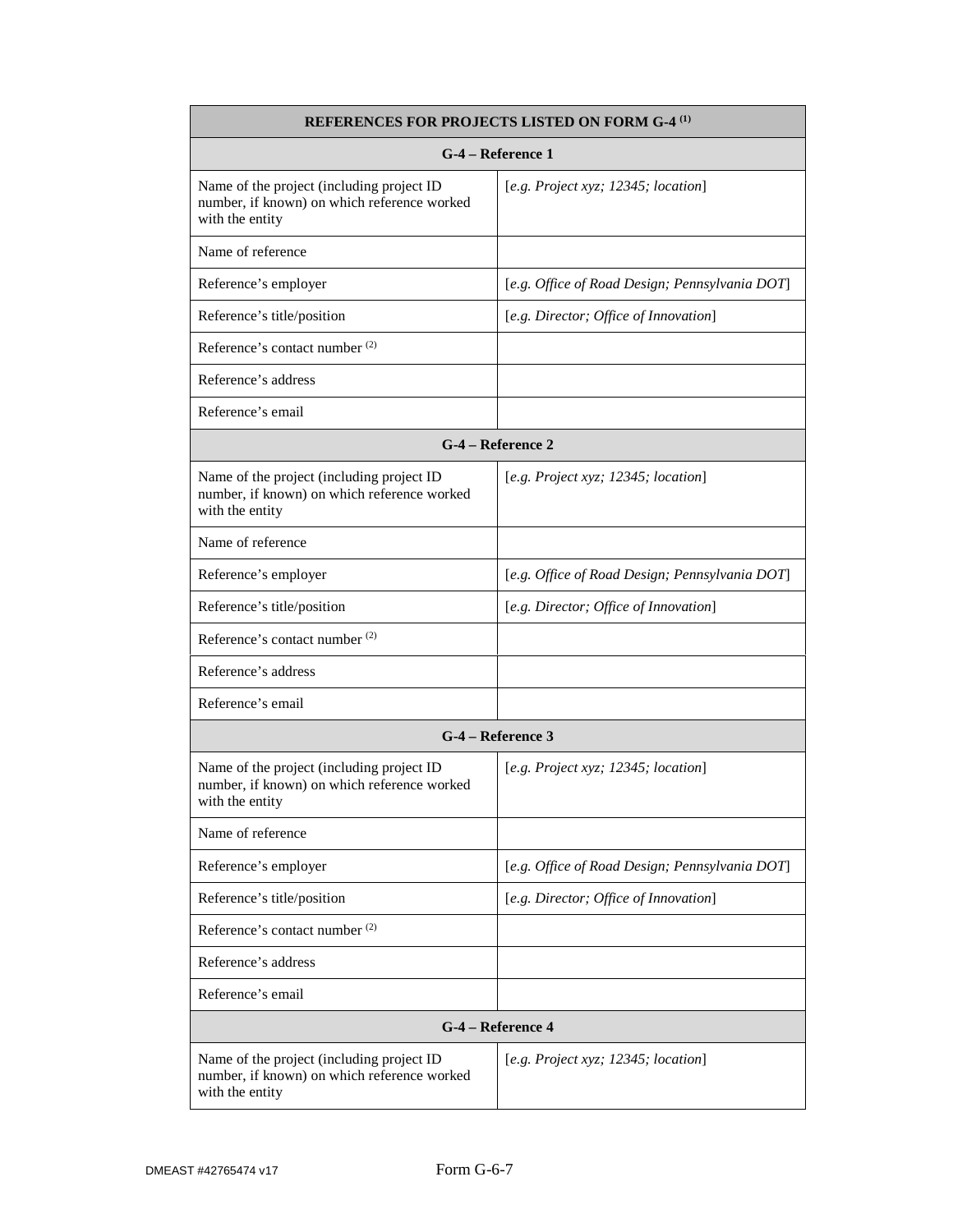| REFERENCES FOR PROJECTS LISTED ON FORM G-4 (1) | |
|---|---|
| **G-4 – Reference 1** | |
| Name of the project (including project ID number, if known) on which reference worked with the entity | [*e.g. Project xyz; 12345; location*] |
| Name of reference | |
| Reference's employer | [*e.g. Office of Road Design; Pennsylvania DOT*] |
| Reference's title/position | [*e.g. Director; Office of Innovation*] |
| Reference's contact number (2) | |
| Reference's address | |
| Reference's email | |
| **G-4 – Reference 2** | |
| Name of the project (including project ID number, if known) on which reference worked with the entity | [*e.g. Project xyz; 12345; location*] |
| Name of reference | |
| Reference's employer | [*e.g. Office of Road Design; Pennsylvania DOT*] |
| Reference's title/position | [*e.g. Director; Office of Innovation*] |
| Reference's contact number (2) | |
| Reference's address | |
| Reference's email | |
| **G-4 – Reference 3** | |
| Name of the project (including project ID number, if known) on which reference worked with the entity | [*e.g. Project xyz; 12345; location*] |
| Name of reference | |
| Reference's employer | [*e.g. Office of Road Design; Pennsylvania DOT*] |
| Reference's title/position | [*e.g. Director; Office of Innovation*] |
| Reference's contact number (2) | |
| Reference's address | |
| Reference's email | |
| **G-4 – Reference 4** | |
| Name of the project (including project ID number, if known) on which reference worked with the entity | [*e.g. Project xyz; 12345; location*] |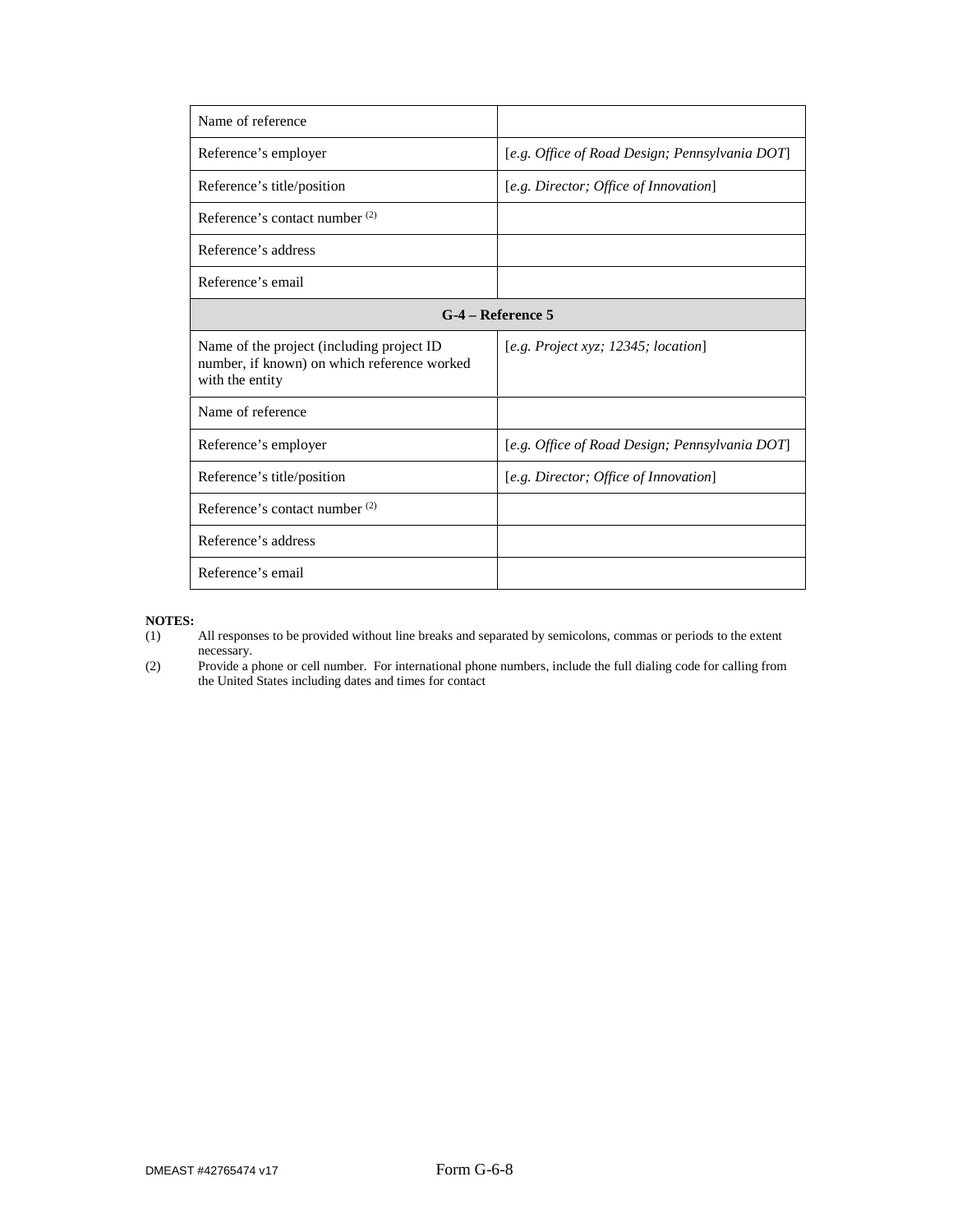| Name of reference | |
|---|---|
| Reference's employer | [*e.g. Office of Road Design; Pennsylvania DOT*] |
| Reference's title/position | [*e.g. Director; Office of Innovation*] |
| Reference's contact number [(2)] | |
| Reference's address | |
| Reference's email | |
| **G-4 – Reference 5** | |
| Name of the project (including project ID number, if known) on which reference worked with the entity | [*e.g. Project xyz; 12345; location*] |
| Name of reference | |
| Reference's employer | [*e.g. Office of Road Design; Pennsylvania DOT*] |
| Reference's title/position | [*e.g. Director; Office of Innovation*] |
| Reference's contact number [(2)] | |
| Reference's address | |
| Reference's email | |

**NOTES:**

(1) All responses to be provided without line breaks and separated by semicolons, commas or periods to the extent necessary.

(2) Provide a phone or cell number. For international phone numbers, include the full dialing code for calling from the United States including dates and times for contact

Form G-6-8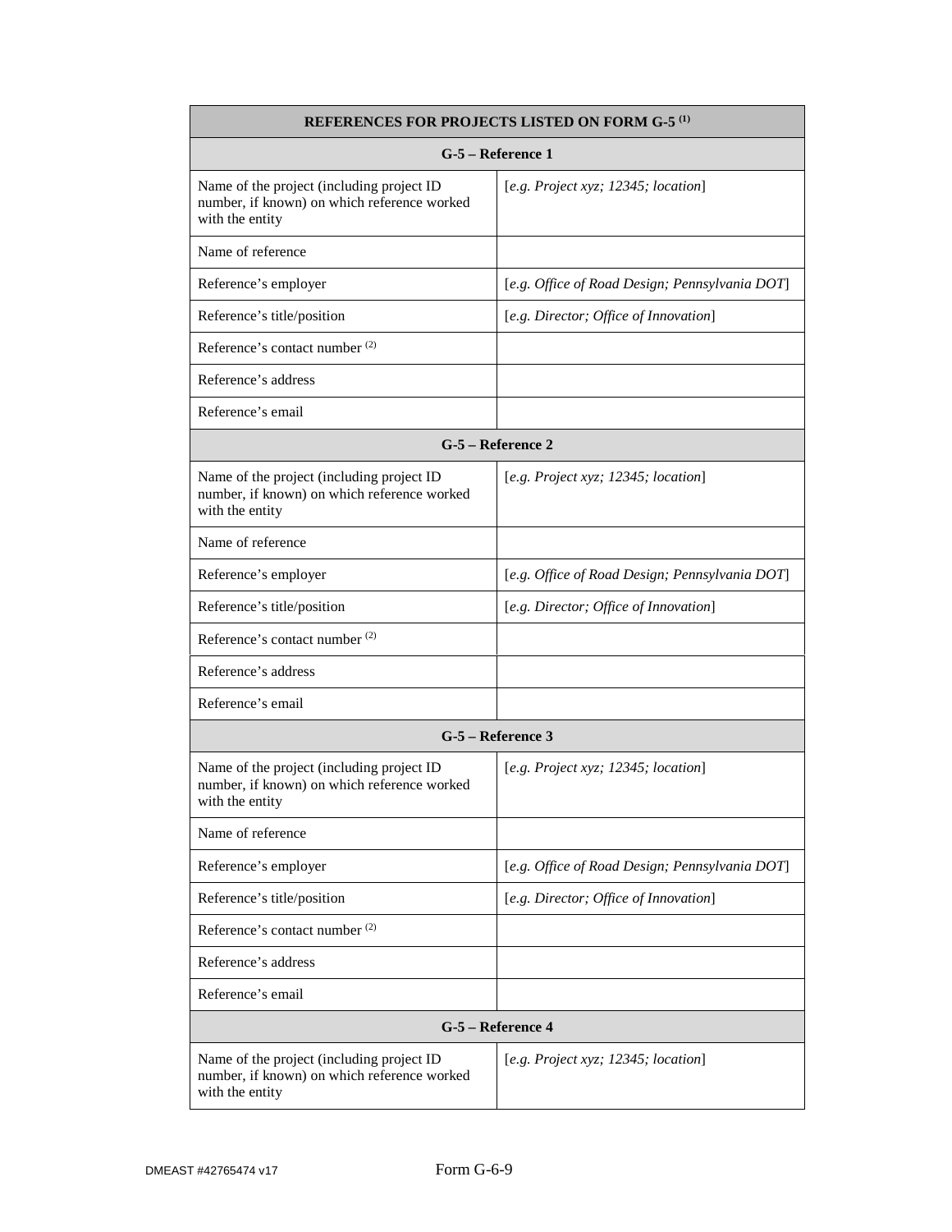| REFERENCES FOR PROJECTS LISTED ON FORM G-5 [(1)] | |
|---|---|
| **G-5 – Reference 1** | |
| Name of the project (including project ID number, if known) on which reference worked with the entity | [*e.g. Project xyz; 12345; location*] |
| Name of reference | |
| Reference's employer | [*e.g. Office of Road Design; Pennsylvania DOT*] |
| Reference's title/position | [*e.g. Director; Office of Innovation*] |
| Reference's contact number [(2)] | |
| Reference's address | |
| Reference's email | |
| **G-5 – Reference 2** | |
| Name of the project (including project ID number, if known) on which reference worked with the entity | [*e.g. Project xyz; 12345; location*] |
| Name of reference | |
| Reference's employer | [*e.g. Office of Road Design; Pennsylvania DOT*] |
| Reference's title/position | [*e.g. Director; Office of Innovation*] |
| Reference's contact number [(2)] | |
| Reference's address | |
| Reference's email | |
| **G-5 – Reference 3** | |
| Name of the project (including project ID number, if known) on which reference worked with the entity | [*e.g. Project xyz; 12345; location*] |
| Name of reference | |
| Reference's employer | [*e.g. Office of Road Design; Pennsylvania DOT*] |
| Reference's title/position | [*e.g. Director; Office of Innovation*] |
| Reference's contact number [(2)] | |
| Reference's address | |
| Reference's email | |
| **G-5 – Reference 4** | |
| Name of the project (including project ID number, if known) on which reference worked with the entity | [*e.g. Project xyz; 12345; location*] |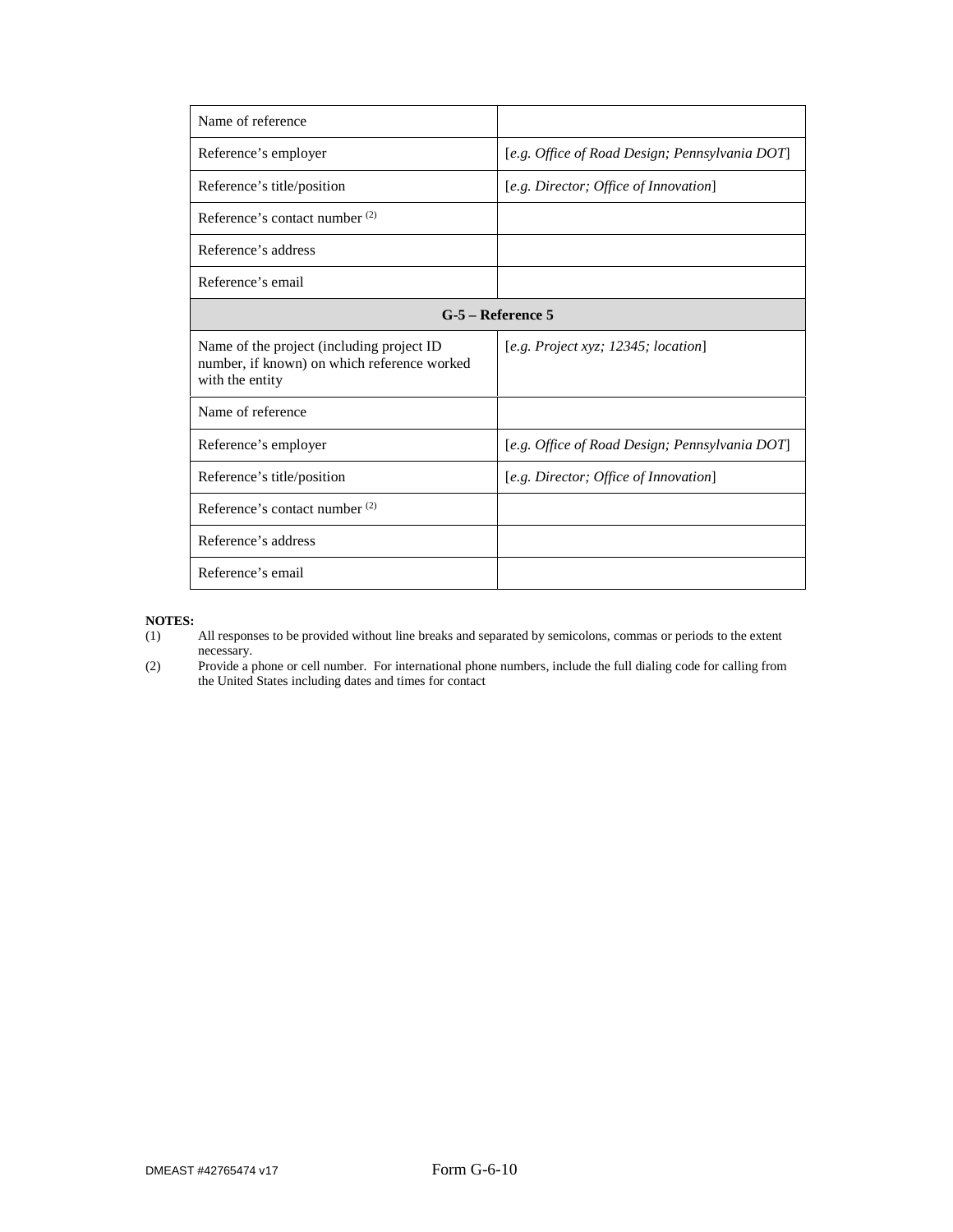| | |
|---|---|
| Name of reference | |
| Reference's employer | [*e.g. Office of Road Design; Pennsylvania DOT*] |
| Reference's title/position | [*e.g. Director; Office of Innovation*] |
| Reference's contact number (2) | |
| Reference's address | |
| Reference's email | |
| **G-5 – Reference 5** | |
| Name of the project (including project ID number, if known) on which reference worked with the entity | [*e.g. Project xyz; 12345; location*] |
| Name of reference | |
| Reference's employer | [*e.g. Office of Road Design; Pennsylvania DOT*] |
| Reference's title/position | [*e.g. Director; Office of Innovation*] |
| Reference's contact number (2) | |
| Reference's address | |
| Reference's email | |

**NOTES:**

(1) All responses to be provided without line breaks and separated by semicolons, commas or periods to the extent necessary.

(2) Provide a phone or cell number. For international phone numbers, include the full dialing code for calling from the United States including dates and times for contact

Form G-6-10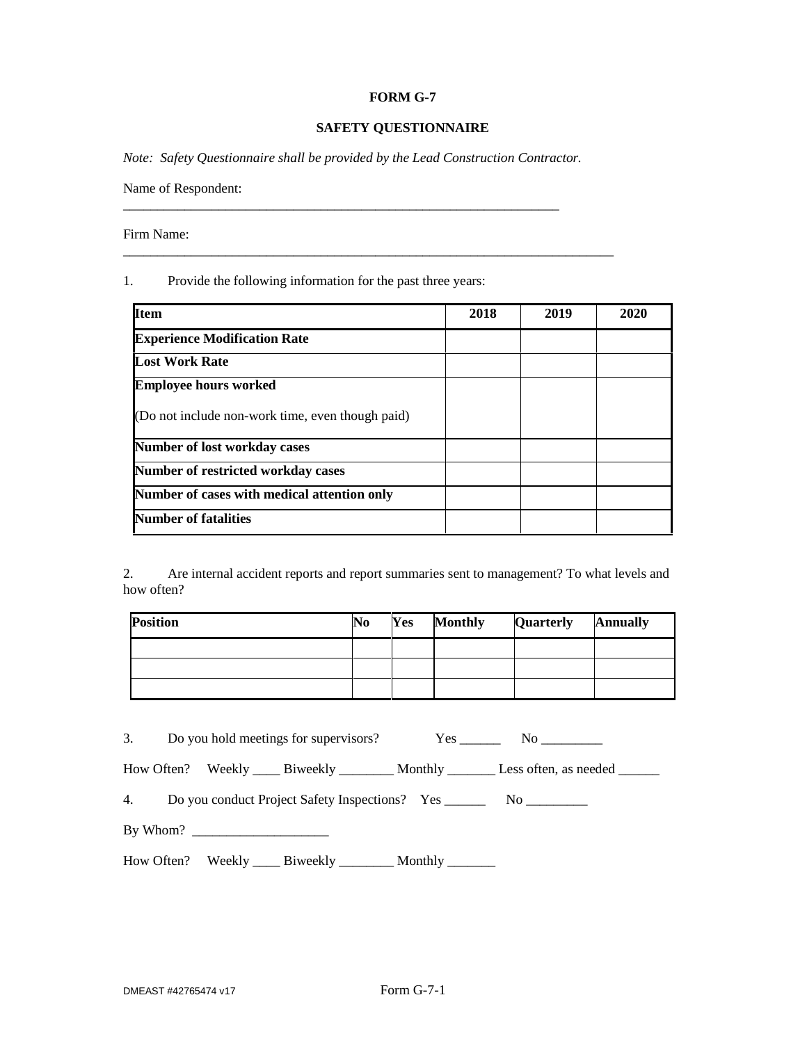**FORM G-7**

**SAFETY QUESTIONNAIRE**

*Note: Safety Questionnaire shall be provided by the Lead Construction Contractor.*

Name of Respondent: ___________________________________________________________________

Firm Name: ___________________________________________________________________________

1. Provide the following information for the past three years:

| Item | 2018 | 2019 | 2020 |
|---|---|---|---|
| **Experience Modification Rate** | | | |
| **Lost Work Rate** | | | |
| **Employee hours worked**<br>(Do not include non-work time, even though paid) | | | |
| **Number of lost workday cases** | | | |
| **Number of restricted workday cases** | | | |
| **Number of cases with medical attention only** | | | |
| **Number of fatalities** | | | |

2. Are internal accident reports and report summaries sent to management? To what levels and how often?

| Position | No | Yes | Monthly | Quarterly | Annually |
|---|---|---|---|---|---|
| | | | | | |
| | | | | | |
| | | | | | |

3. Do you hold meetings for supervisors? Yes ______ No _________

How Often? Weekly ____ Biweekly ________ Monthly _______ Less often, as needed ______

4. Do you conduct Project Safety Inspections? Yes ______ No _________

By Whom? ____________________

How Often? Weekly ____ Biweekly ________ Monthly _______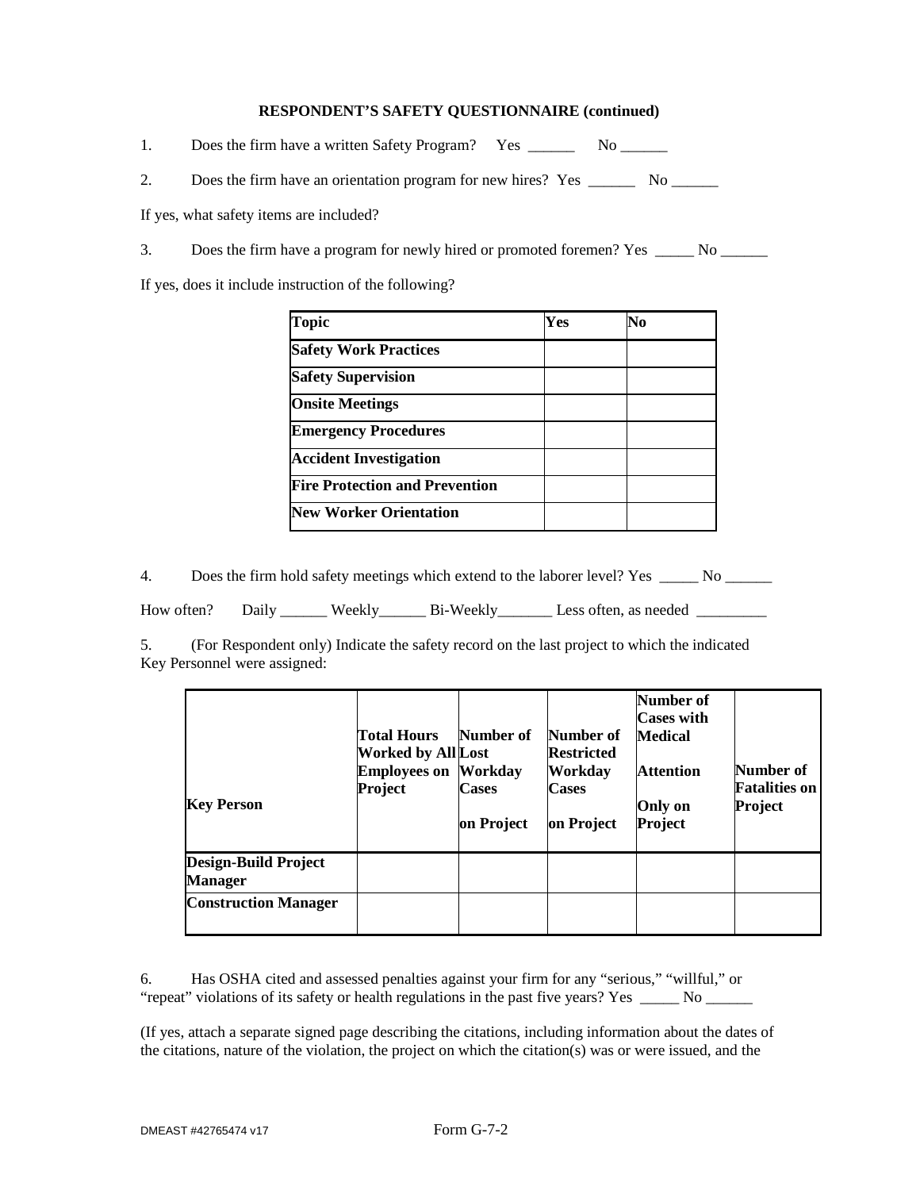**RESPONDENT'S SAFETY QUESTIONNAIRE (continued)**

1. Does the firm have a written Safety Program? Yes ______ No ______

2. Does the firm have an orientation program for new hires? Yes ______ No ______

If yes, what safety items are included?

3. Does the firm have a program for newly hired or promoted foremen? Yes _____ No ______

If yes, does it include instruction of the following?

| Topic | Yes | No |
|---|---|---|
| **Safety Work Practices** | | |
| **Safety Supervision** | | |
| **Onsite Meetings** | | |
| **Emergency Procedures** | | |
| **Accident Investigation** | | |
| **Fire Protection and Prevention** | | |
| **New Worker Orientation** | | |

4. Does the firm hold safety meetings which extend to the laborer level? Yes _____ No ______

How often? Daily ______ Weekly______ Bi-Weekly_______ Less often, as needed _________

5. (For Respondent only) Indicate the safety record on the last project to which the indicated Key Personnel were assigned:

| Key Person | Total Hours Worked by All Employees on Project | Number of Lost Workday Cases on Project | Number of Restricted Workday Cases on Project | Number of Cases with Medical Attention Only on Project | Number of Fatalities on Project |
|---|---|---|---|---|---|
| **Design-Build Project Manager** | | | | | |
| **Construction Manager** | | | | | |

6. Has OSHA cited and assessed penalties against your firm for any "serious," "willful," or "repeat" violations of its safety or health regulations in the past five years? Yes _____ No ______

(If yes, attach a separate signed page describing the citations, including information about the dates of the citations, nature of the violation, the project on which the citation(s) was or were issued, and the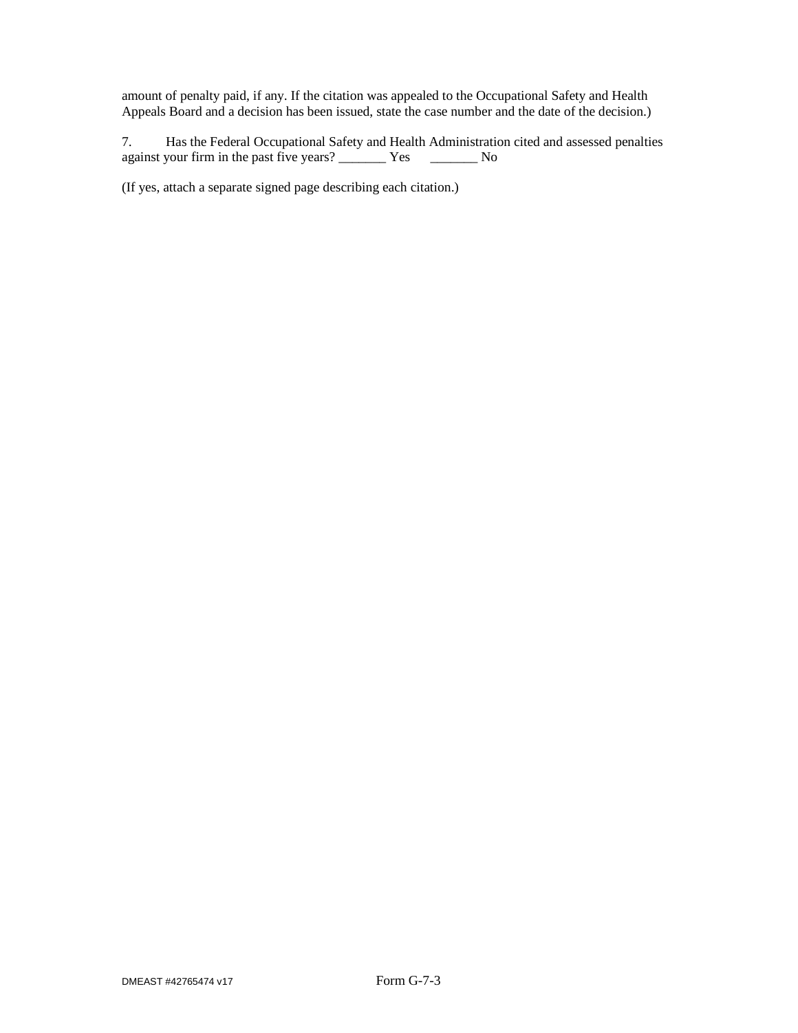amount of penalty paid, if any. If the citation was appealed to the Occupational Safety and Health Appeals Board and a decision has been issued, state the case number and the date of the decision.)

7. Has the Federal Occupational Safety and Health Administration cited and assessed penalties against your firm in the past five years? _______ Yes _______ No

(If yes, attach a separate signed page describing each citation.)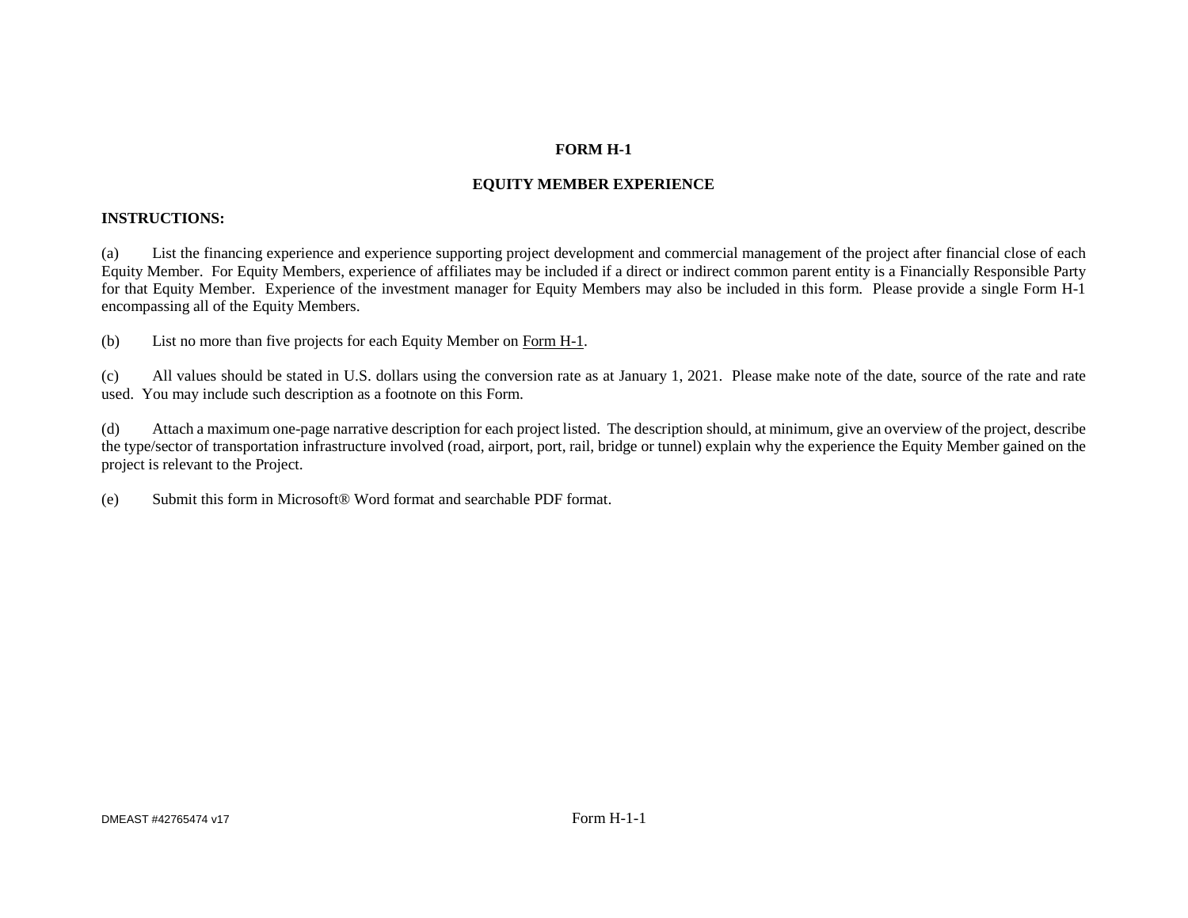**FORM H-1**

**EQUITY MEMBER EXPERIENCE**

**INSTRUCTIONS:**

(a) List the financing experience and experience supporting project development and commercial management of the project after financial close of each Equity Member. For Equity Members, experience of affiliates may be included if a direct or indirect common parent entity is a Financially Responsible Party for that Equity Member. Experience of the investment manager for Equity Members may also be included in this form. Please provide a single Form H-1 encompassing all of the Equity Members.

(b) List no more than five projects for each Equity Member on Form H-1.

(c) All values should be stated in U.S. dollars using the conversion rate as at January 1, 2021. Please make note of the date, source of the rate and rate used. You may include such description as a footnote on this Form.

(d) Attach a maximum one-page narrative description for each project listed. The description should, at minimum, give an overview of the project, describe the type/sector of transportation infrastructure involved (road, airport, port, rail, bridge or tunnel) explain why the experience the Equity Member gained on the project is relevant to the Project.

(e) Submit this form in Microsoft® Word format and searchable PDF format.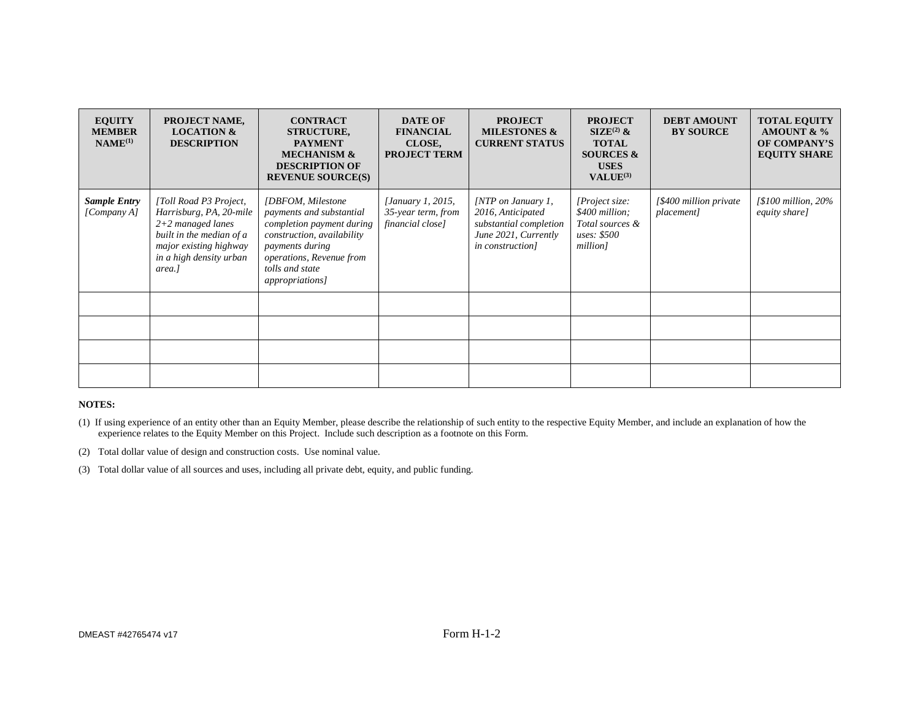| EQUITY MEMBER NAME[(1)] | PROJECT NAME, LOCATION & DESCRIPTION | CONTRACT STRUCTURE, PAYMENT MECHANISM & DESCRIPTION OF REVENUE SOURCE(S) | DATE OF FINANCIAL CLOSE, PROJECT TERM | PROJECT MILESTONES & CURRENT STATUS | PROJECT SIZE[(2)] & TOTAL SOURCES & USES VALUE[(3)] | DEBT AMOUNT BY SOURCE | TOTAL EQUITY AMOUNT & % OF COMPANY'S EQUITY SHARE |
|---|---|---|---|---|---|---|---|
| ***Sample Entry*** *[Company A]* | *[Toll Road P3 Project, Harrisburg, PA, 20-mile 2+2 managed lanes built in the median of a major existing highway in a high density urban area.]* | *[DBFOM, Milestone payments and substantial completion payment during construction, availability payments during operations, Revenue from tolls and state appropriations]* | *[January 1, 2015, 35-year term, from financial close]* | *[NTP on January 1, 2016, Anticipated substantial completion June 2021, Currently in construction]* | *[Project size: $400 million; Total sources & uses: $500 million]* | *[$400 million private placement]* | *[$100 million, 20% equity share]* |
| | | | | | | | |
| | | | | | | | |
| | | | | | | | |
| | | | | | | | |

**NOTES:**

(1) If using experience of an entity other than an Equity Member, please describe the relationship of such entity to the respective Equity Member, and include an explanation of how the experience relates to the Equity Member on this Project. Include such description as a footnote on this Form.

(2) Total dollar value of design and construction costs. Use nominal value.

(3) Total dollar value of all sources and uses, including all private debt, equity, and public funding.

Form H-1-2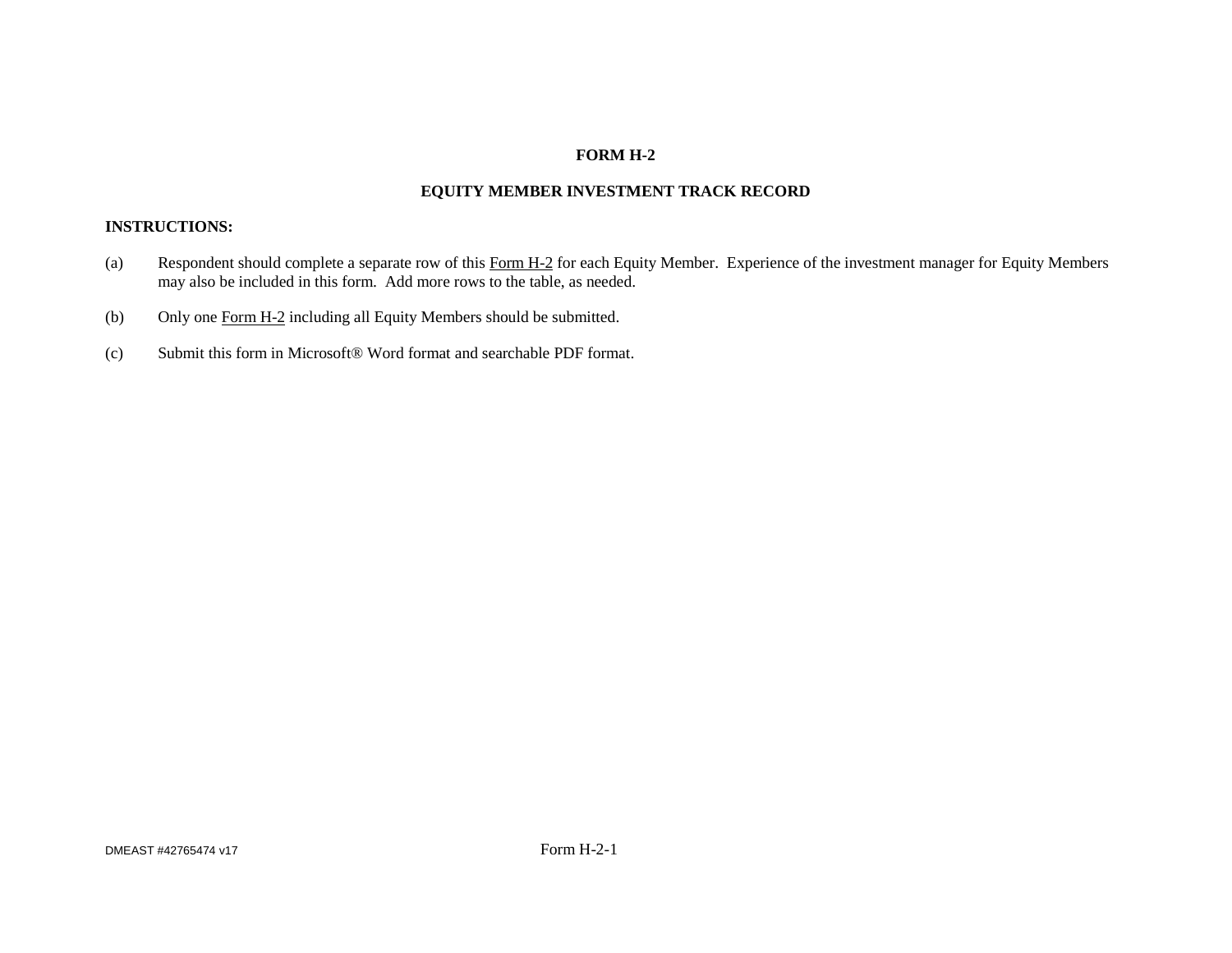# FORM H-2

## EQUITY MEMBER INVESTMENT TRACK RECORD

**INSTRUCTIONS:**

(a) Respondent should complete a separate row of this Form H-2 for each Equity Member. Experience of the investment manager for Equity Members may also be included in this form. Add more rows to the table, as needed.

(b) Only one Form H-2 including all Equity Members should be submitted.

(c) Submit this form in Microsoft® Word format and searchable PDF format.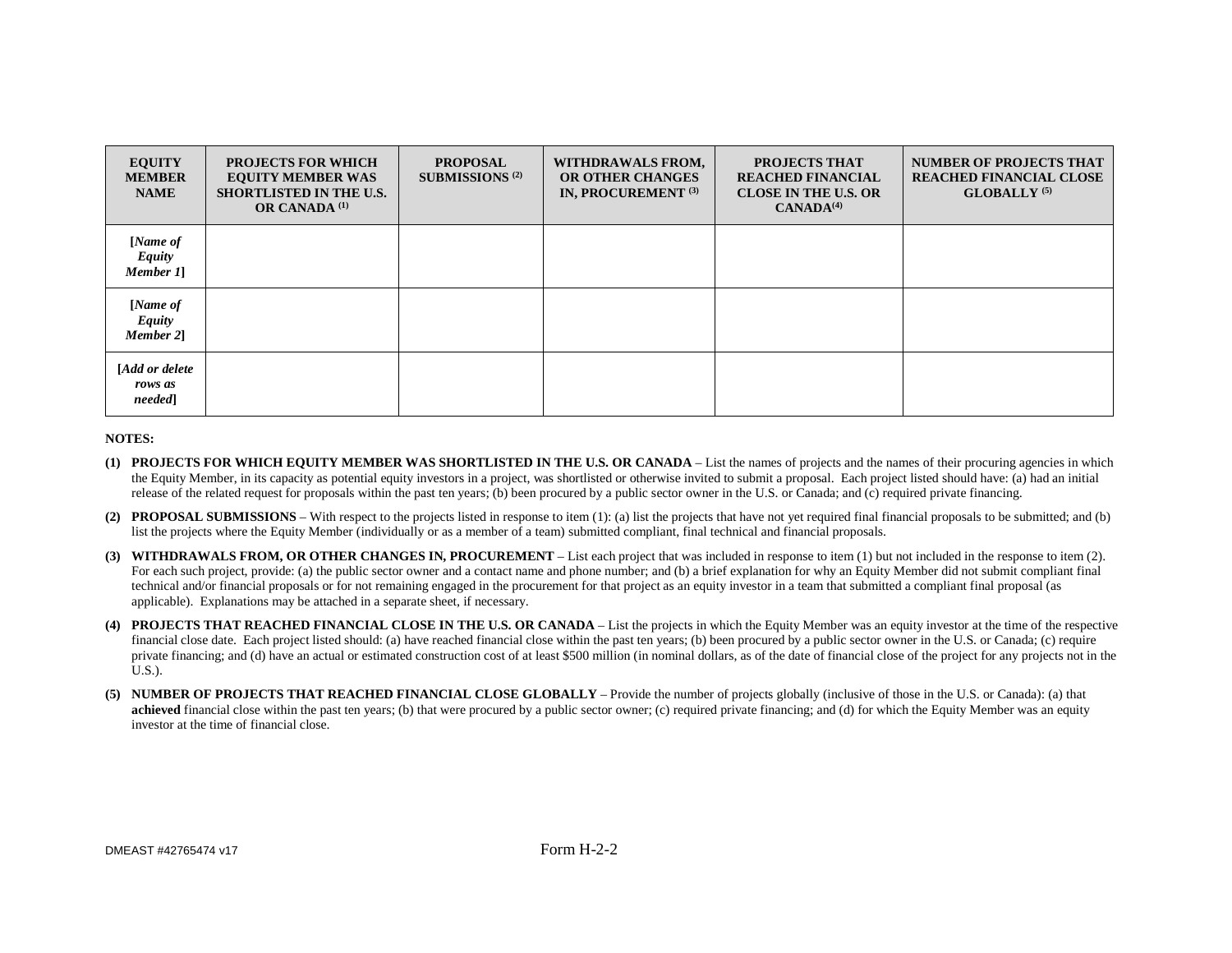| EQUITY MEMBER NAME | PROJECTS FOR WHICH EQUITY MEMBER WAS SHORTLISTED IN THE U.S. OR CANADA [(1)] | PROPOSAL SUBMISSIONS [(2)] | WITHDRAWALS FROM, OR OTHER CHANGES IN, PROCUREMENT [(3)] | PROJECTS THAT REACHED FINANCIAL CLOSE IN THE U.S. OR CANADA[(4)] | NUMBER OF PROJECTS THAT REACHED FINANCIAL CLOSE GLOBALLY [(5)] |
|---|---|---|---|---|---|
| [*Name of Equity Member 1*] | | | | | |
| [*Name of Equity Member 2*] | | | | | |
| [*Add or delete rows as needed*] | | | | | |

**NOTES:**

**(1) PROJECTS FOR WHICH EQUITY MEMBER WAS SHORTLISTED IN THE U.S. OR CANADA** – List the names of projects and the names of their procuring agencies in which the Equity Member, in its capacity as potential equity investors in a project, was shortlisted or otherwise invited to submit a proposal. Each project listed should have: (a) had an initial release of the related request for proposals within the past ten years; (b) been procured by a public sector owner in the U.S. or Canada; and (c) required private financing.

**(2) PROPOSAL SUBMISSIONS** – With respect to the projects listed in response to item (1): (a) list the projects that have not yet required final financial proposals to be submitted; and (b) list the projects where the Equity Member (individually or as a member of a team) submitted compliant, final technical and financial proposals.

**(3) WITHDRAWALS FROM, OR OTHER CHANGES IN, PROCUREMENT** – List each project that was included in response to item (1) but not included in the response to item (2). For each such project, provide: (a) the public sector owner and a contact name and phone number; and (b) a brief explanation for why an Equity Member did not submit compliant final technical and/or financial proposals or for not remaining engaged in the procurement for that project as an equity investor in a team that submitted a compliant final proposal (as applicable). Explanations may be attached in a separate sheet, if necessary.

**(4) PROJECTS THAT REACHED FINANCIAL CLOSE IN THE U.S. OR CANADA** – List the projects in which the Equity Member was an equity investor at the time of the respective financial close date. Each project listed should: (a) have reached financial close within the past ten years; (b) been procured by a public sector owner in the U.S. or Canada; (c) require private financing; and (d) have an actual or estimated construction cost of at least $500 million (in nominal dollars, as of the date of financial close of the project for any projects not in the U.S.).

**(5) NUMBER OF PROJECTS THAT REACHED FINANCIAL CLOSE GLOBALLY** – Provide the number of projects globally (inclusive of those in the U.S. or Canada): (a) that **achieved** financial close within the past ten years; (b) that were procured by a public sector owner; (c) required private financing; and (d) for which the Equity Member was an equity investor at the time of financial close.

Form H-2-2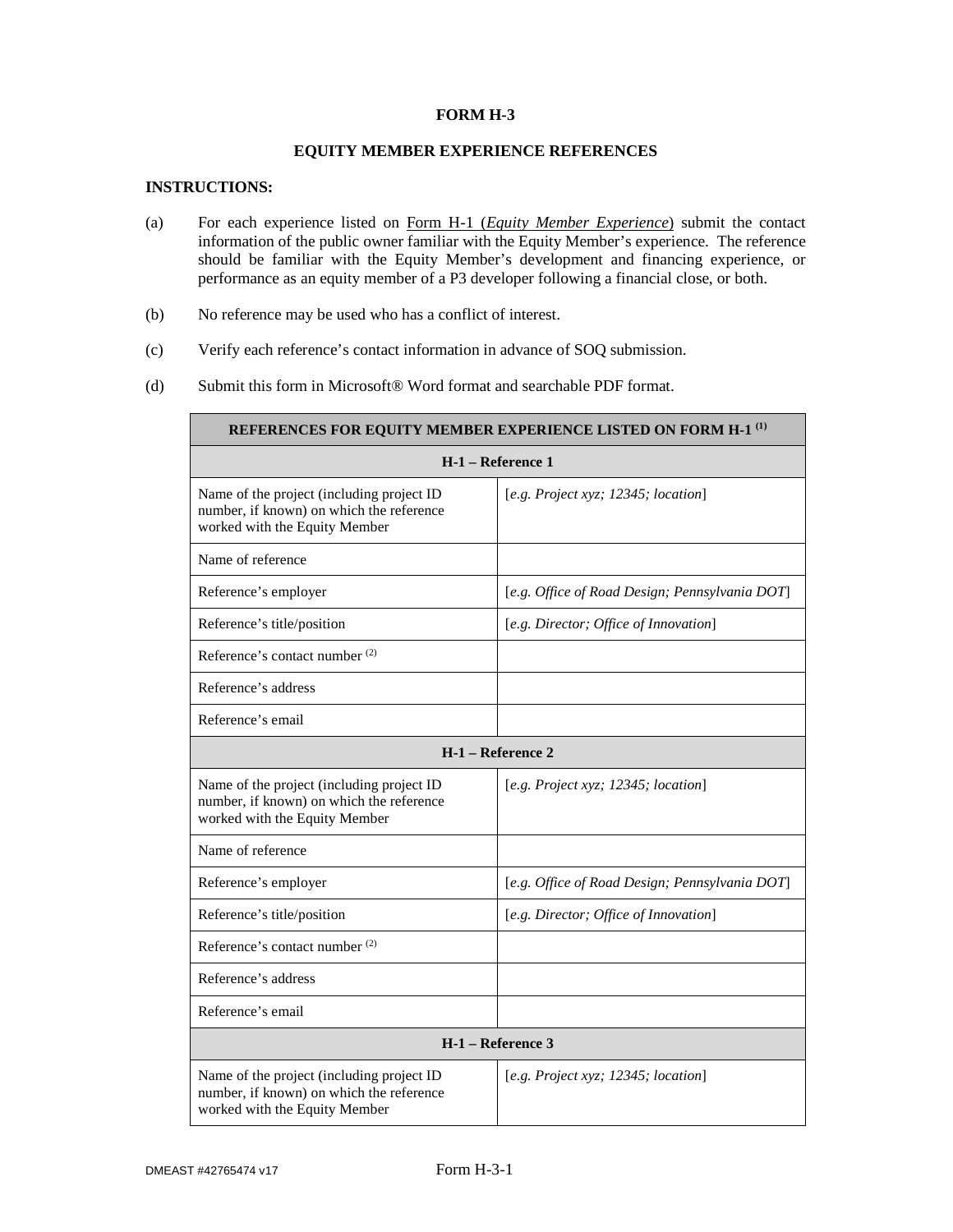**FORM H-3**

**EQUITY MEMBER EXPERIENCE REFERENCES**

**INSTRUCTIONS:**

(a) For each experience listed on Form H-1 (*Equity Member Experience*) submit the contact information of the public owner familiar with the Equity Member's experience. The reference should be familiar with the Equity Member's development and financing experience, or performance as an equity member of a P3 developer following a financial close, or both.

(b) No reference may be used who has a conflict of interest.

(c) Verify each reference's contact information in advance of SOQ submission.

(d) Submit this form in Microsoft® Word format and searchable PDF format.

| **REFERENCES FOR EQUITY MEMBER EXPERIENCE LISTED ON FORM H-1 (1)** | |
|---|---|
| **H-1 – Reference 1** | |
| Name of the project (including project ID number, if known) on which the reference worked with the Equity Member | [*e.g. Project xyz; 12345; location*] |
| Name of reference | |
| Reference's employer | [*e.g. Office of Road Design; Pennsylvania DOT*] |
| Reference's title/position | [*e.g. Director; Office of Innovation*] |
| Reference's contact number (2) | |
| Reference's address | |
| Reference's email | |
| **H-1 – Reference 2** | |
| Name of the project (including project ID number, if known) on which the reference worked with the Equity Member | [*e.g. Project xyz; 12345; location*] |
| Name of reference | |
| Reference's employer | [*e.g. Office of Road Design; Pennsylvania DOT*] |
| Reference's title/position | [*e.g. Director; Office of Innovation*] |
| Reference's contact number (2) | |
| Reference's address | |
| Reference's email | |
| **H-1 – Reference 3** | |
| Name of the project (including project ID number, if known) on which the reference worked with the Equity Member | [*e.g. Project xyz; 12345; location*] |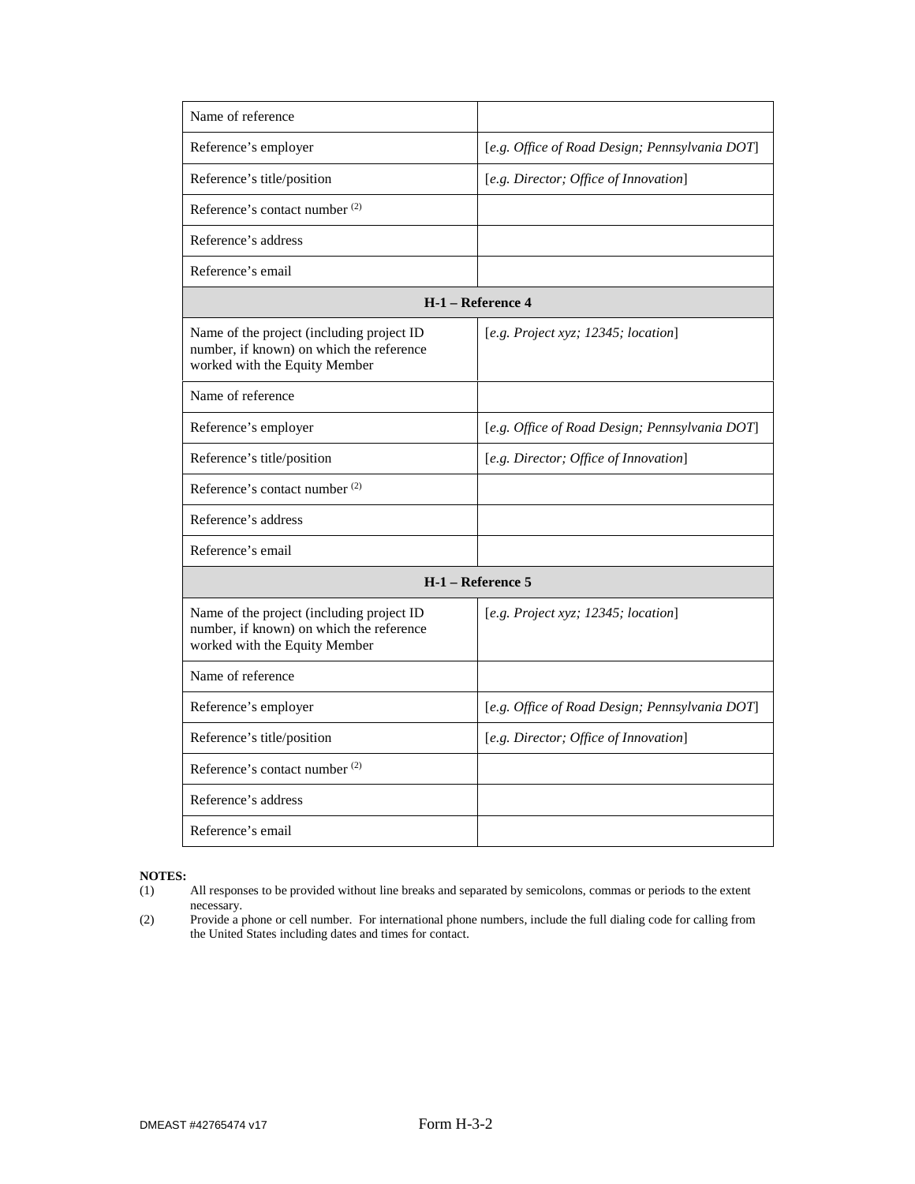| | |
|---|---|
| Name of reference | |
| Reference's employer | [*e.g. Office of Road Design; Pennsylvania DOT*] |
| Reference's title/position | [*e.g. Director; Office of Innovation*] |
| Reference's contact number [(2)] | |
| Reference's address | |
| Reference's email | |
| **H-1 – Reference 4** | |
| Name of the project (including project ID number, if known) on which the reference worked with the Equity Member | [*e.g. Project xyz; 12345; location*] |
| Name of reference | |
| Reference's employer | [*e.g. Office of Road Design; Pennsylvania DOT*] |
| Reference's title/position | [*e.g. Director; Office of Innovation*] |
| Reference's contact number [(2)] | |
| Reference's address | |
| Reference's email | |
| **H-1 – Reference 5** | |
| Name of the project (including project ID number, if known) on which the reference worked with the Equity Member | [*e.g. Project xyz; 12345; location*] |
| Name of reference | |
| Reference's employer | [*e.g. Office of Road Design; Pennsylvania DOT*] |
| Reference's title/position | [*e.g. Director; Office of Innovation*] |
| Reference's contact number [(2)] | |
| Reference's address | |
| Reference's email | |

**NOTES:**

(1) All responses to be provided without line breaks and separated by semicolons, commas or periods to the extent necessary.

(2) Provide a phone or cell number. For international phone numbers, include the full dialing code for calling from the United States including dates and times for contact.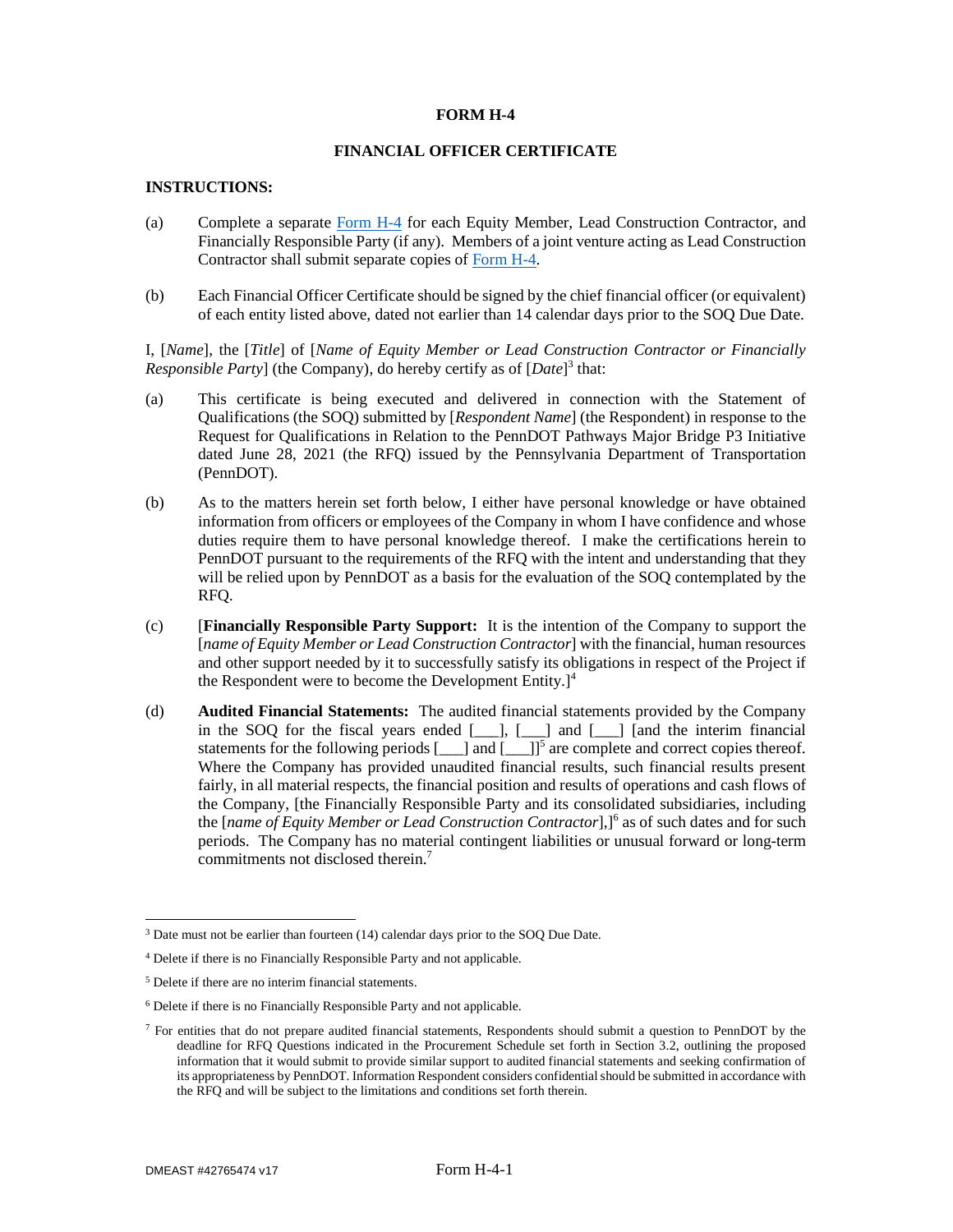**FORM H-4**

**FINANCIAL OFFICER CERTIFICATE**

**INSTRUCTIONS:**

(a) Complete a separate Form H-4 for each Equity Member, Lead Construction Contractor, and Financially Responsible Party (if any). Members of a joint venture acting as Lead Construction Contractor shall submit separate copies of Form H-4.

(b) Each Financial Officer Certificate should be signed by the chief financial officer (or equivalent) of each entity listed above, dated not earlier than 14 calendar days prior to the SOQ Due Date.

I, [*Name*], the [*Title*] of [*Name of Equity Member or Lead Construction Contractor or Financially Responsible Party*] (the Company), do hereby certify as of [*Date*][3] that:

(a) This certificate is being executed and delivered in connection with the Statement of Qualifications (the SOQ) submitted by [*Respondent Name*] (the Respondent) in response to the Request for Qualifications in Relation to the PennDOT Pathways Major Bridge P3 Initiative dated June 28, 2021 (the RFQ) issued by the Pennsylvania Department of Transportation (PennDOT).

(b) As to the matters herein set forth below, I either have personal knowledge or have obtained information from officers or employees of the Company in whom I have confidence and whose duties require them to have personal knowledge thereof. I make the certifications herein to PennDOT pursuant to the requirements of the RFQ with the intent and understanding that they will be relied upon by PennDOT as a basis for the evaluation of the SOQ contemplated by the RFQ.

(c) [**Financially Responsible Party Support:** It is the intention of the Company to support the [*name of Equity Member or Lead Construction Contractor*] with the financial, human resources and other support needed by it to successfully satisfy its obligations in respect of the Project if the Respondent were to become the Development Entity.][4]

(d) **Audited Financial Statements:** The audited financial statements provided by the Company in the SOQ for the fiscal years ended [___], [___] and [___] [and the interim financial statements for the following periods [___] and [___]][5] are complete and correct copies thereof. Where the Company has provided unaudited financial results, such financial results present fairly, in all material respects, the financial position and results of operations and cash flows of the Company, [the Financially Responsible Party and its consolidated subsidiaries, including the [*name of Equity Member or Lead Construction Contractor*],][6] as of such dates and for such periods. The Company has no material contingent liabilities or unusual forward or long-term commitments not disclosed therein.[7]

---

[3] Date must not be earlier than fourteen (14) calendar days prior to the SOQ Due Date.

[4] Delete if there is no Financially Responsible Party and not applicable.

[5] Delete if there are no interim financial statements.

[6] Delete if there is no Financially Responsible Party and not applicable.

[7] For entities that do not prepare audited financial statements, Respondents should submit a question to PennDOT by the deadline for RFQ Questions indicated in the Procurement Schedule set forth in Section 3.2, outlining the proposed information that it would submit to provide similar support to audited financial statements and seeking confirmation of its appropriateness by PennDOT. Information Respondent considers confidential should be submitted in accordance with the RFQ and will be subject to the limitations and conditions set forth therein.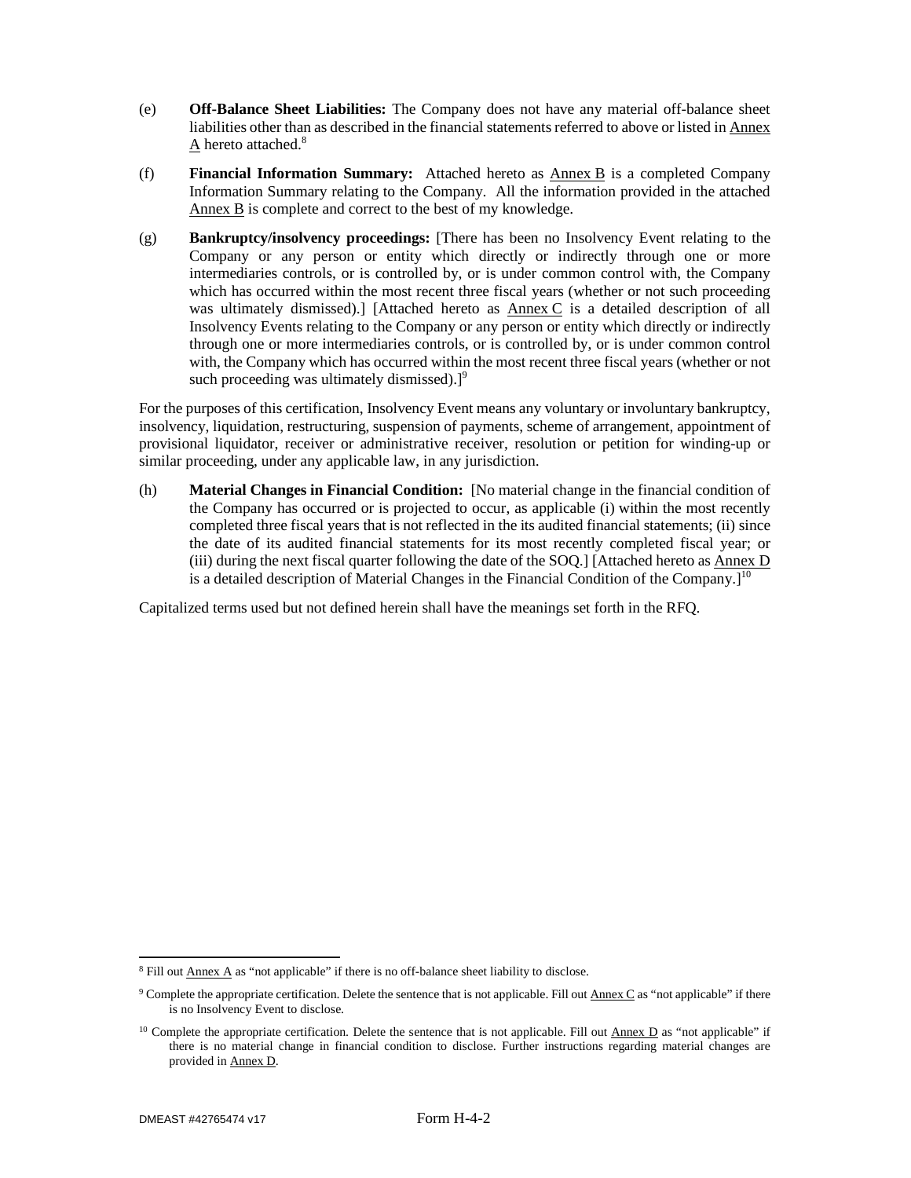(e) **Off-Balance Sheet Liabilities:** The Company does not have any material off-balance sheet liabilities other than as described in the financial statements referred to above or listed in Annex A hereto attached.[8]

(f) **Financial Information Summary:** Attached hereto as Annex B is a completed Company Information Summary relating to the Company. All the information provided in the attached Annex B is complete and correct to the best of my knowledge.

(g) **Bankruptcy/insolvency proceedings:** [There has been no Insolvency Event relating to the Company or any person or entity which directly or indirectly through one or more intermediaries controls, or is controlled by, or is under common control with, the Company which has occurred within the most recent three fiscal years (whether or not such proceeding was ultimately dismissed).] [Attached hereto as Annex C is a detailed description of all Insolvency Events relating to the Company or any person or entity which directly or indirectly through one or more intermediaries controls, or is controlled by, or is under common control with, the Company which has occurred within the most recent three fiscal years (whether or not such proceeding was ultimately dismissed).][9]

For the purposes of this certification, Insolvency Event means any voluntary or involuntary bankruptcy, insolvency, liquidation, restructuring, suspension of payments, scheme of arrangement, appointment of provisional liquidator, receiver or administrative receiver, resolution or petition for winding-up or similar proceeding, under any applicable law, in any jurisdiction.

(h) **Material Changes in Financial Condition:** [No material change in the financial condition of the Company has occurred or is projected to occur, as applicable (i) within the most recently completed three fiscal years that is not reflected in the its audited financial statements; (ii) since the date of its audited financial statements for its most recently completed fiscal year; or (iii) during the next fiscal quarter following the date of the SOQ.] [Attached hereto as Annex D is a detailed description of Material Changes in the Financial Condition of the Company.][10]

Capitalized terms used but not defined herein shall have the meanings set forth in the RFQ.

---

[8] Fill out Annex A as "not applicable" if there is no off-balance sheet liability to disclose.

[9] Complete the appropriate certification. Delete the sentence that is not applicable. Fill out Annex C as "not applicable" if there is no Insolvency Event to disclose.

[10] Complete the appropriate certification. Delete the sentence that is not applicable. Fill out Annex D as "not applicable" if there is no material change in financial condition to disclose. Further instructions regarding material changes are provided in Annex D.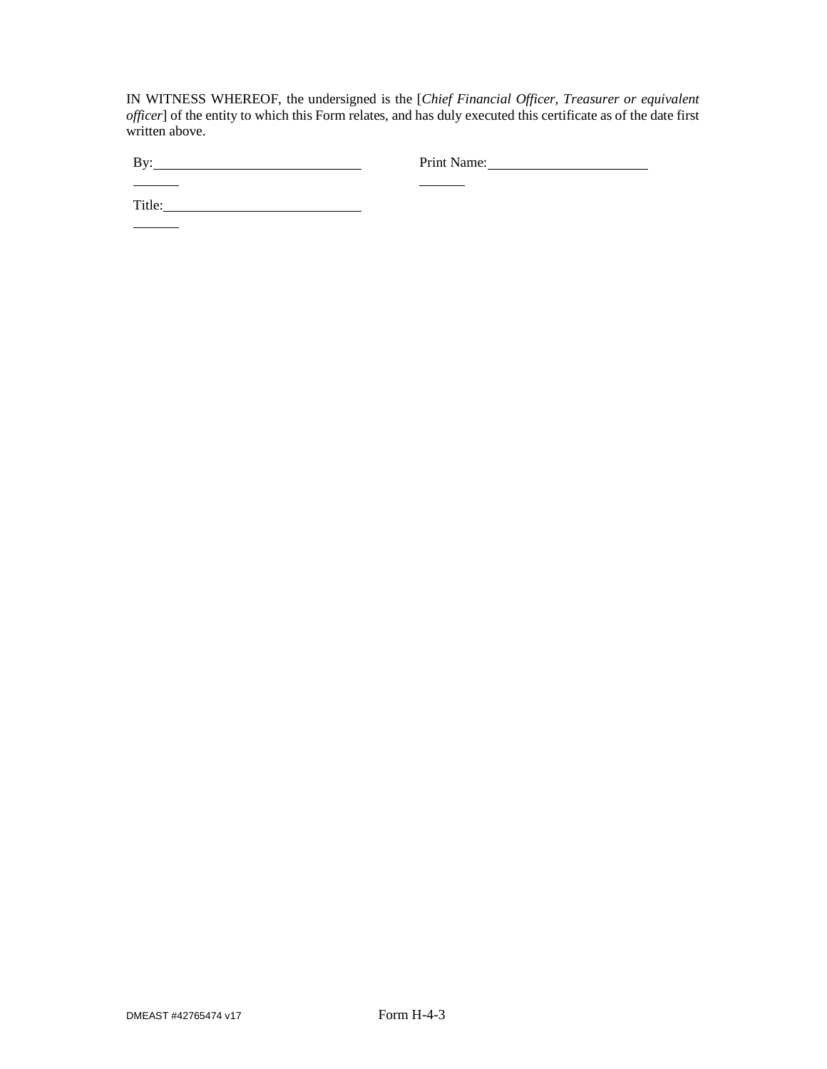IN WITNESS WHEREOF, the undersigned is the [*Chief Financial Officer, Treasurer or equivalent officer*] of the entity to which this Form relates, and has duly executed this certificate as of the date first written above.

By:\_\_\_\_\_\_\_\_\_\_\_\_\_\_\_\_\_\_\_\_\_\_\_\_\_\_\_\_\_\_\_\_\_\_\_\_\_\_ Print Name:\_\_\_\_\_\_\_\_\_\_\_\_\_\_\_\_\_\_\_\_\_\_\_\_\_\_\_\_\_\_\_\_\_\_\_\_\_\_

Title:\_\_\_\_\_\_\_\_\_\_\_\_\_\_\_\_\_\_\_\_\_\_\_\_\_\_\_\_\_\_\_\_\_\_\_\_\_\_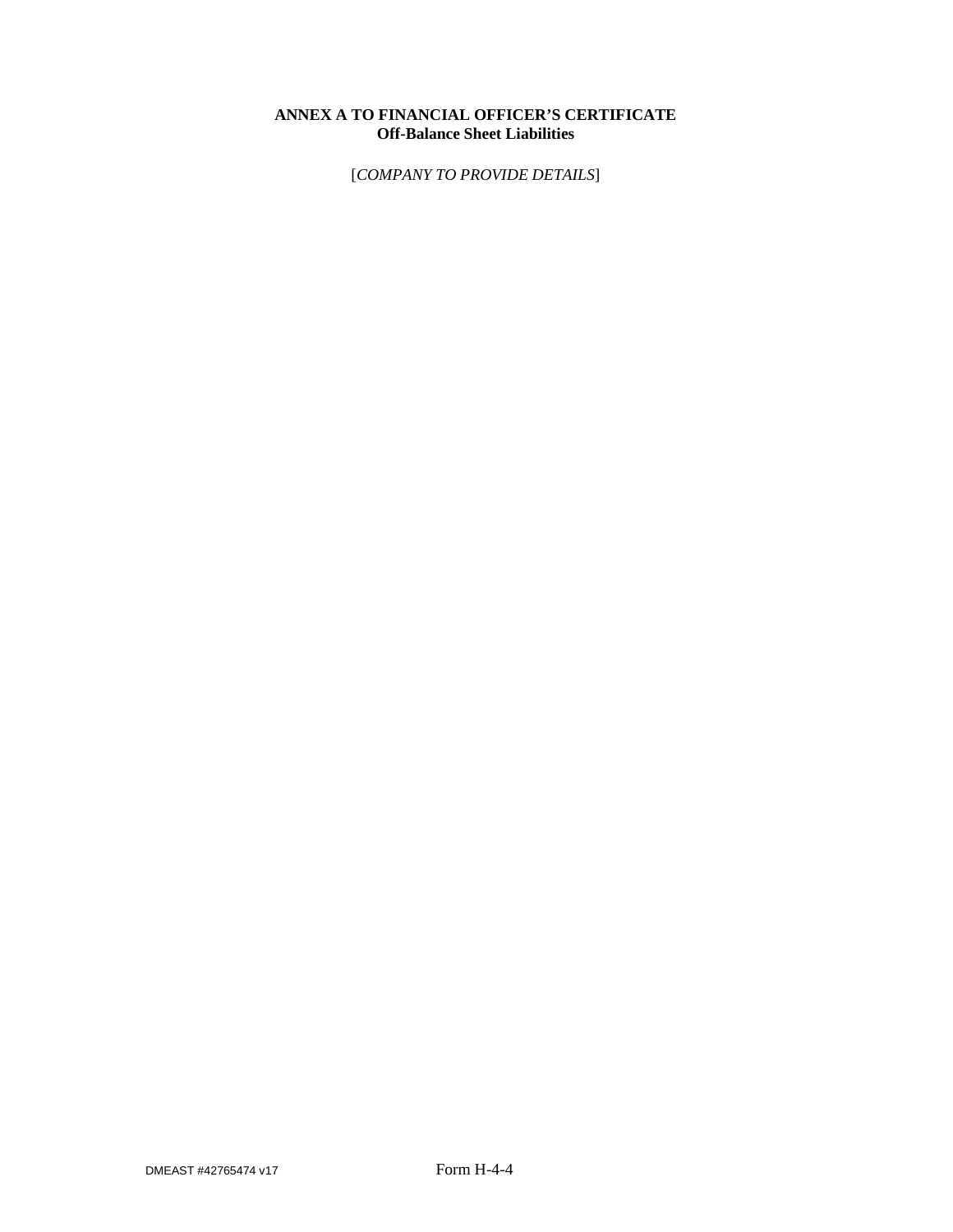**ANNEX A TO FINANCIAL OFFICER'S CERTIFICATE**
**Off-Balance Sheet Liabilities**

[*COMPANY TO PROVIDE DETAILS*]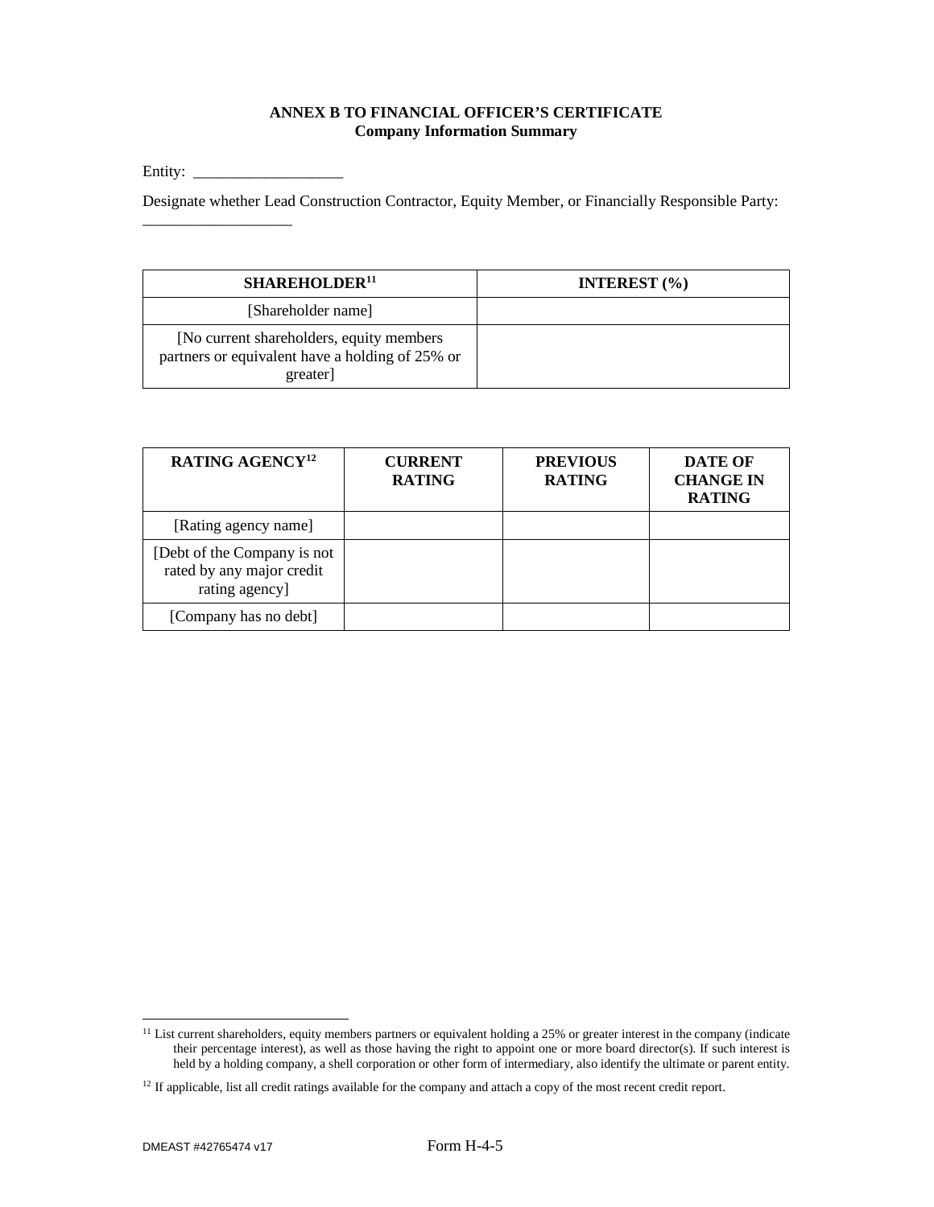**ANNEX B TO FINANCIAL OFFICER'S CERTIFICATE**
**Company Information Summary**

Entity: ___________________

Designate whether Lead Construction Contractor, Equity Member, or Financially Responsible Party: ___________________

| SHAREHOLDER[11] | INTEREST (%) |
|---|---|
| [Shareholder name] | |
| [No current shareholders, equity members partners or equivalent have a holding of 25% or greater] | |

| RATING AGENCY[12] | CURRENT RATING | PREVIOUS RATING | DATE OF CHANGE IN RATING |
|---|---|---|---|
| [Rating agency name] | | | |
| [Debt of the Company is not rated by any major credit rating agency] | | | |
| [Company has no debt] | | | |

[11] List current shareholders, equity members partners or equivalent holding a 25% or greater interest in the company (indicate their percentage interest), as well as those having the right to appoint one or more board director(s). If such interest is held by a holding company, a shell corporation or other form of intermediary, also identify the ultimate or parent entity.

[12] If applicable, list all credit ratings available for the company and attach a copy of the most recent credit report.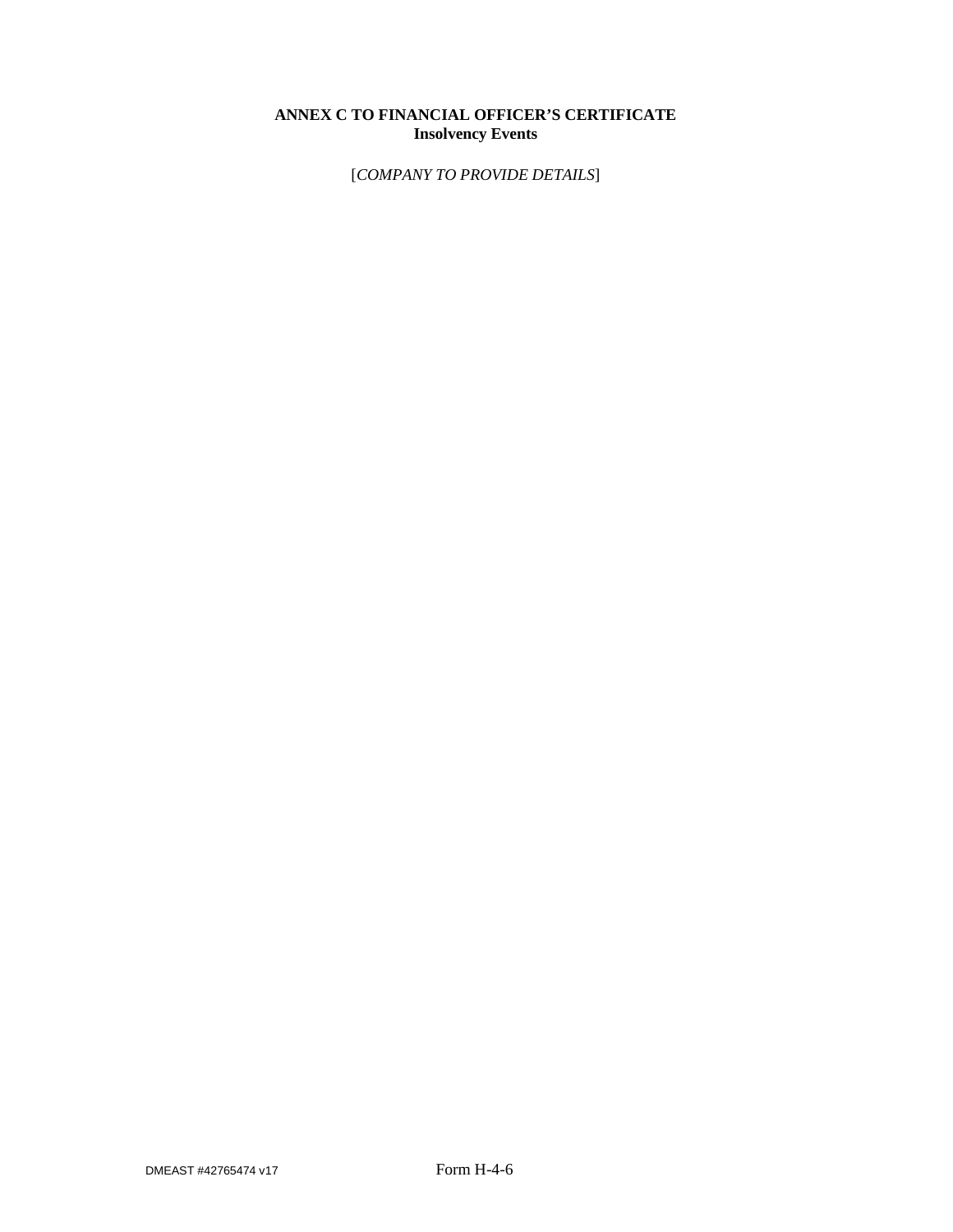**ANNEX C TO FINANCIAL OFFICER'S CERTIFICATE**
**Insolvency Events**

[*COMPANY TO PROVIDE DETAILS*]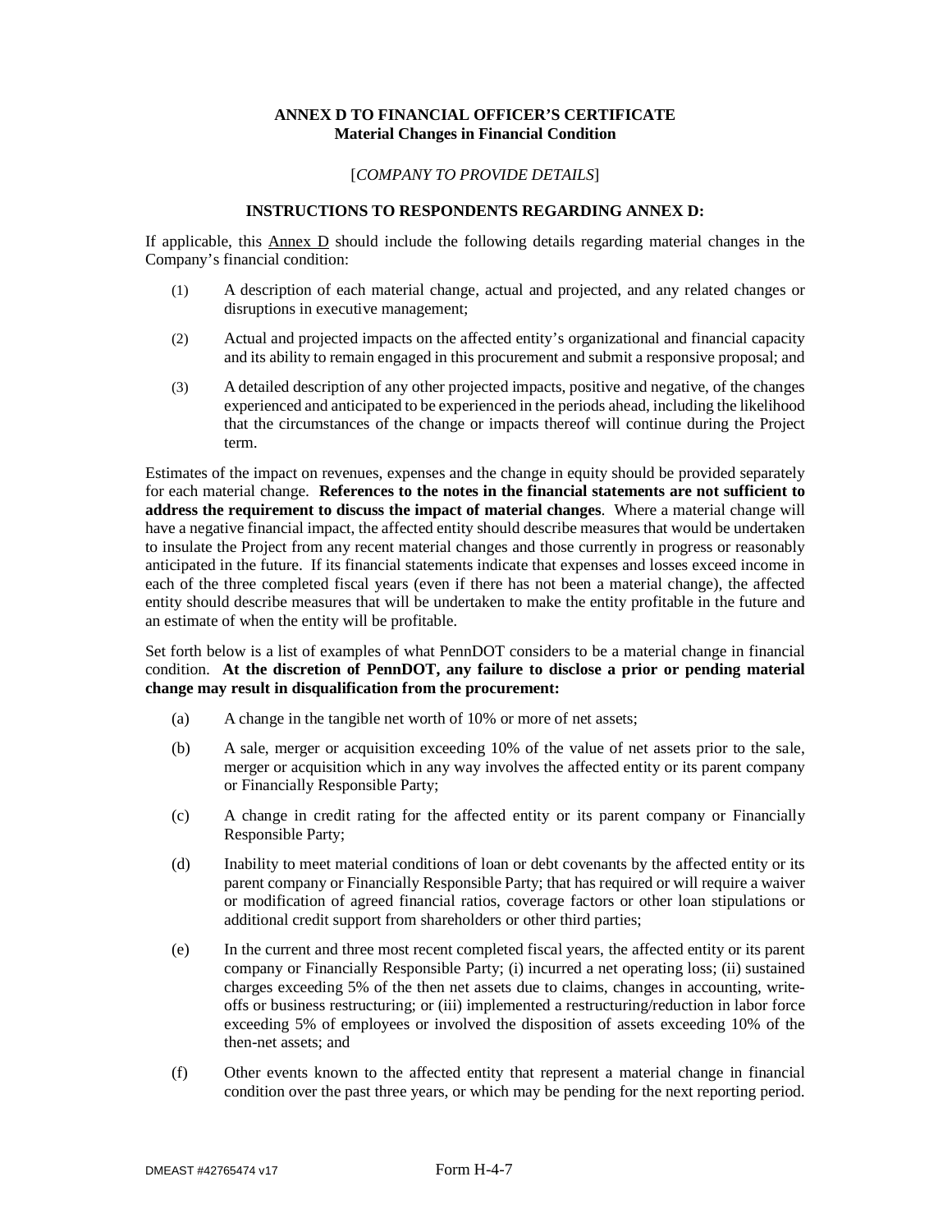**ANNEX D TO FINANCIAL OFFICER'S CERTIFICATE**
**Material Changes in Financial Condition**

[*COMPANY TO PROVIDE DETAILS*]

**INSTRUCTIONS TO RESPONDENTS REGARDING ANNEX D:**

If applicable, this Annex D should include the following details regarding material changes in the Company's financial condition:

(1) A description of each material change, actual and projected, and any related changes or disruptions in executive management;

(2) Actual and projected impacts on the affected entity's organizational and financial capacity and its ability to remain engaged in this procurement and submit a responsive proposal; and

(3) A detailed description of any other projected impacts, positive and negative, of the changes experienced and anticipated to be experienced in the periods ahead, including the likelihood that the circumstances of the change or impacts thereof will continue during the Project term.

Estimates of the impact on revenues, expenses and the change in equity should be provided separately for each material change. **References to the notes in the financial statements are not sufficient to address the requirement to discuss the impact of material changes**. Where a material change will have a negative financial impact, the affected entity should describe measures that would be undertaken to insulate the Project from any recent material changes and those currently in progress or reasonably anticipated in the future. If its financial statements indicate that expenses and losses exceed income in each of the three completed fiscal years (even if there has not been a material change), the affected entity should describe measures that will be undertaken to make the entity profitable in the future and an estimate of when the entity will be profitable.

Set forth below is a list of examples of what PennDOT considers to be a material change in financial condition. **At the discretion of PennDOT, any failure to disclose a prior or pending material change may result in disqualification from the procurement:**

(a) A change in the tangible net worth of 10% or more of net assets;

(b) A sale, merger or acquisition exceeding 10% of the value of net assets prior to the sale, merger or acquisition which in any way involves the affected entity or its parent company or Financially Responsible Party;

(c) A change in credit rating for the affected entity or its parent company or Financially Responsible Party;

(d) Inability to meet material conditions of loan or debt covenants by the affected entity or its parent company or Financially Responsible Party; that has required or will require a waiver or modification of agreed financial ratios, coverage factors or other loan stipulations or additional credit support from shareholders or other third parties;

(e) In the current and three most recent completed fiscal years, the affected entity or its parent company or Financially Responsible Party; (i) incurred a net operating loss; (ii) sustained charges exceeding 5% of the then net assets due to claims, changes in accounting, write-offs or business restructuring; or (iii) implemented a restructuring/reduction in labor force exceeding 5% of employees or involved the disposition of assets exceeding 10% of the then-net assets; and

(f) Other events known to the affected entity that represent a material change in financial condition over the past three years, or which may be pending for the next reporting period.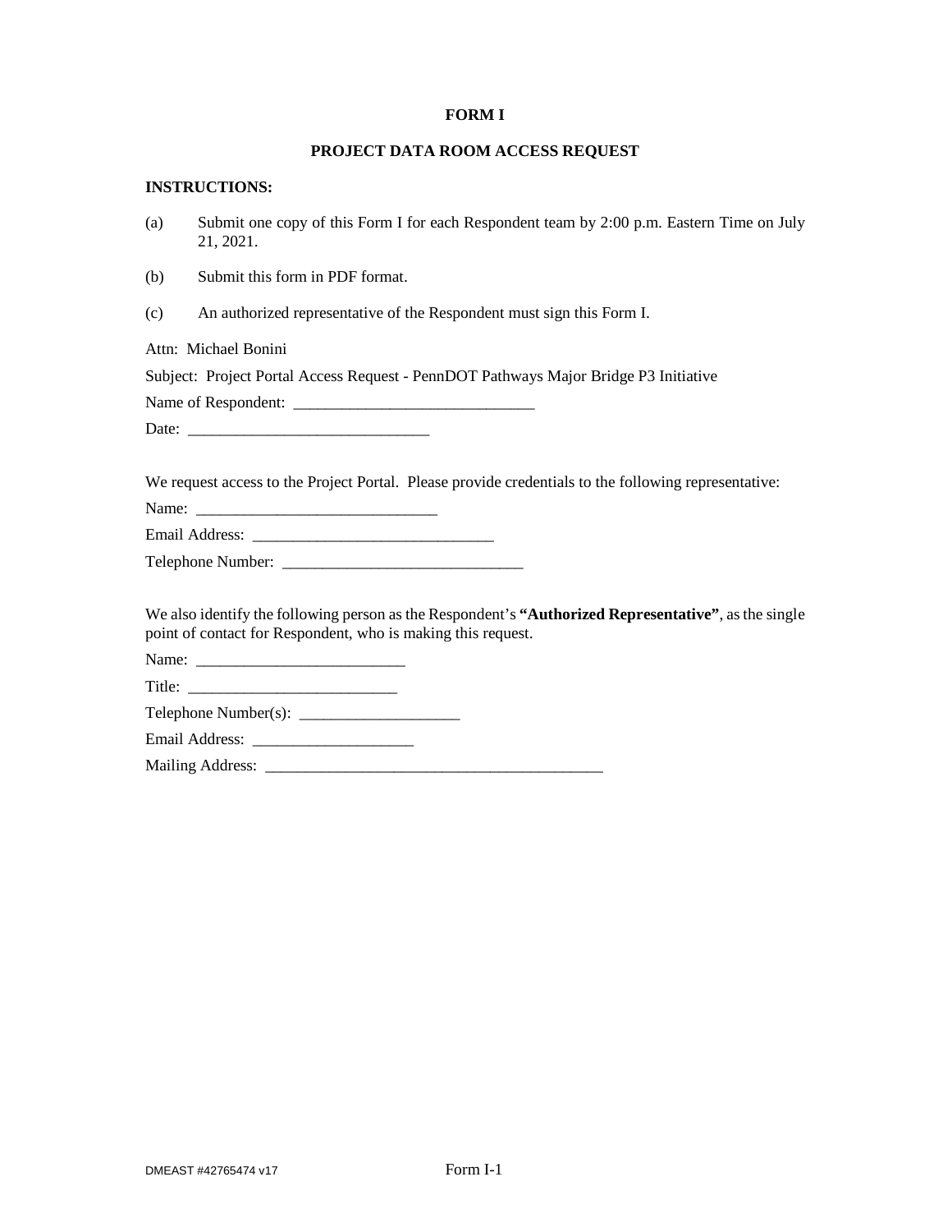**FORM I**

**PROJECT DATA ROOM ACCESS REQUEST**

**INSTRUCTIONS:**

(a) Submit one copy of this Form I for each Respondent team by 2:00 p.m. Eastern Time on July 21, 2021.

(b) Submit this form in PDF format.

(c) An authorized representative of the Respondent must sign this Form I.

Attn: Michael Bonini

Subject: Project Portal Access Request - PennDOT Pathways Major Bridge P3 Initiative

Name of Respondent: ______________________________

Date: ______________________________

We request access to the Project Portal. Please provide credentials to the following representative:

Name: ______________________________

Email Address: ______________________________

Telephone Number: ______________________________

We also identify the following person as the Respondent's **"Authorized Representative"**, as the single point of contact for Respondent, who is making this request.

Name: __________________________

Title: __________________________

Telephone Number(s): ____________________

Email Address: ____________________

Mailing Address: ___________________________________________